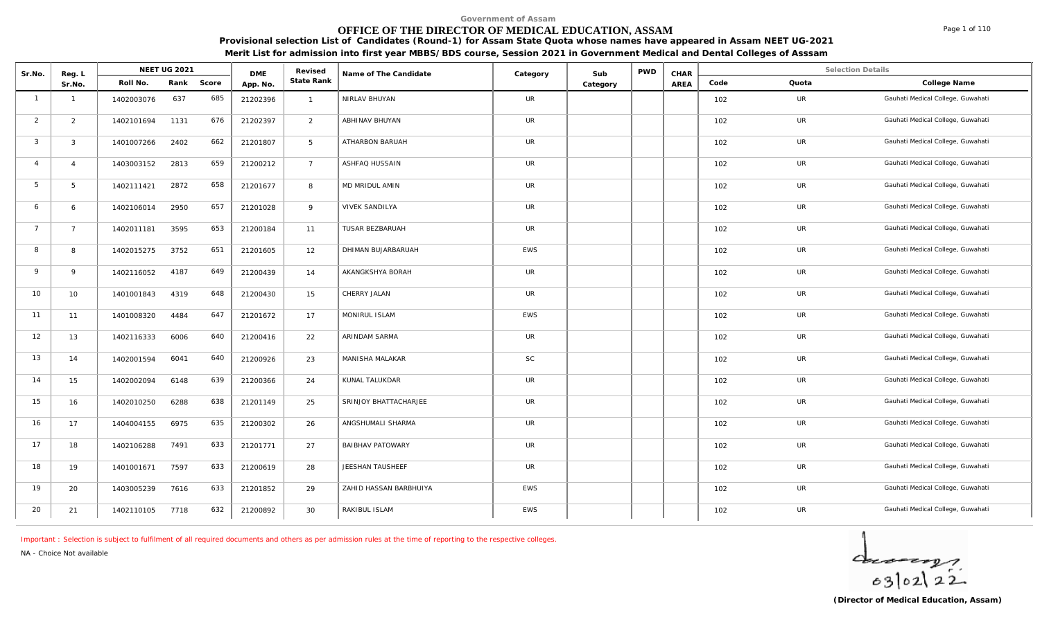Government of Assam

# OFFICE OF THE DIRECTOR OF MEDICAL EDUCATION, ASSAM

**Provisional selection List of Candidates (Round-1) for Assam State Quota whose names have appeared in Assam NEET UG-2021**

**Merit List for admission into first year MBBS/BDS course, Session 2021 in Government Medical and Dental Colleges of Asssam**

| Sr.No. | Reg. L Sr.No. | NEET UG 2021 | | | DME App. No. | Revised State Rank | Name of The Candidate | Category | Sub Category | PWD | CHAR AREA | Selection Details | | |
|---|---|---|---|---|---|---|---|---|---|---|---|---|---|---|
| | | Roll No. | Rank | Score | | | | | | | | Code | Quota | College Name |
| 1 | 1 | 1402003076 | 637 | 685 | 21202396 | 1 | NIRLAV BHUYAN | UR | | | | 102 | UR | Gauhati Medical College, Guwahati |
| 2 | 2 | 1402101694 | 1131 | 676 | 21202397 | 2 | ABHINAV BHUYAN | UR | | | | 102 | UR | Gauhati Medical College, Guwahati |
| 3 | 3 | 1401007266 | 2402 | 662 | 21201807 | 5 | ATHARBON BARUAH | UR | | | | 102 | UR | Gauhati Medical College, Guwahati |
| 4 | 4 | 1403003152 | 2813 | 659 | 21200212 | 7 | ASHFAQ HUSSAIN | UR | | | | 102 | UR | Gauhati Medical College, Guwahati |
| 5 | 5 | 1402111421 | 2872 | 658 | 21201677 | 8 | MD MRIDUL AMIN | UR | | | | 102 | UR | Gauhati Medical College, Guwahati |
| 6 | 6 | 1402106014 | 2950 | 657 | 21201028 | 9 | VIVEK SANDILYA | UR | | | | 102 | UR | Gauhati Medical College, Guwahati |
| 7 | 7 | 1402011181 | 3595 | 653 | 21200184 | 11 | TUSAR BEZBARUAH | UR | | | | 102 | UR | Gauhati Medical College, Guwahati |
| 8 | 8 | 1402015275 | 3752 | 651 | 21201605 | 12 | DHIMAN BUJARBARUAH | EWS | | | | 102 | UR | Gauhati Medical College, Guwahati |
| 9 | 9 | 1402116052 | 4187 | 649 | 21200439 | 14 | AKANGKSHYA BORAH | UR | | | | 102 | UR | Gauhati Medical College, Guwahati |
| 10 | 10 | 1401001843 | 4319 | 648 | 21200430 | 15 | CHERRY JALAN | UR | | | | 102 | UR | Gauhati Medical College, Guwahati |
| 11 | 11 | 1401008320 | 4484 | 647 | 21201672 | 17 | MONIRUL ISLAM | EWS | | | | 102 | UR | Gauhati Medical College, Guwahati |
| 12 | 13 | 1402116333 | 6006 | 640 | 21200416 | 22 | ARINDAM SARMA | UR | | | | 102 | UR | Gauhati Medical College, Guwahati |
| 13 | 14 | 1402001594 | 6041 | 640 | 21200926 | 23 | MANISHA MALAKAR | SC | | | | 102 | UR | Gauhati Medical College, Guwahati |
| 14 | 15 | 1402002094 | 6148 | 639 | 21200366 | 24 | KUNAL TALUKDAR | UR | | | | 102 | UR | Gauhati Medical College, Guwahati |
| 15 | 16 | 1402010250 | 6288 | 638 | 21201149 | 25 | SRINJOY BHATTACHARJEE | UR | | | | 102 | UR | Gauhati Medical College, Guwahati |
| 16 | 17 | 1404004155 | 6975 | 635 | 21200302 | 26 | ANGSHUMALI SHARMA | UR | | | | 102 | UR | Gauhati Medical College, Guwahati |
| 17 | 18 | 1402106288 | 7491 | 633 | 21201771 | 27 | BAIBHAV PATOWARY | UR | | | | 102 | UR | Gauhati Medical College, Guwahati |
| 18 | 19 | 1401001671 | 7597 | 633 | 21200619 | 28 | JEESHAN TAUSHEEF | UR | | | | 102 | UR | Gauhati Medical College, Guwahati |
| 19 | 20 | 1403005239 | 7616 | 633 | 21201852 | 29 | ZAHID HASSAN BARBHUIYA | EWS | | | | 102 | UR | Gauhati Medical College, Guwahati |
| 20 | 21 | 1402110105 | 7718 | 632 | 21200892 | 30 | RAKIBUL ISLAM | EWS | | | | 102 | UR | Gauhati Medical College, Guwahati |

Important : Selection is subject to fulfilment of all required documents and others as per admission rules at the time of reporting to the respective colleges.

NA - Choice Not available

03/02/22

**(Director of Medical Education, Assam)**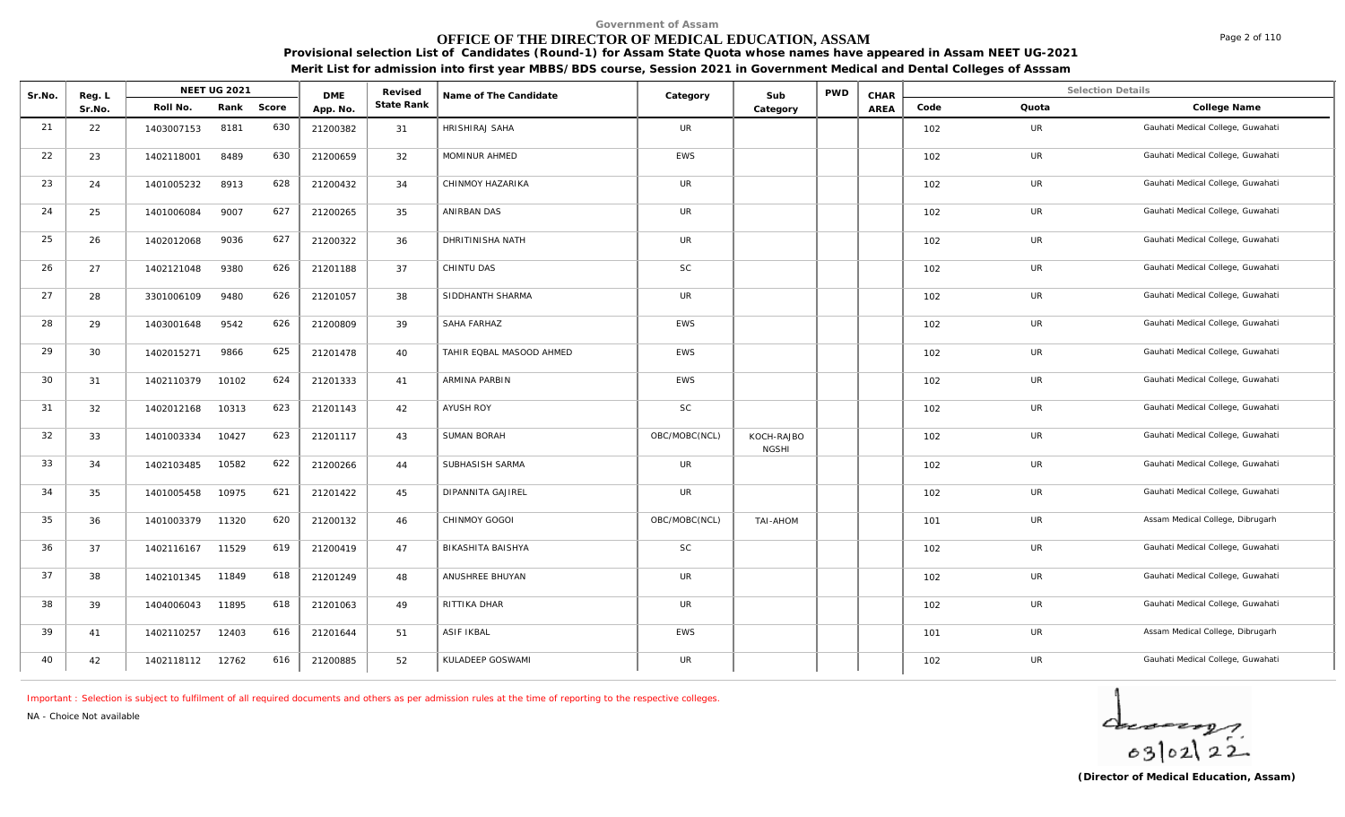Government of Assam

# OFFICE OF THE DIRECTOR OF MEDICAL EDUCATION, ASSAM

**Provisional selection List of Candidates (Round-1) for Assam State Quota whose names have appeared in Assam NEET UG-2021**

**Merit List for admission into first year MBBS/BDS course, Session 2021 in Government Medical and Dental Colleges of Asssam**

| Sr.No. | Reg. L Sr.No. | NEET UG 2021 | | | DME App. No. | Revised State Rank | Name of The Candidate | Category | Sub Category | PWD | CHAR AREA | Selection Details | | |
|---|---|---|---|---|---|---|---|---|---|---|---|---|---|---|
| | | Roll No. | Rank | Score | | | | | | | | Code | Quota | College Name |
| 21 | 22 | 1403007153 | 8181 | 630 | 21200382 | 31 | HRISHIRAJ SAHA | UR | | | | 102 | UR | Gauhati Medical College, Guwahati |
| 22 | 23 | 1402118001 | 8489 | 630 | 21200659 | 32 | MOMINUR AHMED | EWS | | | | 102 | UR | Gauhati Medical College, Guwahati |
| 23 | 24 | 1401005232 | 8913 | 628 | 21200432 | 34 | CHINMOY HAZARIKA | UR | | | | 102 | UR | Gauhati Medical College, Guwahati |
| 24 | 25 | 1401006084 | 9007 | 627 | 21200265 | 35 | ANIRBAN DAS | UR | | | | 102 | UR | Gauhati Medical College, Guwahati |
| 25 | 26 | 1402012068 | 9036 | 627 | 21200322 | 36 | DHRITINISHA NATH | UR | | | | 102 | UR | Gauhati Medical College, Guwahati |
| 26 | 27 | 1402121048 | 9380 | 626 | 21201188 | 37 | CHINTU DAS | SC | | | | 102 | UR | Gauhati Medical College, Guwahati |
| 27 | 28 | 3301006109 | 9480 | 626 | 21201057 | 38 | SIDDHANTH SHARMA | UR | | | | 102 | UR | Gauhati Medical College, Guwahati |
| 28 | 29 | 1403001648 | 9542 | 626 | 21200809 | 39 | SAHA FARHAZ | EWS | | | | 102 | UR | Gauhati Medical College, Guwahati |
| 29 | 30 | 1402015271 | 9866 | 625 | 21201478 | 40 | TAHIR EQBAL MASOOD AHMED | EWS | | | | 102 | UR | Gauhati Medical College, Guwahati |
| 30 | 31 | 1402110379 | 10102 | 624 | 21201333 | 41 | ARMINA PARBIN | EWS | | | | 102 | UR | Gauhati Medical College, Guwahati |
| 31 | 32 | 1402012168 | 10313 | 623 | 21201143 | 42 | AYUSH ROY | SC | | | | 102 | UR | Gauhati Medical College, Guwahati |
| 32 | 33 | 1401003334 | 10427 | 623 | 21201117 | 43 | SUMAN BORAH | OBC/MOBC(NCL) | KOCH-RAJBO NGSHI | | | 102 | UR | Gauhati Medical College, Guwahati |
| 33 | 34 | 1402103485 | 10582 | 622 | 21200266 | 44 | SUBHASISH SARMA | UR | | | | 102 | UR | Gauhati Medical College, Guwahati |
| 34 | 35 | 1401005458 | 10975 | 621 | 21201422 | 45 | DIPANNITA GAJIREL | UR | | | | 102 | UR | Gauhati Medical College, Guwahati |
| 35 | 36 | 1401003379 | 11320 | 620 | 21200132 | 46 | CHINMOY GOGOI | OBC/MOBC(NCL) | TAI-AHOM | | | 101 | UR | Assam Medical College, Dibrugarh |
| 36 | 37 | 1402116167 | 11529 | 619 | 21200419 | 47 | BIKASHITA BAISHYA | SC | | | | 102 | UR | Gauhati Medical College, Guwahati |
| 37 | 38 | 1402101345 | 11849 | 618 | 21201249 | 48 | ANUSHREE BHUYAN | UR | | | | 102 | UR | Gauhati Medical College, Guwahati |
| 38 | 39 | 1404006043 | 11895 | 618 | 21201063 | 49 | RITTIKA DHAR | UR | | | | 102 | UR | Gauhati Medical College, Guwahati |
| 39 | 41 | 1402110257 | 12403 | 616 | 21201644 | 51 | ASIF IKBAL | EWS | | | | 101 | UR | Assam Medical College, Dibrugarh |
| 40 | 42 | 1402118112 | 12762 | 616 | 21200885 | 52 | KULADEEP GOSWAMI | UR | | | | 102 | UR | Gauhati Medical College, Guwahati |

Important : Selection is subject to fulfilment of all required documents and others as per admission rules at the time of reporting to the respective colleges.

NA - Choice Not available

03/02/22

**(Director of Medical Education, Assam)**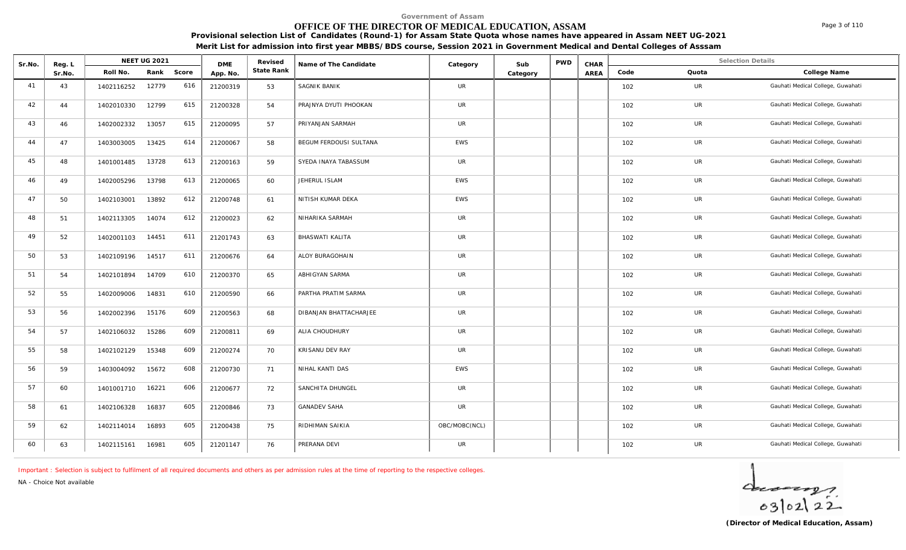Government of Assam

# OFFICE OF THE DIRECTOR OF MEDICAL EDUCATION, ASSAM

**Provisional selection List of Candidates (Round-1) for Assam State Quota whose names have appeared in Assam NEET UG-2021**

**Merit List for admission into first year MBBS/BDS course, Session 2021 in Government Medical and Dental Colleges of Asssam**

| Sr.No. | Reg. L Sr.No. | NEET UG 2021 | | | DME App. No. | Revised State Rank | Name of The Candidate | Category | Sub Category | PWD | CHAR AREA | Selection Details | | |
|---|---|---|---|---|---|---|---|---|---|---|---|---|---|---|
| | | Roll No. | Rank | Score | | | | | | | | Code | Quota | College Name |
| 41 | 43 | 1402116252 | 12779 | 616 | 21200319 | 53 | SAGNIK BANIK | UR | | | | 102 | UR | Gauhati Medical College, Guwahati |
| 42 | 44 | 1402010330 | 12799 | 615 | 21200328 | 54 | PRAJNYA DYUTI PHOOKAN | UR | | | | 102 | UR | Gauhati Medical College, Guwahati |
| 43 | 46 | 1402002332 | 13057 | 615 | 21200095 | 57 | PRIYANJAN SARMAH | UR | | | | 102 | UR | Gauhati Medical College, Guwahati |
| 44 | 47 | 1403003005 | 13425 | 614 | 21200067 | 58 | BEGUM FERDOUSI SULTANA | EWS | | | | 102 | UR | Gauhati Medical College, Guwahati |
| 45 | 48 | 1401001485 | 13728 | 613 | 21200163 | 59 | SYEDA INAYA TABASSUM | UR | | | | 102 | UR | Gauhati Medical College, Guwahati |
| 46 | 49 | 1402005296 | 13798 | 613 | 21200065 | 60 | JEHERUL ISLAM | EWS | | | | 102 | UR | Gauhati Medical College, Guwahati |
| 47 | 50 | 1402103001 | 13892 | 612 | 21200748 | 61 | NITISH KUMAR DEKA | EWS | | | | 102 | UR | Gauhati Medical College, Guwahati |
| 48 | 51 | 1402113305 | 14074 | 612 | 21200023 | 62 | NIHARIKA SARMAH | UR | | | | 102 | UR | Gauhati Medical College, Guwahati |
| 49 | 52 | 1402001103 | 14451 | 611 | 21201743 | 63 | BHASWATI KALITA | UR | | | | 102 | UR | Gauhati Medical College, Guwahati |
| 50 | 53 | 1402109196 | 14517 | 611 | 21200676 | 64 | ALOY BURAGOHAIN | UR | | | | 102 | UR | Gauhati Medical College, Guwahati |
| 51 | 54 | 1402101894 | 14709 | 610 | 21200370 | 65 | ABHIGYAN SARMA | UR | | | | 102 | UR | Gauhati Medical College, Guwahati |
| 52 | 55 | 1402009006 | 14831 | 610 | 21200590 | 66 | PARTHA PRATIM SARMA | UR | | | | 102 | UR | Gauhati Medical College, Guwahati |
| 53 | 56 | 1402002396 | 15176 | 609 | 21200563 | 68 | DIBANJAN BHATTACHARJEE | UR | | | | 102 | UR | Gauhati Medical College, Guwahati |
| 54 | 57 | 1402106032 | 15286 | 609 | 21200811 | 69 | ALIA CHOUDHURY | UR | | | | 102 | UR | Gauhati Medical College, Guwahati |
| 55 | 58 | 1402102129 | 15348 | 609 | 21200274 | 70 | KRISANU DEV RAY | UR | | | | 102 | UR | Gauhati Medical College, Guwahati |
| 56 | 59 | 1403004092 | 15672 | 608 | 21200730 | 71 | NIHAL KANTI DAS | EWS | | | | 102 | UR | Gauhati Medical College, Guwahati |
| 57 | 60 | 1401001710 | 16221 | 606 | 21200677 | 72 | SANCHITA DHUNGEL | UR | | | | 102 | UR | Gauhati Medical College, Guwahati |
| 58 | 61 | 1402106328 | 16837 | 605 | 21200846 | 73 | GANADEV SAHA | UR | | | | 102 | UR | Gauhati Medical College, Guwahati |
| 59 | 62 | 1402114014 | 16893 | 605 | 21200438 | 75 | RIDHIMAN SAIKIA | OBC/MOBC(NCL) | | | | 102 | UR | Gauhati Medical College, Guwahati |
| 60 | 63 | 1402115161 | 16981 | 605 | 21201147 | 76 | PRERANA DEVI | UR | | | | 102 | UR | Gauhati Medical College, Guwahati |

Important : Selection is subject to fulfilment of all required documents and others as per admission rules at the time of reporting to the respective colleges.

NA - Choice Not available

03/02/22

**(Director of Medical Education, Assam)**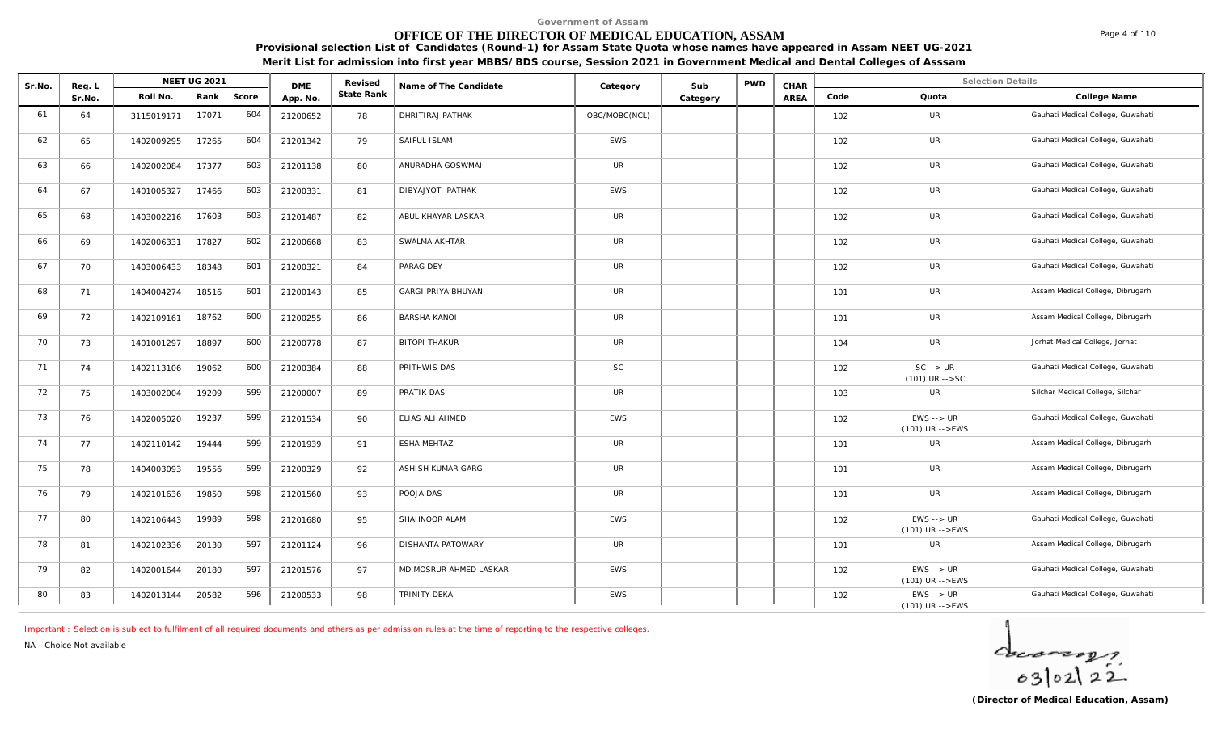Government of Assam

# OFFICE OF THE DIRECTOR OF MEDICAL EDUCATION, ASSAM

**Provisional selection List of Candidates (Round-1) for Assam State Quota whose names have appeared in Assam NEET UG-2021**

**Merit List for admission into first year MBBS/BDS course, Session 2021 in Government Medical and Dental Colleges of Asssam**

| Sr.No. | Reg. L Sr.No. | NEET UG 2021 Roll No. | Rank | Score | DME App. No. | Revised State Rank | Name of The Candidate | Category | Sub Category | PWD | CHAR AREA | Code | Quota | College Name |
|---|---|---|---|---|---|---|---|---|---|---|---|---|---|---|
| 61 | 64 | 3115019171 | 17071 | 604 | 21200652 | 78 | DHRITIRAJ PATHAK | OBC/MOBC(NCL) | | | | 102 | UR | Gauhati Medical College, Guwahati |
| 62 | 65 | 1402009295 | 17265 | 604 | 21201342 | 79 | SAIFUL ISLAM | EWS | | | | 102 | UR | Gauhati Medical College, Guwahati |
| 63 | 66 | 1402002084 | 17377 | 603 | 21201138 | 80 | ANURADHA GOSWMAI | UR | | | | 102 | UR | Gauhati Medical College, Guwahati |
| 64 | 67 | 1401005327 | 17466 | 603 | 21200331 | 81 | DIBYAJYOTI PATHAK | EWS | | | | 102 | UR | Gauhati Medical College, Guwahati |
| 65 | 68 | 1403002216 | 17603 | 603 | 21201487 | 82 | ABUL KHAYAR LASKAR | UR | | | | 102 | UR | Gauhati Medical College, Guwahati |
| 66 | 69 | 1402006331 | 17827 | 602 | 21200668 | 83 | SWALMA AKHTAR | UR | | | | 102 | UR | Gauhati Medical College, Guwahati |
| 67 | 70 | 1403006433 | 18348 | 601 | 21200321 | 84 | PARAG DEY | UR | | | | 102 | UR | Gauhati Medical College, Guwahati |
| 68 | 71 | 1404004274 | 18516 | 601 | 21200143 | 85 | GARGI PRIYA BHUYAN | UR | | | | 101 | UR | Assam Medical College, Dibrugarh |
| 69 | 72 | 1402109161 | 18762 | 600 | 21200255 | 86 | BARSHA KANOI | UR | | | | 101 | UR | Assam Medical College, Dibrugarh |
| 70 | 73 | 1401001297 | 18897 | 600 | 21200778 | 87 | BITOPI THAKUR | UR | | | | 104 | UR | Jorhat Medical College, Jorhat |
| 71 | 74 | 1402113106 | 19062 | 600 | 21200384 | 88 | PRITHWIS DAS | SC | | | | 102 | SC --> UR (101) UR -->SC | Gauhati Medical College, Guwahati |
| 72 | 75 | 1403002004 | 19209 | 599 | 21200007 | 89 | PRATIK DAS | UR | | | | 103 | UR | Silchar Medical College, Silchar |
| 73 | 76 | 1402005020 | 19237 | 599 | 21201534 | 90 | ELIAS ALI AHMED | EWS | | | | 102 | EWS --> UR (101) UR -->EWS | Gauhati Medical College, Guwahati |
| 74 | 77 | 1402110142 | 19444 | 599 | 21201939 | 91 | ESHA MEHTAZ | UR | | | | 101 | UR | Assam Medical College, Dibrugarh |
| 75 | 78 | 1404003093 | 19556 | 599 | 21200329 | 92 | ASHISH KUMAR GARG | UR | | | | 101 | UR | Assam Medical College, Dibrugarh |
| 76 | 79 | 1402101636 | 19850 | 598 | 21201560 | 93 | POOJA DAS | UR | | | | 101 | UR | Assam Medical College, Dibrugarh |
| 77 | 80 | 1402106443 | 19989 | 598 | 21201680 | 95 | SHAHNOOR ALAM | EWS | | | | 102 | EWS --> UR (101) UR -->EWS | Gauhati Medical College, Guwahati |
| 78 | 81 | 1402102336 | 20130 | 597 | 21201124 | 96 | DISHANTA PATOWARY | UR | | | | 101 | UR | Assam Medical College, Dibrugarh |
| 79 | 82 | 1402001644 | 20180 | 597 | 21201576 | 97 | MD MOSRUR AHMED LASKAR | EWS | | | | 102 | EWS --> UR (101) UR -->EWS | Gauhati Medical College, Guwahati |
| 80 | 83 | 1402013144 | 20582 | 596 | 21200533 | 98 | TRINITY DEKA | EWS | | | | 102 | EWS --> UR (101) UR -->EWS | Gauhati Medical College, Guwahati |

Important : Selection is subject to fulfilment of all required documents and others as per admission rules at the time of reporting to the respective colleges.

NA - Choice Not available

03/02/22

**(Director of Medical Education, Assam)**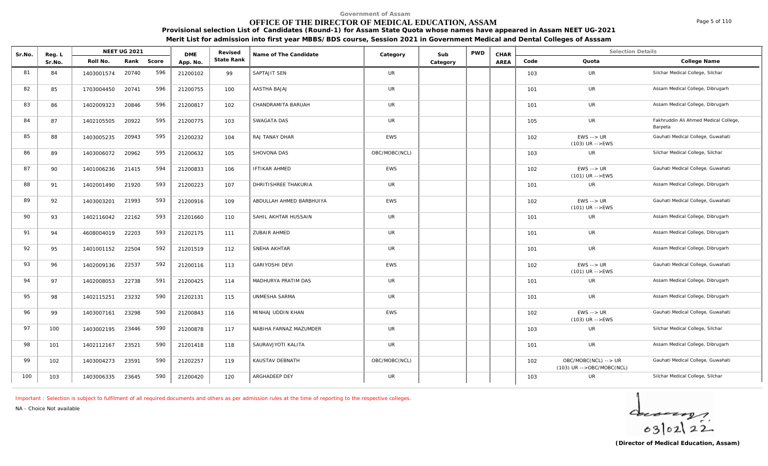Government of Assam

# OFFICE OF THE DIRECTOR OF MEDICAL EDUCATION, ASSAM

**Provisional selection List of Candidates (Round-1) for Assam State Quota whose names have appeared in Assam NEET UG-2021**

**Merit List for admission into first year MBBS/BDS course, Session 2021 in Government Medical and Dental Colleges of Asssam**

| Sr.No. | Reg. L Sr.No. | NEET UG 2021 Roll No. | Rank | Score | DME App. No. | Revised State Rank | Name of The Candidate | Category | Sub Category | PWD | CHAR AREA | Code | Quota | College Name |
|---|---|---|---|---|---|---|---|---|---|---|---|---|---|---|
| 81 | 84 | 1403001574 | 20740 | 596 | 21200102 | 99 | SAPTAJIT SEN | UR | | | | 103 | UR | Silchar Medical College, Silchar |
| 82 | 85 | 1703004450 | 20741 | 596 | 21200755 | 100 | AASTHA BAJAJ | UR | | | | 101 | UR | Assam Medical College, Dibrugarh |
| 83 | 86 | 1402009323 | 20846 | 596 | 21200817 | 102 | CHANDRAMITA BARUAH | UR | | | | 101 | UR | Assam Medical College, Dibrugarh |
| 84 | 87 | 1402105505 | 20922 | 595 | 21200775 | 103 | SWAGATA DAS | UR | | | | 105 | UR | Fakhruddin Ali Ahmed Medical College, Barpeta |
| 85 | 88 | 1403005235 | 20943 | 595 | 21200232 | 104 | RAJ TANAY DHAR | EWS | | | | 102 | EWS --> UR (103) UR -->EWS | Gauhati Medical College, Guwahati |
| 86 | 89 | 1403006072 | 20962 | 595 | 21200632 | 105 | SHOVONA DAS | OBC/MOBC(NCL) | | | | 103 | UR | Silchar Medical College, Silchar |
| 87 | 90 | 1401006236 | 21415 | 594 | 21200833 | 106 | IFTIKAR AHMED | EWS | | | | 102 | EWS --> UR (101) UR -->EWS | Gauhati Medical College, Guwahati |
| 88 | 91 | 1402001490 | 21920 | 593 | 21200223 | 107 | DHRITISHREE THAKURIA | UR | | | | 101 | UR | Assam Medical College, Dibrugarh |
| 89 | 92 | 1403003201 | 21993 | 593 | 21200916 | 109 | ABDULLAH AHMED BARBHUIYA | EWS | | | | 102 | EWS --> UR (101) UR -->EWS | Gauhati Medical College, Guwahati |
| 90 | 93 | 1402116042 | 22162 | 593 | 21201660 | 110 | SAHIL AKHTAR HUSSAIN | UR | | | | 101 | UR | Assam Medical College, Dibrugarh |
| 91 | 94 | 4608004019 | 22203 | 593 | 21202175 | 111 | ZUBAIR AHMED | UR | | | | 101 | UR | Assam Medical College, Dibrugarh |
| 92 | 95 | 1401001152 | 22504 | 592 | 21201519 | 112 | SNEHA AKHTAR | UR | | | | 101 | UR | Assam Medical College, Dibrugarh |
| 93 | 96 | 1402009136 | 22537 | 592 | 21200116 | 113 | GARIYOSHI DEVI | EWS | | | | 102 | EWS --> UR (101) UR -->EWS | Gauhati Medical College, Guwahati |
| 94 | 97 | 1402008053 | 22738 | 591 | 21200425 | 114 | MADHURYA PRATIM DAS | UR | | | | 101 | UR | Assam Medical College, Dibrugarh |
| 95 | 98 | 1402115251 | 23232 | 590 | 21202131 | 115 | UNMESHA SARMA | UR | | | | 101 | UR | Assam Medical College, Dibrugarh |
| 96 | 99 | 1403007161 | 23298 | 590 | 21200843 | 116 | MINHAJ UDDIN KHAN | EWS | | | | 102 | EWS --> UR (103) UR -->EWS | Gauhati Medical College, Guwahati |
| 97 | 100 | 1403002195 | 23446 | 590 | 21200878 | 117 | NABIHA FARNAZ MAZUMDER | UR | | | | 103 | UR | Silchar Medical College, Silchar |
| 98 | 101 | 1402112167 | 23521 | 590 | 21201418 | 118 | SAURAVJYOTI KALITA | UR | | | | 101 | UR | Assam Medical College, Dibrugarh |
| 99 | 102 | 1403004273 | 23591 | 590 | 21202257 | 119 | KAUSTAV DEBNATH | OBC/MOBC(NCL) | | | | 102 | OBC/MOBC(NCL) --> UR (103) UR -->OBC/MOBC(NCL) | Gauhati Medical College, Guwahati |
| 100 | 103 | 1403006335 | 23645 | 590 | 21200420 | 120 | ARGHADEEP DEY | UR | | | | 103 | UR | Silchar Medical College, Silchar |

Important : Selection is subject to fulfilment of all required documents and others as per admission rules at the time of reporting to the respective colleges.

NA - Choice Not available

03/02/22

**(Director of Medical Education, Assam)**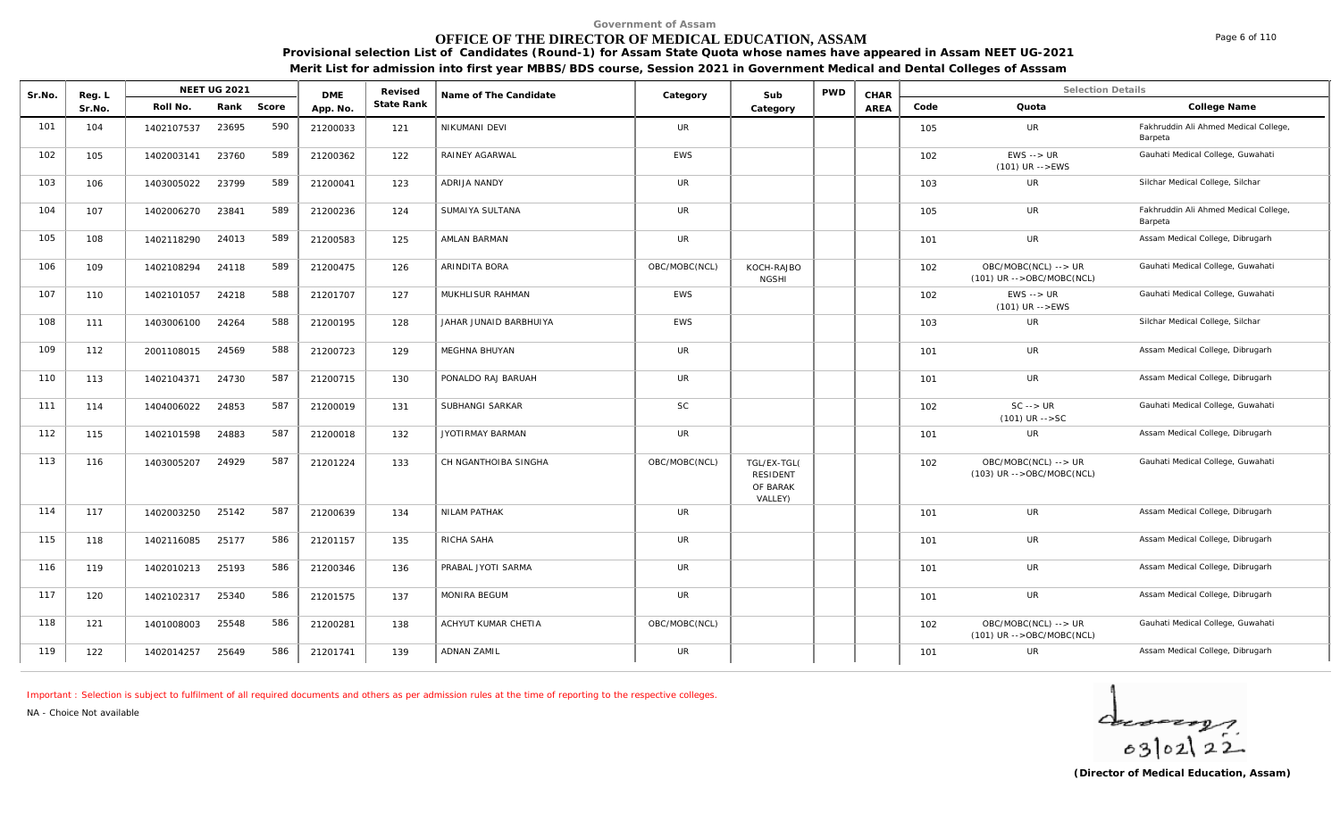Government of Assam

# OFFICE OF THE DIRECTOR OF MEDICAL EDUCATION, ASSAM

**Provisional selection List of Candidates (Round-1) for Assam State Quota whose names have appeared in Assam NEET UG-2021**

**Merit List for admission into first year MBBS/BDS course, Session 2021 in Government Medical and Dental Colleges of Asssam**

| Sr.No. | Reg. L Sr.No. | NEET UG 2021 Roll No. | Rank | Score | DME App. No. | Revised State Rank | Name of The Candidate | Category | Sub Category | PWD | CHAR AREA | Code | Quota | College Name |
|---|---|---|---|---|---|---|---|---|---|---|---|---|---|---|
| 101 | 104 | 1402107537 | 23695 | 590 | 21200033 | 121 | NIKUMANI DEVI | UR | | | | 105 | UR | Fakhruddin Ali Ahmed Medical College, Barpeta |
| 102 | 105 | 1402003141 | 23760 | 589 | 21200362 | 122 | RAINEY AGARWAL | EWS | | | | 102 | EWS --> UR (101) UR -->EWS | Gauhati Medical College, Guwahati |
| 103 | 106 | 1403005022 | 23799 | 589 | 21200041 | 123 | ADRIJA NANDY | UR | | | | 103 | UR | Silchar Medical College, Silchar |
| 104 | 107 | 1402006270 | 23841 | 589 | 21200236 | 124 | SUMAIYA SULTANA | UR | | | | 105 | UR | Fakhruddin Ali Ahmed Medical College, Barpeta |
| 105 | 108 | 1402118290 | 24013 | 589 | 21200583 | 125 | AMLAN BARMAN | UR | | | | 101 | UR | Assam Medical College, Dibrugarh |
| 106 | 109 | 1402108294 | 24118 | 589 | 21200475 | 126 | ARINDITA BORA | OBC/MOBC(NCL) | KOCH-RAJBONGSHI | | | 102 | OBC/MOBC(NCL) --> UR (101) UR -->OBC/MOBC(NCL) | Gauhati Medical College, Guwahati |
| 107 | 110 | 1402101057 | 24218 | 588 | 21201707 | 127 | MUKHLISUR RAHMAN | EWS | | | | 102 | EWS --> UR (101) UR -->EWS | Gauhati Medical College, Guwahati |
| 108 | 111 | 1403006100 | 24264 | 588 | 21200195 | 128 | JAHAR JUNAID BARBHUIYA | EWS | | | | 103 | UR | Silchar Medical College, Silchar |
| 109 | 112 | 2001108015 | 24569 | 588 | 21200723 | 129 | MEGHNA BHUYAN | UR | | | | 101 | UR | Assam Medical College, Dibrugarh |
| 110 | 113 | 1402104371 | 24730 | 587 | 21200715 | 130 | PONALDO RAJ BARUAH | UR | | | | 101 | UR | Assam Medical College, Dibrugarh |
| 111 | 114 | 1404006022 | 24853 | 587 | 21200019 | 131 | SUBHANGI SARKAR | SC | | | | 102 | SC --> UR (101) UR -->SC | Gauhati Medical College, Guwahati |
| 112 | 115 | 1402101598 | 24883 | 587 | 21200018 | 132 | JYOTIRMAY BARMAN | UR | | | | 101 | UR | Assam Medical College, Dibrugarh |
| 113 | 116 | 1403005207 | 24929 | 587 | 21201224 | 133 | CH NGANTHOIBA SINGHA | OBC/MOBC(NCL) | TGL/EX-TGL( RESIDENT OF BARAK VALLEY) | | | 102 | OBC/MOBC(NCL) --> UR (103) UR -->OBC/MOBC(NCL) | Gauhati Medical College, Guwahati |
| 114 | 117 | 1402003250 | 25142 | 587 | 21200639 | 134 | NILAM PATHAK | UR | | | | 101 | UR | Assam Medical College, Dibrugarh |
| 115 | 118 | 1402116085 | 25177 | 586 | 21201157 | 135 | RICHA SAHA | UR | | | | 101 | UR | Assam Medical College, Dibrugarh |
| 116 | 119 | 1402010213 | 25193 | 586 | 21200346 | 136 | PRABAL JYOTI SARMA | UR | | | | 101 | UR | Assam Medical College, Dibrugarh |
| 117 | 120 | 1402102317 | 25340 | 586 | 21201575 | 137 | MONIRA BEGUM | UR | | | | 101 | UR | Assam Medical College, Dibrugarh |
| 118 | 121 | 1401008003 | 25548 | 586 | 21200281 | 138 | ACHYUT KUMAR CHETIA | OBC/MOBC(NCL) | | | | 102 | OBC/MOBC(NCL) --> UR (101) UR -->OBC/MOBC(NCL) | Gauhati Medical College, Guwahati |
| 119 | 122 | 1402014257 | 25649 | 586 | 21201741 | 139 | ADNAN ZAMIL | UR | | | | 101 | UR | Assam Medical College, Dibrugarh |

Important : Selection is subject to fulfilment of all required documents and others as per admission rules at the time of reporting to the respective colleges.

NA - Choice Not available

03/02/22

**(Director of Medical Education, Assam)**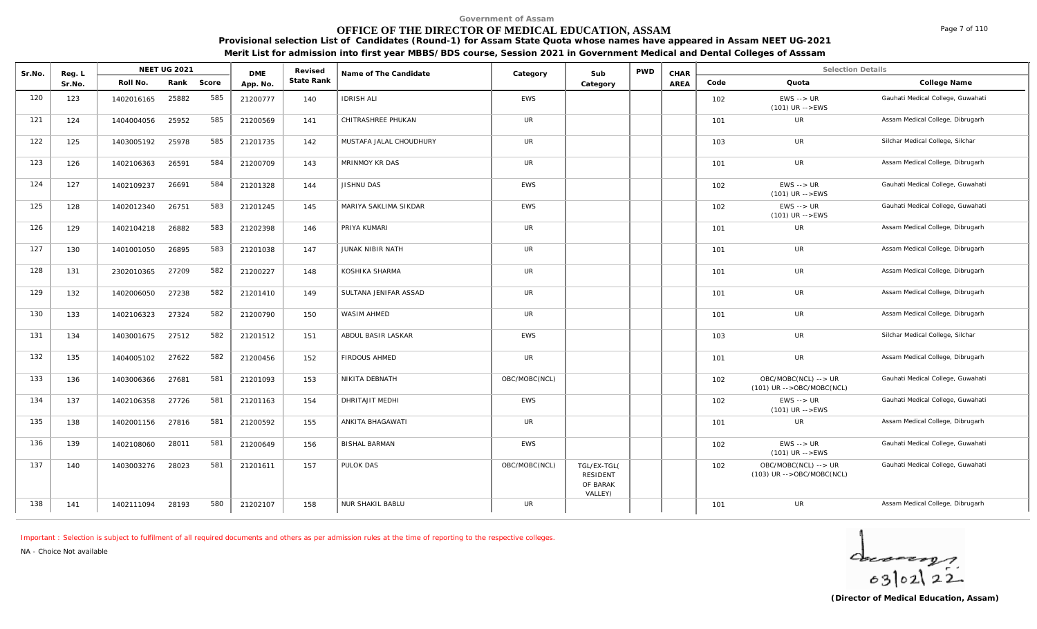Government of Assam

# OFFICE OF THE DIRECTOR OF MEDICAL EDUCATION, ASSAM

**Provisional selection List of Candidates (Round-1) for Assam State Quota whose names have appeared in Assam NEET UG-2021**

**Merit List for admission into first year MBBS/BDS course, Session 2021 in Government Medical and Dental Colleges of Asssam**

| Sr.No. | Reg. L Sr.No. | NEET UG 2021 Roll No. | Rank | Score | DME App. No. | Revised State Rank | Name of The Candidate | Category | Sub Category | PWD | CHAR AREA | Code | Quota | College Name |
|---|---|---|---|---|---|---|---|---|---|---|---|---|---|---|
| 120 | 123 | 1402016165 | 25882 | 585 | 21200777 | 140 | IDRISH ALI | EWS | | | | 102 | EWS --> UR (101) UR -->EWS | Gauhati Medical College, Guwahati |
| 121 | 124 | 1404004056 | 25952 | 585 | 21200569 | 141 | CHITRASHREE PHUKAN | UR | | | | 101 | UR | Assam Medical College, Dibrugarh |
| 122 | 125 | 1403005192 | 25978 | 585 | 21201735 | 142 | MUSTAFA JALAL CHOUDHURY | UR | | | | 103 | UR | Silchar Medical College, Silchar |
| 123 | 126 | 1402106363 | 26591 | 584 | 21200709 | 143 | MRINMOY KR DAS | UR | | | | 101 | UR | Assam Medical College, Dibrugarh |
| 124 | 127 | 1402109237 | 26691 | 584 | 21201328 | 144 | JISHNU DAS | EWS | | | | 102 | EWS --> UR (101) UR -->EWS | Gauhati Medical College, Guwahati |
| 125 | 128 | 1402012340 | 26751 | 583 | 21201245 | 145 | MARIYA SAKLIMA SIKDAR | EWS | | | | 102 | EWS --> UR (101) UR -->EWS | Gauhati Medical College, Guwahati |
| 126 | 129 | 1402104218 | 26882 | 583 | 21202398 | 146 | PRIYA KUMARI | UR | | | | 101 | UR | Assam Medical College, Dibrugarh |
| 127 | 130 | 1401001050 | 26895 | 583 | 21201038 | 147 | JUNAK NIBIR NATH | UR | | | | 101 | UR | Assam Medical College, Dibrugarh |
| 128 | 131 | 2302010365 | 27209 | 582 | 21200227 | 148 | KOSHIKA SHARMA | UR | | | | 101 | UR | Assam Medical College, Dibrugarh |
| 129 | 132 | 1402006050 | 27238 | 582 | 21201410 | 149 | SULTANA JENIFAR ASSAD | UR | | | | 101 | UR | Assam Medical College, Dibrugarh |
| 130 | 133 | 1402106323 | 27324 | 582 | 21200790 | 150 | WASIM AHMED | UR | | | | 101 | UR | Assam Medical College, Dibrugarh |
| 131 | 134 | 1403001675 | 27512 | 582 | 21201512 | 151 | ABDUL BASIR LASKAR | EWS | | | | 103 | UR | Silchar Medical College, Silchar |
| 132 | 135 | 1404005102 | 27622 | 582 | 21200456 | 152 | FIRDOUS AHMED | UR | | | | 101 | UR | Assam Medical College, Dibrugarh |
| 133 | 136 | 1403006366 | 27681 | 581 | 21201093 | 153 | NIKITA DEBNATH | OBC/MOBC(NCL) | | | | 102 | OBC/MOBC(NCL) --> UR (101) UR -->OBC/MOBC(NCL) | Gauhati Medical College, Guwahati |
| 134 | 137 | 1402106358 | 27726 | 581 | 21201163 | 154 | DHRITAJIT MEDHI | EWS | | | | 102 | EWS --> UR (101) UR -->EWS | Gauhati Medical College, Guwahati |
| 135 | 138 | 1402001156 | 27816 | 581 | 21200592 | 155 | ANKITA BHAGAWATI | UR | | | | 101 | UR | Assam Medical College, Dibrugarh |
| 136 | 139 | 1402108060 | 28011 | 581 | 21200649 | 156 | BISHAL BARMAN | EWS | | | | 102 | EWS --> UR (101) UR -->EWS | Gauhati Medical College, Guwahati |
| 137 | 140 | 1403003276 | 28023 | 581 | 21201611 | 157 | PULOK DAS | OBC/MOBC(NCL) | TGL/EX-TGL( RESIDENT OF BARAK VALLEY) | | | 102 | OBC/MOBC(NCL) --> UR (103) UR -->OBC/MOBC(NCL) | Gauhati Medical College, Guwahati |
| 138 | 141 | 1402111094 | 28193 | 580 | 21202107 | 158 | NUR SHAKIL BABLU | UR | | | | 101 | UR | Assam Medical College, Dibrugarh |

Important : Selection is subject to fulfilment of all required documents and others as per admission rules at the time of reporting to the respective colleges.

NA - Choice Not available

03/02/22

**(Director of Medical Education, Assam)**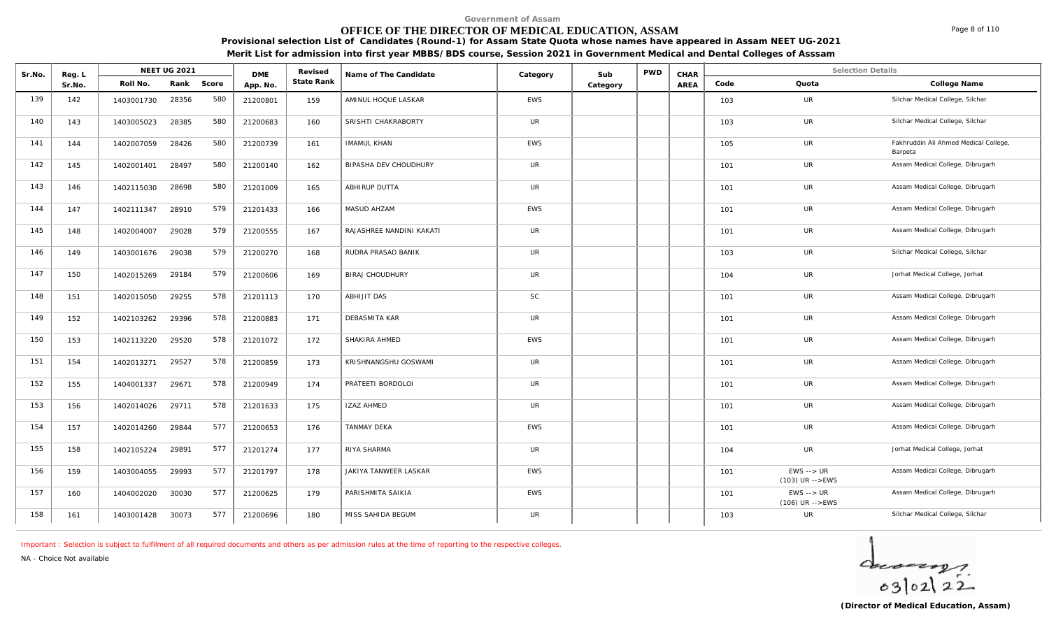Government of Assam

# OFFICE OF THE DIRECTOR OF MEDICAL EDUCATION, ASSAM

**Provisional selection List of Candidates (Round-1) for Assam State Quota whose names have appeared in Assam NEET UG-2021**

**Merit List for admission into first year MBBS/BDS course, Session 2021 in Government Medical and Dental Colleges of Asssam**

| Sr.No. | Reg. L Sr.No. | NEET UG 2021 Roll No. | Rank | Score | DME App. No. | Revised State Rank | Name of The Candidate | Category | Sub Category | PWD | CHAR AREA | Code | Quota | College Name |
|---|---|---|---|---|---|---|---|---|---|---|---|---|---|---|
| 139 | 142 | 1403001730 | 28356 | 580 | 21200801 | 159 | AMINUL HOQUE LASKAR | EWS | | | | 103 | UR | Silchar Medical College, Silchar |
| 140 | 143 | 1403005023 | 28385 | 580 | 21200683 | 160 | SRISHTI CHAKRABORTY | UR | | | | 103 | UR | Silchar Medical College, Silchar |
| 141 | 144 | 1402007059 | 28426 | 580 | 21200739 | 161 | IMAMUL KHAN | EWS | | | | 105 | UR | Fakhruddin Ali Ahmed Medical College, Barpeta |
| 142 | 145 | 1402001401 | 28497 | 580 | 21200140 | 162 | BIPASHA DEV CHOUDHURY | UR | | | | 101 | UR | Assam Medical College, Dibrugarh |
| 143 | 146 | 1402115030 | 28698 | 580 | 21201009 | 165 | ABHIRUP DUTTA | UR | | | | 101 | UR | Assam Medical College, Dibrugarh |
| 144 | 147 | 1402111347 | 28910 | 579 | 21201433 | 166 | MASUD AHZAM | EWS | | | | 101 | UR | Assam Medical College, Dibrugarh |
| 145 | 148 | 1402004007 | 29028 | 579 | 21200555 | 167 | RAJASHREE NANDINI KAKATI | UR | | | | 101 | UR | Assam Medical College, Dibrugarh |
| 146 | 149 | 1403001676 | 29038 | 579 | 21200270 | 168 | RUDRA PRASAD BANIK | UR | | | | 103 | UR | Silchar Medical College, Silchar |
| 147 | 150 | 1402015269 | 29184 | 579 | 21200606 | 169 | BIRAJ CHOUDHURY | UR | | | | 104 | UR | Jorhat Medical College, Jorhat |
| 148 | 151 | 1402015050 | 29255 | 578 | 21201113 | 170 | ABHIJIT DAS | SC | | | | 101 | UR | Assam Medical College, Dibrugarh |
| 149 | 152 | 1402103262 | 29396 | 578 | 21200883 | 171 | DEBASMITA KAR | UR | | | | 101 | UR | Assam Medical College, Dibrugarh |
| 150 | 153 | 1402113220 | 29520 | 578 | 21201072 | 172 | SHAKIRA AHMED | EWS | | | | 101 | UR | Assam Medical College, Dibrugarh |
| 151 | 154 | 1402013271 | 29527 | 578 | 21200859 | 173 | KRISHNANGSHU GOSWAMI | UR | | | | 101 | UR | Assam Medical College, Dibrugarh |
| 152 | 155 | 1404001337 | 29671 | 578 | 21200949 | 174 | PRATEETI BORDOLOI | UR | | | | 101 | UR | Assam Medical College, Dibrugarh |
| 153 | 156 | 1402014026 | 29711 | 578 | 21201633 | 175 | IZAZ AHMED | UR | | | | 101 | UR | Assam Medical College, Dibrugarh |
| 154 | 157 | 1402014260 | 29844 | 577 | 21200653 | 176 | TANMAY DEKA | EWS | | | | 101 | UR | Assam Medical College, Dibrugarh |
| 155 | 158 | 1402105224 | 29891 | 577 | 21201274 | 177 | RIYA SHARMA | UR | | | | 104 | UR | Jorhat Medical College, Jorhat |
| 156 | 159 | 1403004055 | 29993 | 577 | 21201797 | 178 | JAKIYA TANWEER LASKAR | EWS | | | | 101 | EWS --> UR (103) UR -->EWS | Assam Medical College, Dibrugarh |
| 157 | 160 | 1404002020 | 30030 | 577 | 21200625 | 179 | PARISHMITA SAIKIA | EWS | | | | 101 | EWS --> UR (106) UR -->EWS | Assam Medical College, Dibrugarh |
| 158 | 161 | 1403001428 | 30073 | 577 | 21200696 | 180 | MISS SAHIDA BEGUM | UR | | | | 103 | UR | Silchar Medical College, Silchar |

Important : Selection is subject to fulfilment of all required documents and others as per admission rules at the time of reporting to the respective colleges.

NA - Choice Not available

03/02/22

**(Director of Medical Education, Assam)**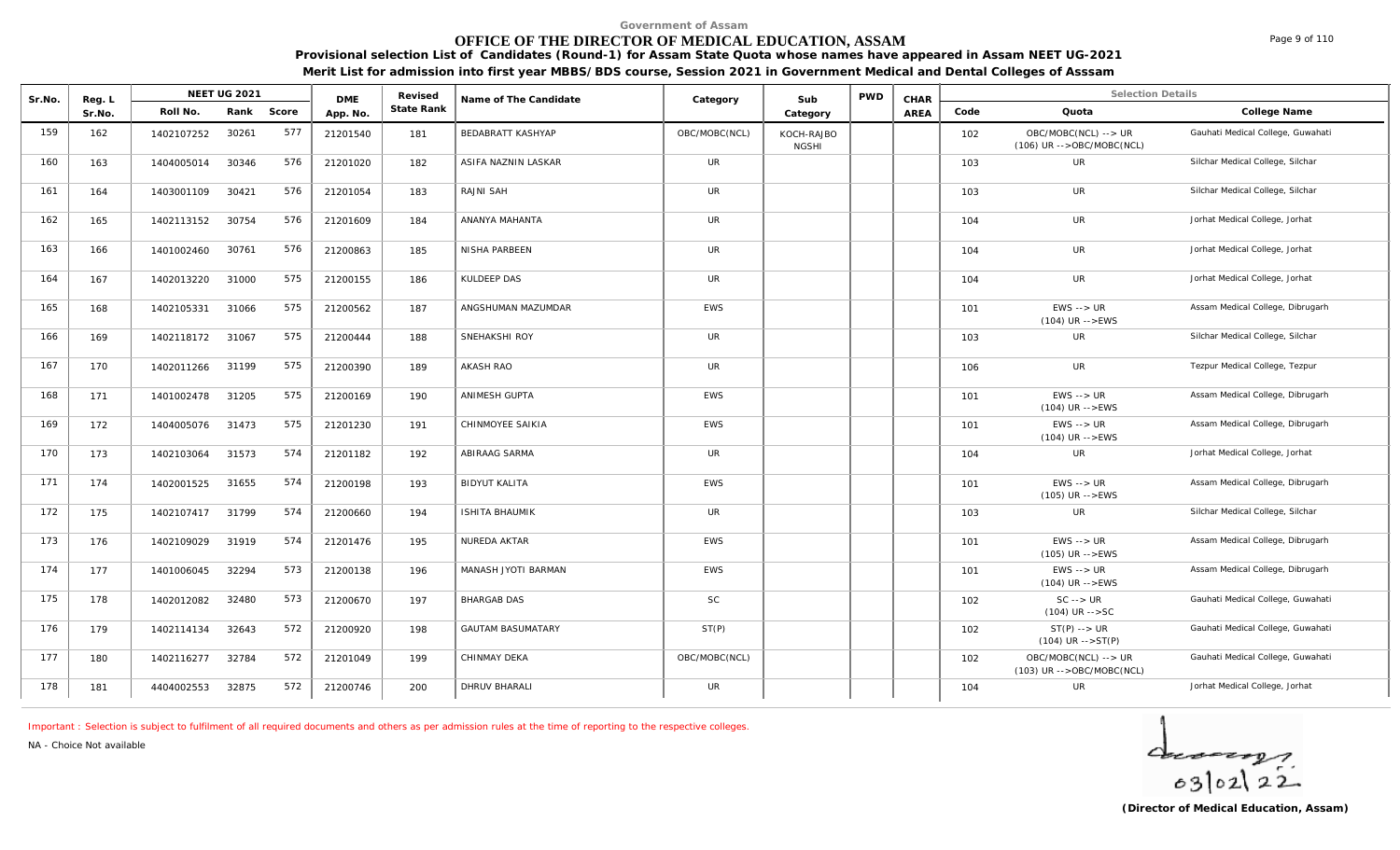Government of Assam

# OFFICE OF THE DIRECTOR OF MEDICAL EDUCATION, ASSAM

**Provisional selection List of Candidates (Round-1) for Assam State Quota whose names have appeared in Assam NEET UG-2021**

**Merit List for admission into first year MBBS/BDS course, Session 2021 in Government Medical and Dental Colleges of Asssam**

| Sr.No. | Reg. L Sr.No. | NEET UG 2021 Roll No. | Rank | Score | DME App. No. | Revised State Rank | Name of The Candidate | Category | Sub Category | PWD | CHAR AREA | Code | Quota | College Name |
|---|---|---|---|---|---|---|---|---|---|---|---|---|---|---|
| 159 | 162 | 1402107252 | 30261 | 577 | 21201540 | 181 | BEDABRATT KASHYAP | OBC/MOBC(NCL) | KOCH-RAJBONGSHI | | | 102 | OBC/MOBC(NCL) --> UR (106) UR -->OBC/MOBC(NCL) | Gauhati Medical College, Guwahati |
| 160 | 163 | 1404005014 | 30346 | 576 | 21201020 | 182 | ASIFA NAZNIN LASKAR | UR | | | | 103 | UR | Silchar Medical College, Silchar |
| 161 | 164 | 1403001109 | 30421 | 576 | 21201054 | 183 | RAJNI SAH | UR | | | | 103 | UR | Silchar Medical College, Silchar |
| 162 | 165 | 1402113152 | 30754 | 576 | 21201609 | 184 | ANANYA MAHANTA | UR | | | | 104 | UR | Jorhat Medical College, Jorhat |
| 163 | 166 | 1401002460 | 30761 | 576 | 21200863 | 185 | NISHA PARBEEN | UR | | | | 104 | UR | Jorhat Medical College, Jorhat |
| 164 | 167 | 1402013220 | 31000 | 575 | 21200155 | 186 | KULDEEP DAS | UR | | | | 104 | UR | Jorhat Medical College, Jorhat |
| 165 | 168 | 1402105331 | 31066 | 575 | 21200562 | 187 | ANGSHUMAN MAZUMDAR | EWS | | | | 101 | EWS --> UR (104) UR -->EWS | Assam Medical College, Dibrugarh |
| 166 | 169 | 1402118172 | 31067 | 575 | 21200444 | 188 | SNEHAKSHI ROY | UR | | | | 103 | UR | Silchar Medical College, Silchar |
| 167 | 170 | 1402011266 | 31199 | 575 | 21200390 | 189 | AKASH RAO | UR | | | | 106 | UR | Tezpur Medical College, Tezpur |
| 168 | 171 | 1401002478 | 31205 | 575 | 21200169 | 190 | ANIMESH GUPTA | EWS | | | | 101 | EWS --> UR (104) UR -->EWS | Assam Medical College, Dibrugarh |
| 169 | 172 | 1404005076 | 31473 | 575 | 21201230 | 191 | CHINMOYEE SAIKIA | EWS | | | | 101 | EWS --> UR (104) UR -->EWS | Assam Medical College, Dibrugarh |
| 170 | 173 | 1402103064 | 31573 | 574 | 21201182 | 192 | ABIRAAG SARMA | UR | | | | 104 | UR | Jorhat Medical College, Jorhat |
| 171 | 174 | 1402001525 | 31655 | 574 | 21200198 | 193 | BIDYUT KALITA | EWS | | | | 101 | EWS --> UR (105) UR -->EWS | Assam Medical College, Dibrugarh |
| 172 | 175 | 1402107417 | 31799 | 574 | 21200660 | 194 | ISHITA BHAUMIK | UR | | | | 103 | UR | Silchar Medical College, Silchar |
| 173 | 176 | 1402109029 | 31919 | 574 | 21201476 | 195 | NUREDA AKTAR | EWS | | | | 101 | EWS --> UR (105) UR -->EWS | Assam Medical College, Dibrugarh |
| 174 | 177 | 1401006045 | 32294 | 573 | 21200138 | 196 | MANASH JYOTI BARMAN | EWS | | | | 101 | EWS --> UR (104) UR -->EWS | Assam Medical College, Dibrugarh |
| 175 | 178 | 1402012082 | 32480 | 573 | 21200670 | 197 | BHARGAB DAS | SC | | | | 102 | SC --> UR (104) UR -->SC | Gauhati Medical College, Guwahati |
| 176 | 179 | 1402114134 | 32643 | 572 | 21200920 | 198 | GAUTAM BASUMATARY | ST(P) | | | | 102 | ST(P) --> UR (104) UR -->ST(P) | Gauhati Medical College, Guwahati |
| 177 | 180 | 1402116277 | 32784 | 572 | 21201049 | 199 | CHINMAY DEKA | OBC/MOBC(NCL) | | | | 102 | OBC/MOBC(NCL) --> UR (103) UR -->OBC/MOBC(NCL) | Gauhati Medical College, Guwahati |
| 178 | 181 | 4404002553 | 32875 | 572 | 21200746 | 200 | DHRUV BHARALI | UR | | | | 104 | UR | Jorhat Medical College, Jorhat |

Important : Selection is subject to fulfilment of all required documents and others as per admission rules at the time of reporting to the respective colleges.

NA - Choice Not available

03/02/22

**(Director of Medical Education, Assam)**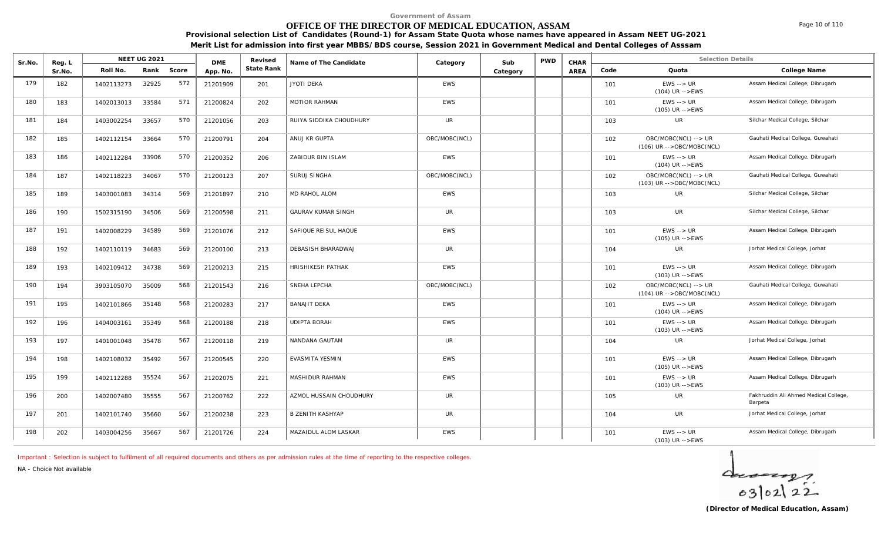Government of Assam

# OFFICE OF THE DIRECTOR OF MEDICAL EDUCATION, ASSAM

**Provisional selection List of Candidates (Round-1) for Assam State Quota whose names have appeared in Assam NEET UG-2021**

**Merit List for admission into first year MBBS/BDS course, Session 2021 in Government Medical and Dental Colleges of Asssam**

| Sr.No. | Reg. L Sr.No. | NEET UG 2021 | | | DME App. No. | Revised State Rank | Name of The Candidate | Category | Sub Category | PWD | CHAR AREA | Selection Details | | |
|---|---|---|---|---|---|---|---|---|---|---|---|---|---|---|
| | | Roll No. | Rank | Score | | | | | | | | Code | Quota | College Name |
| 179 | 182 | 1402113273 | 32925 | 572 | 21201909 | 201 | JYOTI DEKA | EWS | | | | 101 | EWS --> UR (104) UR -->EWS | Assam Medical College, Dibrugarh |
| 180 | 183 | 1402013013 | 33584 | 571 | 21200824 | 202 | MOTIOR RAHMAN | EWS | | | | 101 | EWS --> UR (105) UR -->EWS | Assam Medical College, Dibrugarh |
| 181 | 184 | 1403002254 | 33657 | 570 | 21201056 | 203 | RUIYA SIDDIKA CHOUDHURY | UR | | | | 103 | UR | Silchar Medical College, Silchar |
| 182 | 185 | 1402112154 | 33664 | 570 | 21200791 | 204 | ANUJ KR GUPTA | OBC/MOBC(NCL) | | | | 102 | OBC/MOBC(NCL) --> UR (106) UR -->OBC/MOBC(NCL) | Gauhati Medical College, Guwahati |
| 183 | 186 | 1402112284 | 33906 | 570 | 21200352 | 206 | ZABIDUR BIN ISLAM | EWS | | | | 101 | EWS --> UR (104) UR -->EWS | Assam Medical College, Dibrugarh |
| 184 | 187 | 1402118223 | 34067 | 570 | 21200123 | 207 | SURUJ SINGHA | OBC/MOBC(NCL) | | | | 102 | OBC/MOBC(NCL) --> UR (103) UR -->OBC/MOBC(NCL) | Gauhati Medical College, Guwahati |
| 185 | 189 | 1403001083 | 34314 | 569 | 21201897 | 210 | MD RAHOL ALOM | EWS | | | | 103 | UR | Silchar Medical College, Silchar |
| 186 | 190 | 1502315190 | 34506 | 569 | 21200598 | 211 | GAURAV KUMAR SINGH | UR | | | | 103 | UR | Silchar Medical College, Silchar |
| 187 | 191 | 1402008229 | 34589 | 569 | 21201076 | 212 | SAFIQUE REISUL HAQUE | EWS | | | | 101 | EWS --> UR (105) UR -->EWS | Assam Medical College, Dibrugarh |
| 188 | 192 | 1402110119 | 34683 | 569 | 21200100 | 213 | DEBASISH BHARADWAJ | UR | | | | 104 | UR | Jorhat Medical College, Jorhat |
| 189 | 193 | 1402109412 | 34738 | 569 | 21200213 | 215 | HRISHIKESH PATHAK | EWS | | | | 101 | EWS --> UR (103) UR -->EWS | Assam Medical College, Dibrugarh |
| 190 | 194 | 3903105070 | 35009 | 568 | 21201543 | 216 | SNEHA LEPCHA | OBC/MOBC(NCL) | | | | 102 | OBC/MOBC(NCL) --> UR (104) UR -->OBC/MOBC(NCL) | Gauhati Medical College, Guwahati |
| 191 | 195 | 1402101866 | 35148 | 568 | 21200283 | 217 | BANAJIT DEKA | EWS | | | | 101 | EWS --> UR (104) UR -->EWS | Assam Medical College, Dibrugarh |
| 192 | 196 | 1404003161 | 35349 | 568 | 21200188 | 218 | UDIPTA BORAH | EWS | | | | 101 | EWS --> UR (103) UR -->EWS | Assam Medical College, Dibrugarh |
| 193 | 197 | 1401001048 | 35478 | 567 | 21200118 | 219 | NANDANA GAUTAM | UR | | | | 104 | UR | Jorhat Medical College, Jorhat |
| 194 | 198 | 1402108032 | 35492 | 567 | 21200545 | 220 | EVASMITA YESMIN | EWS | | | | 101 | EWS --> UR (105) UR -->EWS | Assam Medical College, Dibrugarh |
| 195 | 199 | 1402112288 | 35524 | 567 | 21202075 | 221 | MASHIDUR RAHMAN | EWS | | | | 101 | EWS --> UR (103) UR -->EWS | Assam Medical College, Dibrugarh |
| 196 | 200 | 1402007480 | 35555 | 567 | 21200762 | 222 | AZMOL HUSSAIN CHOUDHURY | UR | | | | 105 | UR | Fakhruddin Ali Ahmed Medical College, Barpeta |
| 197 | 201 | 1402101740 | 35660 | 567 | 21200238 | 223 | B ZENITH KASHYAP | UR | | | | 104 | UR | Jorhat Medical College, Jorhat |
| 198 | 202 | 1403004256 | 35667 | 567 | 21201726 | 224 | MAZAIDUL ALOM LASKAR | EWS | | | | 101 | EWS --> UR (103) UR -->EWS | Assam Medical College, Dibrugarh |

Important : Selection is subject to fulfilment of all required documents and others as per admission rules at the time of reporting to the respective colleges.

NA - Choice Not available

03/02/22

**(Director of Medical Education, Assam)**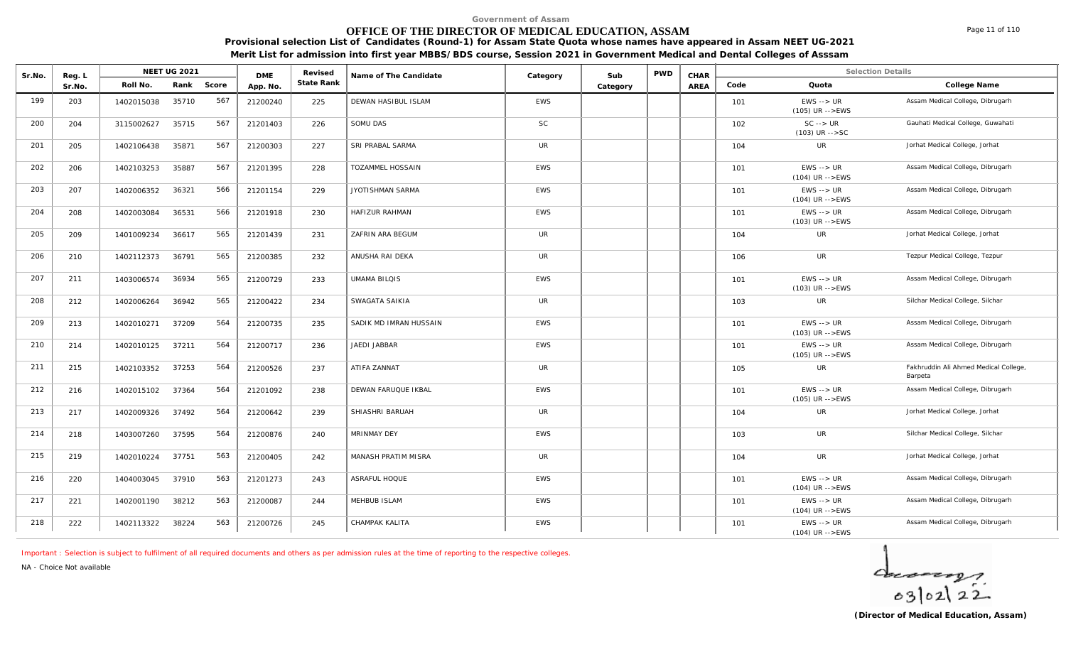Government of Assam

# OFFICE OF THE DIRECTOR OF MEDICAL EDUCATION, ASSAM

**Provisional selection List of Candidates (Round-1) for Assam State Quota whose names have appeared in Assam NEET UG-2021**

**Merit List for admission into first year MBBS/BDS course, Session 2021 in Government Medical and Dental Colleges of Asssam**

| Sr.No. | Reg. L Sr.No. | NEET UG 2021 Roll No. | Rank | Score | DME App. No. | Revised State Rank | Name of The Candidate | Category | Sub Category | PWD | CHAR AREA | Code | Quota | College Name |
|---|---|---|---|---|---|---|---|---|---|---|---|---|---|---|
| 199 | 203 | 1402015038 | 35710 | 567 | 21200240 | 225 | DEWAN HASIBUL ISLAM | EWS | | | | 101 | EWS --> UR (105) UR -->EWS | Assam Medical College, Dibrugarh |
| 200 | 204 | 3115002627 | 35715 | 567 | 21201403 | 226 | SOMU DAS | SC | | | | 102 | SC --> UR (103) UR -->SC | Gauhati Medical College, Guwahati |
| 201 | 205 | 1402106438 | 35871 | 567 | 21200303 | 227 | SRI PRABAL SARMA | UR | | | | 104 | UR | Jorhat Medical College, Jorhat |
| 202 | 206 | 1402103253 | 35887 | 567 | 21201395 | 228 | TOZAMMEL HOSSAIN | EWS | | | | 101 | EWS --> UR (104) UR -->EWS | Assam Medical College, Dibrugarh |
| 203 | 207 | 1402006352 | 36321 | 566 | 21201154 | 229 | JYOTISHMAN SARMA | EWS | | | | 101 | EWS --> UR (104) UR -->EWS | Assam Medical College, Dibrugarh |
| 204 | 208 | 1402003084 | 36531 | 566 | 21201918 | 230 | HAFIZUR RAHMAN | EWS | | | | 101 | EWS --> UR (103) UR -->EWS | Assam Medical College, Dibrugarh |
| 205 | 209 | 1401009234 | 36617 | 565 | 21201439 | 231 | ZAFRIN ARA BEGUM | UR | | | | 104 | UR | Jorhat Medical College, Jorhat |
| 206 | 210 | 1402112373 | 36791 | 565 | 21200385 | 232 | ANUSHA RAI DEKA | UR | | | | 106 | UR | Tezpur Medical College, Tezpur |
| 207 | 211 | 1403006574 | 36934 | 565 | 21200729 | 233 | UMAMA BILQIS | EWS | | | | 101 | EWS --> UR (103) UR -->EWS | Assam Medical College, Dibrugarh |
| 208 | 212 | 1402006264 | 36942 | 565 | 21200422 | 234 | SWAGATA SAIKIA | UR | | | | 103 | UR | Silchar Medical College, Silchar |
| 209 | 213 | 1402010271 | 37209 | 564 | 21200735 | 235 | SADIK MD IMRAN HUSSAIN | EWS | | | | 101 | EWS --> UR (103) UR -->EWS | Assam Medical College, Dibrugarh |
| 210 | 214 | 1402010125 | 37211 | 564 | 21200717 | 236 | JAEDI JABBAR | EWS | | | | 101 | EWS --> UR (105) UR -->EWS | Assam Medical College, Dibrugarh |
| 211 | 215 | 1402103352 | 37253 | 564 | 21200526 | 237 | ATIFA ZANNAT | UR | | | | 105 | UR | Fakhruddin Ali Ahmed Medical College, Barpeta |
| 212 | 216 | 1402015102 | 37364 | 564 | 21201092 | 238 | DEWAN FARUQUE IKBAL | EWS | | | | 101 | EWS --> UR (105) UR -->EWS | Assam Medical College, Dibrugarh |
| 213 | 217 | 1402009326 | 37492 | 564 | 21200642 | 239 | SHIASHRI BARUAH | UR | | | | 104 | UR | Jorhat Medical College, Jorhat |
| 214 | 218 | 1403007260 | 37595 | 564 | 21200876 | 240 | MRINMAY DEY | EWS | | | | 103 | UR | Silchar Medical College, Silchar |
| 215 | 219 | 1402010224 | 37751 | 563 | 21200405 | 242 | MANASH PRATIM MISRA | UR | | | | 104 | UR | Jorhat Medical College, Jorhat |
| 216 | 220 | 1404003045 | 37910 | 563 | 21201273 | 243 | ASRAFUL HOQUE | EWS | | | | 101 | EWS --> UR (104) UR -->EWS | Assam Medical College, Dibrugarh |
| 217 | 221 | 1402001190 | 38212 | 563 | 21200087 | 244 | MEHBUB ISLAM | EWS | | | | 101 | EWS --> UR (104) UR -->EWS | Assam Medical College, Dibrugarh |
| 218 | 222 | 1402113322 | 38224 | 563 | 21200726 | 245 | CHAMPAK KALITA | EWS | | | | 101 | EWS --> UR (104) UR -->EWS | Assam Medical College, Dibrugarh |

Important : Selection is subject to fulfilment of all required documents and others as per admission rules at the time of reporting to the respective colleges.

NA - Choice Not available

03/02/22

**(Director of Medical Education, Assam)**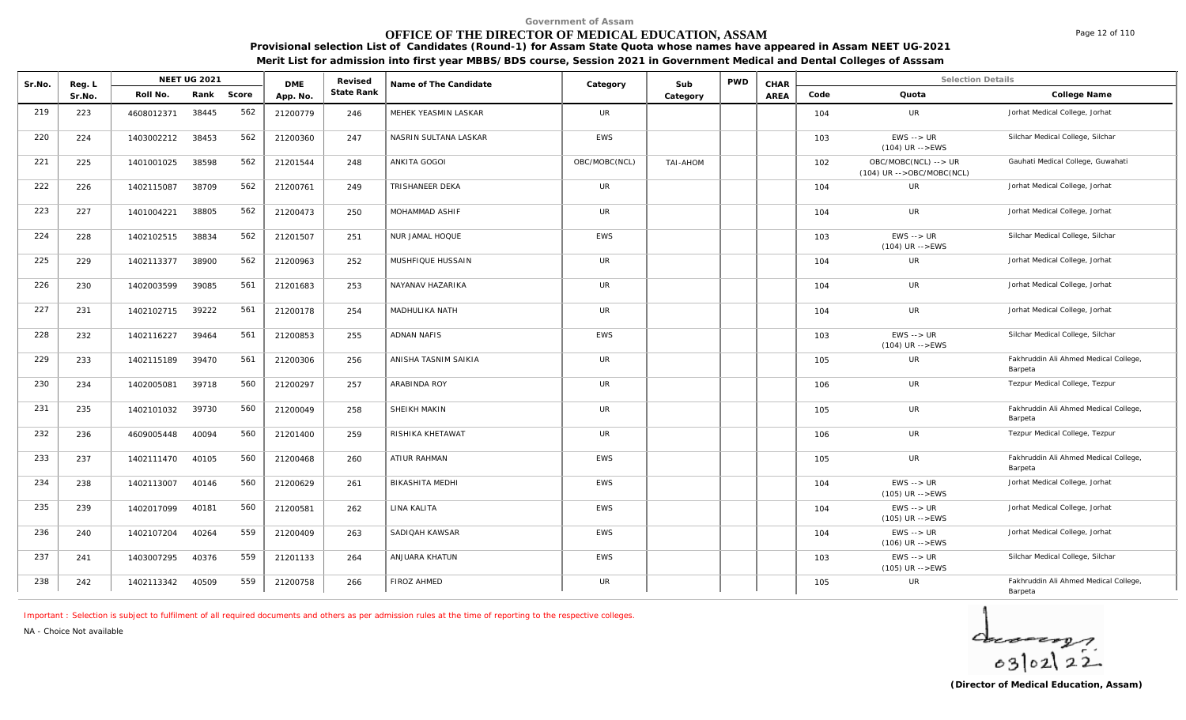Government of Assam

# OFFICE OF THE DIRECTOR OF MEDICAL EDUCATION, ASSAM

**Provisional selection List of Candidates (Round-1) for Assam State Quota whose names have appeared in Assam NEET UG-2021**

**Merit List for admission into first year MBBS/BDS course, Session 2021 in Government Medical and Dental Colleges of Asssam**

| Sr.No. | Reg. L Sr.No. | NEET UG 2021 | | | DME App. No. | Revised State Rank | Name of The Candidate | Category | Sub Category | PWD | CHAR AREA | Selection Details | | |
|---|---|---|---|---|---|---|---|---|---|---|---|---|---|---|
| | | Roll No. | Rank | Score | | | | | | | | Code | Quota | College Name |
| 219 | 223 | 4608012371 | 38445 | 562 | 21200779 | 246 | MEHEK YEASMIN LASKAR | UR | | | | 104 | UR | Jorhat Medical College, Jorhat |
| 220 | 224 | 1403002212 | 38453 | 562 | 21200360 | 247 | NASRIN SULTANA LASKAR | EWS | | | | 103 | EWS --> UR (104) UR -->EWS | Silchar Medical College, Silchar |
| 221 | 225 | 1401001025 | 38598 | 562 | 21201544 | 248 | ANKITA GOGOI | OBC/MOBC(NCL) | TAI-AHOM | | | 102 | OBC/MOBC(NCL) --> UR (104) UR -->OBC/MOBC(NCL) | Gauhati Medical College, Guwahati |
| 222 | 226 | 1402115087 | 38709 | 562 | 21200761 | 249 | TRISHANEER DEKA | UR | | | | 104 | UR | Jorhat Medical College, Jorhat |
| 223 | 227 | 1401004221 | 38805 | 562 | 21200473 | 250 | MOHAMMAD ASHIF | UR | | | | 104 | UR | Jorhat Medical College, Jorhat |
| 224 | 228 | 1402102515 | 38834 | 562 | 21201507 | 251 | NUR JAMAL HOQUE | EWS | | | | 103 | EWS --> UR (104) UR -->EWS | Silchar Medical College, Silchar |
| 225 | 229 | 1402113377 | 38900 | 562 | 21200963 | 252 | MUSHFIQUE HUSSAIN | UR | | | | 104 | UR | Jorhat Medical College, Jorhat |
| 226 | 230 | 1402003599 | 39085 | 561 | 21201683 | 253 | NAYANAV HAZARIKA | UR | | | | 104 | UR | Jorhat Medical College, Jorhat |
| 227 | 231 | 1402102715 | 39222 | 561 | 21200178 | 254 | MADHULIKA NATH | UR | | | | 104 | UR | Jorhat Medical College, Jorhat |
| 228 | 232 | 1402116227 | 39464 | 561 | 21200853 | 255 | ADNAN NAFIS | EWS | | | | 103 | EWS --> UR (104) UR -->EWS | Silchar Medical College, Silchar |
| 229 | 233 | 1402115189 | 39470 | 561 | 21200306 | 256 | ANISHA TASNIM SAIKIA | UR | | | | 105 | UR | Fakhruddin Ali Ahmed Medical College, Barpeta |
| 230 | 234 | 1402005081 | 39718 | 560 | 21200297 | 257 | ARABINDA ROY | UR | | | | 106 | UR | Tezpur Medical College, Tezpur |
| 231 | 235 | 1402101032 | 39730 | 560 | 21200049 | 258 | SHEIKH MAKIN | UR | | | | 105 | UR | Fakhruddin Ali Ahmed Medical College, Barpeta |
| 232 | 236 | 4609005448 | 40094 | 560 | 21201400 | 259 | RISHIKA KHETAWAT | UR | | | | 106 | UR | Tezpur Medical College, Tezpur |
| 233 | 237 | 1402111470 | 40105 | 560 | 21200468 | 260 | ATIUR RAHMAN | EWS | | | | 105 | UR | Fakhruddin Ali Ahmed Medical College, Barpeta |
| 234 | 238 | 1402113007 | 40146 | 560 | 21200629 | 261 | BIKASHITA MEDHI | EWS | | | | 104 | EWS --> UR (105) UR -->EWS | Jorhat Medical College, Jorhat |
| 235 | 239 | 1402017099 | 40181 | 560 | 21200581 | 262 | LINA KALITA | EWS | | | | 104 | EWS --> UR (105) UR -->EWS | Jorhat Medical College, Jorhat |
| 236 | 240 | 1402107204 | 40264 | 559 | 21200409 | 263 | SADIQAH KAWSAR | EWS | | | | 104 | EWS --> UR (106) UR -->EWS | Jorhat Medical College, Jorhat |
| 237 | 241 | 1403007295 | 40376 | 559 | 21201133 | 264 | ANJUARA KHATUN | EWS | | | | 103 | EWS --> UR (105) UR -->EWS | Silchar Medical College, Silchar |
| 238 | 242 | 1402113342 | 40509 | 559 | 21200758 | 266 | FIROZ AHMED | UR | | | | 105 | UR | Fakhruddin Ali Ahmed Medical College, Barpeta |

Important : Selection is subject to fulfilment of all required documents and others as per admission rules at the time of reporting to the respective colleges.

NA - Choice Not available

03/02/22

**(Director of Medical Education, Assam)**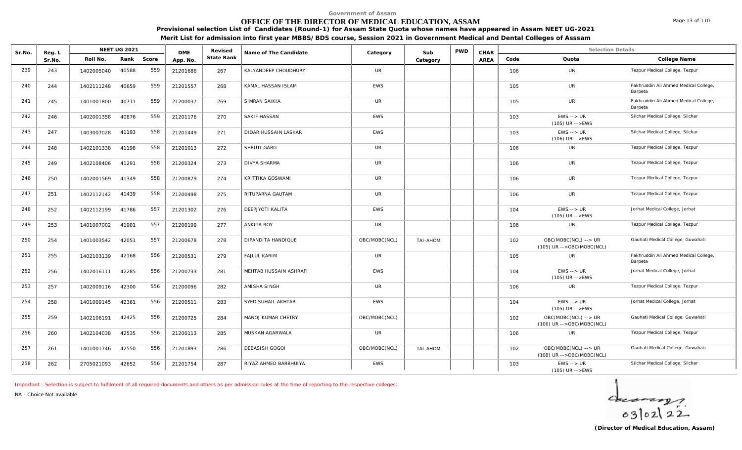Government of Assam

# OFFICE OF THE DIRECTOR OF MEDICAL EDUCATION, ASSAM

**Provisional selection List of Candidates (Round-1) for Assam State Quota whose names have appeared in Assam NEET UG-2021**

**Merit List for admission into first year MBBS/BDS course, Session 2021 in Government Medical and Dental Colleges of Asssam**

| Sr.No. | Reg. L Sr.No. | NEET UG 2021 Roll No. | Rank | Score | DME App. No. | Revised State Rank | Name of The Candidate | Category | Sub Category | PWD | CHAR AREA | Code | Quota | College Name |
|---|---|---|---|---|---|---|---|---|---|---|---|---|---|---|
| 239 | 243 | 1402005040 | 40588 | 559 | 21201686 | 267 | KALYANDEEP CHOUDHURY | UR | | | | 106 | UR | Tezpur Medical College, Tezpur |
| 240 | 244 | 1402111248 | 40659 | 559 | 21201557 | 268 | KAMAL HASSAN ISLAM | EWS | | | | 105 | UR | Fakhruddin Ali Ahmed Medical College, Barpeta |
| 241 | 245 | 1401001800 | 40711 | 559 | 21200037 | 269 | SIMRAN SAIKIA | UR | | | | 105 | UR | Fakhruddin Ali Ahmed Medical College, Barpeta |
| 242 | 246 | 1402001358 | 40876 | 559 | 21201176 | 270 | SAKIF HASSAN | EWS | | | | 103 | EWS --> UR (105) UR -->EWS | Silchar Medical College, Silchar |
| 243 | 247 | 1403007028 | 41193 | 558 | 21201449 | 271 | DIDAR HUSSAIN LASKAR | EWS | | | | 103 | EWS --> UR (106) UR -->EWS | Silchar Medical College, Silchar |
| 244 | 248 | 1402101338 | 41198 | 558 | 21201013 | 272 | SHRUTI GARG | UR | | | | 106 | UR | Tezpur Medical College, Tezpur |
| 245 | 249 | 1402108406 | 41291 | 558 | 21200324 | 273 | DIVYA SHARMA | UR | | | | 106 | UR | Tezpur Medical College, Tezpur |
| 246 | 250 | 1402001569 | 41349 | 558 | 21200879 | 274 | KRITTIKA GOSWAMI | UR | | | | 106 | UR | Tezpur Medical College, Tezpur |
| 247 | 251 | 1402112142 | 41439 | 558 | 21200498 | 275 | RITUPARNA GAUTAM | UR | | | | 106 | UR | Tezpur Medical College, Tezpur |
| 248 | 252 | 1402112199 | 41786 | 557 | 21201302 | 276 | DEEPJYOTI KALITA | EWS | | | | 104 | EWS --> UR (105) UR -->EWS | Jorhat Medical College, Jorhat |
| 249 | 253 | 1401007002 | 41901 | 557 | 21200199 | 277 | ANKITA ROY | UR | | | | 106 | UR | Tezpur Medical College, Tezpur |
| 250 | 254 | 1401003542 | 42051 | 557 | 21200678 | 278 | DIPANDITA HANDIQUE | OBC/MOBC(NCL) | TAI-AHOM | | | 102 | OBC/MOBC(NCL) --> UR (105) UR -->OBC/MOBC(NCL) | Gauhati Medical College, Guwahati |
| 251 | 255 | 1402103139 | 42168 | 556 | 21200531 | 279 | FAJLUL KARIM | UR | | | | 105 | UR | Fakhruddin Ali Ahmed Medical College, Barpeta |
| 252 | 256 | 1402016111 | 42285 | 556 | 21200733 | 281 | MEHTAB HUSSAIN ASHRAFI | EWS | | | | 104 | EWS --> UR (105) UR -->EWS | Jorhat Medical College, Jorhat |
| 253 | 257 | 1402009116 | 42300 | 556 | 21200096 | 282 | AMISHA SINGH | UR | | | | 106 | UR | Tezpur Medical College, Tezpur |
| 254 | 258 | 1401009145 | 42361 | 556 | 21200511 | 283 | SYED SUHAIL AKHTAR | EWS | | | | 104 | EWS --> UR (105) UR -->EWS | Jorhat Medical College, Jorhat |
| 255 | 259 | 1402106191 | 42425 | 556 | 21200725 | 284 | MANOJ KUMAR CHETRY | OBC/MOBC(NCL) | | | | 102 | OBC/MOBC(NCL) --> UR (106) UR -->OBC/MOBC(NCL) | Gauhati Medical College, Guwahati |
| 256 | 260 | 1402104038 | 42535 | 556 | 21200113 | 285 | MUSKAN AGARWALA | UR | | | | 106 | UR | Tezpur Medical College, Tezpur |
| 257 | 261 | 1401001746 | 42550 | 556 | 21201893 | 286 | DEBASISH GOGOI | OBC/MOBC(NCL) | TAI-AHOM | | | 102 | OBC/MOBC(NCL) --> UR (108) UR -->OBC/MOBC(NCL) | Gauhati Medical College, Guwahati |
| 258 | 262 | 2705021093 | 42652 | 556 | 21201754 | 287 | RIYAZ AHMED BARBHUIYA | EWS | | | | 103 | EWS --> UR (105) UR -->EWS | Silchar Medical College, Silchar |

Important : Selection is subject to fulfilment of all required documents and others as per admission rules at the time of reporting to the respective colleges.

NA - Choice Not available

03/02/22

**(Director of Medical Education, Assam)**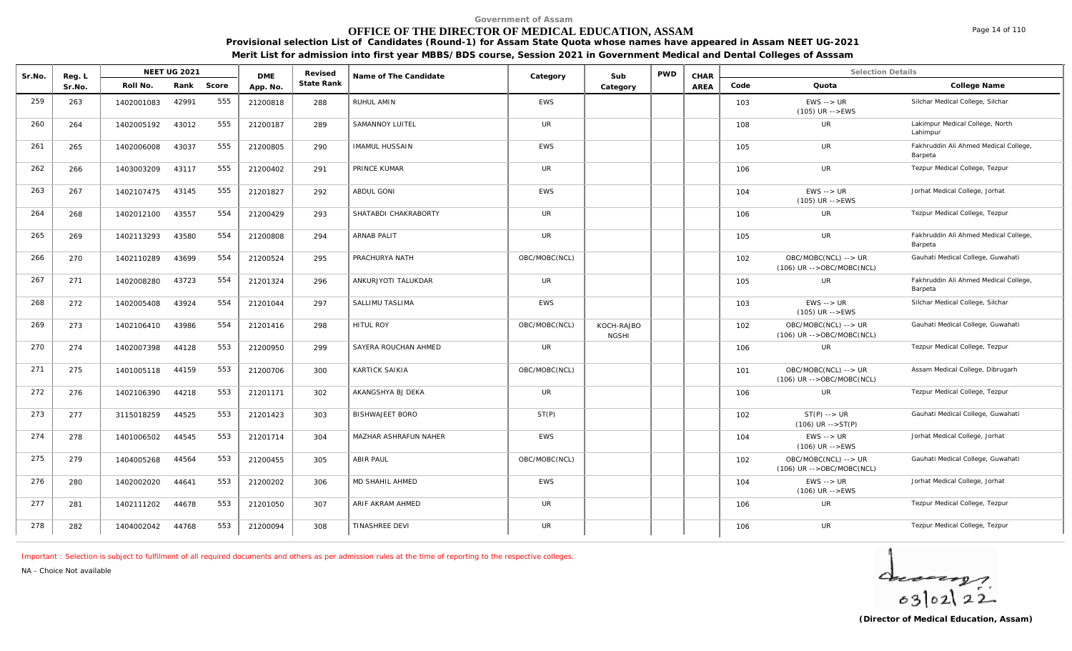Government of Assam

# OFFICE OF THE DIRECTOR OF MEDICAL EDUCATION, ASSAM

**Provisional selection List of Candidates (Round-1) for Assam State Quota whose names have appeared in Assam NEET UG-2021**

**Merit List for admission into first year MBBS/BDS course, Session 2021 in Government Medical and Dental Colleges of Asssam**

| Sr.No. | Reg. L Sr.No. | NEET UG 2021 Roll No. | Rank | Score | DME App. No. | Revised State Rank | Name of The Candidate | Category | Sub Category | PWD | CHAR AREA | Code | Quota | College Name |
|---|---|---|---|---|---|---|---|---|---|---|---|---|---|---|
| 259 | 263 | 1402001083 | 42991 | 555 | 21200818 | 288 | RUHUL AMIN | EWS | | | | 103 | EWS --> UR (105) UR -->EWS | Silchar Medical College, Silchar |
| 260 | 264 | 1402005192 | 43012 | 555 | 21200187 | 289 | SAMANNOY LUITEL | UR | | | | 108 | UR | Lakimpur Medical College, North Lahimpur |
| 261 | 265 | 1402006008 | 43037 | 555 | 21200805 | 290 | IMAMUL HUSSAIN | EWS | | | | 105 | UR | Fakhruddin Ali Ahmed Medical College, Barpeta |
| 262 | 266 | 1403003209 | 43117 | 555 | 21200402 | 291 | PRINCE KUMAR | UR | | | | 106 | UR | Tezpur Medical College, Tezpur |
| 263 | 267 | 1402107475 | 43145 | 555 | 21201827 | 292 | ABDUL GONI | EWS | | | | 104 | EWS --> UR (105) UR -->EWS | Jorhat Medical College, Jorhat |
| 264 | 268 | 1402012100 | 43557 | 554 | 21200429 | 293 | SHATABDI CHAKRABORTY | UR | | | | 106 | UR | Tezpur Medical College, Tezpur |
| 265 | 269 | 1402113293 | 43580 | 554 | 21200808 | 294 | ARNAB PALIT | UR | | | | 105 | UR | Fakhruddin Ali Ahmed Medical College, Barpeta |
| 266 | 270 | 1402110289 | 43699 | 554 | 21200524 | 295 | PRACHURYA NATH | OBC/MOBC(NCL) | | | | 102 | OBC/MOBC(NCL) --> UR (106) UR -->OBC/MOBC(NCL) | Gauhati Medical College, Guwahati |
| 267 | 271 | 1402008280 | 43723 | 554 | 21201324 | 296 | ANKURJYOTI TALUKDAR | UR | | | | 105 | UR | Fakhruddin Ali Ahmed Medical College, Barpeta |
| 268 | 272 | 1402005408 | 43924 | 554 | 21201044 | 297 | SALLIMU TASLIMA | EWS | | | | 103 | EWS --> UR (105) UR -->EWS | Silchar Medical College, Silchar |
| 269 | 273 | 1402106410 | 43986 | 554 | 21201416 | 298 | HITUL ROY | OBC/MOBC(NCL) | KOCH-RAJBO NGSHI | | | 102 | OBC/MOBC(NCL) --> UR (106) UR -->OBC/MOBC(NCL) | Gauhati Medical College, Guwahati |
| 270 | 274 | 1402007398 | 44128 | 553 | 21200950 | 299 | SAYERA ROUCHAN AHMED | UR | | | | 106 | UR | Tezpur Medical College, Tezpur |
| 271 | 275 | 1401005118 | 44159 | 553 | 21200706 | 300 | KARTICK SAIKIA | OBC/MOBC(NCL) | | | | 101 | OBC/MOBC(NCL) --> UR (106) UR -->OBC/MOBC(NCL) | Assam Medical College, Dibrugarh |
| 272 | 276 | 1402106390 | 44218 | 553 | 21201171 | 302 | AKANGSHYA BJ DEKA | UR | | | | 106 | UR | Tezpur Medical College, Tezpur |
| 273 | 277 | 3115018259 | 44525 | 553 | 21201423 | 303 | BISHWAJEET BORO | ST(P) | | | | 102 | ST(P) --> UR (106) UR -->ST(P) | Gauhati Medical College, Guwahati |
| 274 | 278 | 1401006502 | 44545 | 553 | 21201714 | 304 | MAZHAR ASHRAFUN NAHER | EWS | | | | 104 | EWS --> UR (106) UR -->EWS | Jorhat Medical College, Jorhat |
| 275 | 279 | 1404005268 | 44564 | 553 | 21200455 | 305 | ABIR PAUL | OBC/MOBC(NCL) | | | | 102 | OBC/MOBC(NCL) --> UR (106) UR -->OBC/MOBC(NCL) | Gauhati Medical College, Guwahati |
| 276 | 280 | 1402002020 | 44641 | 553 | 21200202 | 306 | MD SHAHIL AHMED | EWS | | | | 104 | EWS --> UR (106) UR -->EWS | Jorhat Medical College, Jorhat |
| 277 | 281 | 1402111202 | 44678 | 553 | 21201050 | 307 | ARIF AKRAM AHMED | UR | | | | 106 | UR | Tezpur Medical College, Tezpur |
| 278 | 282 | 1404002042 | 44768 | 553 | 21200094 | 308 | TINASHREE DEVI | UR | | | | 106 | UR | Tezpur Medical College, Tezpur |

Important : Selection is subject to fulfilment of all required documents and others as per admission rules at the time of reporting to the respective colleges.

NA - Choice Not available

03/02/22

**(Director of Medical Education, Assam)**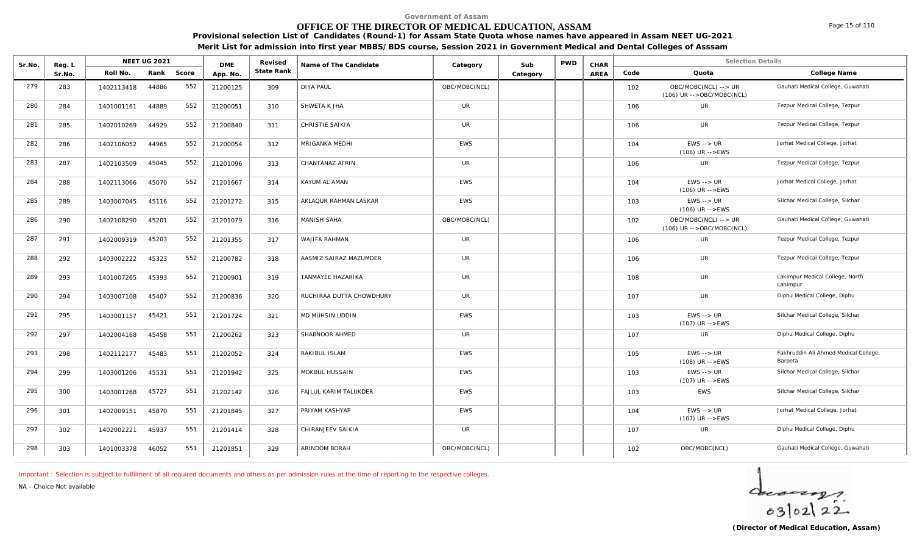Government of Assam

# OFFICE OF THE DIRECTOR OF MEDICAL EDUCATION, ASSAM

**Provisional selection List of Candidates (Round-1) for Assam State Quota whose names have appeared in Assam NEET UG-2021**

**Merit List for admission into first year MBBS/BDS course, Session 2021 in Government Medical and Dental Colleges of Asssam**

| Sr.No. | Reg. L Sr.No. | NEET UG 2021 Roll No. | Rank | Score | DME App. No. | Revised State Rank | Name of The Candidate | Category | Sub Category | PWD | CHAR AREA | Code | Quota | College Name |
|---|---|---|---|---|---|---|---|---|---|---|---|---|---|---|
| 279 | 283 | 1402113418 | 44886 | 552 | 21200125 | 309 | DIYA PAUL | OBC/MOBC(NCL) | | | | 102 | OBC/MOBC(NCL) --> UR (106) UR -->OBC/MOBC(NCL) | Gauhati Medical College, Guwahati |
| 280 | 284 | 1401001161 | 44889 | 552 | 21200051 | 310 | SHWETA K JHA | UR | | | | 106 | UR | Tezpur Medical College, Tezpur |
| 281 | 285 | 1402010269 | 44929 | 552 | 21200840 | 311 | CHRISTIE SAIKIA | UR | | | | 106 | UR | Tezpur Medical College, Tezpur |
| 282 | 286 | 1402106052 | 44965 | 552 | 21200054 | 312 | MRIGANKA MEDHI | EWS | | | | 104 | EWS --> UR (106) UR -->EWS | Jorhat Medical College, Jorhat |
| 283 | 287 | 1402103509 | 45045 | 552 | 21201096 | 313 | CHANTANAZ AFRIN | UR | | | | 106 | UR | Tezpur Medical College, Tezpur |
| 284 | 288 | 1402113066 | 45070 | 552 | 21201667 | 314 | KAYUM AL AMAN | EWS | | | | 104 | EWS --> UR (106) UR -->EWS | Jorhat Medical College, Jorhat |
| 285 | 289 | 1403007045 | 45116 | 552 | 21201272 | 315 | AKLAQUR RAHMAN LASKAR | EWS | | | | 103 | EWS --> UR (106) UR -->EWS | Silchar Medical College, Silchar |
| 286 | 290 | 1402108290 | 45201 | 552 | 21201079 | 316 | MANISH SAHA | OBC/MOBC(NCL) | | | | 102 | OBC/MOBC(NCL) --> UR (106) UR -->OBC/MOBC(NCL) | Gauhati Medical College, Guwahati |
| 287 | 291 | 1402009319 | 45203 | 552 | 21201355 | 317 | WAJIFA RAHMAN | UR | | | | 106 | UR | Tezpur Medical College, Tezpur |
| 288 | 292 | 1403002222 | 45323 | 552 | 21200782 | 318 | AASMIZ SAIRAZ MAZUMDER | UR | | | | 106 | UR | Tezpur Medical College, Tezpur |
| 289 | 293 | 1401007265 | 45393 | 552 | 21200901 | 319 | TANMAYEE HAZARIKA | UR | | | | 108 | UR | Lakimpur Medical College, North Lahimpur |
| 290 | 294 | 1403007108 | 45407 | 552 | 21200836 | 320 | RUCHIRAA DUTTA CHOWDHURY | UR | | | | 107 | UR | Diphu Medical College, Diphu |
| 291 | 295 | 1403001157 | 45421 | 551 | 21201724 | 321 | MD MUHSIN UDDIN | EWS | | | | 103 | EWS --> UR (107) UR -->EWS | Silchar Medical College, Silchar |
| 292 | 297 | 1402004168 | 45458 | 551 | 21200262 | 323 | SHABNOOR AHMED | UR | | | | 107 | UR | Diphu Medical College, Diphu |
| 293 | 298 | 1402112177 | 45483 | 551 | 21202052 | 324 | RAKIBUL ISLAM | EWS | | | | 105 | EWS --> UR (108) UR -->EWS | Fakhruddin Ali Ahmed Medical College, Barpeta |
| 294 | 299 | 1403001206 | 45531 | 551 | 21201942 | 325 | MOKBUL HUSSAIN | EWS | | | | 103 | EWS --> UR (107) UR -->EWS | Silchar Medical College, Silchar |
| 295 | 300 | 1403001268 | 45727 | 551 | 21202142 | 326 | FAJLUL KARIM TALUKDER | EWS | | | | 103 | EWS | Silchar Medical College, Silchar |
| 296 | 301 | 1402009151 | 45870 | 551 | 21201845 | 327 | PRIYAM KASHYAP | EWS | | | | 104 | EWS --> UR (107) UR -->EWS | Jorhat Medical College, Jorhat |
| 297 | 302 | 1402002221 | 45937 | 551 | 21201414 | 328 | CHIRANJEEV SAIKIA | UR | | | | 107 | UR | Diphu Medical College, Diphu |
| 298 | 303 | 1401003378 | 46052 | 551 | 21201851 | 329 | ARINDOM BORAH | OBC/MOBC(NCL) | | | | 102 | OBC/MOBC(NCL) | Gauhati Medical College, Guwahati |

Important : Selection is subject to fulfilment of all required documents and others as per admission rules at the time of reporting to the respective colleges.

NA - Choice Not available

03/02/22

**(Director of Medical Education, Assam)**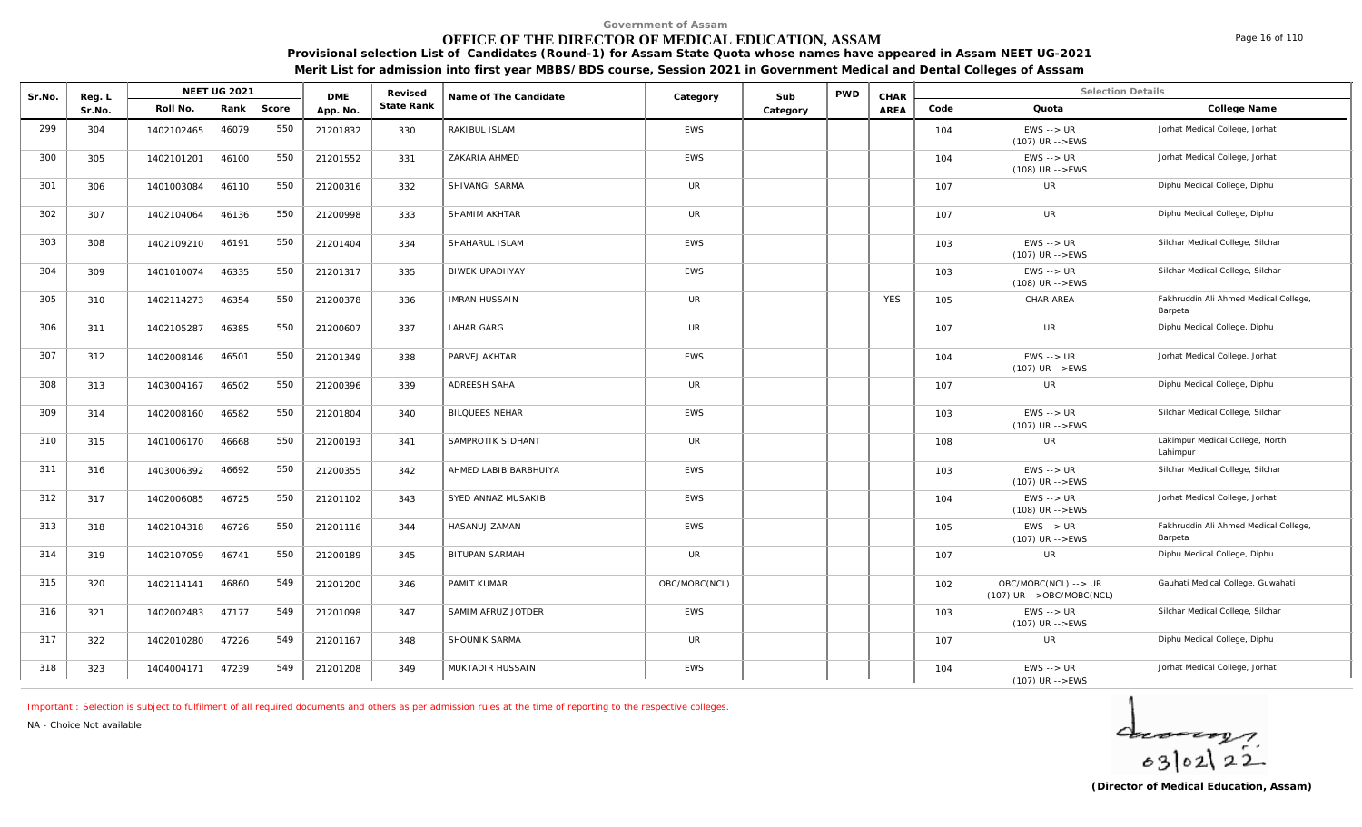Government of Assam

# OFFICE OF THE DIRECTOR OF MEDICAL EDUCATION, ASSAM

**Provisional selection List of Candidates (Round-1) for Assam State Quota whose names have appeared in Assam NEET UG-2021**

**Merit List for admission into first year MBBS/BDS course, Session 2021 in Government Medical and Dental Colleges of Asssam**

| Sr.No. | Reg. L Sr.No. | NEET UG 2021 Roll No. | Rank | Score | DME App. No. | Revised State Rank | Name of The Candidate | Category | Sub Category | PWD | CHAR AREA | Code | Quota | College Name |
|---|---|---|---|---|---|---|---|---|---|---|---|---|---|---|
| 299 | 304 | 1402102465 | 46079 | 550 | 21201832 | 330 | RAKIBUL ISLAM | EWS | | | | 104 | EWS --> UR (107) UR -->EWS | Jorhat Medical College, Jorhat |
| 300 | 305 | 1402101201 | 46100 | 550 | 21201552 | 331 | ZAKARIA AHMED | EWS | | | | 104 | EWS --> UR (108) UR -->EWS | Jorhat Medical College, Jorhat |
| 301 | 306 | 1401003084 | 46110 | 550 | 21200316 | 332 | SHIVANGI SARMA | UR | | | | 107 | UR | Diphu Medical College, Diphu |
| 302 | 307 | 1402104064 | 46136 | 550 | 21200998 | 333 | SHAMIM AKHTAR | UR | | | | 107 | UR | Diphu Medical College, Diphu |
| 303 | 308 | 1402109210 | 46191 | 550 | 21201404 | 334 | SHAHARUL ISLAM | EWS | | | | 103 | EWS --> UR (107) UR -->EWS | Silchar Medical College, Silchar |
| 304 | 309 | 1401010074 | 46335 | 550 | 21201317 | 335 | BIWEK UPADHYAY | EWS | | | | 103 | EWS --> UR (108) UR -->EWS | Silchar Medical College, Silchar |
| 305 | 310 | 1402114273 | 46354 | 550 | 21200378 | 336 | IMRAN HUSSAIN | UR | | | YES | 105 | CHAR AREA | Fakhruddin Ali Ahmed Medical College, Barpeta |
| 306 | 311 | 1402105287 | 46385 | 550 | 21200607 | 337 | LAHAR GARG | UR | | | | 107 | UR | Diphu Medical College, Diphu |
| 307 | 312 | 1402008146 | 46501 | 550 | 21201349 | 338 | PARVEJ AKHTAR | EWS | | | | 104 | EWS --> UR (107) UR -->EWS | Jorhat Medical College, Jorhat |
| 308 | 313 | 1403004167 | 46502 | 550 | 21200396 | 339 | ADREESH SAHA | UR | | | | 107 | UR | Diphu Medical College, Diphu |
| 309 | 314 | 1402008160 | 46582 | 550 | 21201804 | 340 | BILQUEES NEHAR | EWS | | | | 103 | EWS --> UR (107) UR -->EWS | Silchar Medical College, Silchar |
| 310 | 315 | 1401006170 | 46668 | 550 | 21200193 | 341 | SAMPROTIK SIDHANT | UR | | | | 108 | UR | Lakimpur Medical College, North Lahimpur |
| 311 | 316 | 1403006392 | 46692 | 550 | 21200355 | 342 | AHMED LABIB BARBHUIYA | EWS | | | | 103 | EWS --> UR (107) UR -->EWS | Silchar Medical College, Silchar |
| 312 | 317 | 1402006085 | 46725 | 550 | 21201102 | 343 | SYED ANNAZ MUSAKIB | EWS | | | | 104 | EWS --> UR (108) UR -->EWS | Jorhat Medical College, Jorhat |
| 313 | 318 | 1402104318 | 46726 | 550 | 21201116 | 344 | HASANUJ ZAMAN | EWS | | | | 105 | EWS --> UR (107) UR -->EWS | Fakhruddin Ali Ahmed Medical College, Barpeta |
| 314 | 319 | 1402107059 | 46741 | 550 | 21200189 | 345 | BITUPAN SARMAH | UR | | | | 107 | UR | Diphu Medical College, Diphu |
| 315 | 320 | 1402114141 | 46860 | 549 | 21201200 | 346 | PAMIT KUMAR | OBC/MOBC(NCL) | | | | 102 | OBC/MOBC(NCL) --> UR (107) UR -->OBC/MOBC(NCL) | Gauhati Medical College, Guwahati |
| 316 | 321 | 1402002483 | 47177 | 549 | 21201098 | 347 | SAMIM AFRUZ JOTDER | EWS | | | | 103 | EWS --> UR (107) UR -->EWS | Silchar Medical College, Silchar |
| 317 | 322 | 1402010280 | 47226 | 549 | 21201167 | 348 | SHOUNIK SARMA | UR | | | | 107 | UR | Diphu Medical College, Diphu |
| 318 | 323 | 1404004171 | 47239 | 549 | 21201208 | 349 | MUKTADIR HUSSAIN | EWS | | | | 104 | EWS --> UR (107) UR -->EWS | Jorhat Medical College, Jorhat |

Important : Selection is subject to fulfilment of all required documents and others as per admission rules at the time of reporting to the respective colleges.

NA - Choice Not available

03/02/22

**(Director of Medical Education, Assam)**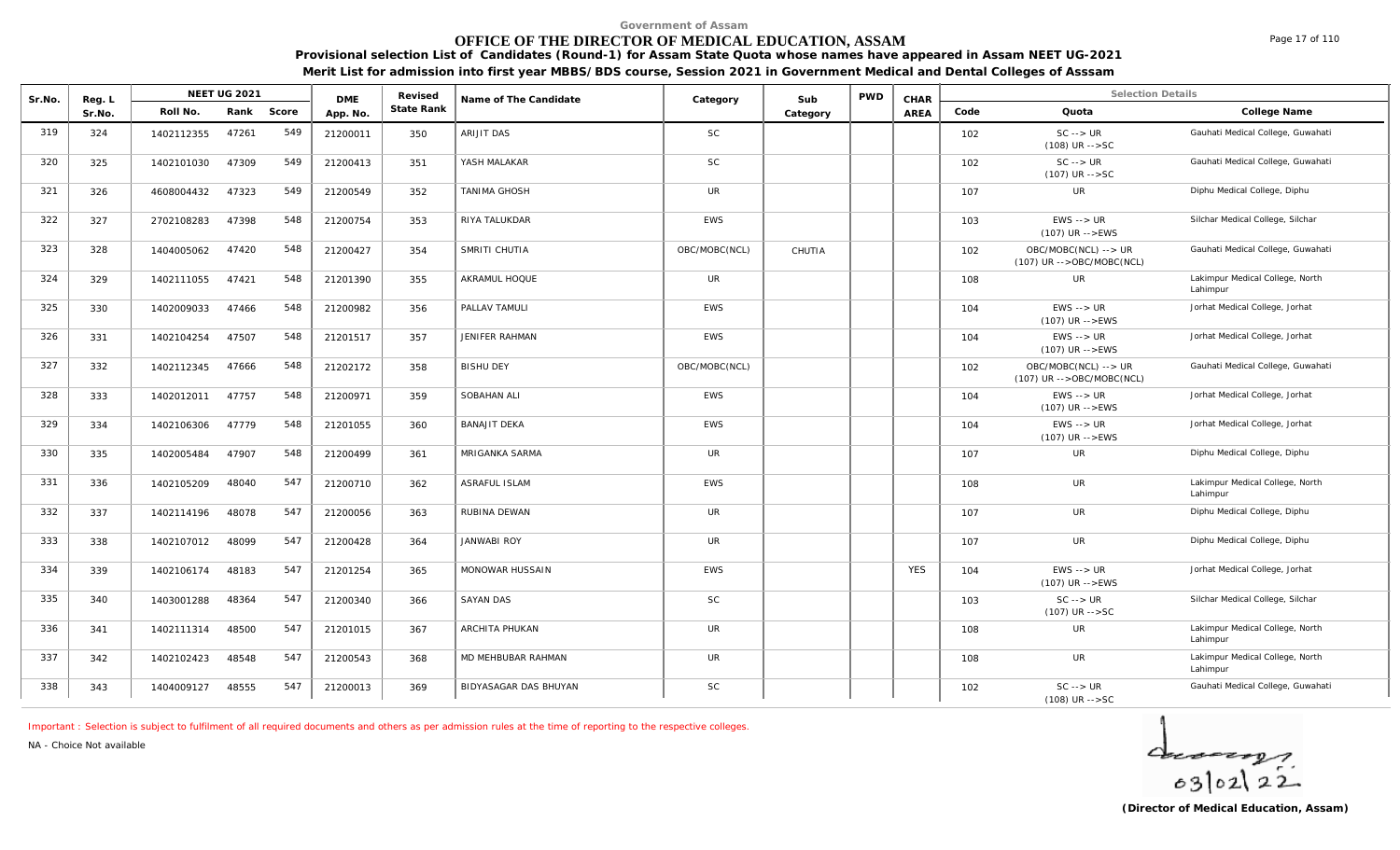Government of Assam

# OFFICE OF THE DIRECTOR OF MEDICAL EDUCATION, ASSAM

**Provisional selection List of Candidates (Round-1) for Assam State Quota whose names have appeared in Assam NEET UG-2021**

**Merit List for admission into first year MBBS/BDS course, Session 2021 in Government Medical and Dental Colleges of Asssam**

| Sr.No. | Reg. L Sr.No. | NEET UG 2021 Roll No. | Rank | Score | DME App. No. | Revised State Rank | Name of The Candidate | Category | Sub Category | PWD | CHAR AREA | Code | Quota | College Name |
|---|---|---|---|---|---|---|---|---|---|---|---|---|---|---|
| 319 | 324 | 1402112355 | 47261 | 549 | 21200011 | 350 | ARIJIT DAS | SC | | | | 102 | SC --> UR (108) UR -->SC | Gauhati Medical College, Guwahati |
| 320 | 325 | 1402101030 | 47309 | 549 | 21200413 | 351 | YASH MALAKAR | SC | | | | 102 | SC --> UR (107) UR -->SC | Gauhati Medical College, Guwahati |
| 321 | 326 | 4608004432 | 47323 | 549 | 21200549 | 352 | TANIMA GHOSH | UR | | | | 107 | UR | Diphu Medical College, Diphu |
| 322 | 327 | 2702108283 | 47398 | 548 | 21200754 | 353 | RIYA TALUKDAR | EWS | | | | 103 | EWS --> UR (107) UR -->EWS | Silchar Medical College, Silchar |
| 323 | 328 | 1404005062 | 47420 | 548 | 21200427 | 354 | SMRITI CHUTIA | OBC/MOBC(NCL) | CHUTIA | | | 102 | OBC/MOBC(NCL) --> UR (107) UR -->OBC/MOBC(NCL) | Gauhati Medical College, Guwahati |
| 324 | 329 | 1402111055 | 47421 | 548 | 21201390 | 355 | AKRAMUL HOQUE | UR | | | | 108 | UR | Lakimpur Medical College, North Lahimpur |
| 325 | 330 | 1402009033 | 47466 | 548 | 21200982 | 356 | PALLAV TAMULI | EWS | | | | 104 | EWS --> UR (107) UR -->EWS | Jorhat Medical College, Jorhat |
| 326 | 331 | 1402104254 | 47507 | 548 | 21201517 | 357 | JENIFER RAHMAN | EWS | | | | 104 | EWS --> UR (107) UR -->EWS | Jorhat Medical College, Jorhat |
| 327 | 332 | 1402112345 | 47666 | 548 | 21202172 | 358 | BISHU DEY | OBC/MOBC(NCL) | | | | 102 | OBC/MOBC(NCL) --> UR (107) UR -->OBC/MOBC(NCL) | Gauhati Medical College, Guwahati |
| 328 | 333 | 1402012011 | 47757 | 548 | 21200971 | 359 | SOBAHAN ALI | EWS | | | | 104 | EWS --> UR (107) UR -->EWS | Jorhat Medical College, Jorhat |
| 329 | 334 | 1402106306 | 47779 | 548 | 21201055 | 360 | BANAJIT DEKA | EWS | | | | 104 | EWS --> UR (107) UR -->EWS | Jorhat Medical College, Jorhat |
| 330 | 335 | 1402005484 | 47907 | 548 | 21200499 | 361 | MRIGANKA SARMA | UR | | | | 107 | UR | Diphu Medical College, Diphu |
| 331 | 336 | 1402105209 | 48040 | 547 | 21200710 | 362 | ASRAFUL ISLAM | EWS | | | | 108 | UR | Lakimpur Medical College, North Lahimpur |
| 332 | 337 | 1402114196 | 48078 | 547 | 21200056 | 363 | RUBINA DEWAN | UR | | | | 107 | UR | Diphu Medical College, Diphu |
| 333 | 338 | 1402107012 | 48099 | 547 | 21200428 | 364 | JANWABI ROY | UR | | | | 107 | UR | Diphu Medical College, Diphu |
| 334 | 339 | 1402106174 | 48183 | 547 | 21201254 | 365 | MONOWAR HUSSAIN | EWS | | | YES | 104 | EWS --> UR (107) UR -->EWS | Jorhat Medical College, Jorhat |
| 335 | 340 | 1403001288 | 48364 | 547 | 21200340 | 366 | SAYAN DAS | SC | | | | 103 | SC --> UR (107) UR -->SC | Silchar Medical College, Silchar |
| 336 | 341 | 1402111314 | 48500 | 547 | 21201015 | 367 | ARCHITA PHUKAN | UR | | | | 108 | UR | Lakimpur Medical College, North Lahimpur |
| 337 | 342 | 1402102423 | 48548 | 547 | 21200543 | 368 | MD MEHBUBAR RAHMAN | UR | | | | 108 | UR | Lakimpur Medical College, North Lahimpur |
| 338 | 343 | 1404009127 | 48555 | 547 | 21200013 | 369 | BIDYASAGAR DAS BHUYAN | SC | | | | 102 | SC --> UR (108) UR -->SC | Gauhati Medical College, Guwahati |

Important : Selection is subject to fulfilment of all required documents and others as per admission rules at the time of reporting to the respective colleges.

NA - Choice Not available

03/02/22

**(Director of Medical Education, Assam)**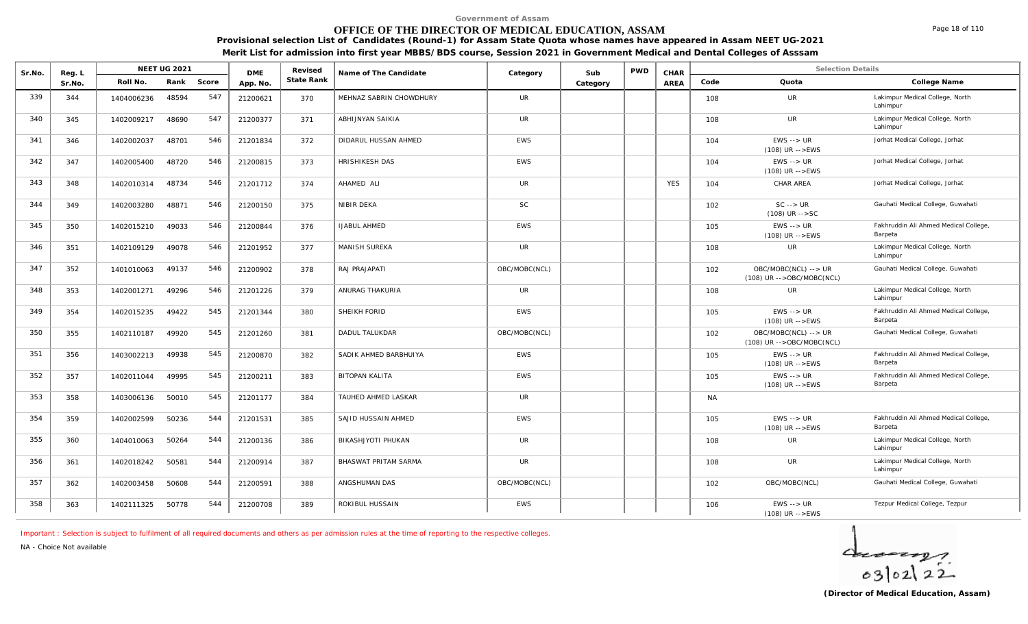Government of Assam

# OFFICE OF THE DIRECTOR OF MEDICAL EDUCATION, ASSAM

**Provisional selection List of Candidates (Round-1) for Assam State Quota whose names have appeared in Assam NEET UG-2021**

**Merit List for admission into first year MBBS/BDS course, Session 2021 in Government Medical and Dental Colleges of Asssam**

| Sr.No. | Reg. L Sr.No. | NEET UG 2021 Roll No. | Rank | Score | DME App. No. | Revised State Rank | Name of The Candidate | Category | Sub Category | PWD | CHAR AREA | Code | Quota | College Name |
|---|---|---|---|---|---|---|---|---|---|---|---|---|---|---|
| 339 | 344 | 1404006236 | 48594 | 547 | 21200621 | 370 | MEHNAZ SABRIN CHOWDHURY | UR | | | | 108 | UR | Lakimpur Medical College, North Lahimpur |
| 340 | 345 | 1402009217 | 48690 | 547 | 21200377 | 371 | ABHIJNYAN SAIKIA | UR | | | | 108 | UR | Lakimpur Medical College, North Lahimpur |
| 341 | 346 | 1402002037 | 48701 | 546 | 21201834 | 372 | DIDARUL HUSSAN AHMED | EWS | | | | 104 | EWS --> UR (108) UR -->EWS | Jorhat Medical College, Jorhat |
| 342 | 347 | 1402005400 | 48720 | 546 | 21200815 | 373 | HRISHIKESH DAS | EWS | | | | 104 | EWS --> UR (108) UR -->EWS | Jorhat Medical College, Jorhat |
| 343 | 348 | 1402010314 | 48734 | 546 | 21201712 | 374 | AHAMED ALI | UR | | | YES | 104 | CHAR AREA | Jorhat Medical College, Jorhat |
| 344 | 349 | 1402003280 | 48871 | 546 | 21200150 | 375 | NIBIR DEKA | SC | | | | 102 | SC --> UR (108) UR -->SC | Gauhati Medical College, Guwahati |
| 345 | 350 | 1402015210 | 49033 | 546 | 21200844 | 376 | IJABUL AHMED | EWS | | | | 105 | EWS --> UR (108) UR -->EWS | Fakhruddin Ali Ahmed Medical College, Barpeta |
| 346 | 351 | 1402109129 | 49078 | 546 | 21201952 | 377 | MANISH SUREKA | UR | | | | 108 | UR | Lakimpur Medical College, North Lahimpur |
| 347 | 352 | 1401010063 | 49137 | 546 | 21200902 | 378 | RAJ PRAJAPATI | OBC/MOBC(NCL) | | | | 102 | OBC/MOBC(NCL) --> UR (108) UR -->OBC/MOBC(NCL) | Gauhati Medical College, Guwahati |
| 348 | 353 | 1402001271 | 49296 | 546 | 21201226 | 379 | ANURAG THAKURIA | UR | | | | 108 | UR | Lakimpur Medical College, North Lahimpur |
| 349 | 354 | 1402015235 | 49422 | 545 | 21201344 | 380 | SHEIKH FORID | EWS | | | | 105 | EWS --> UR (108) UR -->EWS | Fakhruddin Ali Ahmed Medical College, Barpeta |
| 350 | 355 | 1402110187 | 49920 | 545 | 21201260 | 381 | DADUL TALUKDAR | OBC/MOBC(NCL) | | | | 102 | OBC/MOBC(NCL) --> UR (108) UR -->OBC/MOBC(NCL) | Gauhati Medical College, Guwahati |
| 351 | 356 | 1403002213 | 49938 | 545 | 21200870 | 382 | SADIK AHMED BARBHUIYA | EWS | | | | 105 | EWS --> UR (108) UR -->EWS | Fakhruddin Ali Ahmed Medical College, Barpeta |
| 352 | 357 | 1402011044 | 49995 | 545 | 21200211 | 383 | BITOPAN KALITA | EWS | | | | 105 | EWS --> UR (108) UR -->EWS | Fakhruddin Ali Ahmed Medical College, Barpeta |
| 353 | 358 | 1403006136 | 50010 | 545 | 21201177 | 384 | TAUHED AHMED LASKAR | UR | | | | NA | | |
| 354 | 359 | 1402002599 | 50236 | 544 | 21201531 | 385 | SAJID HUSSAIN AHMED | EWS | | | | 105 | EWS --> UR (108) UR -->EWS | Fakhruddin Ali Ahmed Medical College, Barpeta |
| 355 | 360 | 1404010063 | 50264 | 544 | 21200136 | 386 | BIKASHJYOTI PHUKAN | UR | | | | 108 | UR | Lakimpur Medical College, North Lahimpur |
| 356 | 361 | 1402018242 | 50581 | 544 | 21200914 | 387 | BHASWAT PRITAM SARMA | UR | | | | 108 | UR | Lakimpur Medical College, North Lahimpur |
| 357 | 362 | 1402003458 | 50608 | 544 | 21200591 | 388 | ANGSHUMAN DAS | OBC/MOBC(NCL) | | | | 102 | OBC/MOBC(NCL) | Gauhati Medical College, Guwahati |
| 358 | 363 | 1402111325 | 50778 | 544 | 21200708 | 389 | ROKIBUL HUSSAIN | EWS | | | | 106 | EWS --> UR (108) UR -->EWS | Tezpur Medical College, Tezpur |

Important : Selection is subject to fulfilment of all required documents and others as per admission rules at the time of reporting to the respective colleges.

NA - Choice Not available

03/02/22

**(Director of Medical Education, Assam)**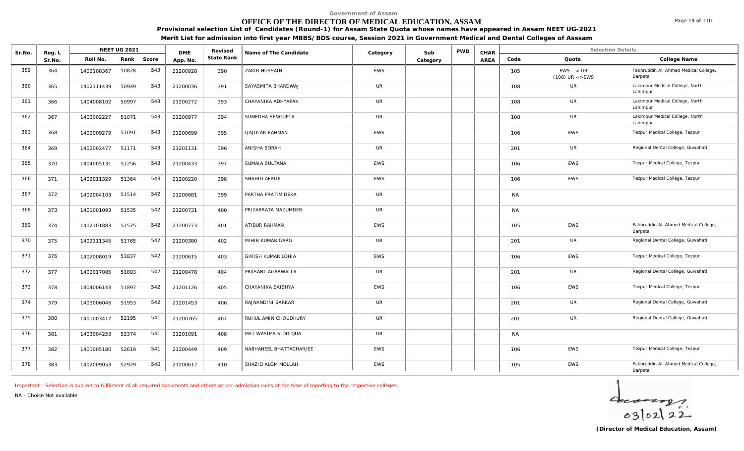Government of Assam

# OFFICE OF THE DIRECTOR OF MEDICAL EDUCATION, ASSAM

**Provisional selection List of Candidates (Round-1) for Assam State Quota whose names have appeared in Assam NEET UG-2021**

**Merit List for admission into first year MBBS/BDS course, Session 2021 in Government Medical and Dental Colleges of Asssam**

| Sr.No. | Reg. L Sr.No. | NEET UG 2021 | | | DME App. No. | Revised State Rank | Name of The Candidate | Category | Sub Category | PWD | CHAR AREA | Selection Details | | |
|---|---|---|---|---|---|---|---|---|---|---|---|---|---|---|
| | | Roll No. | Rank | Score | | | | | | | | Code | Quota | College Name |
| 359 | 364 | 1402108367 | 50828 | 543 | 21200928 | 390 | ZAKIR HUSSAIN | EWS | | | | 105 | EWS --> UR (108) UR -->EWS | Fakhruddin Ali Ahmed Medical College, Barpeta |
| 360 | 365 | 1402111439 | 50949 | 543 | 21200036 | 391 | SAYASMITA BHARDWAJ | UR | | | | 108 | UR | Lakimpur Medical College, North Lahimpur |
| 361 | 366 | 1404008102 | 50997 | 543 | 21200272 | 393 | CHAYANIKA ADHYAPAK | UR | | | | 108 | UR | Lakimpur Medical College, North Lahimpur |
| 362 | 367 | 1403002227 | 51071 | 543 | 21200977 | 394 | SUMEDHA SENGUPTA | UR | | | | 108 | UR | Lakimpur Medical College, North Lahimpur |
| 363 | 368 | 1402009279 | 51091 | 543 | 21200699 | 395 | IJAJULAR RAHMAN | EWS | | | | 106 | EWS | Tezpur Medical College, Tezpur |
| 364 | 369 | 1402002477 | 51171 | 543 | 21201131 | 396 | ANISHA BORAH | UR | | | | 201 | UR | Regional Dental College, Guwahati |
| 365 | 370 | 1404005131 | 51256 | 543 | 21200433 | 397 | SUMAIA SULTANA | EWS | | | | 106 | EWS | Tezpur Medical College, Tezpur |
| 366 | 371 | 1402011329 | 51364 | 543 | 21200220 | 398 | SHAHID AFRIDI | EWS | | | | 106 | EWS | Tezpur Medical College, Tezpur |
| 367 | 372 | 1402004103 | 51514 | 542 | 21200681 | 399 | PARTHA PRATIM DEKA | UR | | | | NA | | |
| 368 | 373 | 1401001093 | 51535 | 542 | 21200731 | 400 | PRIYABRATA MAZUMDER | UR | | | | NA | | |
| 369 | 374 | 1402101883 | 51575 | 542 | 21200773 | 401 | ATIBUR RAHMAN | EWS | | | | 105 | EWS | Fakhruddin Ali Ahmed Medical College, Barpeta |
| 370 | 375 | 1402111345 | 51765 | 542 | 21200380 | 402 | MIHIR KUMAR GARG | UR | | | | 201 | UR | Regional Dental College, Guwahati |
| 371 | 376 | 1402008019 | 51837 | 542 | 21200615 | 403 | GIRISH KUMAR LOHIA | EWS | | | | 106 | EWS | Tezpur Medical College, Tezpur |
| 372 | 377 | 1402017085 | 51893 | 542 | 21200478 | 404 | PRASANT AGARWALLA | UR | | | | 201 | UR | Regional Dental College, Guwahati |
| 373 | 378 | 1404006143 | 51897 | 542 | 21201126 | 405 | CHAYANIKA BAISHYA | EWS | | | | 106 | EWS | Tezpur Medical College, Tezpur |
| 374 | 379 | 1403006046 | 51953 | 542 | 21201453 | 406 | RAJNANDINI SARKAR | UR | | | | 201 | UR | Regional Dental College, Guwahati |
| 375 | 380 | 1401003417 | 52195 | 541 | 21200765 | 407 | RUHUL AMIN CHOUDHURY | UR | | | | 201 | UR | Regional Dental College, Guwahati |
| 376 | 381 | 1403004253 | 52374 | 541 | 21201091 | 408 | MST WASIMA SIDDIQUA | UR | | | | NA | | |
| 377 | 382 | 1401005180 | 52619 | 541 | 21200449 | 409 | NABHANEEL BHATTACHARJEE | EWS | | | | 106 | EWS | Tezpur Medical College, Tezpur |
| 378 | 383 | 1402009053 | 52929 | 540 | 21200612 | 410 | SHAZID ALOM MOLLAH | EWS | | | | 105 | EWS | Fakhruddin Ali Ahmed Medical College, Barpeta |

Important : Selection is subject to fulfilment of all required documents and others as per admission rules at the time of reporting to the respective colleges.

NA - Choice Not available

03/02/22

**(Director of Medical Education, Assam)**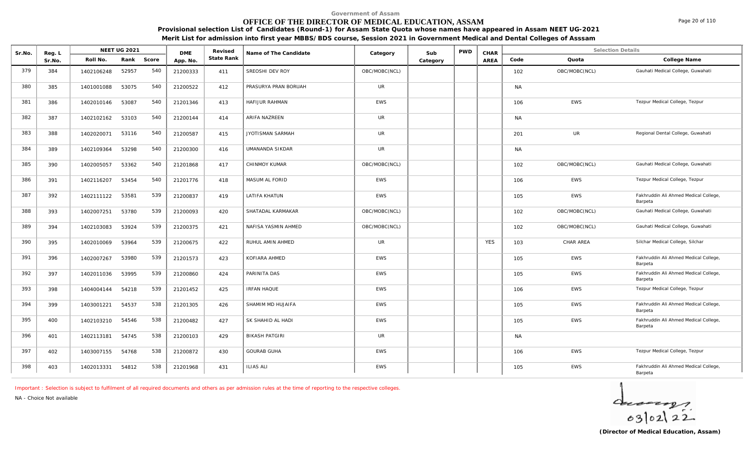Government of Assam

# OFFICE OF THE DIRECTOR OF MEDICAL EDUCATION, ASSAM

**Provisional selection List of Candidates (Round-1) for Assam State Quota whose names have appeared in Assam NEET UG-2021**

**Merit List for admission into first year MBBS/BDS course, Session 2021 in Government Medical and Dental Colleges of Asssam**

| Sr.No. | Reg. L Sr.No. | NEET UG 2021 Roll No. | Rank | Score | DME App. No. | Revised State Rank | Name of The Candidate | Category | Sub Category | PWD | CHAR AREA | Code | Quota | College Name |
|---|---|---|---|---|---|---|---|---|---|---|---|---|---|---|
| 379 | 384 | 1402106248 | 52957 | 540 | 21200333 | 411 | SREOSHI DEV ROY | OBC/MOBC(NCL) | | | | 102 | OBC/MOBC(NCL) | Gauhati Medical College, Guwahati |
| 380 | 385 | 1401001088 | 53075 | 540 | 21200522 | 412 | PRASURYA PRAN BORUAH | UR | | | | NA | | |
| 381 | 386 | 1402010146 | 53087 | 540 | 21201346 | 413 | HAFIJUR RAHMAN | EWS | | | | 106 | EWS | Tezpur Medical College, Tezpur |
| 382 | 387 | 1402102162 | 53103 | 540 | 21200144 | 414 | ARIFA NAZREEN | UR | | | | NA | | |
| 383 | 388 | 1402020071 | 53116 | 540 | 21200587 | 415 | JYOTISMAN SARMAH | UR | | | | 201 | UR | Regional Dental College, Guwahati |
| 384 | 389 | 1402109364 | 53298 | 540 | 21200300 | 416 | UMANANDA SIKDAR | UR | | | | NA | | |
| 385 | 390 | 1402005057 | 53362 | 540 | 21201868 | 417 | CHINMOY KUMAR | OBC/MOBC(NCL) | | | | 102 | OBC/MOBC(NCL) | Gauhati Medical College, Guwahati |
| 386 | 391 | 1402116207 | 53454 | 540 | 21201776 | 418 | MASUM AL FORID | EWS | | | | 106 | EWS | Tezpur Medical College, Tezpur |
| 387 | 392 | 1402111122 | 53581 | 539 | 21200837 | 419 | LATIFA KHATUN | EWS | | | | 105 | EWS | Fakhruddin Ali Ahmed Medical College, Barpeta |
| 388 | 393 | 1402007251 | 53780 | 539 | 21200093 | 420 | SHATADAL KARMAKAR | OBC/MOBC(NCL) | | | | 102 | OBC/MOBC(NCL) | Gauhati Medical College, Guwahati |
| 389 | 394 | 1402103083 | 53924 | 539 | 21200375 | 421 | NAFISA YASMIN AHMED | OBC/MOBC(NCL) | | | | 102 | OBC/MOBC(NCL) | Gauhati Medical College, Guwahati |
| 390 | 395 | 1402010069 | 53964 | 539 | 21200675 | 422 | RUHUL AMIN AHMED | UR | | | YES | 103 | CHAR AREA | Silchar Medical College, Silchar |
| 391 | 396 | 1402007267 | 53980 | 539 | 21201573 | 423 | KOFIARA AHMED | EWS | | | | 105 | EWS | Fakhruddin Ali Ahmed Medical College, Barpeta |
| 392 | 397 | 1402011036 | 53995 | 539 | 21200860 | 424 | PARINITA DAS | EWS | | | | 105 | EWS | Fakhruddin Ali Ahmed Medical College, Barpeta |
| 393 | 398 | 1404004144 | 54218 | 539 | 21201452 | 425 | IRFAN HAQUE | EWS | | | | 106 | EWS | Tezpur Medical College, Tezpur |
| 394 | 399 | 1403001221 | 54537 | 538 | 21201305 | 426 | SHAMIM MD HUJAIFA | EWS | | | | 105 | EWS | Fakhruddin Ali Ahmed Medical College, Barpeta |
| 395 | 400 | 1402103210 | 54546 | 538 | 21200482 | 427 | SK SHAHID AL HADI | EWS | | | | 105 | EWS | Fakhruddin Ali Ahmed Medical College, Barpeta |
| 396 | 401 | 1402113181 | 54745 | 538 | 21200103 | 429 | BIKASH PATGIRI | UR | | | | NA | | |
| 397 | 402 | 1403007155 | 54768 | 538 | 21200872 | 430 | GOURAB GUHA | EWS | | | | 106 | EWS | Tezpur Medical College, Tezpur |
| 398 | 403 | 1402013331 | 54812 | 538 | 21201968 | 431 | ILIAS ALI | EWS | | | | 105 | EWS | Fakhruddin Ali Ahmed Medical College, Barpeta |

Important : Selection is subject to fulfilment of all required documents and others as per admission rules at the time of reporting to the respective colleges.

NA - Choice Not available

03/02/22

**(Director of Medical Education, Assam)**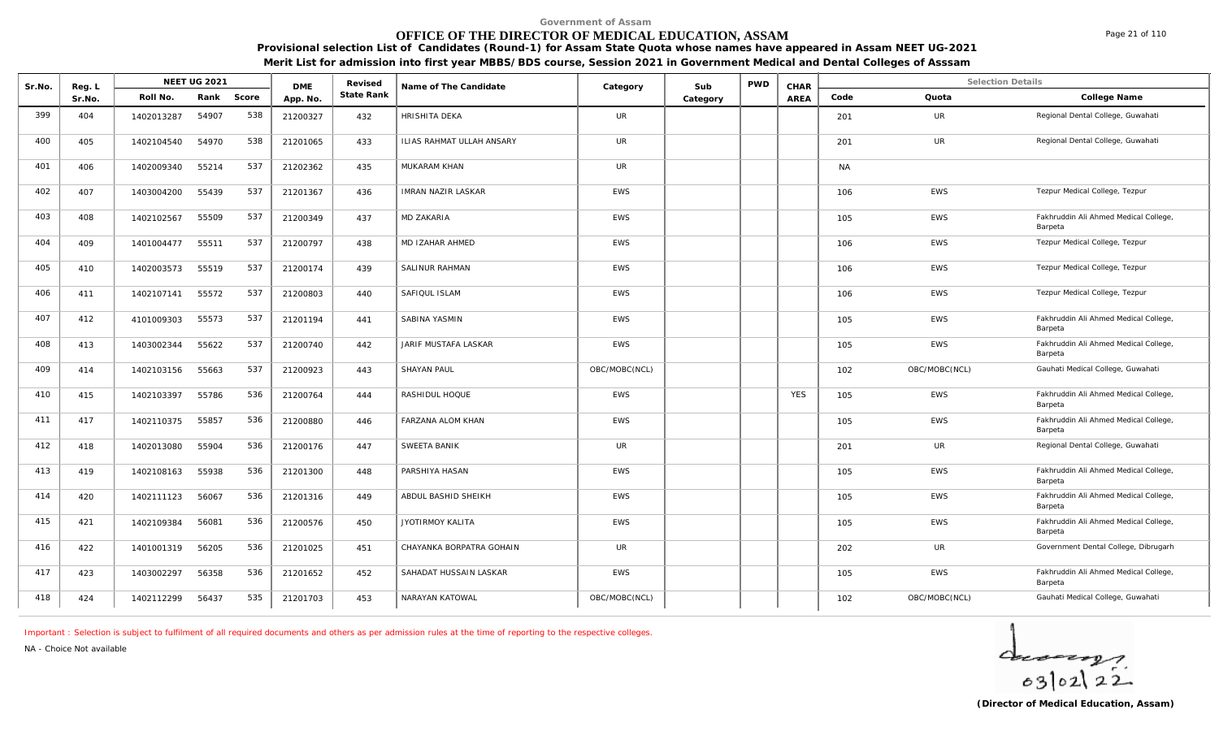Government of Assam

# OFFICE OF THE DIRECTOR OF MEDICAL EDUCATION, ASSAM

**Provisional selection List of Candidates (Round-1) for Assam State Quota whose names have appeared in Assam NEET UG-2021**

**Merit List for admission into first year MBBS/BDS course, Session 2021 in Government Medical and Dental Colleges of Asssam**

| Sr.No. | Reg. L Sr.No. | NEET UG 2021 Roll No. | Rank | Score | DME App. No. | Revised State Rank | Name of The Candidate | Category | Sub Category | PWD | CHAR AREA | Code | Quota | College Name |
|---|---|---|---|---|---|---|---|---|---|---|---|---|---|---|
| 399 | 404 | 1402013287 | 54907 | 538 | 21200327 | 432 | HRISHITA DEKA | UR | | | | 201 | UR | Regional Dental College, Guwahati |
| 400 | 405 | 1402104540 | 54970 | 538 | 21201065 | 433 | ILIAS RAHMAT ULLAH ANSARY | UR | | | | 201 | UR | Regional Dental College, Guwahati |
| 401 | 406 | 1402009340 | 55214 | 537 | 21202362 | 435 | MUKARAM KHAN | UR | | | | NA | | |
| 402 | 407 | 1403004200 | 55439 | 537 | 21201367 | 436 | IMRAN NAZIR LASKAR | EWS | | | | 106 | EWS | Tezpur Medical College, Tezpur |
| 403 | 408 | 1402102567 | 55509 | 537 | 21200349 | 437 | MD ZAKARIA | EWS | | | | 105 | EWS | Fakhruddin Ali Ahmed Medical College, Barpeta |
| 404 | 409 | 1401004477 | 55511 | 537 | 21200797 | 438 | MD IZAHAR AHMED | EWS | | | | 106 | EWS | Tezpur Medical College, Tezpur |
| 405 | 410 | 1402003573 | 55519 | 537 | 21200174 | 439 | SALINUR RAHMAN | EWS | | | | 106 | EWS | Tezpur Medical College, Tezpur |
| 406 | 411 | 1402107141 | 55572 | 537 | 21200803 | 440 | SAFIQUL ISLAM | EWS | | | | 106 | EWS | Tezpur Medical College, Tezpur |
| 407 | 412 | 4101009303 | 55573 | 537 | 21201194 | 441 | SABINA YASMIN | EWS | | | | 105 | EWS | Fakhruddin Ali Ahmed Medical College, Barpeta |
| 408 | 413 | 1403002344 | 55622 | 537 | 21200740 | 442 | JARIF MUSTAFA LASKAR | EWS | | | | 105 | EWS | Fakhruddin Ali Ahmed Medical College, Barpeta |
| 409 | 414 | 1402103156 | 55663 | 537 | 21200923 | 443 | SHAYAN PAUL | OBC/MOBC(NCL) | | | | 102 | OBC/MOBC(NCL) | Gauhati Medical College, Guwahati |
| 410 | 415 | 1402103397 | 55786 | 536 | 21200764 | 444 | RASHIDUL HOQUE | EWS | | | YES | 105 | EWS | Fakhruddin Ali Ahmed Medical College, Barpeta |
| 411 | 417 | 1402110375 | 55857 | 536 | 21200880 | 446 | FARZANA ALOM KHAN | EWS | | | | 105 | EWS | Fakhruddin Ali Ahmed Medical College, Barpeta |
| 412 | 418 | 1402013080 | 55904 | 536 | 21200176 | 447 | SWEETA BANIK | UR | | | | 201 | UR | Regional Dental College, Guwahati |
| 413 | 419 | 1402108163 | 55938 | 536 | 21201300 | 448 | PARSHIYA HASAN | EWS | | | | 105 | EWS | Fakhruddin Ali Ahmed Medical College, Barpeta |
| 414 | 420 | 1402111123 | 56067 | 536 | 21201316 | 449 | ABDUL BASHID SHEIKH | EWS | | | | 105 | EWS | Fakhruddin Ali Ahmed Medical College, Barpeta |
| 415 | 421 | 1402109384 | 56081 | 536 | 21200576 | 450 | JYOTIRMOY KALITA | EWS | | | | 105 | EWS | Fakhruddin Ali Ahmed Medical College, Barpeta |
| 416 | 422 | 1401001319 | 56205 | 536 | 21201025 | 451 | CHAYANKA BORPATRA GOHAIN | UR | | | | 202 | UR | Government Dental College, Dibrugarh |
| 417 | 423 | 1403002297 | 56358 | 536 | 21201652 | 452 | SAHADAT HUSSAIN LASKAR | EWS | | | | 105 | EWS | Fakhruddin Ali Ahmed Medical College, Barpeta |
| 418 | 424 | 1402112299 | 56437 | 535 | 21201703 | 453 | NARAYAN KATOWAL | OBC/MOBC(NCL) | | | | 102 | OBC/MOBC(NCL) | Gauhati Medical College, Guwahati |

Important : Selection is subject to fulfilment of all required documents and others as per admission rules at the time of reporting to the respective colleges.

NA - Choice Not available

03/02/22

**(Director of Medical Education, Assam)**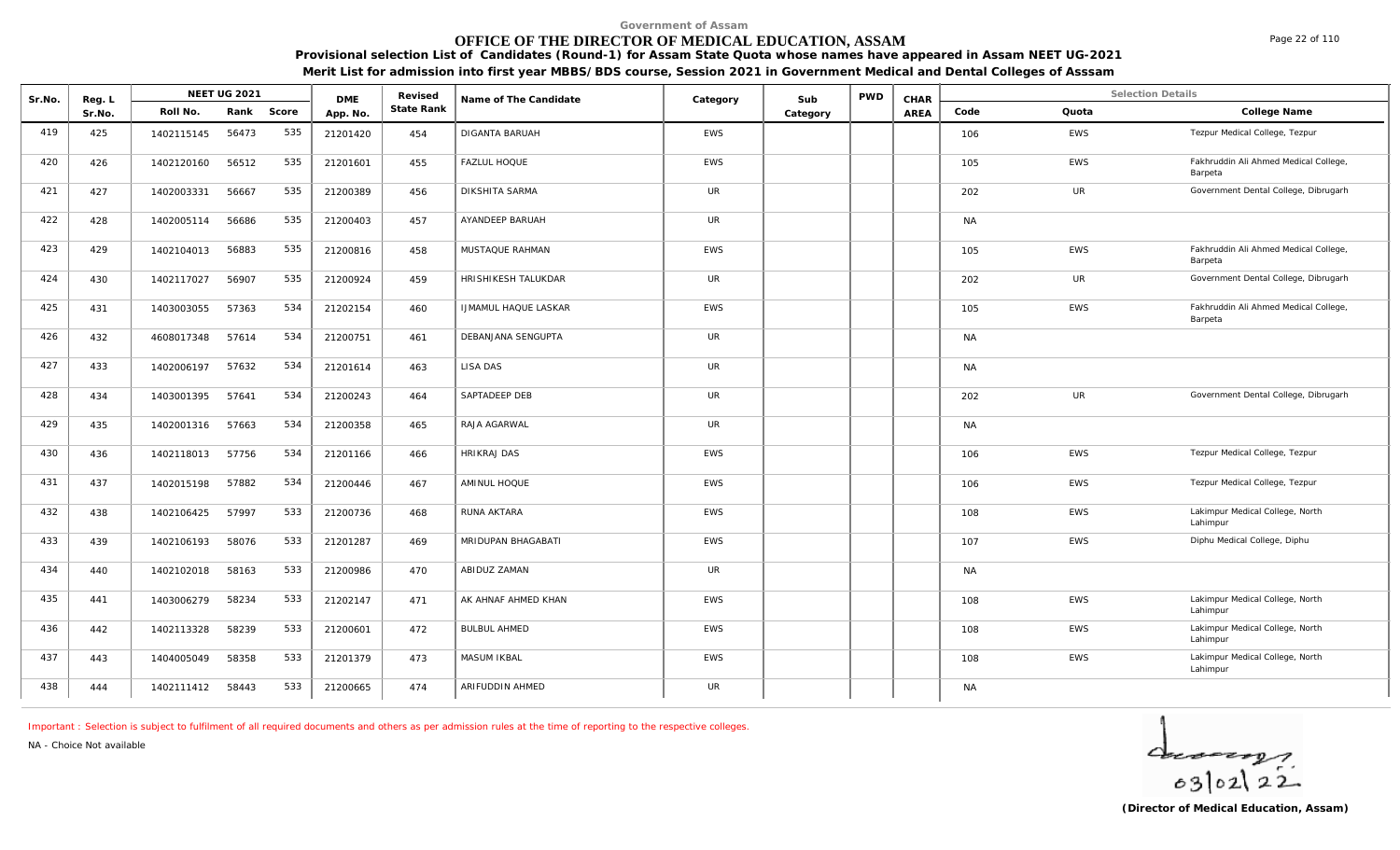Government of Assam

# OFFICE OF THE DIRECTOR OF MEDICAL EDUCATION, ASSAM

**Provisional selection List of Candidates (Round-1) for Assam State Quota whose names have appeared in Assam NEET UG-2021**

**Merit List for admission into first year MBBS/BDS course, Session 2021 in Government Medical and Dental Colleges of Asssam**

| Sr.No. | Reg. L Sr.No. | NEET UG 2021 | | | DME App. No. | Revised State Rank | Name of The Candidate | Category | Sub Category | PWD | CHAR AREA | Selection Details | | |
|---|---|---|---|---|---|---|---|---|---|---|---|---|---|---|
| | | Roll No. | Rank | Score | | | | | | | | Code | Quota | College Name |
| 419 | 425 | 1402115145 | 56473 | 535 | 21201420 | 454 | DIGANTA BARUAH | EWS | | | | 106 | EWS | Tezpur Medical College, Tezpur |
| 420 | 426 | 1402120160 | 56512 | 535 | 21201601 | 455 | FAZLUL HOQUE | EWS | | | | 105 | EWS | Fakhruddin Ali Ahmed Medical College, Barpeta |
| 421 | 427 | 1402003331 | 56667 | 535 | 21200389 | 456 | DIKSHITA SARMA | UR | | | | 202 | UR | Government Dental College, Dibrugarh |
| 422 | 428 | 1402005114 | 56686 | 535 | 21200403 | 457 | AYANDEEP BARUAH | UR | | | | NA | | |
| 423 | 429 | 1402104013 | 56883 | 535 | 21200816 | 458 | MUSTAQUE RAHMAN | EWS | | | | 105 | EWS | Fakhruddin Ali Ahmed Medical College, Barpeta |
| 424 | 430 | 1402117027 | 56907 | 535 | 21200924 | 459 | HRISHIKESH TALUKDAR | UR | | | | 202 | UR | Government Dental College, Dibrugarh |
| 425 | 431 | 1403003055 | 57363 | 534 | 21202154 | 460 | IJMAMUL HAQUE LASKAR | EWS | | | | 105 | EWS | Fakhruddin Ali Ahmed Medical College, Barpeta |
| 426 | 432 | 4608017348 | 57614 | 534 | 21200751 | 461 | DEBANJANA SENGUPTA | UR | | | | NA | | |
| 427 | 433 | 1402006197 | 57632 | 534 | 21201614 | 463 | LISA DAS | UR | | | | NA | | |
| 428 | 434 | 1403001395 | 57641 | 534 | 21200243 | 464 | SAPTADEEP DEB | UR | | | | 202 | UR | Government Dental College, Dibrugarh |
| 429 | 435 | 1402001316 | 57663 | 534 | 21200358 | 465 | RAJA AGARWAL | UR | | | | NA | | |
| 430 | 436 | 1402118013 | 57756 | 534 | 21201166 | 466 | HRIKRAJ DAS | EWS | | | | 106 | EWS | Tezpur Medical College, Tezpur |
| 431 | 437 | 1402015198 | 57882 | 534 | 21200446 | 467 | AMINUL HOQUE | EWS | | | | 106 | EWS | Tezpur Medical College, Tezpur |
| 432 | 438 | 1402106425 | 57997 | 533 | 21200736 | 468 | RUNA AKTARA | EWS | | | | 108 | EWS | Lakimpur Medical College, North Lahimpur |
| 433 | 439 | 1402106193 | 58076 | 533 | 21201287 | 469 | MRIDUPAN BHAGABATI | EWS | | | | 107 | EWS | Diphu Medical College, Diphu |
| 434 | 440 | 1402102018 | 58163 | 533 | 21200986 | 470 | ABIDUZ ZAMAN | UR | | | | NA | | |
| 435 | 441 | 1403006279 | 58234 | 533 | 21202147 | 471 | AK AHNAF AHMED KHAN | EWS | | | | 108 | EWS | Lakimpur Medical College, North Lahimpur |
| 436 | 442 | 1402113328 | 58239 | 533 | 21200601 | 472 | BULBUL AHMED | EWS | | | | 108 | EWS | Lakimpur Medical College, North Lahimpur |
| 437 | 443 | 1404005049 | 58358 | 533 | 21201379 | 473 | MASUM IKBAL | EWS | | | | 108 | EWS | Lakimpur Medical College, North Lahimpur |
| 438 | 444 | 1402111412 | 58443 | 533 | 21200665 | 474 | ARIFUDDIN AHMED | UR | | | | NA | | |

Important : Selection is subject to fulfilment of all required documents and others as per admission rules at the time of reporting to the respective colleges.

NA - Choice Not available

03/02/22

**(Director of Medical Education, Assam)**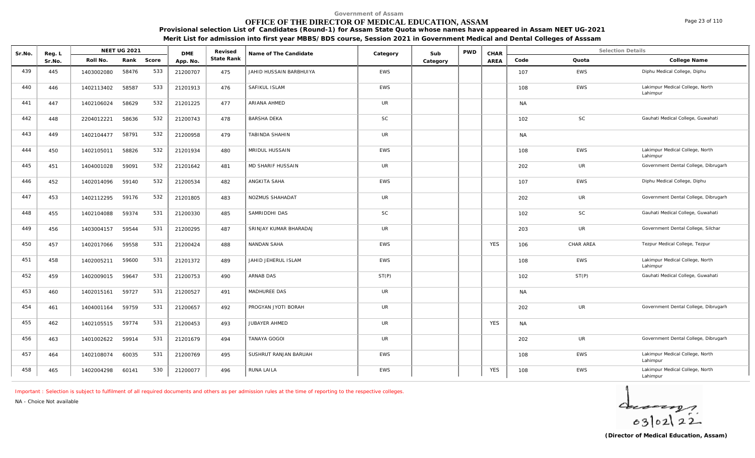Government of Assam

# OFFICE OF THE DIRECTOR OF MEDICAL EDUCATION, ASSAM

**Provisional selection List of Candidates (Round-1) for Assam State Quota whose names have appeared in Assam NEET UG-2021**

**Merit List for admission into first year MBBS/BDS course, Session 2021 in Government Medical and Dental Colleges of Asssam**

| Sr.No. | Reg. L Sr.No. | NEET UG 2021 Roll No. | Rank | Score | DME App. No. | Revised State Rank | Name of The Candidate | Category | Sub Category | PWD | CHAR AREA | Code | Quota | College Name |
|---|---|---|---|---|---|---|---|---|---|---|---|---|---|---|
| 439 | 445 | 1403002080 | 58476 | 533 | 21200707 | 475 | JAHID HUSSAIN BARBHUIYA | EWS | | | | 107 | EWS | Diphu Medical College, Diphu |
| 440 | 446 | 1402113402 | 58587 | 533 | 21201913 | 476 | SAFIKUL ISLAM | EWS | | | | 108 | EWS | Lakimpur Medical College, North Lahimpur |
| 441 | 447 | 1402106024 | 58629 | 532 | 21201225 | 477 | ARIANA AHMED | UR | | | | NA | | |
| 442 | 448 | 2204012221 | 58636 | 532 | 21200743 | 478 | BARSHA DEKA | SC | | | | 102 | SC | Gauhati Medical College, Guwahati |
| 443 | 449 | 1402104477 | 58791 | 532 | 21200958 | 479 | TABINDA SHAHIN | UR | | | | NA | | |
| 444 | 450 | 1402105011 | 58826 | 532 | 21201934 | 480 | MRIDUL HUSSAIN | EWS | | | | 108 | EWS | Lakimpur Medical College, North Lahimpur |
| 445 | 451 | 1404001028 | 59091 | 532 | 21201642 | 481 | MD SHARIF HUSSAIN | UR | | | | 202 | UR | Government Dental College, Dibrugarh |
| 446 | 452 | 1402014096 | 59140 | 532 | 21200534 | 482 | ANGKITA SAHA | EWS | | | | 107 | EWS | Diphu Medical College, Diphu |
| 447 | 453 | 1402112295 | 59176 | 532 | 21201805 | 483 | NOZMUS SHAHADAT | UR | | | | 202 | UR | Government Dental College, Dibrugarh |
| 448 | 455 | 1402104088 | 59374 | 531 | 21200330 | 485 | SAMRIDDHI DAS | SC | | | | 102 | SC | Gauhati Medical College, Guwahati |
| 449 | 456 | 1403004157 | 59544 | 531 | 21200295 | 487 | SRINJAY KUMAR BHARADAJ | UR | | | | 203 | UR | Government Dental College, Silchar |
| 450 | 457 | 1402017066 | 59558 | 531 | 21200424 | 488 | NANDAN SAHA | EWS | | | YES | 106 | CHAR AREA | Tezpur Medical College, Tezpur |
| 451 | 458 | 1402005211 | 59600 | 531 | 21201372 | 489 | JAHID JEHERUL ISLAM | EWS | | | | 108 | EWS | Lakimpur Medical College, North Lahimpur |
| 452 | 459 | 1402009015 | 59647 | 531 | 21200753 | 490 | ARNAB DAS | ST(P) | | | | 102 | ST(P) | Gauhati Medical College, Guwahati |
| 453 | 460 | 1402015161 | 59727 | 531 | 21200527 | 491 | MADHUREE DAS | UR | | | | NA | | |
| 454 | 461 | 1404001164 | 59759 | 531 | 21200657 | 492 | PROGYAN JYOTI BORAH | UR | | | | 202 | UR | Government Dental College, Dibrugarh |
| 455 | 462 | 1402105515 | 59774 | 531 | 21200453 | 493 | JUBAYER AHMED | UR | | | YES | NA | | |
| 456 | 463 | 1401002622 | 59914 | 531 | 21201679 | 494 | TANAYA GOGOI | UR | | | | 202 | UR | Government Dental College, Dibrugarh |
| 457 | 464 | 1402108074 | 60035 | 531 | 21200769 | 495 | SUSHRUT RANJAN BARUAH | EWS | | | | 108 | EWS | Lakimpur Medical College, North Lahimpur |
| 458 | 465 | 1402004298 | 60141 | 530 | 21200077 | 496 | RUNA LAILA | EWS | | | YES | 108 | EWS | Lakimpur Medical College, North Lahimpur |

Important : Selection is subject to fulfilment of all required documents and others as per admission rules at the time of reporting to the respective colleges.

NA - Choice Not available

03/02/22

**(Director of Medical Education, Assam)**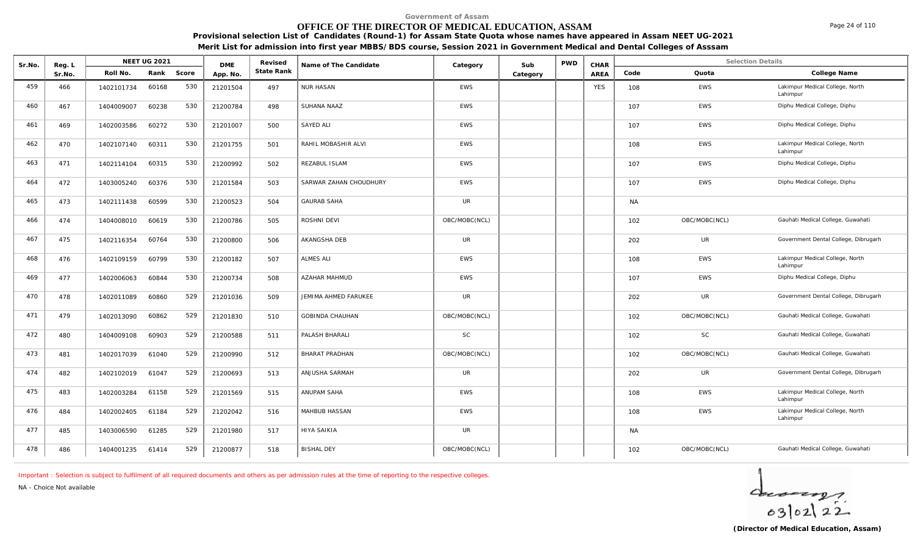Government of Assam

# OFFICE OF THE DIRECTOR OF MEDICAL EDUCATION, ASSAM

**Provisional selection List of Candidates (Round-1) for Assam State Quota whose names have appeared in Assam NEET UG-2021**

**Merit List for admission into first year MBBS/BDS course, Session 2021 in Government Medical and Dental Colleges of Asssam**

| Sr.No. | Reg. L Sr.No. | NEET UG 2021 Roll No. | Rank | Score | DME App. No. | Revised State Rank | Name of The Candidate | Category | Sub Category | PWD | CHAR AREA | Code | Quota | College Name |
|---|---|---|---|---|---|---|---|---|---|---|---|---|---|---|
| 459 | 466 | 1402101734 | 60168 | 530 | 21201504 | 497 | NUR HASAN | EWS | | | YES | 108 | EWS | Lakimpur Medical College, North Lahimpur |
| 460 | 467 | 1404009007 | 60238 | 530 | 21200784 | 498 | SUHANA NAAZ | EWS | | | | 107 | EWS | Diphu Medical College, Diphu |
| 461 | 469 | 1402003586 | 60272 | 530 | 21201007 | 500 | SAYED ALI | EWS | | | | 107 | EWS | Diphu Medical College, Diphu |
| 462 | 470 | 1402107140 | 60311 | 530 | 21201755 | 501 | RAHIL MOBASHIR ALVI | EWS | | | | 108 | EWS | Lakimpur Medical College, North Lahimpur |
| 463 | 471 | 1402114104 | 60315 | 530 | 21200992 | 502 | REZABUL ISLAM | EWS | | | | 107 | EWS | Diphu Medical College, Diphu |
| 464 | 472 | 1403005240 | 60376 | 530 | 21201584 | 503 | SARWAR ZAHAN CHOUDHURY | EWS | | | | 107 | EWS | Diphu Medical College, Diphu |
| 465 | 473 | 1402111438 | 60599 | 530 | 21200523 | 504 | GAURAB SAHA | UR | | | | NA | | |
| 466 | 474 | 1404008010 | 60619 | 530 | 21200786 | 505 | ROSHNI DEVI | OBC/MOBC(NCL) | | | | 102 | OBC/MOBC(NCL) | Gauhati Medical College, Guwahati |
| 467 | 475 | 1402116354 | 60764 | 530 | 21200800 | 506 | AKANGSHA DEB | UR | | | | 202 | UR | Government Dental College, Dibrugarh |
| 468 | 476 | 1402109159 | 60799 | 530 | 21200182 | 507 | ALMES ALI | EWS | | | | 108 | EWS | Lakimpur Medical College, North Lahimpur |
| 469 | 477 | 1402006063 | 60844 | 530 | 21200734 | 508 | AZAHAR MAHMUD | EWS | | | | 107 | EWS | Diphu Medical College, Diphu |
| 470 | 478 | 1402011089 | 60860 | 529 | 21201036 | 509 | JEMIMA AHMED FARUKEE | UR | | | | 202 | UR | Government Dental College, Dibrugarh |
| 471 | 479 | 1402013090 | 60862 | 529 | 21201830 | 510 | GOBINDA CHAUHAN | OBC/MOBC(NCL) | | | | 102 | OBC/MOBC(NCL) | Gauhati Medical College, Guwahati |
| 472 | 480 | 1404009108 | 60903 | 529 | 21200588 | 511 | PALASH BHARALI | SC | | | | 102 | SC | Gauhati Medical College, Guwahati |
| 473 | 481 | 1402017039 | 61040 | 529 | 21200990 | 512 | BHARAT PRADHAN | OBC/MOBC(NCL) | | | | 102 | OBC/MOBC(NCL) | Gauhati Medical College, Guwahati |
| 474 | 482 | 1402102019 | 61047 | 529 | 21200693 | 513 | ANJUSHA SARMAH | UR | | | | 202 | UR | Government Dental College, Dibrugarh |
| 475 | 483 | 1402003284 | 61158 | 529 | 21201569 | 515 | ANUPAM SAHA | EWS | | | | 108 | EWS | Lakimpur Medical College, North Lahimpur |
| 476 | 484 | 1402002405 | 61184 | 529 | 21202042 | 516 | MAHBUB HASSAN | EWS | | | | 108 | EWS | Lakimpur Medical College, North Lahimpur |
| 477 | 485 | 1403006590 | 61285 | 529 | 21201980 | 517 | HIYA SAIKIA | UR | | | | NA | | |
| 478 | 486 | 1404001235 | 61414 | 529 | 21200877 | 518 | BISHAL DEY | OBC/MOBC(NCL) | | | | 102 | OBC/MOBC(NCL) | Gauhati Medical College, Guwahati |

Important : Selection is subject to fulfilment of all required documents and others as per admission rules at the time of reporting to the respective colleges.

NA - Choice Not available

03/02/22

**(Director of Medical Education, Assam)**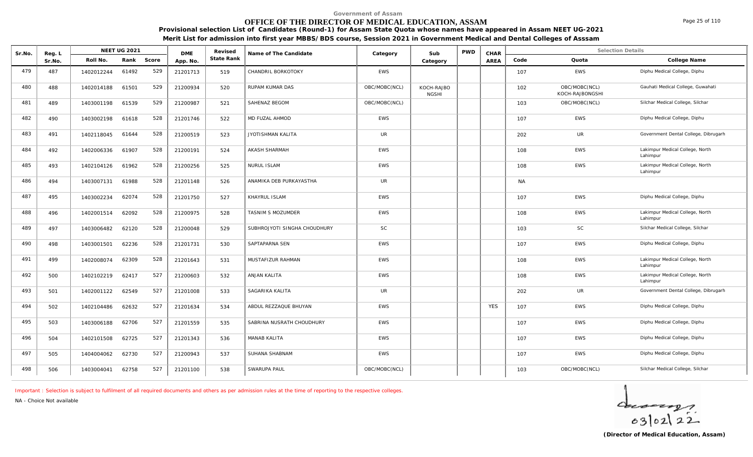Government of Assam

# OFFICE OF THE DIRECTOR OF MEDICAL EDUCATION, ASSAM

**Provisional selection List of Candidates (Round-1) for Assam State Quota whose names have appeared in Assam NEET UG-2021**

**Merit List for admission into first year MBBS/BDS course, Session 2021 in Government Medical and Dental Colleges of Asssam**

| Sr.No. | Reg. L Sr.No. | NEET UG 2021 | | | DME App. No. | Revised State Rank | Name of The Candidate | Category | Sub Category | PWD | CHAR AREA | Selection Details | | |
|---|---|---|---|---|---|---|---|---|---|---|---|---|---|---|
| | | Roll No. | Rank | Score | | | | | | | | Code | Quota | College Name |
| 479 | 487 | 1402012244 | 61492 | 529 | 21201713 | 519 | CHANDRIL BORKOTOKY | EWS | | | | 107 | EWS | Diphu Medical College, Diphu |
| 480 | 488 | 1402014188 | 61501 | 529 | 21200934 | 520 | RUPAM KUMAR DAS | OBC/MOBC(NCL) | KOCH-RAJBONGSHI | | | 102 | OBC/MOBC(NCL) KOCH-RAJBONGSHI | Gauhati Medical College, Guwahati |
| 481 | 489 | 1403001198 | 61539 | 529 | 21200987 | 521 | SAHENAZ BEGOM | OBC/MOBC(NCL) | | | | 103 | OBC/MOBC(NCL) | Silchar Medical College, Silchar |
| 482 | 490 | 1403002198 | 61618 | 528 | 21201746 | 522 | MD FUZAL AHMOD | EWS | | | | 107 | EWS | Diphu Medical College, Diphu |
| 483 | 491 | 1402118045 | 61644 | 528 | 21200519 | 523 | JYOTISHMAN KALITA | UR | | | | 202 | UR | Government Dental College, Dibrugarh |
| 484 | 492 | 1402006336 | 61907 | 528 | 21200191 | 524 | AKASH SHARMAH | EWS | | | | 108 | EWS | Lakimpur Medical College, North Lahimpur |
| 485 | 493 | 1402104126 | 61962 | 528 | 21200256 | 525 | NURUL ISLAM | EWS | | | | 108 | EWS | Lakimpur Medical College, North Lahimpur |
| 486 | 494 | 1403007131 | 61988 | 528 | 21201148 | 526 | ANAMIKA DEB PURKAYASTHA | UR | | | | NA | | |
| 487 | 495 | 1403002234 | 62074 | 528 | 21201750 | 527 | KHAYRUL ISLAM | EWS | | | | 107 | EWS | Diphu Medical College, Diphu |
| 488 | 496 | 1402001514 | 62092 | 528 | 21200975 | 528 | TASNIM S MOZUMDER | EWS | | | | 108 | EWS | Lakimpur Medical College, North Lahimpur |
| 489 | 497 | 1403006482 | 62120 | 528 | 21200048 | 529 | SUBHROJYOTI SINGHA CHOUDHURY | SC | | | | 103 | SC | Silchar Medical College, Silchar |
| 490 | 498 | 1403001501 | 62236 | 528 | 21201731 | 530 | SAPTAPARNA SEN | EWS | | | | 107 | EWS | Diphu Medical College, Diphu |
| 491 | 499 | 1402008074 | 62309 | 528 | 21201643 | 531 | MUSTAFIZUR RAHMAN | EWS | | | | 108 | EWS | Lakimpur Medical College, North Lahimpur |
| 492 | 500 | 1402102219 | 62417 | 527 | 21200603 | 532 | ANJAN KALITA | EWS | | | | 108 | EWS | Lakimpur Medical College, North Lahimpur |
| 493 | 501 | 1402001122 | 62549 | 527 | 21201008 | 533 | SAGARIKA KALITA | UR | | | | 202 | UR | Government Dental College, Dibrugarh |
| 494 | 502 | 1402104486 | 62632 | 527 | 21201634 | 534 | ABDUL REZZAQUE BHUYAN | EWS | | | YES | 107 | EWS | Diphu Medical College, Diphu |
| 495 | 503 | 1403006188 | 62706 | 527 | 21201559 | 535 | SABRINA NUSRATH CHOUDHURY | EWS | | | | 107 | EWS | Diphu Medical College, Diphu |
| 496 | 504 | 1402101508 | 62725 | 527 | 21201343 | 536 | MANAB KALITA | EWS | | | | 107 | EWS | Diphu Medical College, Diphu |
| 497 | 505 | 1404004062 | 62730 | 527 | 21200943 | 537 | SUHANA SHABNAM | EWS | | | | 107 | EWS | Diphu Medical College, Diphu |
| 498 | 506 | 1403004041 | 62758 | 527 | 21201100 | 538 | SWARUPA PAUL | OBC/MOBC(NCL) | | | | 103 | OBC/MOBC(NCL) | Silchar Medical College, Silchar |

Important : Selection is subject to fulfilment of all required documents and others as per admission rules at the time of reporting to the respective colleges.

NA - Choice Not available

03/02/22

**(Director of Medical Education, Assam)**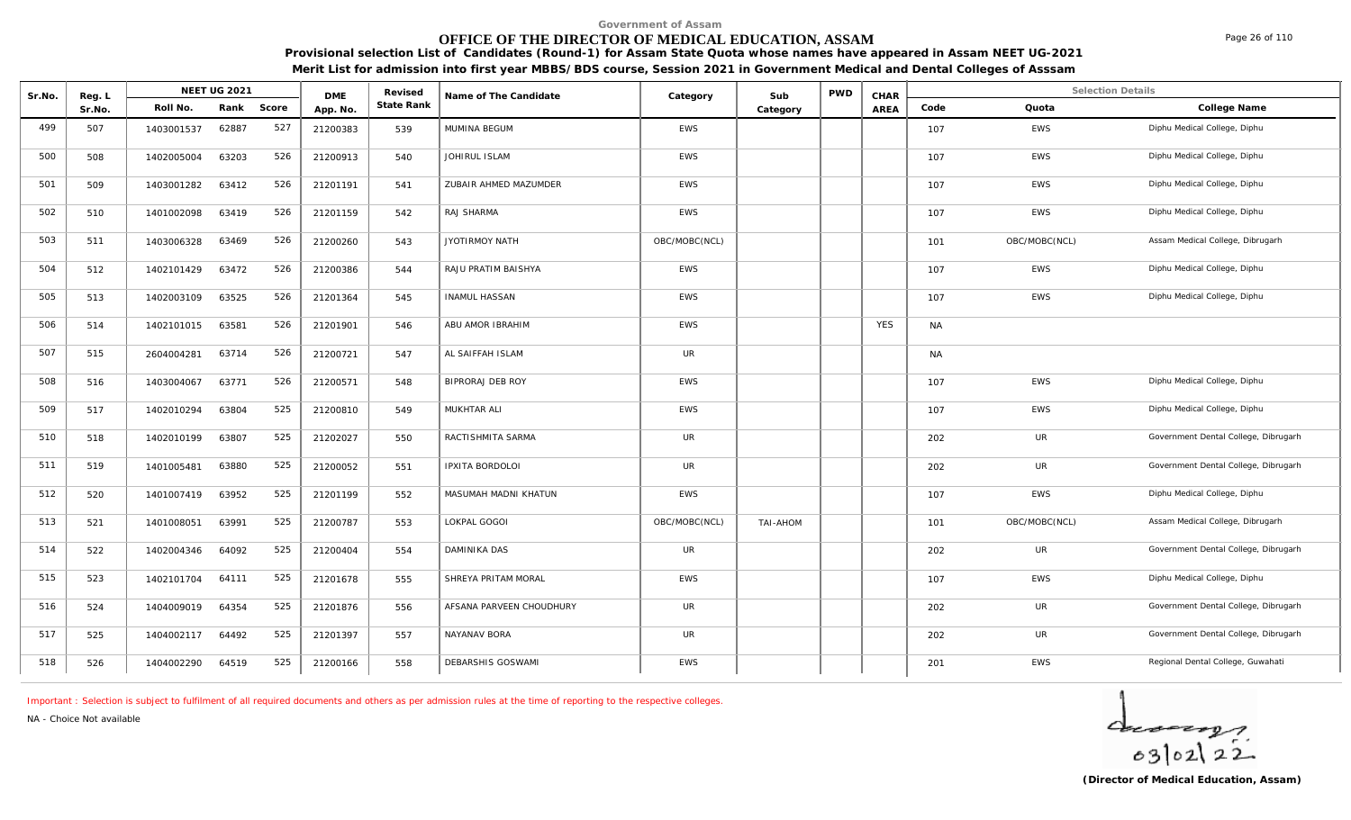Government of Assam

# OFFICE OF THE DIRECTOR OF MEDICAL EDUCATION, ASSAM

**Provisional selection List of Candidates (Round-1) for Assam State Quota whose names have appeared in Assam NEET UG-2021**

**Merit List for admission into first year MBBS/BDS course, Session 2021 in Government Medical and Dental Colleges of Asssam**

| Sr.No. | Reg. L Sr.No. | NEET UG 2021 Roll No. | Rank | Score | DME App. No. | Revised State Rank | Name of The Candidate | Category | Sub Category | PWD | CHAR AREA | Code | Quota | College Name |
|---|---|---|---|---|---|---|---|---|---|---|---|---|---|---|
| 499 | 507 | 1403001537 | 62887 | 527 | 21200383 | 539 | MUMINA BEGUM | EWS | | | | 107 | EWS | Diphu Medical College, Diphu |
| 500 | 508 | 1402005004 | 63203 | 526 | 21200913 | 540 | JOHIRUL ISLAM | EWS | | | | 107 | EWS | Diphu Medical College, Diphu |
| 501 | 509 | 1403001282 | 63412 | 526 | 21201191 | 541 | ZUBAIR AHMED MAZUMDER | EWS | | | | 107 | EWS | Diphu Medical College, Diphu |
| 502 | 510 | 1401002098 | 63419 | 526 | 21201159 | 542 | RAJ SHARMA | EWS | | | | 107 | EWS | Diphu Medical College, Diphu |
| 503 | 511 | 1403006328 | 63469 | 526 | 21200260 | 543 | JYOTIRMOY NATH | OBC/MOBC(NCL) | | | | 101 | OBC/MOBC(NCL) | Assam Medical College, Dibrugarh |
| 504 | 512 | 1402101429 | 63472 | 526 | 21200386 | 544 | RAJU PRATIM BAISHYA | EWS | | | | 107 | EWS | Diphu Medical College, Diphu |
| 505 | 513 | 1402003109 | 63525 | 526 | 21201364 | 545 | INAMUL HASSAN | EWS | | | | 107 | EWS | Diphu Medical College, Diphu |
| 506 | 514 | 1402101015 | 63581 | 526 | 21201901 | 546 | ABU AMOR IBRAHIM | EWS | | | YES | NA | | |
| 507 | 515 | 2604004281 | 63714 | 526 | 21200721 | 547 | AL SAIFFAH ISLAM | UR | | | | NA | | |
| 508 | 516 | 1403004067 | 63771 | 526 | 21200571 | 548 | BIPRORAJ DEB ROY | EWS | | | | 107 | EWS | Diphu Medical College, Diphu |
| 509 | 517 | 1402010294 | 63804 | 525 | 21200810 | 549 | MUKHTAR ALI | EWS | | | | 107 | EWS | Diphu Medical College, Diphu |
| 510 | 518 | 1402010199 | 63807 | 525 | 21202027 | 550 | RACTISHMITA SARMA | UR | | | | 202 | UR | Government Dental College, Dibrugarh |
| 511 | 519 | 1401005481 | 63880 | 525 | 21200052 | 551 | IPXITA BORDOLOI | UR | | | | 202 | UR | Government Dental College, Dibrugarh |
| 512 | 520 | 1401007419 | 63952 | 525 | 21201199 | 552 | MASUMAH MADNI KHATUN | EWS | | | | 107 | EWS | Diphu Medical College, Diphu |
| 513 | 521 | 1401008051 | 63991 | 525 | 21200787 | 553 | LOKPAL GOGOI | OBC/MOBC(NCL) | TAI-AHOM | | | 101 | OBC/MOBC(NCL) | Assam Medical College, Dibrugarh |
| 514 | 522 | 1402004346 | 64092 | 525 | 21200404 | 554 | DAMINIKA DAS | UR | | | | 202 | UR | Government Dental College, Dibrugarh |
| 515 | 523 | 1402101704 | 64111 | 525 | 21201678 | 555 | SHREYA PRITAM MORAL | EWS | | | | 107 | EWS | Diphu Medical College, Diphu |
| 516 | 524 | 1404009019 | 64354 | 525 | 21201876 | 556 | AFSANA PARVEEN CHOUDHURY | UR | | | | 202 | UR | Government Dental College, Dibrugarh |
| 517 | 525 | 1404002117 | 64492 | 525 | 21201397 | 557 | NAYANAV BORA | UR | | | | 202 | UR | Government Dental College, Dibrugarh |
| 518 | 526 | 1404002290 | 64519 | 525 | 21200166 | 558 | DEBARSHIS GOSWAMI | EWS | | | | 201 | EWS | Regional Dental College, Guwahati |

Important : Selection is subject to fulfilment of all required documents and others as per admission rules at the time of reporting to the respective colleges.

NA - Choice Not available

03/02/22

**(Director of Medical Education, Assam)**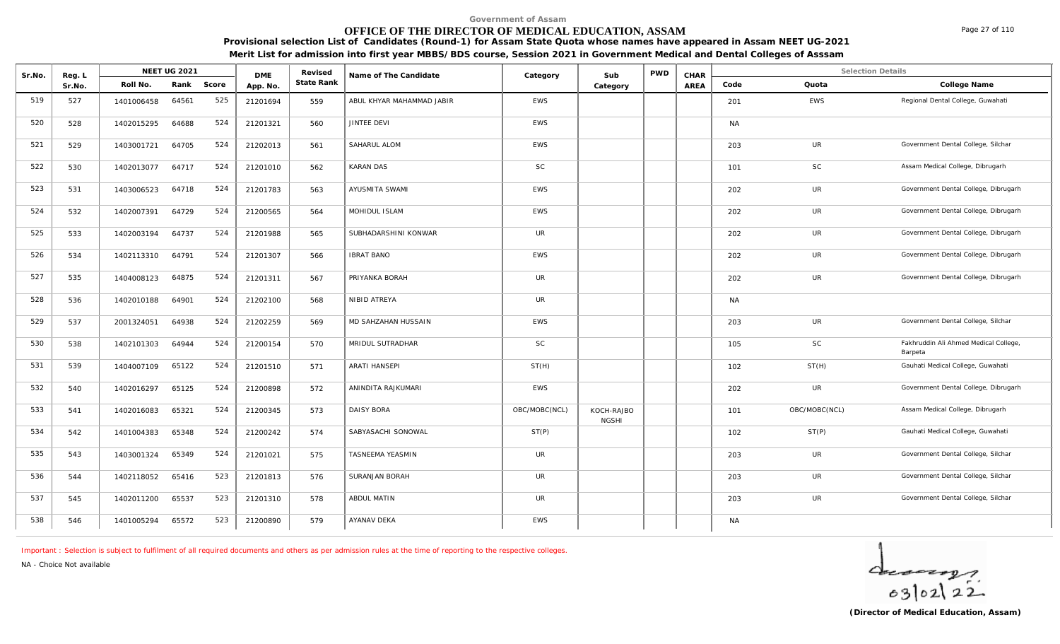Government of Assam

# OFFICE OF THE DIRECTOR OF MEDICAL EDUCATION, ASSAM

**Provisional selection List of Candidates (Round-1) for Assam State Quota whose names have appeared in Assam NEET UG-2021**

**Merit List for admission into first year MBBS/BDS course, Session 2021 in Government Medical and Dental Colleges of Asssam**

| Sr.No. | Reg. L Sr.No. | NEET UG 2021 Roll No. | Rank | Score | DME App. No. | Revised State Rank | Name of The Candidate | Category | Sub Category | PWD | CHAR AREA | Code | Quota | College Name |
|---|---|---|---|---|---|---|---|---|---|---|---|---|---|---|
| 519 | 527 | 1401006458 | 64561 | 525 | 21201694 | 559 | ABUL KHYAR MAHAMMAD JABIR | EWS | | | | 201 | EWS | Regional Dental College, Guwahati |
| 520 | 528 | 1402015295 | 64688 | 524 | 21201321 | 560 | JINTEE DEVI | EWS | | | | NA | | |
| 521 | 529 | 1403001721 | 64705 | 524 | 21202013 | 561 | SAHARUL ALOM | EWS | | | | 203 | UR | Government Dental College, Silchar |
| 522 | 530 | 1402013077 | 64717 | 524 | 21201010 | 562 | KARAN DAS | SC | | | | 101 | SC | Assam Medical College, Dibrugarh |
| 523 | 531 | 1403006523 | 64718 | 524 | 21201783 | 563 | AYUSMITA SWAMI | EWS | | | | 202 | UR | Government Dental College, Dibrugarh |
| 524 | 532 | 1402007391 | 64729 | 524 | 21200565 | 564 | MOHIDUL ISLAM | EWS | | | | 202 | UR | Government Dental College, Dibrugarh |
| 525 | 533 | 1402003194 | 64737 | 524 | 21201988 | 565 | SUBHADARSHINI KONWAR | UR | | | | 202 | UR | Government Dental College, Dibrugarh |
| 526 | 534 | 1402113310 | 64791 | 524 | 21201307 | 566 | IBRAT BANO | EWS | | | | 202 | UR | Government Dental College, Dibrugarh |
| 527 | 535 | 1404008123 | 64875 | 524 | 21201311 | 567 | PRIYANKA BORAH | UR | | | | 202 | UR | Government Dental College, Dibrugarh |
| 528 | 536 | 1402010188 | 64901 | 524 | 21202100 | 568 | NIBID ATREYA | UR | | | | NA | | |
| 529 | 537 | 2001324051 | 64938 | 524 | 21202259 | 569 | MD SAHZAHAN HUSSAIN | EWS | | | | 203 | UR | Government Dental College, Silchar |
| 530 | 538 | 1402101303 | 64944 | 524 | 21200154 | 570 | MRIDUL SUTRADHAR | SC | | | | 105 | SC | Fakhruddin Ali Ahmed Medical College, Barpeta |
| 531 | 539 | 1404007109 | 65122 | 524 | 21201510 | 571 | ARATI HANSEPI | ST(H) | | | | 102 | ST(H) | Gauhati Medical College, Guwahati |
| 532 | 540 | 1402016297 | 65125 | 524 | 21200898 | 572 | ANINDITA RAJKUMARI | EWS | | | | 202 | UR | Government Dental College, Dibrugarh |
| 533 | 541 | 1402016083 | 65321 | 524 | 21200345 | 573 | DAISY BORA | OBC/MOBC(NCL) | KOCH-RAJBONGSHI | | | 101 | OBC/MOBC(NCL) | Assam Medical College, Dibrugarh |
| 534 | 542 | 1401004383 | 65348 | 524 | 21200242 | 574 | SABYASACHI SONOWAL | ST(P) | | | | 102 | ST(P) | Gauhati Medical College, Guwahati |
| 535 | 543 | 1403001324 | 65349 | 524 | 21201021 | 575 | TASNEEMA YEASMIN | UR | | | | 203 | UR | Government Dental College, Silchar |
| 536 | 544 | 1402118052 | 65416 | 523 | 21201813 | 576 | SURANJAN BORAH | UR | | | | 203 | UR | Government Dental College, Silchar |
| 537 | 545 | 1402011200 | 65537 | 523 | 21201310 | 578 | ABDUL MATIN | UR | | | | 203 | UR | Government Dental College, Silchar |
| 538 | 546 | 1401005294 | 65572 | 523 | 21200890 | 579 | AYANAV DEKA | EWS | | | | NA | | |

Important : Selection is subject to fulfilment of all required documents and others as per admission rules at the time of reporting to the respective colleges.

NA - Choice Not available

03/02/22

**(Director of Medical Education, Assam)**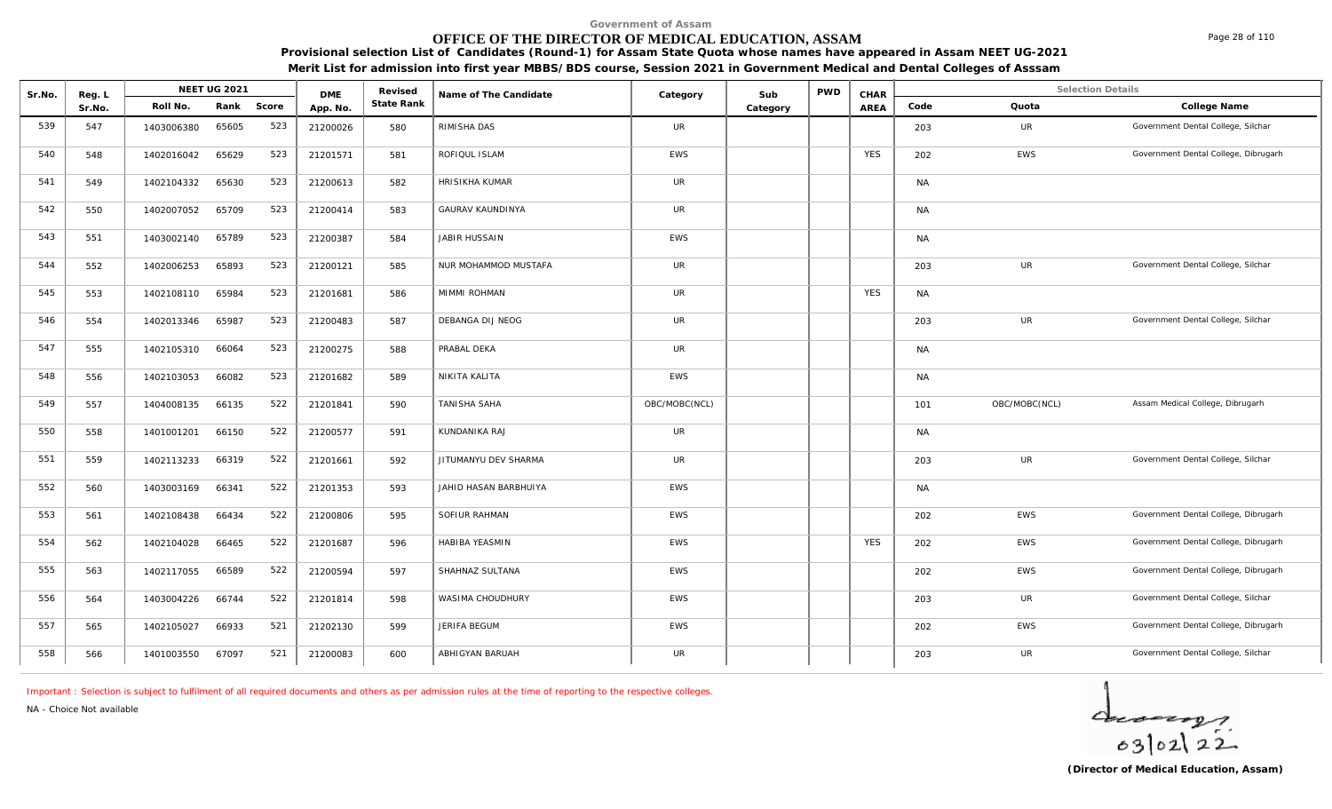Government of Assam

# OFFICE OF THE DIRECTOR OF MEDICAL EDUCATION, ASSAM

**Provisional selection List of Candidates (Round-1) for Assam State Quota whose names have appeared in Assam NEET UG-2021**

**Merit List for admission into first year MBBS/BDS course, Session 2021 in Government Medical and Dental Colleges of Asssam**

| Sr.No. | Reg. L Sr.No. | NEET UG 2021 | | | DME App. No. | Revised State Rank | Name of The Candidate | Category | Sub Category | PWD | CHAR AREA | Selection Details | | |
|---|---|---|---|---|---|---|---|---|---|---|---|---|---|---|
| | | Roll No. | Rank | Score | | | | | | | | Code | Quota | College Name |
| 539 | 547 | 1403006380 | 65605 | 523 | 21200026 | 580 | RIMISHA DAS | UR | | | | 203 | UR | Government Dental College, Silchar |
| 540 | 548 | 1402016042 | 65629 | 523 | 21201571 | 581 | ROFIQUL ISLAM | EWS | | | YES | 202 | EWS | Government Dental College, Dibrugarh |
| 541 | 549 | 1402104332 | 65630 | 523 | 21200613 | 582 | HRISIKHA KUMAR | UR | | | | NA | | |
| 542 | 550 | 1402007052 | 65709 | 523 | 21200414 | 583 | GAURAV KAUNDINYA | UR | | | | NA | | |
| 543 | 551 | 1403002140 | 65789 | 523 | 21200387 | 584 | JABIR HUSSAIN | EWS | | | | NA | | |
| 544 | 552 | 1402006253 | 65893 | 523 | 21200121 | 585 | NUR MOHAMMOD MUSTAFA | UR | | | | 203 | UR | Government Dental College, Silchar |
| 545 | 553 | 1402108110 | 65984 | 523 | 21201681 | 586 | MIMMI ROHMAN | UR | | | YES | NA | | |
| 546 | 554 | 1402013346 | 65987 | 523 | 21200483 | 587 | DEBANGA DIJ NEOG | UR | | | | 203 | UR | Government Dental College, Silchar |
| 547 | 555 | 1402105310 | 66064 | 523 | 21200275 | 588 | PRABAL DEKA | UR | | | | NA | | |
| 548 | 556 | 1402103053 | 66082 | 523 | 21201682 | 589 | NIKITA KALITA | EWS | | | | NA | | |
| 549 | 557 | 1404008135 | 66135 | 522 | 21201841 | 590 | TANISHA SAHA | OBC/MOBC(NCL) | | | | 101 | OBC/MOBC(NCL) | Assam Medical College, Dibrugarh |
| 550 | 558 | 1401001201 | 66150 | 522 | 21200577 | 591 | KUNDANIKA RAJ | UR | | | | NA | | |
| 551 | 559 | 1402113233 | 66319 | 522 | 21201661 | 592 | JITUMANYU DEV SHARMA | UR | | | | 203 | UR | Government Dental College, Silchar |
| 552 | 560 | 1403003169 | 66341 | 522 | 21201353 | 593 | JAHID HASAN BARBHUIYA | EWS | | | | NA | | |
| 553 | 561 | 1402108438 | 66434 | 522 | 21200806 | 595 | SOFIUR RAHMAN | EWS | | | | 202 | EWS | Government Dental College, Dibrugarh |
| 554 | 562 | 1402104028 | 66465 | 522 | 21201687 | 596 | HABIBA YEASMIN | EWS | | | YES | 202 | EWS | Government Dental College, Dibrugarh |
| 555 | 563 | 1402117055 | 66589 | 522 | 21200594 | 597 | SHAHNAZ SULTANA | EWS | | | | 202 | EWS | Government Dental College, Dibrugarh |
| 556 | 564 | 1403004226 | 66744 | 522 | 21201814 | 598 | WASIMA CHOUDHURY | EWS | | | | 203 | UR | Government Dental College, Silchar |
| 557 | 565 | 1402105027 | 66933 | 521 | 21202130 | 599 | JERIFA BEGUM | EWS | | | | 202 | EWS | Government Dental College, Dibrugarh |
| 558 | 566 | 1401003550 | 67097 | 521 | 21200083 | 600 | ABHIGYAN BARUAH | UR | | | | 203 | UR | Government Dental College, Silchar |

Important : Selection is subject to fulfilment of all required documents and others as per admission rules at the time of reporting to the respective colleges.

NA - Choice Not available

03/02/22

**(Director of Medical Education, Assam)**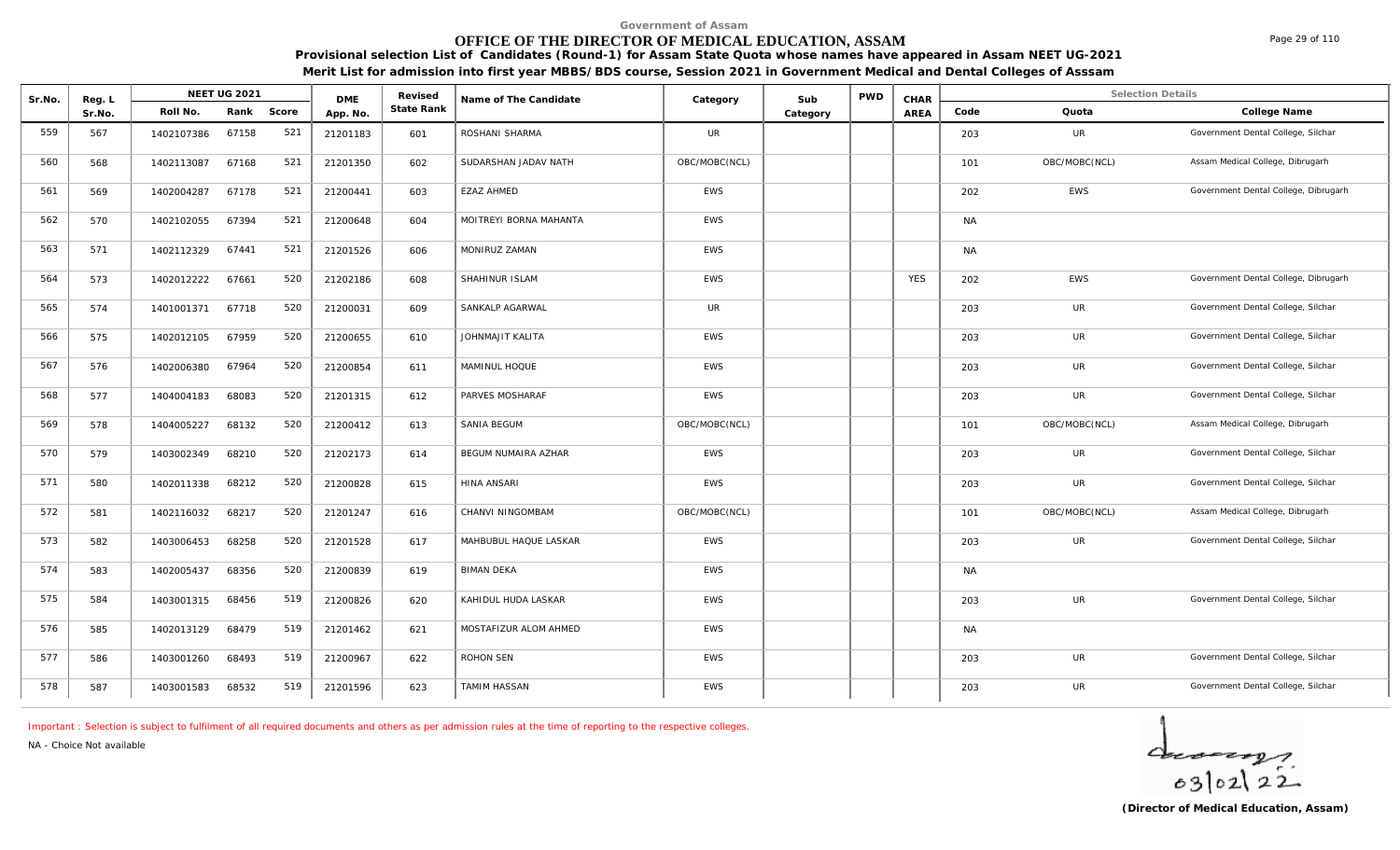Government of Assam

# OFFICE OF THE DIRECTOR OF MEDICAL EDUCATION, ASSAM

**Provisional selection List of Candidates (Round-1) for Assam State Quota whose names have appeared in Assam NEET UG-2021**

**Merit List for admission into first year MBBS/BDS course, Session 2021 in Government Medical and Dental Colleges of Asssam**

| Sr.No. | Reg. L Sr.No. | NEET UG 2021 Roll No. | Rank | Score | DME App. No. | Revised State Rank | Name of The Candidate | Category | Sub Category | PWD | CHAR AREA | Code | Quota | College Name |
|---|---|---|---|---|---|---|---|---|---|---|---|---|---|---|
| 559 | 567 | 1402107386 | 67158 | 521 | 21201183 | 601 | ROSHANI SHARMA | UR | | | | 203 | UR | Government Dental College, Silchar |
| 560 | 568 | 1402113087 | 67168 | 521 | 21201350 | 602 | SUDARSHAN JADAV NATH | OBC/MOBC(NCL) | | | | 101 | OBC/MOBC(NCL) | Assam Medical College, Dibrugarh |
| 561 | 569 | 1402004287 | 67178 | 521 | 21200441 | 603 | EZAZ AHMED | EWS | | | | 202 | EWS | Government Dental College, Dibrugarh |
| 562 | 570 | 1402102055 | 67394 | 521 | 21200648 | 604 | MOITREYI BORNA MAHANTA | EWS | | | | NA | | |
| 563 | 571 | 1402112329 | 67441 | 521 | 21201526 | 606 | MONIRUZ ZAMAN | EWS | | | | NA | | |
| 564 | 573 | 1402012222 | 67661 | 520 | 21202186 | 608 | SHAHINUR ISLAM | EWS | | | YES | 202 | EWS | Government Dental College, Dibrugarh |
| 565 | 574 | 1401001371 | 67718 | 520 | 21200031 | 609 | SANKALP AGARWAL | UR | | | | 203 | UR | Government Dental College, Silchar |
| 566 | 575 | 1402012105 | 67959 | 520 | 21200655 | 610 | JOHNMAJIT KALITA | EWS | | | | 203 | UR | Government Dental College, Silchar |
| 567 | 576 | 1402006380 | 67964 | 520 | 21200854 | 611 | MAMINUL HOQUE | EWS | | | | 203 | UR | Government Dental College, Silchar |
| 568 | 577 | 1404004183 | 68083 | 520 | 21201315 | 612 | PARVES MOSHARAF | EWS | | | | 203 | UR | Government Dental College, Silchar |
| 569 | 578 | 1404005227 | 68132 | 520 | 21200412 | 613 | SANIA BEGUM | OBC/MOBC(NCL) | | | | 101 | OBC/MOBC(NCL) | Assam Medical College, Dibrugarh |
| 570 | 579 | 1403002349 | 68210 | 520 | 21202173 | 614 | BEGUM NUMAIRA AZHAR | EWS | | | | 203 | UR | Government Dental College, Silchar |
| 571 | 580 | 1402011338 | 68212 | 520 | 21200828 | 615 | HINA ANSARI | EWS | | | | 203 | UR | Government Dental College, Silchar |
| 572 | 581 | 1402116032 | 68217 | 520 | 21201247 | 616 | CHANVI NINGOMBAM | OBC/MOBC(NCL) | | | | 101 | OBC/MOBC(NCL) | Assam Medical College, Dibrugarh |
| 573 | 582 | 1403006453 | 68258 | 520 | 21201528 | 617 | MAHBUBUL HAQUE LASKAR | EWS | | | | 203 | UR | Government Dental College, Silchar |
| 574 | 583 | 1402005437 | 68356 | 520 | 21200839 | 619 | BIMAN DEKA | EWS | | | | NA | | |
| 575 | 584 | 1403001315 | 68456 | 519 | 21200826 | 620 | KAHIDUL HUDA LASKAR | EWS | | | | 203 | UR | Government Dental College, Silchar |
| 576 | 585 | 1402013129 | 68479 | 519 | 21201462 | 621 | MOSTAFIZUR ALOM AHMED | EWS | | | | NA | | |
| 577 | 586 | 1403001260 | 68493 | 519 | 21200967 | 622 | ROHON SEN | EWS | | | | 203 | UR | Government Dental College, Silchar |
| 578 | 587 | 1403001583 | 68532 | 519 | 21201596 | 623 | TAMIM HASSAN | EWS | | | | 203 | UR | Government Dental College, Silchar |

Important : Selection is subject to fulfilment of all required documents and others as per admission rules at the time of reporting to the respective colleges.

NA - Choice Not available

03/02/22

**(Director of Medical Education, Assam)**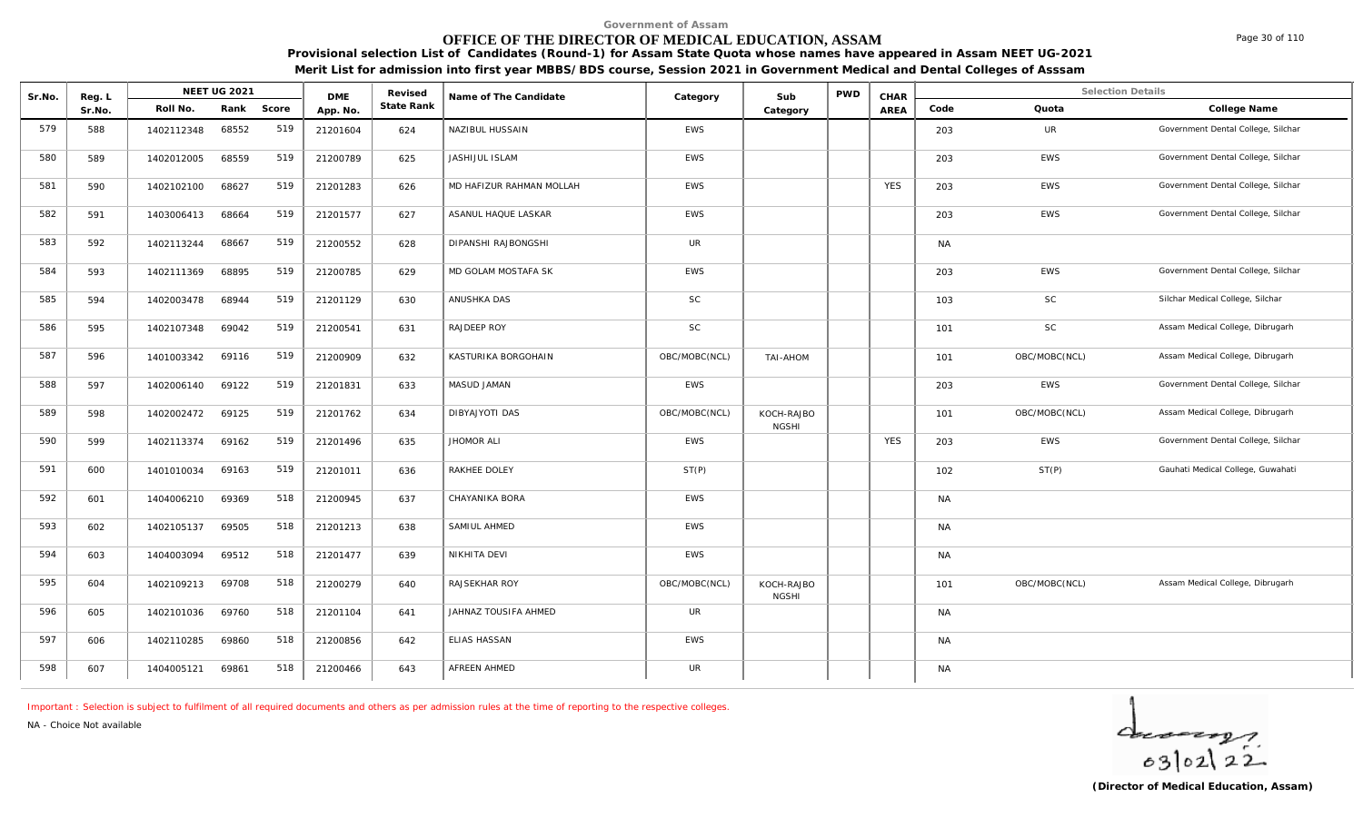Government of Assam

# OFFICE OF THE DIRECTOR OF MEDICAL EDUCATION, ASSAM

**Provisional selection List of Candidates (Round-1) for Assam State Quota whose names have appeared in Assam NEET UG-2021**

**Merit List for admission into first year MBBS/BDS course, Session 2021 in Government Medical and Dental Colleges of Asssam**

| Sr.No. | Reg. L Sr.No. | NEET UG 2021 Roll No. | Rank | Score | DME App. No. | Revised State Rank | Name of The Candidate | Category | Sub Category | PWD | CHAR AREA | Code | Quota | College Name |
|---|---|---|---|---|---|---|---|---|---|---|---|---|---|---|
| 579 | 588 | 1402112348 | 68552 | 519 | 21201604 | 624 | NAZIBUL HUSSAIN | EWS | | | | 203 | UR | Government Dental College, Silchar |
| 580 | 589 | 1402012005 | 68559 | 519 | 21200789 | 625 | JASHIJUL ISLAM | EWS | | | | 203 | EWS | Government Dental College, Silchar |
| 581 | 590 | 1402102100 | 68627 | 519 | 21201283 | 626 | MD HAFIZUR RAHMAN MOLLAH | EWS | | | YES | 203 | EWS | Government Dental College, Silchar |
| 582 | 591 | 1403006413 | 68664 | 519 | 21201577 | 627 | ASANUL HAQUE LASKAR | EWS | | | | 203 | EWS | Government Dental College, Silchar |
| 583 | 592 | 1402113244 | 68667 | 519 | 21200552 | 628 | DIPANSHI RAJBONGSHI | UR | | | | NA | | |
| 584 | 593 | 1402111369 | 68895 | 519 | 21200785 | 629 | MD GOLAM MOSTAFA SK | EWS | | | | 203 | EWS | Government Dental College, Silchar |
| 585 | 594 | 1402003478 | 68944 | 519 | 21201129 | 630 | ANUSHKA DAS | SC | | | | 103 | SC | Silchar Medical College, Silchar |
| 586 | 595 | 1402107348 | 69042 | 519 | 21200541 | 631 | RAJDEEP ROY | SC | | | | 101 | SC | Assam Medical College, Dibrugarh |
| 587 | 596 | 1401003342 | 69116 | 519 | 21200909 | 632 | KASTURIKA BORGOHAIN | OBC/MOBC(NCL) | TAI-AHOM | | | 101 | OBC/MOBC(NCL) | Assam Medical College, Dibrugarh |
| 588 | 597 | 1402006140 | 69122 | 519 | 21201831 | 633 | MASUD JAMAN | EWS | | | | 203 | EWS | Government Dental College, Silchar |
| 589 | 598 | 1402002472 | 69125 | 519 | 21201762 | 634 | DIBYAJYOTI DAS | OBC/MOBC(NCL) | KOCH-RAJBONGSHI | | | 101 | OBC/MOBC(NCL) | Assam Medical College, Dibrugarh |
| 590 | 599 | 1402113374 | 69162 | 519 | 21201496 | 635 | JHOMOR ALI | EWS | | | YES | 203 | EWS | Government Dental College, Silchar |
| 591 | 600 | 1401010034 | 69163 | 519 | 21201011 | 636 | RAKHEE DOLEY | ST(P) | | | | 102 | ST(P) | Gauhati Medical College, Guwahati |
| 592 | 601 | 1404006210 | 69369 | 518 | 21200945 | 637 | CHAYANIKA BORA | EWS | | | | NA | | |
| 593 | 602 | 1402105137 | 69505 | 518 | 21201213 | 638 | SAMIUL AHMED | EWS | | | | NA | | |
| 594 | 603 | 1404003094 | 69512 | 518 | 21201477 | 639 | NIKHITA DEVI | EWS | | | | NA | | |
| 595 | 604 | 1402109213 | 69708 | 518 | 21200279 | 640 | RAJSEKHAR ROY | OBC/MOBC(NCL) | KOCH-RAJBONGSHI | | | 101 | OBC/MOBC(NCL) | Assam Medical College, Dibrugarh |
| 596 | 605 | 1402101036 | 69760 | 518 | 21201104 | 641 | JAHNAZ TOUSIFA AHMED | UR | | | | NA | | |
| 597 | 606 | 1402110285 | 69860 | 518 | 21200856 | 642 | ELIAS HASSAN | EWS | | | | NA | | |
| 598 | 607 | 1404005121 | 69861 | 518 | 21200466 | 643 | AFREEN AHMED | UR | | | | NA | | |

Important : Selection is subject to fulfilment of all required documents and others as per admission rules at the time of reporting to the respective colleges.

NA - Choice Not available

03/02/22

**(Director of Medical Education, Assam)**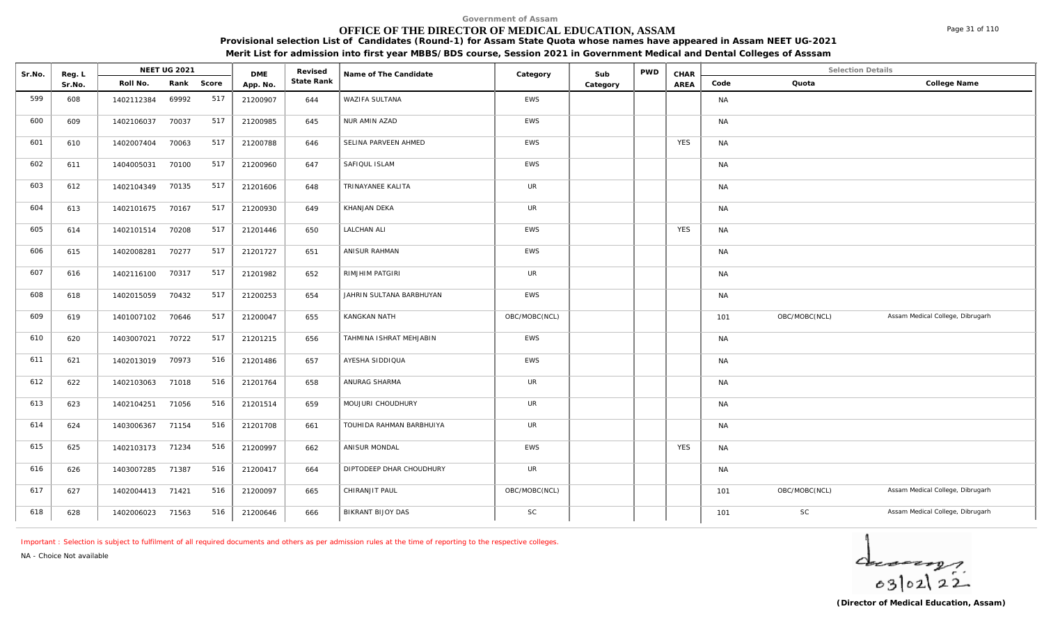Government of Assam

# OFFICE OF THE DIRECTOR OF MEDICAL EDUCATION, ASSAM

**Provisional selection List of Candidates (Round-1) for Assam State Quota whose names have appeared in Assam NEET UG-2021**

**Merit List for admission into first year MBBS/BDS course, Session 2021 in Government Medical and Dental Colleges of Asssam**

| Sr.No. | Reg. L Sr.No. | NEET UG 2021 Roll No. | Rank | Score | DME App. No. | Revised State Rank | Name of The Candidate | Category | Sub Category | PWD | CHAR AREA | Selection Details Code | Quota | College Name |
|---|---|---|---|---|---|---|---|---|---|---|---|---|---|---|
| 599 | 608 | 1402112384 | 69992 | 517 | 21200907 | 644 | WAZIFA SULTANA | EWS | | | | NA | | |
| 600 | 609 | 1402106037 | 70037 | 517 | 21200985 | 645 | NUR AMIN AZAD | EWS | | | | NA | | |
| 601 | 610 | 1402007404 | 70063 | 517 | 21200788 | 646 | SELINA PARVEEN AHMED | EWS | | | YES | NA | | |
| 602 | 611 | 1404005031 | 70100 | 517 | 21200960 | 647 | SAFIQUL ISLAM | EWS | | | | NA | | |
| 603 | 612 | 1402104349 | 70135 | 517 | 21201606 | 648 | TRINAYANEE KALITA | UR | | | | NA | | |
| 604 | 613 | 1402101675 | 70167 | 517 | 21200930 | 649 | KHANJAN DEKA | UR | | | | NA | | |
| 605 | 614 | 1402101514 | 70208 | 517 | 21201446 | 650 | LALCHAN ALI | EWS | | | YES | NA | | |
| 606 | 615 | 1402008281 | 70277 | 517 | 21201727 | 651 | ANISUR RAHMAN | EWS | | | | NA | | |
| 607 | 616 | 1402116100 | 70317 | 517 | 21201982 | 652 | RIMJHIM PATGIRI | UR | | | | NA | | |
| 608 | 618 | 1402015059 | 70432 | 517 | 21200253 | 654 | JAHRIN SULTANA BARBHUYAN | EWS | | | | NA | | |
| 609 | 619 | 1401007102 | 70646 | 517 | 21200047 | 655 | KANGKAN NATH | OBC/MOBC(NCL) | | | | 101 | OBC/MOBC(NCL) | Assam Medical College, Dibrugarh |
| 610 | 620 | 1403007021 | 70722 | 517 | 21201215 | 656 | TAHMINA ISHRAT MEHJABIN | EWS | | | | NA | | |
| 611 | 621 | 1402013019 | 70973 | 516 | 21201486 | 657 | AYESHA SIDDIQUA | EWS | | | | NA | | |
| 612 | 622 | 1402103063 | 71018 | 516 | 21201764 | 658 | ANURAG SHARMA | UR | | | | NA | | |
| 613 | 623 | 1402104251 | 71056 | 516 | 21201514 | 659 | MOUJURI CHOUDHURY | UR | | | | NA | | |
| 614 | 624 | 1403006367 | 71154 | 516 | 21201708 | 661 | TOUHIDA RAHMAN BARBHUIYA | UR | | | | NA | | |
| 615 | 625 | 1402103173 | 71234 | 516 | 21200997 | 662 | ANISUR MONDAL | EWS | | | YES | NA | | |
| 616 | 626 | 1403007285 | 71387 | 516 | 21200417 | 664 | DIPTODEEP DHAR CHOUDHURY | UR | | | | NA | | |
| 617 | 627 | 1402004413 | 71421 | 516 | 21200097 | 665 | CHIRANJIT PAUL | OBC/MOBC(NCL) | | | | 101 | OBC/MOBC(NCL) | Assam Medical College, Dibrugarh |
| 618 | 628 | 1402006023 | 71563 | 516 | 21200646 | 666 | BIKRANT BIJOY DAS | SC | | | | 101 | SC | Assam Medical College, Dibrugarh |

Important : Selection is subject to fulfilment of all required documents and others as per admission rules at the time of reporting to the respective colleges.

NA - Choice Not available

03/02/22

**(Director of Medical Education, Assam)**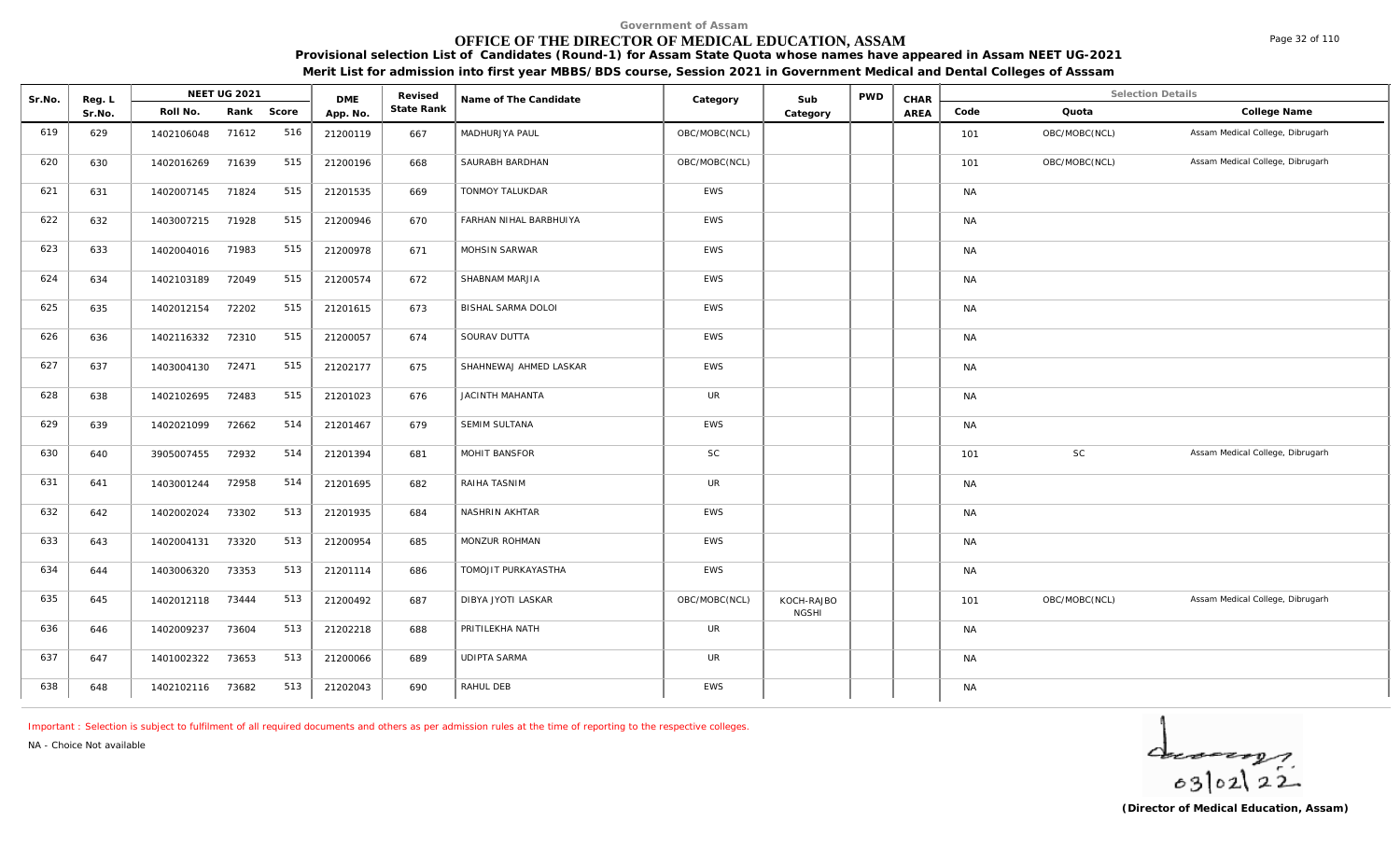Government of Assam

# OFFICE OF THE DIRECTOR OF MEDICAL EDUCATION, ASSAM

**Provisional selection List of Candidates (Round-1) for Assam State Quota whose names have appeared in Assam NEET UG-2021**

**Merit List for admission into first year MBBS/BDS course, Session 2021 in Government Medical and Dental Colleges of Asssam**

| Sr.No. | Reg. L Sr.No. | NEET UG 2021 Roll No. | Rank | Score | DME App. No. | Revised State Rank | Name of The Candidate | Category | Sub Category | PWD | CHAR AREA | Code | Quota | College Name |
|---|---|---|---|---|---|---|---|---|---|---|---|---|---|---|
| 619 | 629 | 1402106048 | 71612 | 516 | 21200119 | 667 | MADHURJYA PAUL | OBC/MOBC(NCL) | | | | 101 | OBC/MOBC(NCL) | Assam Medical College, Dibrugarh |
| 620 | 630 | 1402016269 | 71639 | 515 | 21200196 | 668 | SAURABH BARDHAN | OBC/MOBC(NCL) | | | | 101 | OBC/MOBC(NCL) | Assam Medical College, Dibrugarh |
| 621 | 631 | 1402007145 | 71824 | 515 | 21201535 | 669 | TONMOY TALUKDAR | EWS | | | | NA | | |
| 622 | 632 | 1403007215 | 71928 | 515 | 21200946 | 670 | FARHAN NIHAL BARBHUIYA | EWS | | | | NA | | |
| 623 | 633 | 1402004016 | 71983 | 515 | 21200978 | 671 | MOHSIN SARWAR | EWS | | | | NA | | |
| 624 | 634 | 1402103189 | 72049 | 515 | 21200574 | 672 | SHABNAM MARJIA | EWS | | | | NA | | |
| 625 | 635 | 1402012154 | 72202 | 515 | 21201615 | 673 | BISHAL SARMA DOLOI | EWS | | | | NA | | |
| 626 | 636 | 1402116332 | 72310 | 515 | 21200057 | 674 | SOURAV DUTTA | EWS | | | | NA | | |
| 627 | 637 | 1403004130 | 72471 | 515 | 21202177 | 675 | SHAHNEWAJ AHMED LASKAR | EWS | | | | NA | | |
| 628 | 638 | 1402102695 | 72483 | 515 | 21201023 | 676 | JACINTH MAHANTA | UR | | | | NA | | |
| 629 | 639 | 1402021099 | 72662 | 514 | 21201467 | 679 | SEMIM SULTANA | EWS | | | | NA | | |
| 630 | 640 | 3905007455 | 72932 | 514 | 21201394 | 681 | MOHIT BANSFOR | SC | | | | 101 | SC | Assam Medical College, Dibrugarh |
| 631 | 641 | 1403001244 | 72958 | 514 | 21201695 | 682 | RAIHA TASNIM | UR | | | | NA | | |
| 632 | 642 | 1402002024 | 73302 | 513 | 21201935 | 684 | NASHRIN AKHTAR | EWS | | | | NA | | |
| 633 | 643 | 1402004131 | 73320 | 513 | 21200954 | 685 | MONZUR ROHMAN | EWS | | | | NA | | |
| 634 | 644 | 1403006320 | 73353 | 513 | 21201114 | 686 | TOMOJIT PURKAYASTHA | EWS | | | | NA | | |
| 635 | 645 | 1402012118 | 73444 | 513 | 21200492 | 687 | DIBYA JYOTI LASKAR | OBC/MOBC(NCL) | KOCH-RAJBONGSHI | | | 101 | OBC/MOBC(NCL) | Assam Medical College, Dibrugarh |
| 636 | 646 | 1402009237 | 73604 | 513 | 21202218 | 688 | PRITILEKHA NATH | UR | | | | NA | | |
| 637 | 647 | 1401002322 | 73653 | 513 | 21200066 | 689 | UDIPTA SARMA | UR | | | | NA | | |
| 638 | 648 | 1402102116 | 73682 | 513 | 21202043 | 690 | RAHUL DEB | EWS | | | | NA | | |

Important : Selection is subject to fulfilment of all required documents and others as per admission rules at the time of reporting to the respective colleges.

NA - Choice Not available

03/02/22

**(Director of Medical Education, Assam)**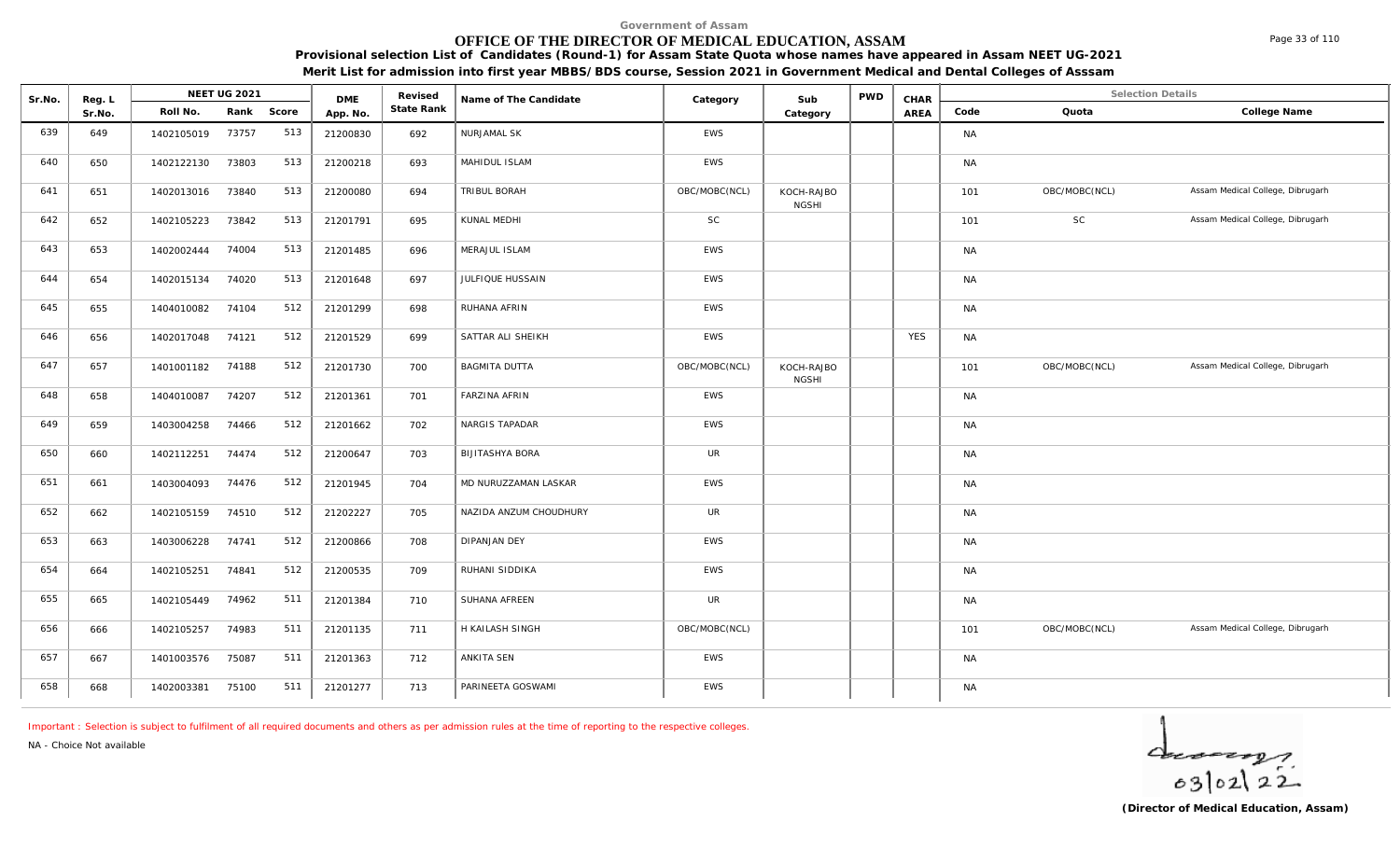Government of Assam

# OFFICE OF THE DIRECTOR OF MEDICAL EDUCATION, ASSAM

**Provisional selection List of Candidates (Round-1) for Assam State Quota whose names have appeared in Assam NEET UG-2021**

**Merit List for admission into first year MBBS/BDS course, Session 2021 in Government Medical and Dental Colleges of Asssam**

| Sr.No. | Reg. L Sr.No. | NEET UG 2021 Roll No. | Rank | Score | DME App. No. | Revised State Rank | Name of The Candidate | Category | Sub Category | PWD | CHAR AREA | Code | Quota | College Name |
|---|---|---|---|---|---|---|---|---|---|---|---|---|---|---|
| 639 | 649 | 1402105019 | 73757 | 513 | 21200830 | 692 | NURJAMAL SK | EWS | | | | NA | | |
| 640 | 650 | 1402122130 | 73803 | 513 | 21200218 | 693 | MAHIDUL ISLAM | EWS | | | | NA | | |
| 641 | 651 | 1402013016 | 73840 | 513 | 21200080 | 694 | TRIBUL BORAH | OBC/MOBC(NCL) | KOCH-RAJBONGSHI | | | 101 | OBC/MOBC(NCL) | Assam Medical College, Dibrugarh |
| 642 | 652 | 1402105223 | 73842 | 513 | 21201791 | 695 | KUNAL MEDHI | SC | | | | 101 | SC | Assam Medical College, Dibrugarh |
| 643 | 653 | 1402002444 | 74004 | 513 | 21201485 | 696 | MERAJUL ISLAM | EWS | | | | NA | | |
| 644 | 654 | 1402015134 | 74020 | 513 | 21201648 | 697 | JULFIQUE HUSSAIN | EWS | | | | NA | | |
| 645 | 655 | 1404010082 | 74104 | 512 | 21201299 | 698 | RUHANA AFRIN | EWS | | | | NA | | |
| 646 | 656 | 1402017048 | 74121 | 512 | 21201529 | 699 | SATTAR ALI SHEIKH | EWS | | | YES | NA | | |
| 647 | 657 | 1401001182 | 74188 | 512 | 21201730 | 700 | BAGMITA DUTTA | OBC/MOBC(NCL) | KOCH-RAJBONGSHI | | | 101 | OBC/MOBC(NCL) | Assam Medical College, Dibrugarh |
| 648 | 658 | 1404010087 | 74207 | 512 | 21201361 | 701 | FARZINA AFRIN | EWS | | | | NA | | |
| 649 | 659 | 1403004258 | 74466 | 512 | 21201662 | 702 | NARGIS TAPADAR | EWS | | | | NA | | |
| 650 | 660 | 1402112251 | 74474 | 512 | 21200647 | 703 | BIJITASHYA BORA | UR | | | | NA | | |
| 651 | 661 | 1403004093 | 74476 | 512 | 21201945 | 704 | MD NURUZZAMAN LASKAR | EWS | | | | NA | | |
| 652 | 662 | 1402105159 | 74510 | 512 | 21202227 | 705 | NAZIDA ANZUM CHOUDHURY | UR | | | | NA | | |
| 653 | 663 | 1403006228 | 74741 | 512 | 21200866 | 708 | DIPANJAN DEY | EWS | | | | NA | | |
| 654 | 664 | 1402105251 | 74841 | 512 | 21200535 | 709 | RUHANI SIDDIKA | EWS | | | | NA | | |
| 655 | 665 | 1402105449 | 74962 | 511 | 21201384 | 710 | SUHANA AFREEN | UR | | | | NA | | |
| 656 | 666 | 1402105257 | 74983 | 511 | 21201135 | 711 | H KAILASH SINGH | OBC/MOBC(NCL) | | | | 101 | OBC/MOBC(NCL) | Assam Medical College, Dibrugarh |
| 657 | 667 | 1401003576 | 75087 | 511 | 21201363 | 712 | ANKITA SEN | EWS | | | | NA | | |
| 658 | 668 | 1402003381 | 75100 | 511 | 21201277 | 713 | PARINEETA GOSWAMI | EWS | | | | NA | | |

Important : Selection is subject to fulfilment of all required documents and others as per admission rules at the time of reporting to the respective colleges.

NA - Choice Not available

03/02/22

**(Director of Medical Education, Assam)**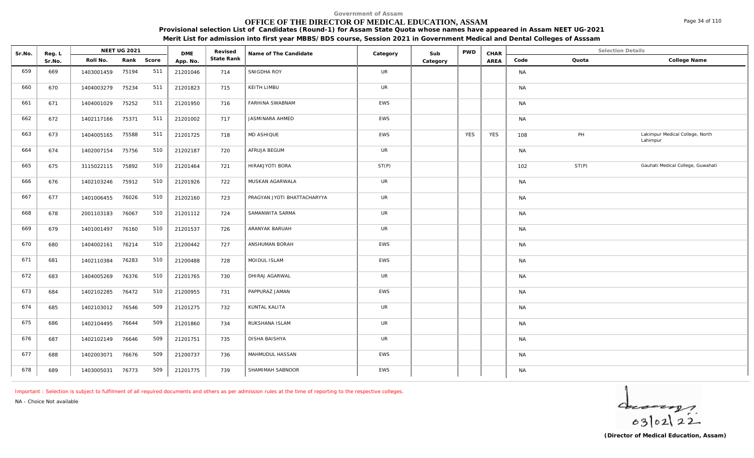Government of Assam

# OFFICE OF THE DIRECTOR OF MEDICAL EDUCATION, ASSAM

**Provisional selection List of Candidates (Round-1) for Assam State Quota whose names have appeared in Assam NEET UG-2021**

**Merit List for admission into first year MBBS/BDS course, Session 2021 in Government Medical and Dental Colleges of Asssam**

| Sr.No. | Reg. L Sr.No. | NEET UG 2021 Roll No. | Rank | Score | DME App. No. | Revised State Rank | Name of The Candidate | Category | Sub Category | PWD | CHAR AREA | Code | Quota | College Name |
|---|---|---|---|---|---|---|---|---|---|---|---|---|---|---|
| 659 | 669 | 1403001459 | 75194 | 511 | 21201046 | 714 | SNIGDHA ROY | UR | | | | NA | | |
| 660 | 670 | 1404003279 | 75234 | 511 | 21201823 | 715 | KEITH LIMBU | UR | | | | NA | | |
| 661 | 671 | 1404001029 | 75252 | 511 | 21201950 | 716 | FARHINA SWABNAM | EWS | | | | NA | | |
| 662 | 672 | 1402117166 | 75371 | 511 | 21201002 | 717 | JASMINARA AHMED | EWS | | | | NA | | |
| 663 | 673 | 1404005165 | 75588 | 511 | 21201725 | 718 | MD ASHIQUE | EWS | | YES | YES | 108 | PH | Lakimpur Medical College, North Lahimpur |
| 664 | 674 | 1402007154 | 75756 | 510 | 21202187 | 720 | AFRUJA BEGUM | UR | | | | NA | | |
| 665 | 675 | 3115022115 | 75892 | 510 | 21201464 | 721 | HIRAKJYOTI BORA | ST(P) | | | | 102 | ST(P) | Gauhati Medical College, Guwahati |
| 666 | 676 | 1402103246 | 75912 | 510 | 21201926 | 722 | MUSKAN AGARWALA | UR | | | | NA | | |
| 667 | 677 | 1401006455 | 76026 | 510 | 21202160 | 723 | PRAGYAN JYOTI BHATTACHARYYA | UR | | | | NA | | |
| 668 | 678 | 2001103183 | 76067 | 510 | 21201112 | 724 | SAMANWITA SARMA | UR | | | | NA | | |
| 669 | 679 | 1401001497 | 76160 | 510 | 21201537 | 726 | ARANYAK BARUAH | UR | | | | NA | | |
| 670 | 680 | 1404002161 | 76214 | 510 | 21200442 | 727 | ANSHUMAN BORAH | EWS | | | | NA | | |
| 671 | 681 | 1402110384 | 76283 | 510 | 21200488 | 728 | MOIDUL ISLAM | EWS | | | | NA | | |
| 672 | 683 | 1404005269 | 76376 | 510 | 21201765 | 730 | DHIRAJ AGARWAL | UR | | | | NA | | |
| 673 | 684 | 1402102285 | 76472 | 510 | 21200955 | 731 | PAPPURAZ JAMAN | EWS | | | | NA | | |
| 674 | 685 | 1402103012 | 76546 | 509 | 21201275 | 732 | KUNTAL KALITA | UR | | | | NA | | |
| 675 | 686 | 1402104495 | 76644 | 509 | 21201860 | 734 | RUKSHANA ISLAM | UR | | | | NA | | |
| 676 | 687 | 1402102149 | 76646 | 509 | 21201751 | 735 | DISHA BAISHYA | UR | | | | NA | | |
| 677 | 688 | 1402003071 | 76676 | 509 | 21200737 | 736 | MAHMUDUL HASSAN | EWS | | | | NA | | |
| 678 | 689 | 1403005031 | 76773 | 509 | 21201775 | 739 | SHAMIMAH SABNOOR | EWS | | | | NA | | |

Important : Selection is subject to fulfilment of all required documents and others as per admission rules at the time of reporting to the respective colleges.

NA - Choice Not available

03/02/22

**(Director of Medical Education, Assam)**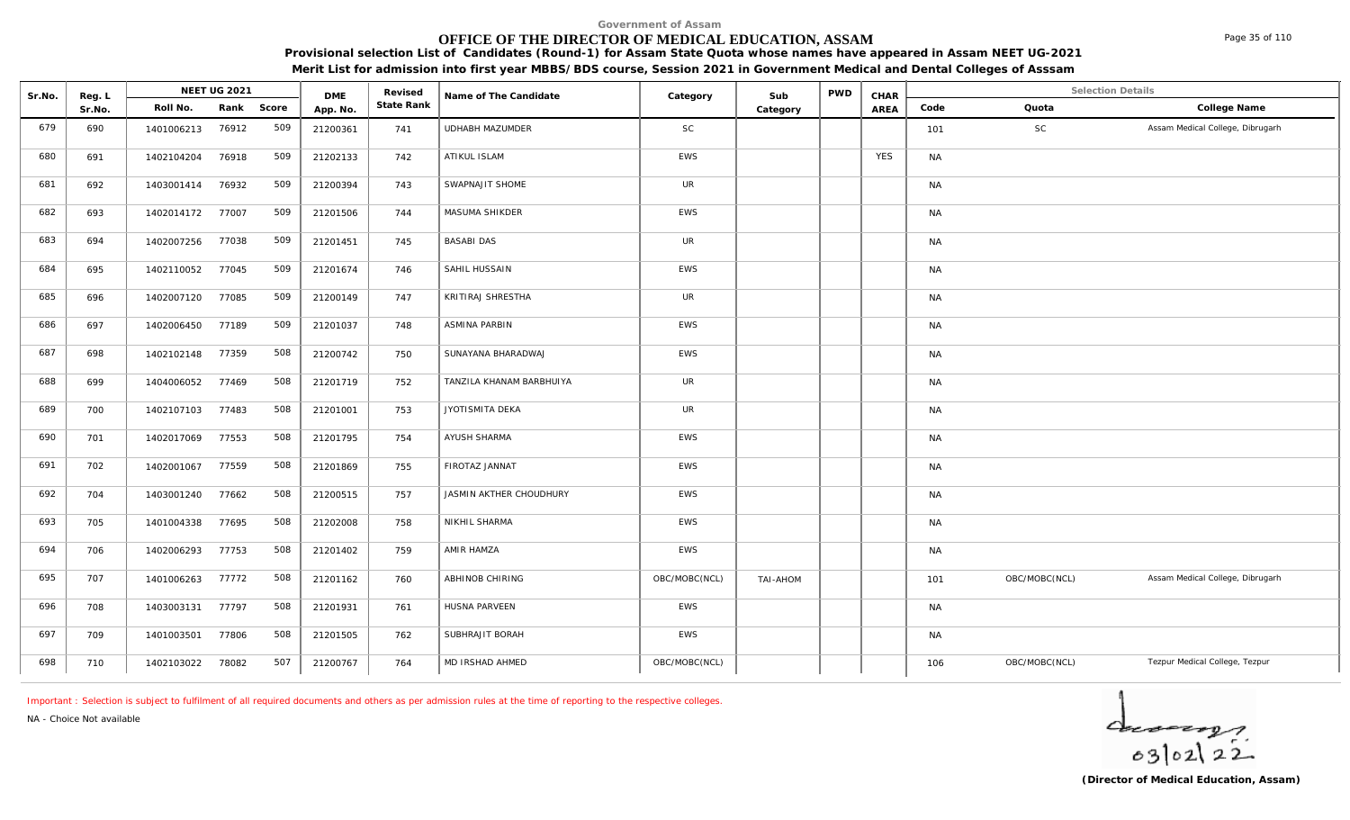Government of Assam

# OFFICE OF THE DIRECTOR OF MEDICAL EDUCATION, ASSAM

**Provisional selection List of Candidates (Round-1) for Assam State Quota whose names have appeared in Assam NEET UG-2021**

**Merit List for admission into first year MBBS/BDS course, Session 2021 in Government Medical and Dental Colleges of Asssam**

| Sr.No. | Reg. L Sr.No. | NEET UG 2021 | | | DME App. No. | Revised State Rank | Name of The Candidate | Category | Sub Category | PWD | CHAR AREA | Selection Details | | |
|---|---|---|---|---|---|---|---|---|---|---|---|---|---|---|
| | | Roll No. | Rank | Score | | | | | | | | Code | Quota | College Name |
| 679 | 690 | 1401006213 | 76912 | 509 | 21200361 | 741 | UDHABH MAZUMDER | SC | | | | 101 | SC | Assam Medical College, Dibrugarh |
| 680 | 691 | 1402104204 | 76918 | 509 | 21202133 | 742 | ATIKUL ISLAM | EWS | | | YES | NA | | |
| 681 | 692 | 1403001414 | 76932 | 509 | 21200394 | 743 | SWAPNAJIT SHOME | UR | | | | NA | | |
| 682 | 693 | 1402014172 | 77007 | 509 | 21201506 | 744 | MASUMA SHIKDER | EWS | | | | NA | | |
| 683 | 694 | 1402007256 | 77038 | 509 | 21201451 | 745 | BASABI DAS | UR | | | | NA | | |
| 684 | 695 | 1402110052 | 77045 | 509 | 21201674 | 746 | SAHIL HUSSAIN | EWS | | | | NA | | |
| 685 | 696 | 1402007120 | 77085 | 509 | 21200149 | 747 | KRITIRAJ SHRESTHA | UR | | | | NA | | |
| 686 | 697 | 1402006450 | 77189 | 509 | 21201037 | 748 | ASMINA PARBIN | EWS | | | | NA | | |
| 687 | 698 | 1402102148 | 77359 | 508 | 21200742 | 750 | SUNAYANA BHARADWAJ | EWS | | | | NA | | |
| 688 | 699 | 1404006052 | 77469 | 508 | 21201719 | 752 | TANZILA KHANAM BARBHUIYA | UR | | | | NA | | |
| 689 | 700 | 1402107103 | 77483 | 508 | 21201001 | 753 | JYOTISMITA DEKA | UR | | | | NA | | |
| 690 | 701 | 1402017069 | 77553 | 508 | 21201795 | 754 | AYUSH SHARMA | EWS | | | | NA | | |
| 691 | 702 | 1402001067 | 77559 | 508 | 21201869 | 755 | FIROTAZ JANNAT | EWS | | | | NA | | |
| 692 | 704 | 1403001240 | 77662 | 508 | 21200515 | 757 | JASMIN AKTHER CHOUDHURY | EWS | | | | NA | | |
| 693 | 705 | 1401004338 | 77695 | 508 | 21202008 | 758 | NIKHIL SHARMA | EWS | | | | NA | | |
| 694 | 706 | 1402006293 | 77753 | 508 | 21201402 | 759 | AMIR HAMZA | EWS | | | | NA | | |
| 695 | 707 | 1401006263 | 77772 | 508 | 21201162 | 760 | ABHINOB CHIRING | OBC/MOBC(NCL) | TAI-AHOM | | | 101 | OBC/MOBC(NCL) | Assam Medical College, Dibrugarh |
| 696 | 708 | 1403003131 | 77797 | 508 | 21201931 | 761 | HUSNA PARVEEN | EWS | | | | NA | | |
| 697 | 709 | 1401003501 | 77806 | 508 | 21201505 | 762 | SUBHRAJIT BORAH | EWS | | | | NA | | |
| 698 | 710 | 1402103022 | 78082 | 507 | 21200767 | 764 | MD IRSHAD AHMED | OBC/MOBC(NCL) | | | | 106 | OBC/MOBC(NCL) | Tezpur Medical College, Tezpur |

Important : Selection is subject to fulfilment of all required documents and others as per admission rules at the time of reporting to the respective colleges.

NA - Choice Not available

03/02/22

**(Director of Medical Education, Assam)**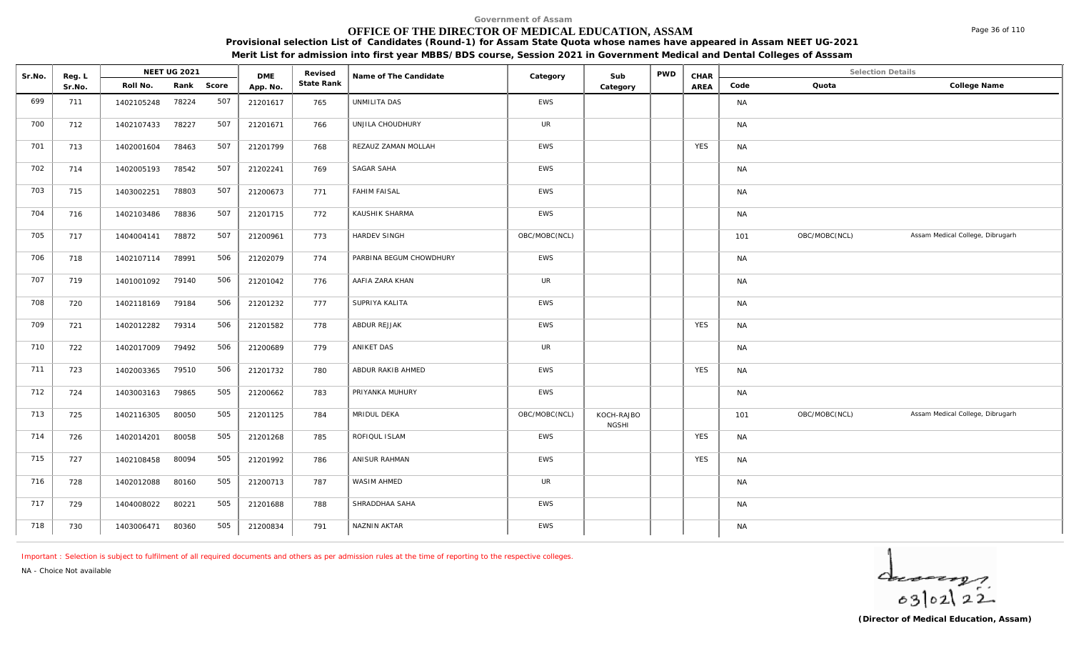Government of Assam

# OFFICE OF THE DIRECTOR OF MEDICAL EDUCATION, ASSAM

**Provisional selection List of Candidates (Round-1) for Assam State Quota whose names have appeared in Assam NEET UG-2021**

**Merit List for admission into first year MBBS/BDS course, Session 2021 in Government Medical and Dental Colleges of Asssam**

| Sr.No. | Reg. L Sr.No. | NEET UG 2021 Roll No. | Rank | Score | DME App. No. | Revised State Rank | Name of The Candidate | Category | Sub Category | PWD | CHAR AREA | Code | Quota | College Name |
|---|---|---|---|---|---|---|---|---|---|---|---|---|---|---|
| 699 | 711 | 1402105248 | 78224 | 507 | 21201617 | 765 | UNMILITA DAS | EWS | | | | NA | | |
| 700 | 712 | 1402107433 | 78227 | 507 | 21201671 | 766 | UNJILA CHOUDHURY | UR | | | | NA | | |
| 701 | 713 | 1402001604 | 78463 | 507 | 21201799 | 768 | REZAUZ ZAMAN MOLLAH | EWS | | | YES | NA | | |
| 702 | 714 | 1402005193 | 78542 | 507 | 21202241 | 769 | SAGAR SAHA | EWS | | | | NA | | |
| 703 | 715 | 1403002251 | 78803 | 507 | 21200673 | 771 | FAHIM FAISAL | EWS | | | | NA | | |
| 704 | 716 | 1402103486 | 78836 | 507 | 21201715 | 772 | KAUSHIK SHARMA | EWS | | | | NA | | |
| 705 | 717 | 1404004141 | 78872 | 507 | 21200961 | 773 | HARDEV SINGH | OBC/MOBC(NCL) | | | | 101 | OBC/MOBC(NCL) | Assam Medical College, Dibrugarh |
| 706 | 718 | 1402107114 | 78991 | 506 | 21202079 | 774 | PARBINA BEGUM CHOWDHURY | EWS | | | | NA | | |
| 707 | 719 | 1401001092 | 79140 | 506 | 21201042 | 776 | AAFIA ZARA KHAN | UR | | | | NA | | |
| 708 | 720 | 1402118169 | 79184 | 506 | 21201232 | 777 | SUPRIYA KALITA | EWS | | | | NA | | |
| 709 | 721 | 1402012282 | 79314 | 506 | 21201582 | 778 | ABDUR REJJAK | EWS | | | YES | NA | | |
| 710 | 722 | 1402017009 | 79492 | 506 | 21200689 | 779 | ANIKET DAS | UR | | | | NA | | |
| 711 | 723 | 1402003365 | 79510 | 506 | 21201732 | 780 | ABDUR RAKIB AHMED | EWS | | | YES | NA | | |
| 712 | 724 | 1403003163 | 79865 | 505 | 21200662 | 783 | PRIYANKA MUHURY | EWS | | | | NA | | |
| 713 | 725 | 1402116305 | 80050 | 505 | 21201125 | 784 | MRIDUL DEKA | OBC/MOBC(NCL) | KOCH-RAJBONGSHI | | | 101 | OBC/MOBC(NCL) | Assam Medical College, Dibrugarh |
| 714 | 726 | 1402014201 | 80058 | 505 | 21201268 | 785 | ROFIQUL ISLAM | EWS | | | YES | NA | | |
| 715 | 727 | 1402108458 | 80094 | 505 | 21201992 | 786 | ANISUR RAHMAN | EWS | | | YES | NA | | |
| 716 | 728 | 1402012088 | 80160 | 505 | 21200713 | 787 | WASIM AHMED | UR | | | | NA | | |
| 717 | 729 | 1404008022 | 80221 | 505 | 21201688 | 788 | SHRADDHAA SAHA | EWS | | | | NA | | |
| 718 | 730 | 1403006471 | 80360 | 505 | 21200834 | 791 | NAZNIN AKTAR | EWS | | | | NA | | |

Important : Selection is subject to fulfilment of all required documents and others as per admission rules at the time of reporting to the respective colleges.

NA - Choice Not available

03/02/22

**(Director of Medical Education, Assam)**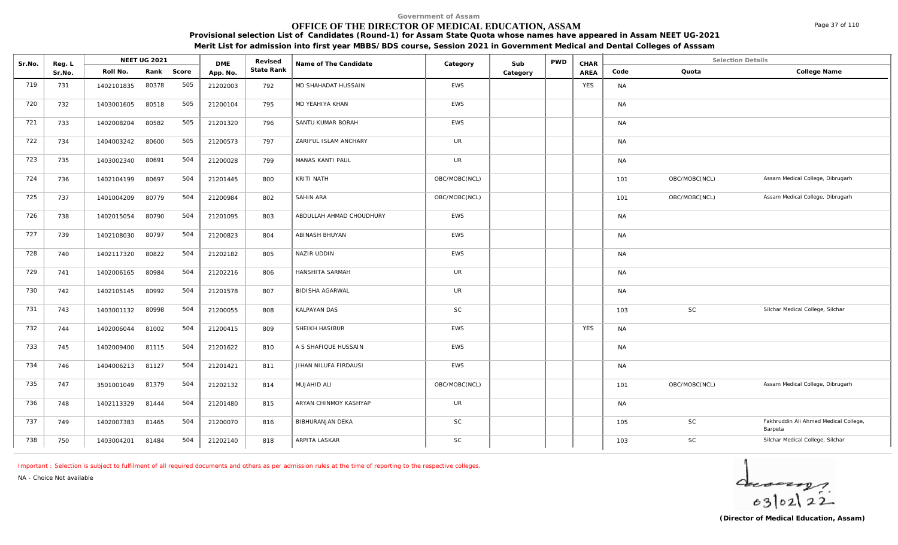Government of Assam

# OFFICE OF THE DIRECTOR OF MEDICAL EDUCATION, ASSAM

**Provisional selection List of Candidates (Round-1) for Assam State Quota whose names have appeared in Assam NEET UG-2021**

**Merit List for admission into first year MBBS/BDS course, Session 2021 in Government Medical and Dental Colleges of Asssam**

| Sr.No. | Reg. L Sr.No. | NEET UG 2021 | | | DME App. No. | Revised State Rank | Name of The Candidate | Category | Sub Category | PWD | CHAR AREA | Selection Details | | |
|---|---|---|---|---|---|---|---|---|---|---|---|---|---|---|
| | | Roll No. | Rank | Score | | | | | | | | Code | Quota | College Name |
| 719 | 731 | 1402101835 | 80378 | 505 | 21202003 | 792 | MD SHAHADAT HUSSAIN | EWS | | | YES | NA | | |
| 720 | 732 | 1403001605 | 80518 | 505 | 21200104 | 795 | MD YEAHIYA KHAN | EWS | | | | NA | | |
| 721 | 733 | 1402008204 | 80582 | 505 | 21201320 | 796 | SANTU KUMAR BORAH | EWS | | | | NA | | |
| 722 | 734 | 1404003242 | 80600 | 505 | 21200573 | 797 | ZARIFUL ISLAM ANCHARY | UR | | | | NA | | |
| 723 | 735 | 1403002340 | 80691 | 504 | 21200028 | 799 | MANAS KANTI PAUL | UR | | | | NA | | |
| 724 | 736 | 1402104199 | 80697 | 504 | 21201445 | 800 | KRITI NATH | OBC/MOBC(NCL) | | | | 101 | OBC/MOBC(NCL) | Assam Medical College, Dibrugarh |
| 725 | 737 | 1401004209 | 80779 | 504 | 21200984 | 802 | SAHIN ARA | OBC/MOBC(NCL) | | | | 101 | OBC/MOBC(NCL) | Assam Medical College, Dibrugarh |
| 726 | 738 | 1402015054 | 80790 | 504 | 21201095 | 803 | ABDULLAH AHMAD CHOUDHURY | EWS | | | | NA | | |
| 727 | 739 | 1402108030 | 80797 | 504 | 21200823 | 804 | ABINASH BHUYAN | EWS | | | | NA | | |
| 728 | 740 | 1402117320 | 80822 | 504 | 21202182 | 805 | NAZIR UDDIN | EWS | | | | NA | | |
| 729 | 741 | 1402006165 | 80984 | 504 | 21202216 | 806 | HANSHITA SARMAH | UR | | | | NA | | |
| 730 | 742 | 1402105145 | 80992 | 504 | 21201578 | 807 | BIDISHA AGARWAL | UR | | | | NA | | |
| 731 | 743 | 1403001132 | 80998 | 504 | 21200055 | 808 | KALPAYAN DAS | SC | | | | 103 | SC | Silchar Medical College, Silchar |
| 732 | 744 | 1402006044 | 81002 | 504 | 21200415 | 809 | SHEIKH HASIBUR | EWS | | | YES | NA | | |
| 733 | 745 | 1402009400 | 81115 | 504 | 21201622 | 810 | A S SHAFIQUE HUSSAIN | EWS | | | | NA | | |
| 734 | 746 | 1404006213 | 81127 | 504 | 21201421 | 811 | JIHAN NILUFA FIRDAUSI | EWS | | | | NA | | |
| 735 | 747 | 3501001049 | 81379 | 504 | 21202132 | 814 | MUJAHID ALI | OBC/MOBC(NCL) | | | | 101 | OBC/MOBC(NCL) | Assam Medical College, Dibrugarh |
| 736 | 748 | 1402113329 | 81444 | 504 | 21201480 | 815 | ARYAN CHINMOY KASHYAP | UR | | | | NA | | |
| 737 | 749 | 1402007383 | 81465 | 504 | 21200070 | 816 | BIBHURANJAN DEKA | SC | | | | 105 | SC | Fakhruddin Ali Ahmed Medical College, Barpeta |
| 738 | 750 | 1403004201 | 81484 | 504 | 21202140 | 818 | ARPITA LASKAR | SC | | | | 103 | SC | Silchar Medical College, Silchar |

Important : Selection is subject to fulfilment of all required documents and others as per admission rules at the time of reporting to the respective colleges.

NA - Choice Not available

03/02/22

**(Director of Medical Education, Assam)**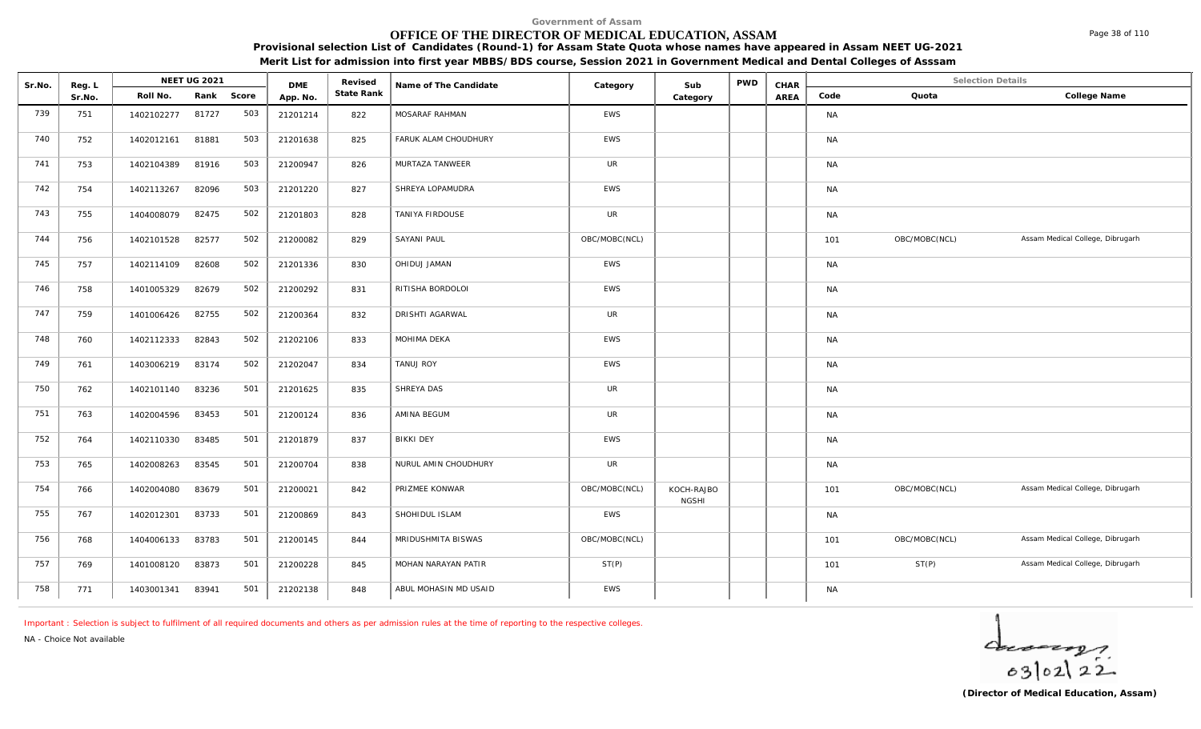Government of Assam

# OFFICE OF THE DIRECTOR OF MEDICAL EDUCATION, ASSAM

**Provisional selection List of Candidates (Round-1) for Assam State Quota whose names have appeared in Assam NEET UG-2021**

**Merit List for admission into first year MBBS/BDS course, Session 2021 in Government Medical and Dental Colleges of Asssam**

| Sr.No. | Reg. L Sr.No. | NEET UG 2021 Roll No. | Rank | Score | DME App. No. | Revised State Rank | Name of The Candidate | Category | Sub Category | PWD | CHAR AREA | Code | Quota | College Name |
|---|---|---|---|---|---|---|---|---|---|---|---|---|---|---|
| 739 | 751 | 1402102277 | 81727 | 503 | 21201214 | 822 | MOSARAF RAHMAN | EWS | | | | NA | | |
| 740 | 752 | 1402012161 | 81881 | 503 | 21201638 | 825 | FARUK ALAM CHOUDHURY | EWS | | | | NA | | |
| 741 | 753 | 1402104389 | 81916 | 503 | 21200947 | 826 | MURTAZA TANWEER | UR | | | | NA | | |
| 742 | 754 | 1402113267 | 82096 | 503 | 21201220 | 827 | SHREYA LOPAMUDRA | EWS | | | | NA | | |
| 743 | 755 | 1404008079 | 82475 | 502 | 21201803 | 828 | TANIYA FIRDOUSE | UR | | | | NA | | |
| 744 | 756 | 1402101528 | 82577 | 502 | 21200082 | 829 | SAYANI PAUL | OBC/MOBC(NCL) | | | | 101 | OBC/MOBC(NCL) | Assam Medical College, Dibrugarh |
| 745 | 757 | 1402114109 | 82608 | 502 | 21201336 | 830 | OHIDUJ JAMAN | EWS | | | | NA | | |
| 746 | 758 | 1401005329 | 82679 | 502 | 21200292 | 831 | RITISHA BORDOLOI | EWS | | | | NA | | |
| 747 | 759 | 1401006426 | 82755 | 502 | 21200364 | 832 | DRISHTI AGARWAL | UR | | | | NA | | |
| 748 | 760 | 1402112333 | 82843 | 502 | 21202106 | 833 | MOHIMA DEKA | EWS | | | | NA | | |
| 749 | 761 | 1403006219 | 83174 | 502 | 21202047 | 834 | TANUJ ROY | EWS | | | | NA | | |
| 750 | 762 | 1402101140 | 83236 | 501 | 21201625 | 835 | SHREYA DAS | UR | | | | NA | | |
| 751 | 763 | 1402004596 | 83453 | 501 | 21200124 | 836 | AMINA BEGUM | UR | | | | NA | | |
| 752 | 764 | 1402110330 | 83485 | 501 | 21201879 | 837 | BIKKI DEY | EWS | | | | NA | | |
| 753 | 765 | 1402008263 | 83545 | 501 | 21200704 | 838 | NURUL AMIN CHOUDHURY | UR | | | | NA | | |
| 754 | 766 | 1402004080 | 83679 | 501 | 21200021 | 842 | PRIZMEE KONWAR | OBC/MOBC(NCL) | KOCH-RAJBONGSHI | | | 101 | OBC/MOBC(NCL) | Assam Medical College, Dibrugarh |
| 755 | 767 | 1402012301 | 83733 | 501 | 21200869 | 843 | SHOHIDUL ISLAM | EWS | | | | NA | | |
| 756 | 768 | 1404006133 | 83783 | 501 | 21200145 | 844 | MRIDUSHMITA BISWAS | OBC/MOBC(NCL) | | | | 101 | OBC/MOBC(NCL) | Assam Medical College, Dibrugarh |
| 757 | 769 | 1401008120 | 83873 | 501 | 21200228 | 845 | MOHAN NARAYAN PATIR | ST(P) | | | | 101 | ST(P) | Assam Medical College, Dibrugarh |
| 758 | 771 | 1403001341 | 83941 | 501 | 21202138 | 848 | ABUL MOHASIN MD USAID | EWS | | | | NA | | |

Important : Selection is subject to fulfilment of all required documents and others as per admission rules at the time of reporting to the respective colleges.

NA - Choice Not available

03/02/22

**(Director of Medical Education, Assam)**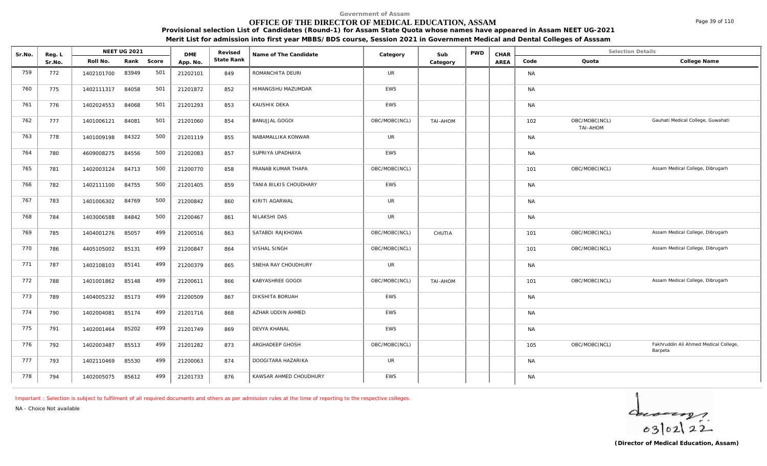Government of Assam

# OFFICE OF THE DIRECTOR OF MEDICAL EDUCATION, ASSAM

**Provisional selection List of Candidates (Round-1) for Assam State Quota whose names have appeared in Assam NEET UG-2021**

**Merit List for admission into first year MBBS/BDS course, Session 2021 in Government Medical and Dental Colleges of Asssam**

| Sr.No. | Reg. L Sr.No. | NEET UG 2021 Roll No. | Rank | Score | DME App. No. | Revised State Rank | Name of The Candidate | Category | Sub Category | PWD | CHAR AREA | Code | Quota | College Name |
|---|---|---|---|---|---|---|---|---|---|---|---|---|---|---|
| 759 | 772 | 1402101700 | 83949 | 501 | 21202101 | 849 | ROMANCHITA DEURI | UR | | | | NA | | |
| 760 | 775 | 1402111317 | 84058 | 501 | 21201872 | 852 | HIMANGSHU MAZUMDAR | EWS | | | | NA | | |
| 761 | 776 | 1402024553 | 84068 | 501 | 21201293 | 853 | KAUSHIK DEKA | EWS | | | | NA | | |
| 762 | 777 | 1401006121 | 84081 | 501 | 21201060 | 854 | BANUJJAL GOGOI | OBC/MOBC(NCL) | TAI-AHOM | | | 102 | OBC/MOBC(NCL) TAI-AHOM | Gauhati Medical College, Guwahati |
| 763 | 778 | 1401009198 | 84322 | 500 | 21201119 | 855 | NABAMALLIKA KONWAR | UR | | | | NA | | |
| 764 | 780 | 4609008275 | 84556 | 500 | 21202083 | 857 | SUPRIYA UPADHAYA | EWS | | | | NA | | |
| 765 | 781 | 1402003124 | 84713 | 500 | 21200770 | 858 | PRANAB KUMAR THAPA | OBC/MOBC(NCL) | | | | 101 | OBC/MOBC(NCL) | Assam Medical College, Dibrugarh |
| 766 | 782 | 1402111100 | 84755 | 500 | 21201405 | 859 | TANIA BILKIS CHOUDHARY | EWS | | | | NA | | |
| 767 | 783 | 1401006302 | 84769 | 500 | 21200842 | 860 | KIRITI AGARWAL | UR | | | | NA | | |
| 768 | 784 | 1403006588 | 84842 | 500 | 21200467 | 861 | NILAKSHI DAS | UR | | | | NA | | |
| 769 | 785 | 1404001276 | 85057 | 499 | 21200516 | 863 | SATABDI RAJKHOWA | OBC/MOBC(NCL) | CHUTIA | | | 101 | OBC/MOBC(NCL) | Assam Medical College, Dibrugarh |
| 770 | 786 | 4405105002 | 85131 | 499 | 21200847 | 864 | VISHAL SINGH | OBC/MOBC(NCL) | | | | 101 | OBC/MOBC(NCL) | Assam Medical College, Dibrugarh |
| 771 | 787 | 1402108103 | 85141 | 499 | 21200379 | 865 | SNEHA RAY CHOUDHURY | UR | | | | NA | | |
| 772 | 788 | 1401001862 | 85148 | 499 | 21200611 | 866 | KABYASHREE GOGOI | OBC/MOBC(NCL) | TAI-AHOM | | | 101 | OBC/MOBC(NCL) | Assam Medical College, Dibrugarh |
| 773 | 789 | 1404005232 | 85173 | 499 | 21200509 | 867 | DIKSHITA BORUAH | EWS | | | | NA | | |
| 774 | 790 | 1402004081 | 85174 | 499 | 21201716 | 868 | AZHAR UDDIN AHMED | EWS | | | | NA | | |
| 775 | 791 | 1402001464 | 85202 | 499 | 21201749 | 869 | DEVYA KHANAL | EWS | | | | NA | | |
| 776 | 792 | 1402003487 | 85513 | 499 | 21201282 | 873 | ARGHADEEP GHOSH | OBC/MOBC(NCL) | | | | 105 | OBC/MOBC(NCL) | Fakhruddin Ali Ahmed Medical College, Barpeta |
| 777 | 793 | 1402110469 | 85530 | 499 | 21200063 | 874 | DOOGITARA HAZARIKA | UR | | | | NA | | |
| 778 | 794 | 1402005075 | 85612 | 499 | 21201733 | 876 | KAWSAR AHMED CHOUDHURY | EWS | | | | NA | | |

Important : Selection is subject to fulfilment of all required documents and others as per admission rules at the time of reporting to the respective colleges.

NA - Choice Not available

03/02/22

**(Director of Medical Education, Assam)**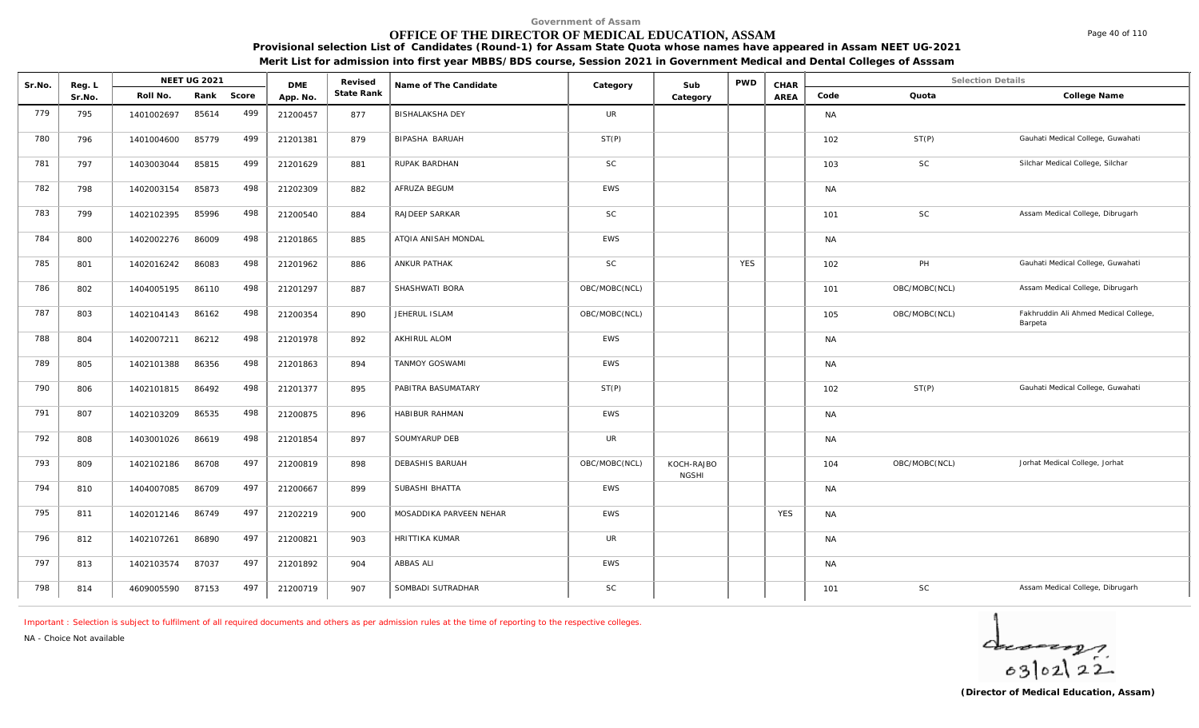Government of Assam

# OFFICE OF THE DIRECTOR OF MEDICAL EDUCATION, ASSAM

**Provisional selection List of Candidates (Round-1) for Assam State Quota whose names have appeared in Assam NEET UG-2021**

**Merit List for admission into first year MBBS/BDS course, Session 2021 in Government Medical and Dental Colleges of Asssam**

| Sr.No. | Reg. L Sr.No. | NEET UG 2021 | | | DME App. No. | Revised State Rank | Name of The Candidate | Category | Sub Category | PWD | CHAR AREA | Selection Details | | |
|---|---|---|---|---|---|---|---|---|---|---|---|---|---|---|
| | | Roll No. | Rank | Score | | | | | | | | Code | Quota | College Name |
| 779 | 795 | 1401002697 | 85614 | 499 | 21200457 | 877 | BISHALAKSHA DEY | UR | | | | NA | | |
| 780 | 796 | 1401004600 | 85779 | 499 | 21201381 | 879 | BIPASHA BARUAH | ST(P) | | | | 102 | ST(P) | Gauhati Medical College, Guwahati |
| 781 | 797 | 1403003044 | 85815 | 499 | 21201629 | 881 | RUPAK BARDHAN | SC | | | | 103 | SC | Silchar Medical College, Silchar |
| 782 | 798 | 1402003154 | 85873 | 498 | 21202309 | 882 | AFRUZA BEGUM | EWS | | | | NA | | |
| 783 | 799 | 1402102395 | 85996 | 498 | 21200540 | 884 | RAJDEEP SARKAR | SC | | | | 101 | SC | Assam Medical College, Dibrugarh |
| 784 | 800 | 1402002276 | 86009 | 498 | 21201865 | 885 | ATQIA ANISAH MONDAL | EWS | | | | NA | | |
| 785 | 801 | 1402016242 | 86083 | 498 | 21201962 | 886 | ANKUR PATHAK | SC | | YES | | 102 | PH | Gauhati Medical College, Guwahati |
| 786 | 802 | 1404005195 | 86110 | 498 | 21201297 | 887 | SHASHWATI BORA | OBC/MOBC(NCL) | | | | 101 | OBC/MOBC(NCL) | Assam Medical College, Dibrugarh |
| 787 | 803 | 1402104143 | 86162 | 498 | 21200354 | 890 | JEHERUL ISLAM | OBC/MOBC(NCL) | | | | 105 | OBC/MOBC(NCL) | Fakhruddin Ali Ahmed Medical College, Barpeta |
| 788 | 804 | 1402007211 | 86212 | 498 | 21201978 | 892 | AKHIRUL ALOM | EWS | | | | NA | | |
| 789 | 805 | 1402101388 | 86356 | 498 | 21201863 | 894 | TANMOY GOSWAMI | EWS | | | | NA | | |
| 790 | 806 | 1402101815 | 86492 | 498 | 21201377 | 895 | PABITRA BASUMATARY | ST(P) | | | | 102 | ST(P) | Gauhati Medical College, Guwahati |
| 791 | 807 | 1402103209 | 86535 | 498 | 21200875 | 896 | HABIBUR RAHMAN | EWS | | | | NA | | |
| 792 | 808 | 1403001026 | 86619 | 498 | 21201854 | 897 | SOUMYARUP DEB | UR | | | | NA | | |
| 793 | 809 | 1402102186 | 86708 | 497 | 21200819 | 898 | DEBASHIS BARUAH | OBC/MOBC(NCL) | KOCH-RAJBONGSHI | | | 104 | OBC/MOBC(NCL) | Jorhat Medical College, Jorhat |
| 794 | 810 | 1404007085 | 86709 | 497 | 21200667 | 899 | SUBASHI BHATTA | EWS | | | | NA | | |
| 795 | 811 | 1402012146 | 86749 | 497 | 21202219 | 900 | MOSADDIKA PARVEEN NEHAR | EWS | | | YES | NA | | |
| 796 | 812 | 1402107261 | 86890 | 497 | 21200821 | 903 | HRITTIKA KUMAR | UR | | | | NA | | |
| 797 | 813 | 1402103574 | 87037 | 497 | 21201892 | 904 | ABBAS ALI | EWS | | | | NA | | |
| 798 | 814 | 4609005590 | 87153 | 497 | 21200719 | 907 | SOMBADI SUTRADHAR | SC | | | | 101 | SC | Assam Medical College, Dibrugarh |

Important : Selection is subject to fulfilment of all required documents and others as per admission rules at the time of reporting to the respective colleges.

NA - Choice Not available

03/02/22

**(Director of Medical Education, Assam)**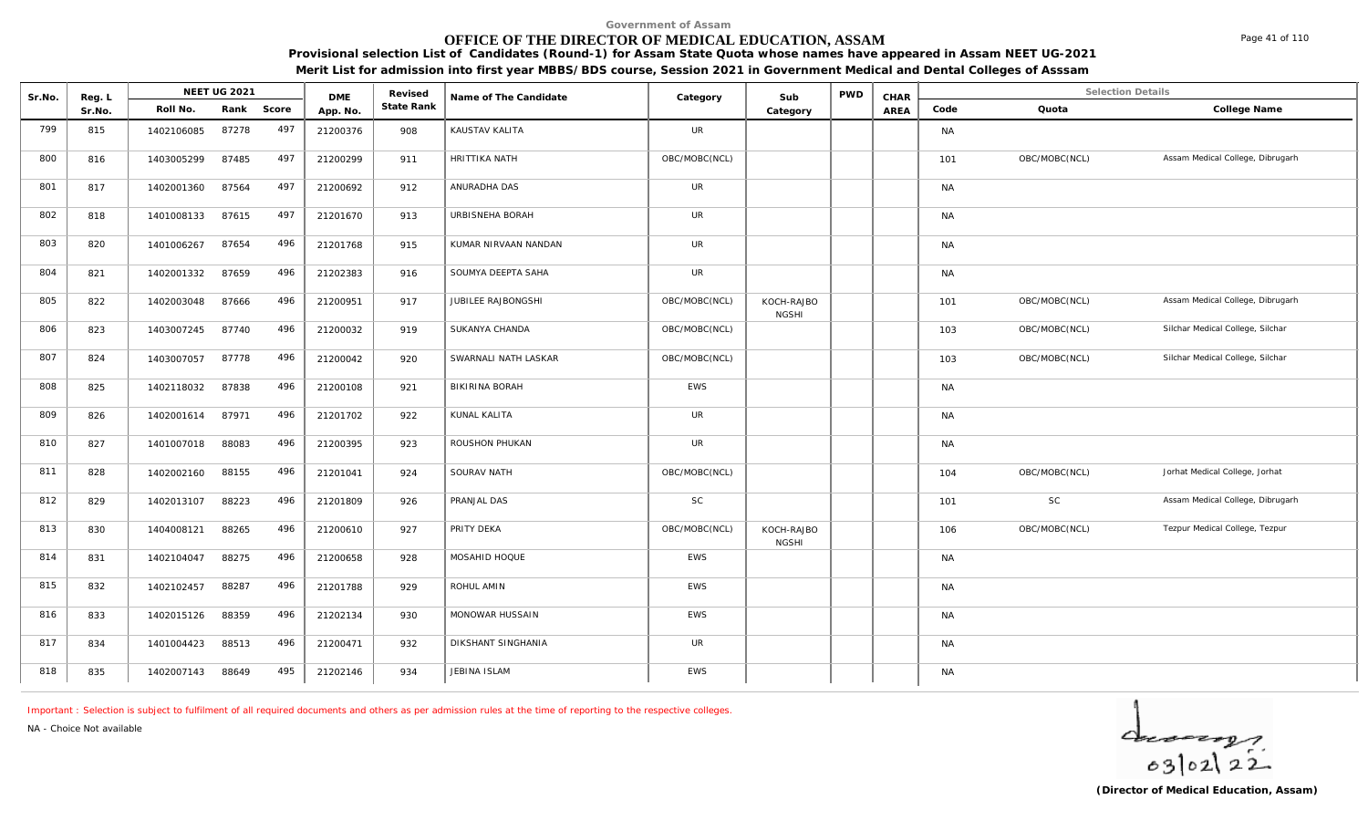Government of Assam

# OFFICE OF THE DIRECTOR OF MEDICAL EDUCATION, ASSAM

**Provisional selection List of Candidates (Round-1) for Assam State Quota whose names have appeared in Assam NEET UG-2021**

**Merit List for admission into first year MBBS/BDS course, Session 2021 in Government Medical and Dental Colleges of Asssam**

| Sr.No. | Reg. L Sr.No. | NEET UG 2021 Roll No. | Rank | Score | DME App. No. | Revised State Rank | Name of The Candidate | Category | Sub Category | PWD | CHAR AREA | Code | Quota | College Name |
|---|---|---|---|---|---|---|---|---|---|---|---|---|---|---|
| 799 | 815 | 1402106085 | 87278 | 497 | 21200376 | 908 | KAUSTAV KALITA | UR | | | | NA | | |
| 800 | 816 | 1403005299 | 87485 | 497 | 21200299 | 911 | HRITTIKA NATH | OBC/MOBC(NCL) | | | | 101 | OBC/MOBC(NCL) | Assam Medical College, Dibrugarh |
| 801 | 817 | 1402001360 | 87564 | 497 | 21200692 | 912 | ANURADHA DAS | UR | | | | NA | | |
| 802 | 818 | 1401008133 | 87615 | 497 | 21201670 | 913 | URBISNEHA BORAH | UR | | | | NA | | |
| 803 | 820 | 1401006267 | 87654 | 496 | 21201768 | 915 | KUMAR NIRVAAN NANDAN | UR | | | | NA | | |
| 804 | 821 | 1402001332 | 87659 | 496 | 21202383 | 916 | SOUMYA DEEPTA SAHA | UR | | | | NA | | |
| 805 | 822 | 1402003048 | 87666 | 496 | 21200951 | 917 | JUBILEE RAJBONGSHI | OBC/MOBC(NCL) | KOCH-RAJBONGSHI | | | 101 | OBC/MOBC(NCL) | Assam Medical College, Dibrugarh |
| 806 | 823 | 1403007245 | 87740 | 496 | 21200032 | 919 | SUKANYA CHANDA | OBC/MOBC(NCL) | | | | 103 | OBC/MOBC(NCL) | Silchar Medical College, Silchar |
| 807 | 824 | 1403007057 | 87778 | 496 | 21200042 | 920 | SWARNALI NATH LASKAR | OBC/MOBC(NCL) | | | | 103 | OBC/MOBC(NCL) | Silchar Medical College, Silchar |
| 808 | 825 | 1402118032 | 87838 | 496 | 21200108 | 921 | BIKIRINA BORAH | EWS | | | | NA | | |
| 809 | 826 | 1402001614 | 87971 | 496 | 21201702 | 922 | KUNAL KALITA | UR | | | | NA | | |
| 810 | 827 | 1401007018 | 88083 | 496 | 21200395 | 923 | ROUSHON PHUKAN | UR | | | | NA | | |
| 811 | 828 | 1402002160 | 88155 | 496 | 21201041 | 924 | SOURAV NATH | OBC/MOBC(NCL) | | | | 104 | OBC/MOBC(NCL) | Jorhat Medical College, Jorhat |
| 812 | 829 | 1402013107 | 88223 | 496 | 21201809 | 926 | PRANJAL DAS | SC | | | | 101 | SC | Assam Medical College, Dibrugarh |
| 813 | 830 | 1404008121 | 88265 | 496 | 21200610 | 927 | PRITY DEKA | OBC/MOBC(NCL) | KOCH-RAJBONGSHI | | | 106 | OBC/MOBC(NCL) | Tezpur Medical College, Tezpur |
| 814 | 831 | 1402104047 | 88275 | 496 | 21200658 | 928 | MOSAHID HOQUE | EWS | | | | NA | | |
| 815 | 832 | 1402102457 | 88287 | 496 | 21201788 | 929 | ROHUL AMIN | EWS | | | | NA | | |
| 816 | 833 | 1402015126 | 88359 | 496 | 21202134 | 930 | MONOWAR HUSSAIN | EWS | | | | NA | | |
| 817 | 834 | 1401004423 | 88513 | 496 | 21200471 | 932 | DIKSHANT SINGHANIA | UR | | | | NA | | |
| 818 | 835 | 1402007143 | 88649 | 495 | 21202146 | 934 | JEBINA ISLAM | EWS | | | | NA | | |

Important : Selection is subject to fulfilment of all required documents and others as per admission rules at the time of reporting to the respective colleges.

NA - Choice Not available

03/02/22

**(Director of Medical Education, Assam)**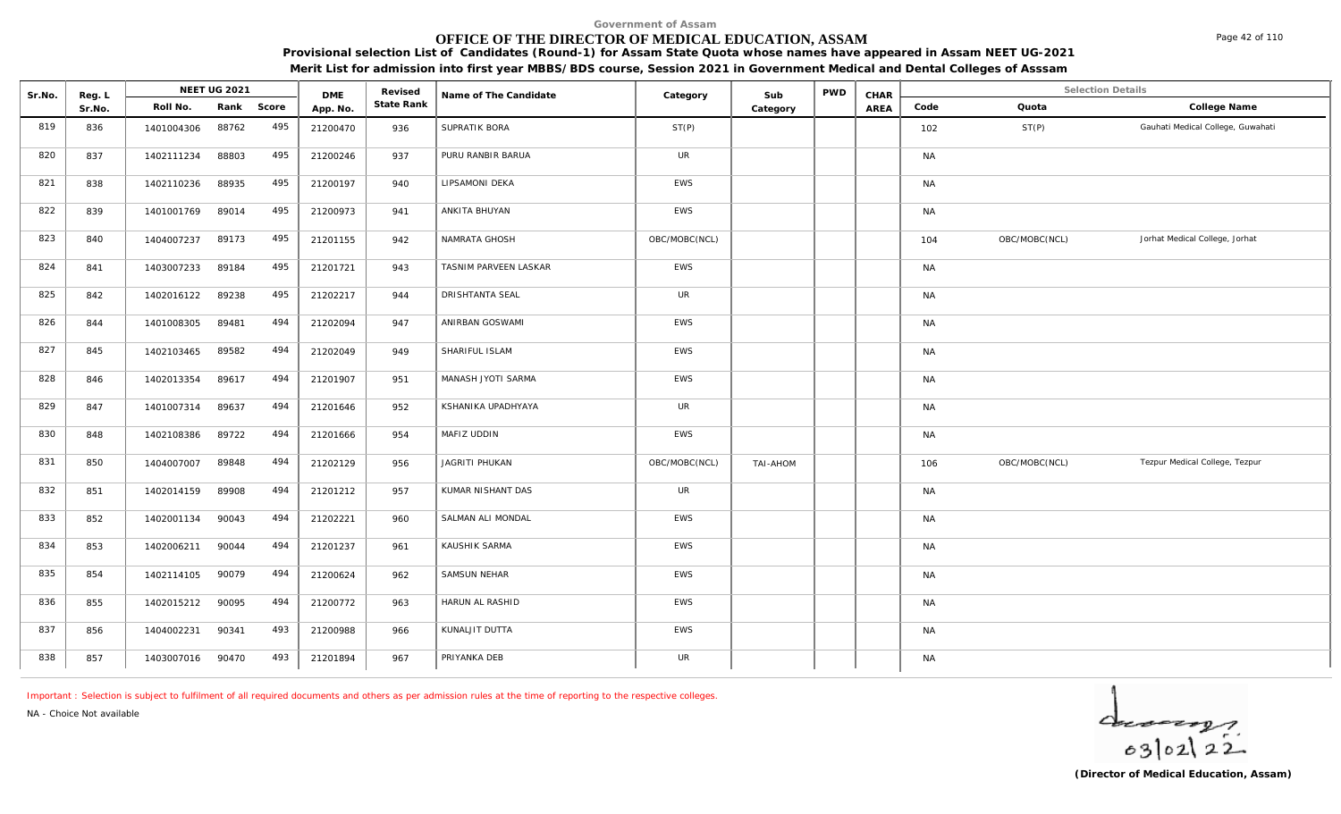Government of Assam

# OFFICE OF THE DIRECTOR OF MEDICAL EDUCATION, ASSAM

**Provisional selection List of Candidates (Round-1) for Assam State Quota whose names have appeared in Assam NEET UG-2021**

**Merit List for admission into first year MBBS/BDS course, Session 2021 in Government Medical and Dental Colleges of Asssam**

| Sr.No. | Reg. L Sr.No. | NEET UG 2021 Roll No. | Rank | Score | DME App. No. | Revised State Rank | Name of The Candidate | Category | Sub Category | PWD | CHAR AREA | Code | Quota | College Name |
|---|---|---|---|---|---|---|---|---|---|---|---|---|---|---|
| 819 | 836 | 1401004306 | 88762 | 495 | 21200470 | 936 | SUPRATIK BORA | ST(P) | | | | 102 | ST(P) | Gauhati Medical College, Guwahati |
| 820 | 837 | 1402111234 | 88803 | 495 | 21200246 | 937 | PURU RANBIR BARUA | UR | | | | NA | | |
| 821 | 838 | 1402110236 | 88935 | 495 | 21200197 | 940 | LIPSAMONI DEKA | EWS | | | | NA | | |
| 822 | 839 | 1401001769 | 89014 | 495 | 21200973 | 941 | ANKITA BHUYAN | EWS | | | | NA | | |
| 823 | 840 | 1404007237 | 89173 | 495 | 21201155 | 942 | NAMRATA GHOSH | OBC/MOBC(NCL) | | | | 104 | OBC/MOBC(NCL) | Jorhat Medical College, Jorhat |
| 824 | 841 | 1403007233 | 89184 | 495 | 21201721 | 943 | TASNIM PARVEEN LASKAR | EWS | | | | NA | | |
| 825 | 842 | 1402016122 | 89238 | 495 | 21202217 | 944 | DRISHTANTA SEAL | UR | | | | NA | | |
| 826 | 844 | 1401008305 | 89481 | 494 | 21202094 | 947 | ANIRBAN GOSWAMI | EWS | | | | NA | | |
| 827 | 845 | 1402103465 | 89582 | 494 | 21202049 | 949 | SHARIFUL ISLAM | EWS | | | | NA | | |
| 828 | 846 | 1402013354 | 89617 | 494 | 21201907 | 951 | MANASH JYOTI SARMA | EWS | | | | NA | | |
| 829 | 847 | 1401007314 | 89637 | 494 | 21201646 | 952 | KSHANIKA UPADHYAYA | UR | | | | NA | | |
| 830 | 848 | 1402108386 | 89722 | 494 | 21201666 | 954 | MAFIZ UDDIN | EWS | | | | NA | | |
| 831 | 850 | 1404007007 | 89848 | 494 | 21202129 | 956 | JAGRITI PHUKAN | OBC/MOBC(NCL) | TAI-AHOM | | | 106 | OBC/MOBC(NCL) | Tezpur Medical College, Tezpur |
| 832 | 851 | 1402014159 | 89908 | 494 | 21201212 | 957 | KUMAR NISHANT DAS | UR | | | | NA | | |
| 833 | 852 | 1402001134 | 90043 | 494 | 21202221 | 960 | SALMAN ALI MONDAL | EWS | | | | NA | | |
| 834 | 853 | 1402006211 | 90044 | 494 | 21201237 | 961 | KAUSHIK SARMA | EWS | | | | NA | | |
| 835 | 854 | 1402114105 | 90079 | 494 | 21200624 | 962 | SAMSUN NEHAR | EWS | | | | NA | | |
| 836 | 855 | 1402015212 | 90095 | 494 | 21200772 | 963 | HARUN AL RASHID | EWS | | | | NA | | |
| 837 | 856 | 1404002231 | 90341 | 493 | 21200988 | 966 | KUNALJIT DUTTA | EWS | | | | NA | | |
| 838 | 857 | 1403007016 | 90470 | 493 | 21201894 | 967 | PRIYANKA DEB | UR | | | | NA | | |

Important : Selection is subject to fulfilment of all required documents and others as per admission rules at the time of reporting to the respective colleges.

NA - Choice Not available

03/02/22

**(Director of Medical Education, Assam)**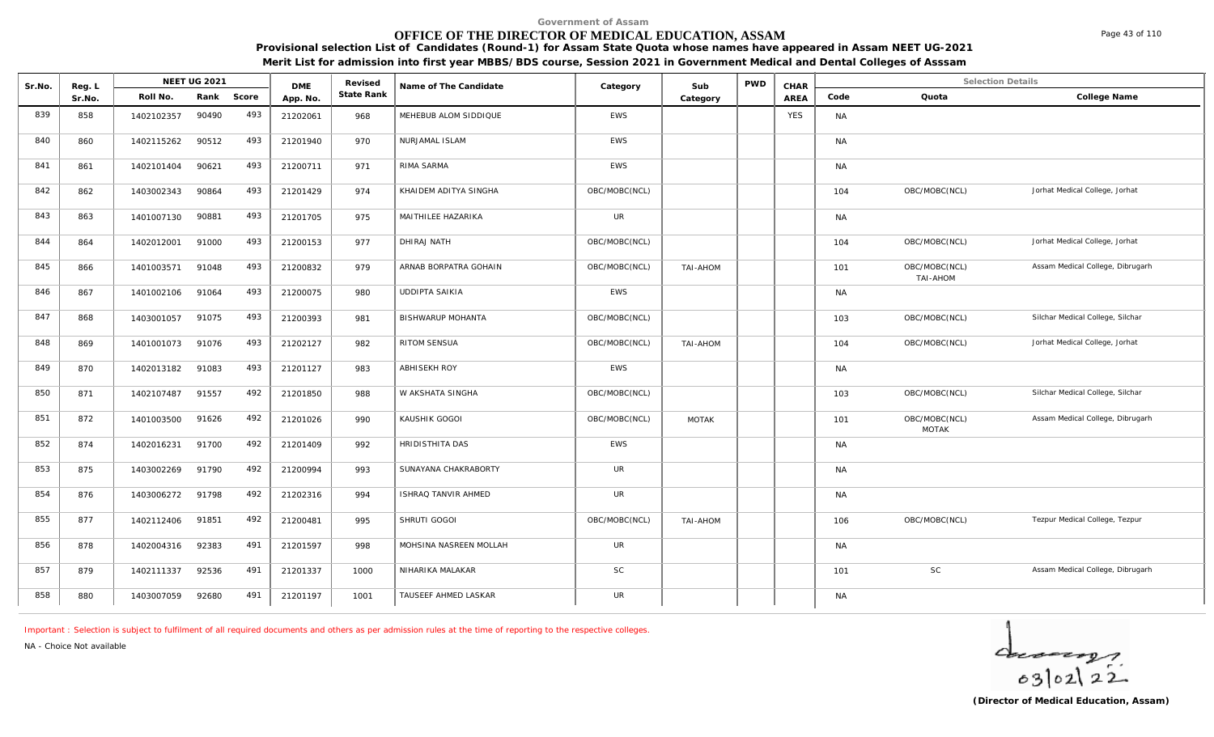Government of Assam

# OFFICE OF THE DIRECTOR OF MEDICAL EDUCATION, ASSAM

**Provisional selection List of Candidates (Round-1) for Assam State Quota whose names have appeared in Assam NEET UG-2021**

**Merit List for admission into first year MBBS/BDS course, Session 2021 in Government Medical and Dental Colleges of Asssam**

| Sr.No. | Reg. L Sr.No. | NEET UG 2021 Roll No. | Rank | Score | DME App. No. | Revised State Rank | Name of The Candidate | Category | Sub Category | PWD | CHAR AREA | Selection Details Code | Quota | College Name |
|---|---|---|---|---|---|---|---|---|---|---|---|---|---|---|
| 839 | 858 | 1402102357 | 90490 | 493 | 21202061 | 968 | MEHEBUB ALOM SIDDIQUE | EWS | | | YES | NA | | |
| 840 | 860 | 1402115262 | 90512 | 493 | 21201940 | 970 | NURJAMAL ISLAM | EWS | | | | NA | | |
| 841 | 861 | 1402101404 | 90621 | 493 | 21200711 | 971 | RIMA SARMA | EWS | | | | NA | | |
| 842 | 862 | 1403002343 | 90864 | 493 | 21201429 | 974 | KHAIDEM ADITYA SINGHA | OBC/MOBC(NCL) | | | | 104 | OBC/MOBC(NCL) | Jorhat Medical College, Jorhat |
| 843 | 863 | 1401007130 | 90881 | 493 | 21201705 | 975 | MAITHILEE HAZARIKA | UR | | | | NA | | |
| 844 | 864 | 1402012001 | 91000 | 493 | 21200153 | 977 | DHIRAJ NATH | OBC/MOBC(NCL) | | | | 104 | OBC/MOBC(NCL) | Jorhat Medical College, Jorhat |
| 845 | 866 | 1401003571 | 91048 | 493 | 21200832 | 979 | ARNAB BORPATRA GOHAIN | OBC/MOBC(NCL) | TAI-AHOM | | | 101 | OBC/MOBC(NCL) TAI-AHOM | Assam Medical College, Dibrugarh |
| 846 | 867 | 1401002106 | 91064 | 493 | 21200075 | 980 | UDDIPTA SAIKIA | EWS | | | | NA | | |
| 847 | 868 | 1403001057 | 91075 | 493 | 21200393 | 981 | BISHWARUP MOHANTA | OBC/MOBC(NCL) | | | | 103 | OBC/MOBC(NCL) | Silchar Medical College, Silchar |
| 848 | 869 | 1401001073 | 91076 | 493 | 21202127 | 982 | RITOM SENSUA | OBC/MOBC(NCL) | TAI-AHOM | | | 104 | OBC/MOBC(NCL) | Jorhat Medical College, Jorhat |
| 849 | 870 | 1402013182 | 91083 | 493 | 21201127 | 983 | ABHISEKH ROY | EWS | | | | NA | | |
| 850 | 871 | 1402107487 | 91557 | 492 | 21201850 | 988 | W AKSHATA SINGHA | OBC/MOBC(NCL) | | | | 103 | OBC/MOBC(NCL) | Silchar Medical College, Silchar |
| 851 | 872 | 1401003500 | 91626 | 492 | 21201026 | 990 | KAUSHIK GOGOI | OBC/MOBC(NCL) | MOTAK | | | 101 | OBC/MOBC(NCL) MOTAK | Assam Medical College, Dibrugarh |
| 852 | 874 | 1402016231 | 91700 | 492 | 21201409 | 992 | HRIDISTHITA DAS | EWS | | | | NA | | |
| 853 | 875 | 1403002269 | 91790 | 492 | 21200994 | 993 | SUNAYANA CHAKRABORTY | UR | | | | NA | | |
| 854 | 876 | 1403006272 | 91798 | 492 | 21202316 | 994 | ISHRAQ TANVIR AHMED | UR | | | | NA | | |
| 855 | 877 | 1402112406 | 91851 | 492 | 21200481 | 995 | SHRUTI GOGOI | OBC/MOBC(NCL) | TAI-AHOM | | | 106 | OBC/MOBC(NCL) | Tezpur Medical College, Tezpur |
| 856 | 878 | 1402004316 | 92383 | 491 | 21201597 | 998 | MOHSINA NASREEN MOLLAH | UR | | | | NA | | |
| 857 | 879 | 1402111337 | 92536 | 491 | 21201337 | 1000 | NIHARIKA MALAKAR | SC | | | | 101 | SC | Assam Medical College, Dibrugarh |
| 858 | 880 | 1403007059 | 92680 | 491 | 21201197 | 1001 | TAUSEEF AHMED LASKAR | UR | | | | NA | | |

Important : Selection is subject to fulfilment of all required documents and others as per admission rules at the time of reporting to the respective colleges.

NA - Choice Not available

03/02/22

**(Director of Medical Education, Assam)**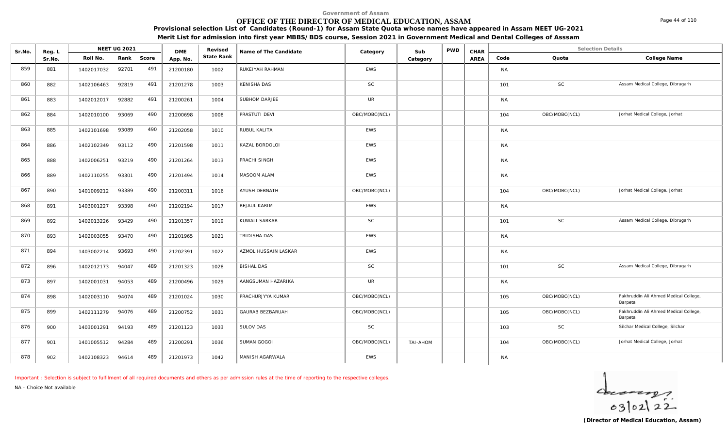Government of Assam

# OFFICE OF THE DIRECTOR OF MEDICAL EDUCATION, ASSAM

**Provisional selection List of Candidates (Round-1) for Assam State Quota whose names have appeared in Assam NEET UG-2021**

**Merit List for admission into first year MBBS/BDS course, Session 2021 in Government Medical and Dental Colleges of Asssam**

| Sr.No. | Reg. L Sr.No. | NEET UG 2021 Roll No. | Rank | Score | DME App. No. | Revised State Rank | Name of The Candidate | Category | Sub Category | PWD | CHAR AREA | Code | Quota | College Name |
|---|---|---|---|---|---|---|---|---|---|---|---|---|---|---|
| 859 | 881 | 1402017032 | 92701 | 491 | 21200180 | 1002 | RUKEIYAH RAHMAN | EWS | | | | NA | | |
| 860 | 882 | 1402106463 | 92819 | 491 | 21201278 | 1003 | KENISHA DAS | SC | | | | 101 | SC | Assam Medical College, Dibrugarh |
| 861 | 883 | 1402012017 | 92882 | 491 | 21200261 | 1004 | SUBHOM DARJEE | UR | | | | NA | | |
| 862 | 884 | 1402010100 | 93069 | 490 | 21200698 | 1008 | PRASTUTI DEVI | OBC/MOBC(NCL) | | | | 104 | OBC/MOBC(NCL) | Jorhat Medical College, Jorhat |
| 863 | 885 | 1402101698 | 93089 | 490 | 21202058 | 1010 | RUBUL KALITA | EWS | | | | NA | | |
| 864 | 886 | 1402102349 | 93112 | 490 | 21201598 | 1011 | KAZAL BORDOLOI | EWS | | | | NA | | |
| 865 | 888 | 1402006251 | 93219 | 490 | 21201264 | 1013 | PRACHI SINGH | EWS | | | | NA | | |
| 866 | 889 | 1402110255 | 93301 | 490 | 21201494 | 1014 | MASOOM ALAM | EWS | | | | NA | | |
| 867 | 890 | 1401009212 | 93389 | 490 | 21200311 | 1016 | AYUSH DEBNATH | OBC/MOBC(NCL) | | | | 104 | OBC/MOBC(NCL) | Jorhat Medical College, Jorhat |
| 868 | 891 | 1403001227 | 93398 | 490 | 21202194 | 1017 | REJAUL KARIM | EWS | | | | NA | | |
| 869 | 892 | 1402013226 | 93429 | 490 | 21201357 | 1019 | KUWALI SARKAR | SC | | | | 101 | SC | Assam Medical College, Dibrugarh |
| 870 | 893 | 1402003055 | 93470 | 490 | 21201965 | 1021 | TRIDISHA DAS | EWS | | | | NA | | |
| 871 | 894 | 1403002214 | 93693 | 490 | 21202391 | 1022 | AZMOL HUSSAIN LASKAR | EWS | | | | NA | | |
| 872 | 896 | 1402012173 | 94047 | 489 | 21201323 | 1028 | BISHAL DAS | SC | | | | 101 | SC | Assam Medical College, Dibrugarh |
| 873 | 897 | 1402001031 | 94053 | 489 | 21200496 | 1029 | AANGSUMAN HAZARIKA | UR | | | | NA | | |
| 874 | 898 | 1402003110 | 94074 | 489 | 21201024 | 1030 | PRACHURJYYA KUMAR | OBC/MOBC(NCL) | | | | 105 | OBC/MOBC(NCL) | Fakhruddin Ali Ahmed Medical College, Barpeta |
| 875 | 899 | 1402111279 | 94076 | 489 | 21200752 | 1031 | GAURAB BEZBARUAH | OBC/MOBC(NCL) | | | | 105 | OBC/MOBC(NCL) | Fakhruddin Ali Ahmed Medical College, Barpeta |
| 876 | 900 | 1403001291 | 94193 | 489 | 21201123 | 1033 | SULOV DAS | SC | | | | 103 | SC | Silchar Medical College, Silchar |
| 877 | 901 | 1401005512 | 94284 | 489 | 21200291 | 1036 | SUMAN GOGOI | OBC/MOBC(NCL) | TAI-AHOM | | | 104 | OBC/MOBC(NCL) | Jorhat Medical College, Jorhat |
| 878 | 902 | 1402108323 | 94614 | 489 | 21201973 | 1042 | MANISH AGARWALA | EWS | | | | NA | | |

Important : Selection is subject to fulfilment of all required documents and others as per admission rules at the time of reporting to the respective colleges.

NA - Choice Not available

03/02/22

**(Director of Medical Education, Assam)**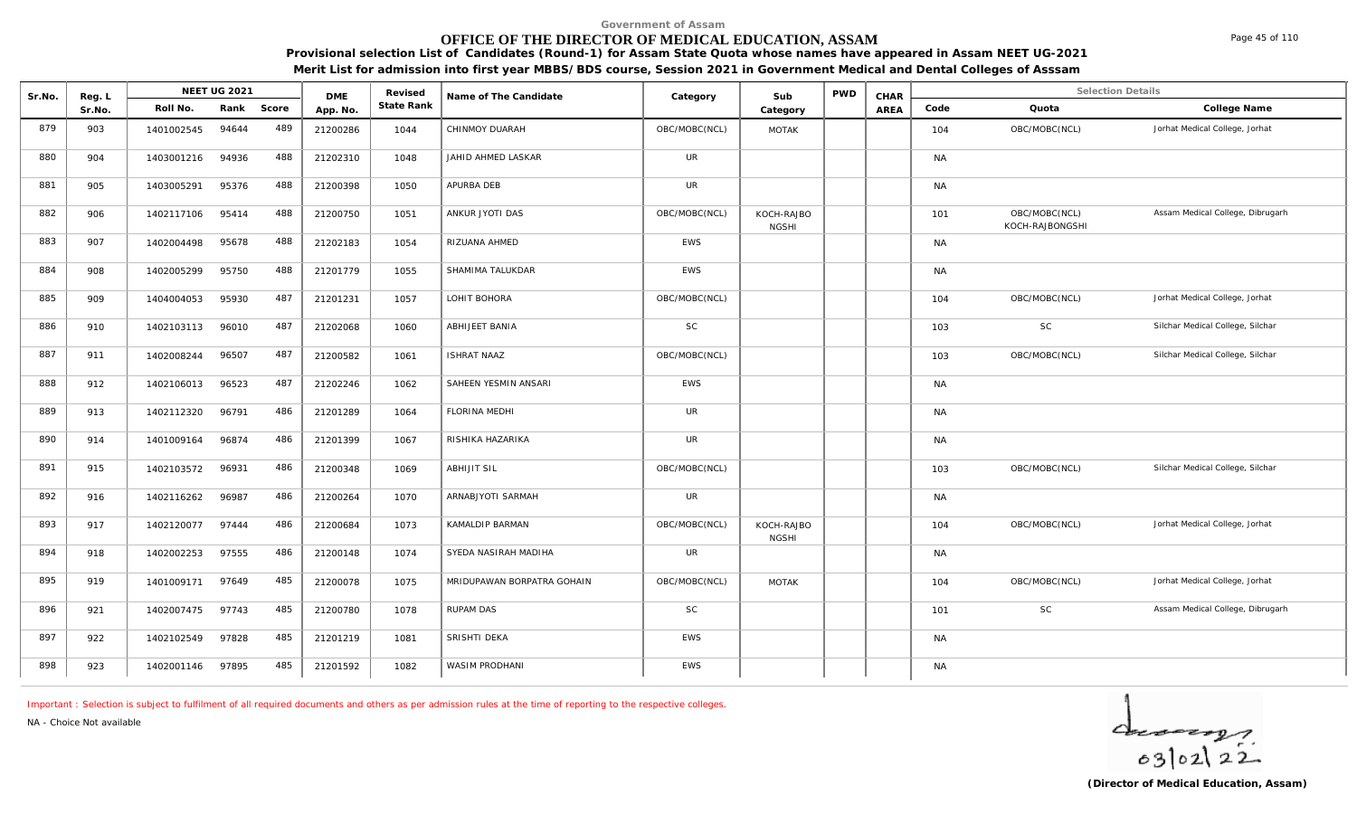Government of Assam

# OFFICE OF THE DIRECTOR OF MEDICAL EDUCATION, ASSAM

**Provisional selection List of Candidates (Round-1) for Assam State Quota whose names have appeared in Assam NEET UG-2021**

**Merit List for admission into first year MBBS/BDS course, Session 2021 in Government Medical and Dental Colleges of Asssam**

| Sr.No. | Reg. L Sr.No. | NEET UG 2021 Roll No. | Rank | Score | DME App. No. | Revised State Rank | Name of The Candidate | Category | Sub Category | PWD | CHAR AREA | Code | Quota | College Name |
|---|---|---|---|---|---|---|---|---|---|---|---|---|---|---|
| 879 | 903 | 1401002545 | 94644 | 489 | 21200286 | 1044 | CHINMOY DUARAH | OBC/MOBC(NCL) | MOTAK | | | 104 | OBC/MOBC(NCL) | Jorhat Medical College, Jorhat |
| 880 | 904 | 1403001216 | 94936 | 488 | 21202310 | 1048 | JAHID AHMED LASKAR | UR | | | | NA | | |
| 881 | 905 | 1403005291 | 95376 | 488 | 21200398 | 1050 | APURBA DEB | UR | | | | NA | | |
| 882 | 906 | 1402117106 | 95414 | 488 | 21200750 | 1051 | ANKUR JYOTI DAS | OBC/MOBC(NCL) | KOCH-RAJBONGSHI | | | 101 | OBC/MOBC(NCL) KOCH-RAJBONGSHI | Assam Medical College, Dibrugarh |
| 883 | 907 | 1402004498 | 95678 | 488 | 21202183 | 1054 | RIZUANA AHMED | EWS | | | | NA | | |
| 884 | 908 | 1402005299 | 95750 | 488 | 21201779 | 1055 | SHAMIMA TALUKDAR | EWS | | | | NA | | |
| 885 | 909 | 1404004053 | 95930 | 487 | 21201231 | 1057 | LOHIT BOHORA | OBC/MOBC(NCL) | | | | 104 | OBC/MOBC(NCL) | Jorhat Medical College, Jorhat |
| 886 | 910 | 1402103113 | 96010 | 487 | 21202068 | 1060 | ABHIJEET BANIA | SC | | | | 103 | SC | Silchar Medical College, Silchar |
| 887 | 911 | 1402008244 | 96507 | 487 | 21200582 | 1061 | ISHRAT NAAZ | OBC/MOBC(NCL) | | | | 103 | OBC/MOBC(NCL) | Silchar Medical College, Silchar |
| 888 | 912 | 1402106013 | 96523 | 487 | 21202246 | 1062 | SAHEEN YESMIN ANSARI | EWS | | | | NA | | |
| 889 | 913 | 1402112320 | 96791 | 486 | 21201289 | 1064 | FLORINA MEDHI | UR | | | | NA | | |
| 890 | 914 | 1401009164 | 96874 | 486 | 21201399 | 1067 | RISHIKA HAZARIKA | UR | | | | NA | | |
| 891 | 915 | 1402103572 | 96931 | 486 | 21200348 | 1069 | ABHIJIT SIL | OBC/MOBC(NCL) | | | | 103 | OBC/MOBC(NCL) | Silchar Medical College, Silchar |
| 892 | 916 | 1402116262 | 96987 | 486 | 21200264 | 1070 | ARNABJYOTI SARMAH | UR | | | | NA | | |
| 893 | 917 | 1402120077 | 97444 | 486 | 21200684 | 1073 | KAMALDIP BARMAN | OBC/MOBC(NCL) | KOCH-RAJBONGSHI | | | 104 | OBC/MOBC(NCL) | Jorhat Medical College, Jorhat |
| 894 | 918 | 1402002253 | 97555 | 486 | 21200148 | 1074 | SYEDA NASIRAH MADIHA | UR | | | | NA | | |
| 895 | 919 | 1401009171 | 97649 | 485 | 21200078 | 1075 | MRIDUPAWAN BORPATRA GOHAIN | OBC/MOBC(NCL) | MOTAK | | | 104 | OBC/MOBC(NCL) | Jorhat Medical College, Jorhat |
| 896 | 921 | 1402007475 | 97743 | 485 | 21200780 | 1078 | RUPAM DAS | SC | | | | 101 | SC | Assam Medical College, Dibrugarh |
| 897 | 922 | 1402102549 | 97828 | 485 | 21201219 | 1081 | SRISHTI DEKA | EWS | | | | NA | | |
| 898 | 923 | 1402001146 | 97895 | 485 | 21201592 | 1082 | WASIM PRODHANI | EWS | | | | NA | | |

Important : Selection is subject to fulfilment of all required documents and others as per admission rules at the time of reporting to the respective colleges.

NA - Choice Not available

03/02/22

**(Director of Medical Education, Assam)**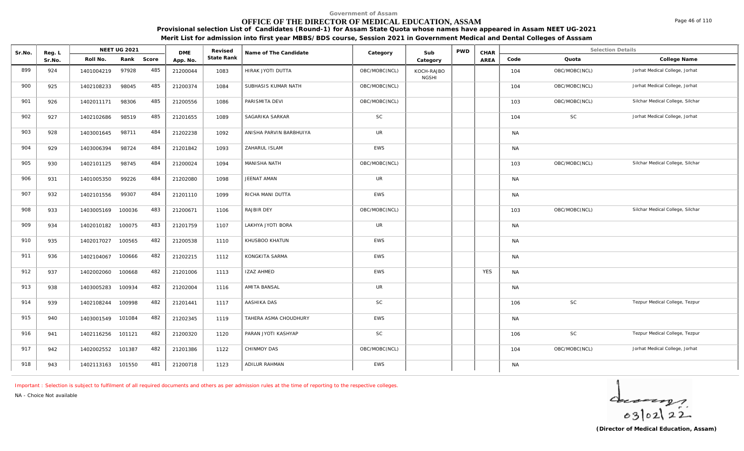Government of Assam

# OFFICE OF THE DIRECTOR OF MEDICAL EDUCATION, ASSAM

**Provisional selection List of Candidates (Round-1) for Assam State Quota whose names have appeared in Assam NEET UG-2021**

**Merit List for admission into first year MBBS/BDS course, Session 2021 in Government Medical and Dental Colleges of Asssam**

| Sr.No. | Reg. L Sr.No. | NEET UG 2021 Roll No. | Rank | Score | DME App. No. | Revised State Rank | Name of The Candidate | Category | Sub Category | PWD | CHAR AREA | Code | Quota | College Name |
|---|---|---|---|---|---|---|---|---|---|---|---|---|---|---|
| 899 | 924 | 1401004219 | 97928 | 485 | 21200044 | 1083 | HIRAK JYOTI DUTTA | OBC/MOBC(NCL) | KOCH-RAJBONGSHI | | | 104 | OBC/MOBC(NCL) | Jorhat Medical College, Jorhat |
| 900 | 925 | 1402108233 | 98045 | 485 | 21200374 | 1084 | SUBHASIS KUMAR NATH | OBC/MOBC(NCL) | | | | 104 | OBC/MOBC(NCL) | Jorhat Medical College, Jorhat |
| 901 | 926 | 1402011171 | 98306 | 485 | 21200556 | 1086 | PARISMITA DEVI | OBC/MOBC(NCL) | | | | 103 | OBC/MOBC(NCL) | Silchar Medical College, Silchar |
| 902 | 927 | 1402102686 | 98519 | 485 | 21201655 | 1089 | SAGARIKA SARKAR | SC | | | | 104 | SC | Jorhat Medical College, Jorhat |
| 903 | 928 | 1403001645 | 98711 | 484 | 21202238 | 1092 | ANISHA PARVIN BARBHUIYA | UR | | | | NA | | |
| 904 | 929 | 1403006394 | 98724 | 484 | 21201842 | 1093 | ZAHARUL ISLAM | EWS | | | | NA | | |
| 905 | 930 | 1402101125 | 98745 | 484 | 21200024 | 1094 | MANISHA NATH | OBC/MOBC(NCL) | | | | 103 | OBC/MOBC(NCL) | Silchar Medical College, Silchar |
| 906 | 931 | 1401005350 | 99226 | 484 | 21202080 | 1098 | JEENAT AMAN | UR | | | | NA | | |
| 907 | 932 | 1402101556 | 99307 | 484 | 21201110 | 1099 | RICHA MANI DUTTA | EWS | | | | NA | | |
| 908 | 933 | 1403005169 | 100036 | 483 | 21200671 | 1106 | RAJBIR DEY | OBC/MOBC(NCL) | | | | 103 | OBC/MOBC(NCL) | Silchar Medical College, Silchar |
| 909 | 934 | 1402010182 | 100075 | 483 | 21201759 | 1107 | LAKHYA JYOTI BORA | UR | | | | NA | | |
| 910 | 935 | 1402017027 | 100565 | 482 | 21200538 | 1110 | KHUSBOO KHATUN | EWS | | | | NA | | |
| 911 | 936 | 1402104067 | 100666 | 482 | 21202215 | 1112 | KONGKITA SARMA | EWS | | | | NA | | |
| 912 | 937 | 1402002060 | 100668 | 482 | 21201006 | 1113 | IZAZ AHMED | EWS | | | YES | NA | | |
| 913 | 938 | 1403005283 | 100934 | 482 | 21202004 | 1116 | AMITA BANSAL | UR | | | | NA | | |
| 914 | 939 | 1402108244 | 100998 | 482 | 21201441 | 1117 | AASHIKA DAS | SC | | | | 106 | SC | Tezpur Medical College, Tezpur |
| 915 | 940 | 1403001549 | 101084 | 482 | 21202345 | 1119 | TAHERA ASMA CHOUDHURY | EWS | | | | NA | | |
| 916 | 941 | 1402116256 | 101121 | 482 | 21200320 | 1120 | PARAN JYOTI KASHYAP | SC | | | | 106 | SC | Tezpur Medical College, Tezpur |
| 917 | 942 | 1402002552 | 101387 | 482 | 21201386 | 1122 | CHINMOY DAS | OBC/MOBC(NCL) | | | | 104 | OBC/MOBC(NCL) | Jorhat Medical College, Jorhat |
| 918 | 943 | 1402113163 | 101550 | 481 | 21200718 | 1123 | ADILUR RAHMAN | EWS | | | | NA | | |

Important : Selection is subject to fulfilment of all required documents and others as per admission rules at the time of reporting to the respective colleges.

NA - Choice Not available

03/02/22

**(Director of Medical Education, Assam)**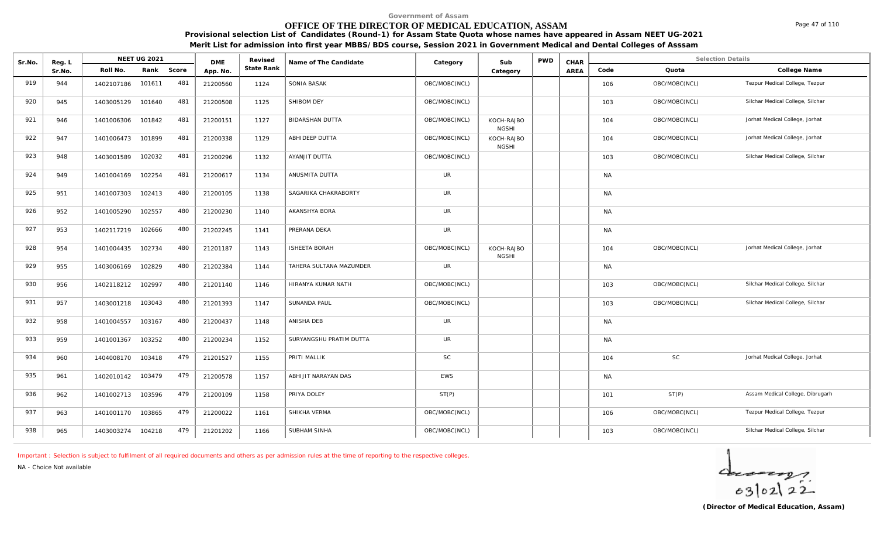Government of Assam

# OFFICE OF THE DIRECTOR OF MEDICAL EDUCATION, ASSAM

**Provisional selection List of Candidates (Round-1) for Assam State Quota whose names have appeared in Assam NEET UG-2021**

**Merit List for admission into first year MBBS/BDS course, Session 2021 in Government Medical and Dental Colleges of Asssam**

| Sr.No. | Reg. L Sr.No. | NEET UG 2021 Roll No. | Rank | Score | DME App. No. | Revised State Rank | Name of The Candidate | Category | Sub Category | PWD | CHAR AREA | Code | Quota | College Name |
|---|---|---|---|---|---|---|---|---|---|---|---|---|---|---|
| 919 | 944 | 1402107186 | 101611 | 481 | 21200560 | 1124 | SONIA BASAK | OBC/MOBC(NCL) | | | | 106 | OBC/MOBC(NCL) | Tezpur Medical College, Tezpur |
| 920 | 945 | 1403005129 | 101640 | 481 | 21200508 | 1125 | SHIBOM DEY | OBC/MOBC(NCL) | | | | 103 | OBC/MOBC(NCL) | Silchar Medical College, Silchar |
| 921 | 946 | 1401006306 | 101842 | 481 | 21200151 | 1127 | BIDARSHAN DUTTA | OBC/MOBC(NCL) | KOCH-RAJBO NGSHI | | | 104 | OBC/MOBC(NCL) | Jorhat Medical College, Jorhat |
| 922 | 947 | 1401006473 | 101899 | 481 | 21200338 | 1129 | ABHIDEEP DUTTA | OBC/MOBC(NCL) | KOCH-RAJBO NGSHI | | | 104 | OBC/MOBC(NCL) | Jorhat Medical College, Jorhat |
| 923 | 948 | 1403001589 | 102032 | 481 | 21200296 | 1132 | AYANJIT DUTTA | OBC/MOBC(NCL) | | | | 103 | OBC/MOBC(NCL) | Silchar Medical College, Silchar |
| 924 | 949 | 1401004169 | 102254 | 481 | 21200617 | 1134 | ANUSMITA DUTTA | UR | | | | NA | | |
| 925 | 951 | 1401007303 | 102413 | 480 | 21200105 | 1138 | SAGARIKA CHAKRABORTY | UR | | | | NA | | |
| 926 | 952 | 1401005290 | 102557 | 480 | 21200230 | 1140 | AKANSHYA BORA | UR | | | | NA | | |
| 927 | 953 | 1402117219 | 102666 | 480 | 21202245 | 1141 | PRERANA DEKA | UR | | | | NA | | |
| 928 | 954 | 1401004435 | 102734 | 480 | 21201187 | 1143 | ISHEETA BORAH | OBC/MOBC(NCL) | KOCH-RAJBO NGSHI | | | 104 | OBC/MOBC(NCL) | Jorhat Medical College, Jorhat |
| 929 | 955 | 1403006169 | 102829 | 480 | 21202384 | 1144 | TAHERA SULTANA MAZUMDER | UR | | | | NA | | |
| 930 | 956 | 1402118212 | 102997 | 480 | 21201140 | 1146 | HIRANYA KUMAR NATH | OBC/MOBC(NCL) | | | | 103 | OBC/MOBC(NCL) | Silchar Medical College, Silchar |
| 931 | 957 | 1403001218 | 103043 | 480 | 21201393 | 1147 | SUNANDA PAUL | OBC/MOBC(NCL) | | | | 103 | OBC/MOBC(NCL) | Silchar Medical College, Silchar |
| 932 | 958 | 1401004557 | 103167 | 480 | 21200437 | 1148 | ANISHA DEB | UR | | | | NA | | |
| 933 | 959 | 1401001367 | 103252 | 480 | 21200234 | 1152 | SURYANGSHU PRATIM DUTTA | UR | | | | NA | | |
| 934 | 960 | 1404008170 | 103418 | 479 | 21201527 | 1155 | PRITI MALLIK | SC | | | | 104 | SC | Jorhat Medical College, Jorhat |
| 935 | 961 | 1402010142 | 103479 | 479 | 21200578 | 1157 | ABHIJIT NARAYAN DAS | EWS | | | | NA | | |
| 936 | 962 | 1401002713 | 103596 | 479 | 21200109 | 1158 | PRIYA DOLEY | ST(P) | | | | 101 | ST(P) | Assam Medical College, Dibrugarh |
| 937 | 963 | 1401001170 | 103865 | 479 | 21200022 | 1161 | SHIKHA VERMA | OBC/MOBC(NCL) | | | | 106 | OBC/MOBC(NCL) | Tezpur Medical College, Tezpur |
| 938 | 965 | 1403003274 | 104218 | 479 | 21201202 | 1166 | SUBHAM SINHA | OBC/MOBC(NCL) | | | | 103 | OBC/MOBC(NCL) | Silchar Medical College, Silchar |

Important : Selection is subject to fulfilment of all required documents and others as per admission rules at the time of reporting to the respective colleges.

NA - Choice Not available

03/02/22

**(Director of Medical Education, Assam)**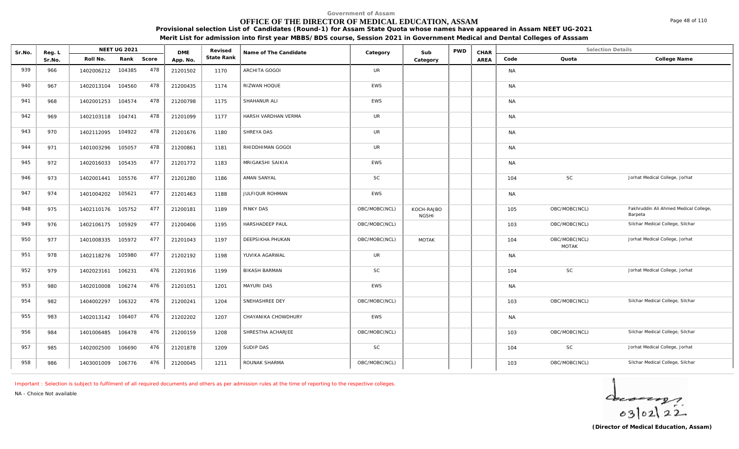Government of Assam

# OFFICE OF THE DIRECTOR OF MEDICAL EDUCATION, ASSAM

**Provisional selection List of Candidates (Round-1) for Assam State Quota whose names have appeared in Assam NEET UG-2021**

**Merit List for admission into first year MBBS/BDS course, Session 2021 in Government Medical and Dental Colleges of Asssam**

| Sr.No. | Reg. L Sr.No. | NEET UG 2021 Roll No. | Rank | Score | DME App. No. | Revised State Rank | Name of The Candidate | Category | Sub Category | PWD | CHAR AREA | Code | Quota | College Name |
|---|---|---|---|---|---|---|---|---|---|---|---|---|---|---|
| 939 | 966 | 1402006212 | 104385 | 478 | 21201502 | 1170 | ARCHITA GOGOI | UR | | | | NA | | |
| 940 | 967 | 1402013104 | 104560 | 478 | 21200435 | 1174 | RIZWAN HOQUE | EWS | | | | NA | | |
| 941 | 968 | 1402001253 | 104574 | 478 | 21200798 | 1175 | SHAHANUR ALI | EWS | | | | NA | | |
| 942 | 969 | 1402103118 | 104741 | 478 | 21201099 | 1177 | HARSH VARDHAN VERMA | UR | | | | NA | | |
| 943 | 970 | 1402112095 | 104922 | 478 | 21201676 | 1180 | SHREYA DAS | UR | | | | NA | | |
| 944 | 971 | 1401003296 | 105057 | 478 | 21200861 | 1181 | RHIDDHIMAN GOGOI | UR | | | | NA | | |
| 945 | 972 | 1402016033 | 105435 | 477 | 21201772 | 1183 | MRIGAKSHI SAIKIA | EWS | | | | NA | | |
| 946 | 973 | 1402001441 | 105576 | 477 | 21201280 | 1186 | AMAN SANYAL | SC | | | | 104 | SC | Jorhat Medical College, Jorhat |
| 947 | 974 | 1401004202 | 105621 | 477 | 21201463 | 1188 | JULFIQUR ROHMAN | EWS | | | | NA | | |
| 948 | 975 | 1402110176 | 105752 | 477 | 21200181 | 1189 | PINKY DAS | OBC/MOBC(NCL) | KOCH-RAJBONGSHI | | | 105 | OBC/MOBC(NCL) | Fakhruddin Ali Ahmed Medical College, Barpeta |
| 949 | 976 | 1402106175 | 105929 | 477 | 21200406 | 1195 | HARSHADEEP PAUL | OBC/MOBC(NCL) | | | | 103 | OBC/MOBC(NCL) | Silchar Medical College, Silchar |
| 950 | 977 | 1401008335 | 105972 | 477 | 21201043 | 1197 | DEEPSIKHA PHUKAN | OBC/MOBC(NCL) | MOTAK | | | 104 | OBC/MOBC(NCL) MOTAK | Jorhat Medical College, Jorhat |
| 951 | 978 | 1402118276 | 105980 | 477 | 21202192 | 1198 | YUVIKA AGARWAL | UR | | | | NA | | |
| 952 | 979 | 1402023161 | 106231 | 476 | 21201916 | 1199 | BIKASH BARMAN | SC | | | | 104 | SC | Jorhat Medical College, Jorhat |
| 953 | 980 | 1402010008 | 106274 | 476 | 21201051 | 1201 | MAYURI DAS | EWS | | | | NA | | |
| 954 | 982 | 1404002297 | 106322 | 476 | 21200241 | 1204 | SNEHASHREE DEY | OBC/MOBC(NCL) | | | | 103 | OBC/MOBC(NCL) | Silchar Medical College, Silchar |
| 955 | 983 | 1402013142 | 106407 | 476 | 21202202 | 1207 | CHAYANIKA CHOWDHURY | EWS | | | | NA | | |
| 956 | 984 | 1401006485 | 106478 | 476 | 21200159 | 1208 | SHRESTHA ACHARJEE | OBC/MOBC(NCL) | | | | 103 | OBC/MOBC(NCL) | Silchar Medical College, Silchar |
| 957 | 985 | 1402002500 | 106690 | 476 | 21201878 | 1209 | SUDIP DAS | SC | | | | 104 | SC | Jorhat Medical College, Jorhat |
| 958 | 986 | 1403001009 | 106776 | 476 | 21200045 | 1211 | ROUNAK SHARMA | OBC/MOBC(NCL) | | | | 103 | OBC/MOBC(NCL) | Silchar Medical College, Silchar |

Important : Selection is subject to fulfilment of all required documents and others as per admission rules at the time of reporting to the respective colleges.

NA - Choice Not available

03/02/22

**(Director of Medical Education, Assam)**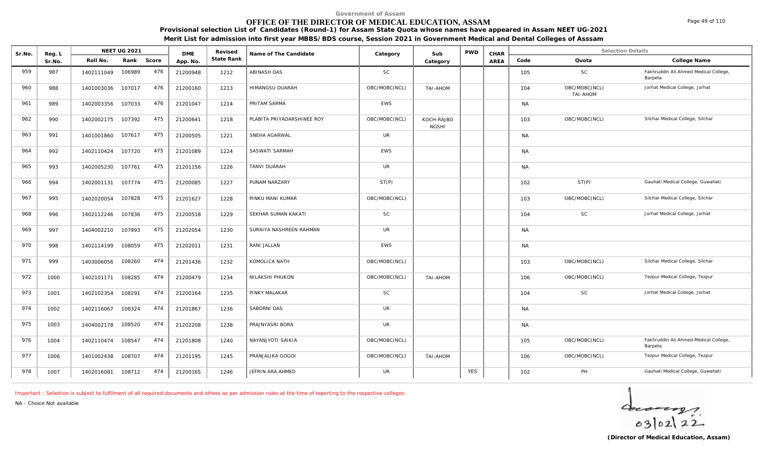Government of Assam

# OFFICE OF THE DIRECTOR OF MEDICAL EDUCATION, ASSAM

**Provisional selection List of Candidates (Round-1) for Assam State Quota whose names have appeared in Assam NEET UG-2021**

**Merit List for admission into first year MBBS/BDS course, Session 2021 in Government Medical and Dental Colleges of Asssam**

| Sr.No. | Reg. L Sr.No. | NEET UG 2021 Roll No. | Rank | Score | DME App. No. | Revised State Rank | Name of The Candidate | Category | Sub Category | PWD | CHAR AREA | Code | Quota | College Name |
|---|---|---|---|---|---|---|---|---|---|---|---|---|---|---|
| 959 | 987 | 1402111049 | 106989 | 476 | 21200948 | 1212 | ABINASH DAS | SC | | | | 105 | SC | Fakhruddin Ali Ahmed Medical College, Barpeta |
| 960 | 988 | 1401003036 | 107017 | 476 | 21200160 | 1213 | HIMANGSU DUARAH | OBC/MOBC(NCL) | TAI-AHOM | | | 104 | OBC/MOBC(NCL) TAI-AHOM | Jorhat Medical College, Jorhat |
| 961 | 989 | 1402003356 | 107033 | 476 | 21201047 | 1214 | PRITAM SARMA | EWS | | | | NA | | |
| 962 | 990 | 1402002175 | 107392 | 475 | 21200641 | 1218 | PLABITA PRIYADARSHINEE ROY | OBC/MOBC(NCL) | KOCH-RAJBO NGSHI | | | 103 | OBC/MOBC(NCL) | Silchar Medical College, Silchar |
| 963 | 991 | 1401001860 | 107617 | 475 | 21200505 | 1221 | SNEHA AGARWAL | UR | | | | NA | | |
| 964 | 992 | 1402110424 | 107720 | 475 | 21201089 | 1224 | SASWATI SARMAH | EWS | | | | NA | | |
| 965 | 993 | 1402005230 | 107761 | 475 | 21201156 | 1226 | TANVI DUARAH | UR | | | | NA | | |
| 966 | 994 | 1402001131 | 107774 | 475 | 21200085 | 1227 | PUNAM NARZARY | ST(P) | | | | 102 | ST(P) | Gauhati Medical College, Guwahati |
| 967 | 995 | 1402020054 | 107828 | 475 | 21201627 | 1228 | PINKU MANI KUMAR | OBC/MOBC(NCL) | | | | 103 | OBC/MOBC(NCL) | Silchar Medical College, Silchar |
| 968 | 996 | 1402112246 | 107836 | 475 | 21200518 | 1229 | SEKHAR SUMAN KAKATI | SC | | | | 104 | SC | Jorhat Medical College, Jorhat |
| 969 | 997 | 1404002210 | 107993 | 475 | 21202054 | 1230 | SURAIYA NASHREEN RAHMAN | UR | | | | NA | | |
| 970 | 998 | 1402114199 | 108059 | 475 | 21202011 | 1231 | RANI JALLAN | EWS | | | | NA | | |
| 971 | 999 | 1403006056 | 108260 | 474 | 21201436 | 1232 | KOMOLICA NATH | OBC/MOBC(NCL) | | | | 103 | OBC/MOBC(NCL) | Silchar Medical College, Silchar |
| 972 | 1000 | 1402101171 | 108285 | 474 | 21200479 | 1234 | NILAKSHI PHUKON | OBC/MOBC(NCL) | TAI-AHOM | | | 106 | OBC/MOBC(NCL) | Tezpur Medical College, Tezpur |
| 973 | 1001 | 1402102354 | 108291 | 474 | 21200164 | 1235 | PINKY MALAKAR | SC | | | | 104 | SC | Jorhat Medical College, Jorhat |
| 974 | 1002 | 1402116067 | 108324 | 474 | 21201867 | 1236 | SABORNI DAS | UR | | | | NA | | |
| 975 | 1003 | 1404002178 | 108520 | 474 | 21202208 | 1238 | PRAJNYASRI BORA | UR | | | | NA | | |
| 976 | 1004 | 1402110474 | 108547 | 474 | 21201808 | 1240 | NAYANJYOTI SAIKIA | OBC/MOBC(NCL) | | | | 105 | OBC/MOBC(NCL) | Fakhruddin Ali Ahmed Medical College, Barpeta |
| 977 | 1006 | 1401002438 | 108707 | 474 | 21201195 | 1245 | PRANJALIKA GOGOI | OBC/MOBC(NCL) | TAI-AHOM | | | 106 | OBC/MOBC(NCL) | Tezpur Medical College, Tezpur |
| 978 | 1007 | 1402016081 | 108712 | 474 | 21200165 | 1246 | JEFRIN ARA AHMED | UR | | YES | | 102 | PH | Gauhati Medical College, Guwahati |

Important : Selection is subject to fulfilment of all required documents and others as per admission rules at the time of reporting to the respective colleges.

NA - Choice Not available

03/02/22

**(Director of Medical Education, Assam)**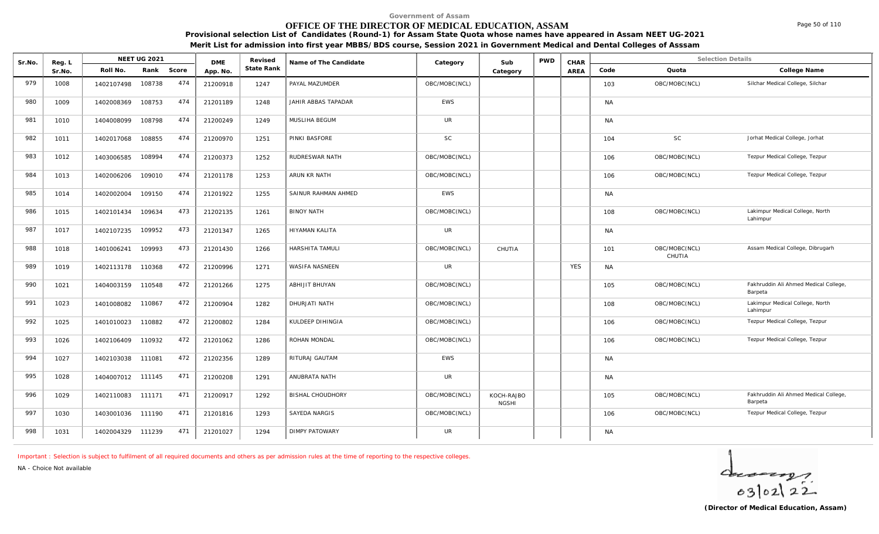Government of Assam

# OFFICE OF THE DIRECTOR OF MEDICAL EDUCATION, ASSAM

**Provisional selection List of Candidates (Round-1) for Assam State Quota whose names have appeared in Assam NEET UG-2021**

**Merit List for admission into first year MBBS/BDS course, Session 2021 in Government Medical and Dental Colleges of Asssam**

| Sr.No. | Reg. L Sr.No. | NEET UG 2021 Roll No. | Rank | Score | DME App. No. | Revised State Rank | Name of The Candidate | Category | Sub Category | PWD | CHAR AREA | Code | Quota | College Name |
|---|---|---|---|---|---|---|---|---|---|---|---|---|---|---|
| 979 | 1008 | 1402107498 | 108738 | 474 | 21200918 | 1247 | PAYAL MAZUMDER | OBC/MOBC(NCL) | | | | 103 | OBC/MOBC(NCL) | Silchar Medical College, Silchar |
| 980 | 1009 | 1402008369 | 108753 | 474 | 21201189 | 1248 | JAHIR ABBAS TAPADAR | EWS | | | | NA | | |
| 981 | 1010 | 1404008099 | 108798 | 474 | 21200249 | 1249 | MUSLIHA BEGUM | UR | | | | NA | | |
| 982 | 1011 | 1402017068 | 108855 | 474 | 21200970 | 1251 | PINKI BASFORE | SC | | | | 104 | SC | Jorhat Medical College, Jorhat |
| 983 | 1012 | 1403006585 | 108994 | 474 | 21200373 | 1252 | RUDRESWAR NATH | OBC/MOBC(NCL) | | | | 106 | OBC/MOBC(NCL) | Tezpur Medical College, Tezpur |
| 984 | 1013 | 1402006206 | 109010 | 474 | 21201178 | 1253 | ARUN KR NATH | OBC/MOBC(NCL) | | | | 106 | OBC/MOBC(NCL) | Tezpur Medical College, Tezpur |
| 985 | 1014 | 1402002004 | 109150 | 474 | 21201922 | 1255 | SAINUR RAHMAN AHMED | EWS | | | | NA | | |
| 986 | 1015 | 1402101434 | 109634 | 473 | 21202135 | 1261 | BINOY NATH | OBC/MOBC(NCL) | | | | 108 | OBC/MOBC(NCL) | Lakimpur Medical College, North Lahimpur |
| 987 | 1017 | 1402107235 | 109952 | 473 | 21201347 | 1265 | HIYAMAN KALITA | UR | | | | NA | | |
| 988 | 1018 | 1401006241 | 109993 | 473 | 21201430 | 1266 | HARSHITA TAMULI | OBC/MOBC(NCL) | CHUTIA | | | 101 | OBC/MOBC(NCL) CHUTIA | Assam Medical College, Dibrugarh |
| 989 | 1019 | 1402113178 | 110368 | 472 | 21200996 | 1271 | WASIFA NASNEEN | UR | | | YES | NA | | |
| 990 | 1021 | 1404003159 | 110548 | 472 | 21201266 | 1275 | ABHIJIT BHUYAN | OBC/MOBC(NCL) | | | | 105 | OBC/MOBC(NCL) | Fakhruddin Ali Ahmed Medical College, Barpeta |
| 991 | 1023 | 1401008082 | 110867 | 472 | 21200904 | 1282 | DHURJATI NATH | OBC/MOBC(NCL) | | | | 108 | OBC/MOBC(NCL) | Lakimpur Medical College, North Lahimpur |
| 992 | 1025 | 1401010023 | 110882 | 472 | 21200802 | 1284 | KULDEEP DIHINGIA | OBC/MOBC(NCL) | | | | 106 | OBC/MOBC(NCL) | Tezpur Medical College, Tezpur |
| 993 | 1026 | 1402106409 | 110932 | 472 | 21201062 | 1286 | ROHAN MONDAL | OBC/MOBC(NCL) | | | | 106 | OBC/MOBC(NCL) | Tezpur Medical College, Tezpur |
| 994 | 1027 | 1402103038 | 111081 | 472 | 21202356 | 1289 | RITURAJ GAUTAM | EWS | | | | NA | | |
| 995 | 1028 | 1404007012 | 111145 | 471 | 21200208 | 1291 | ANUBRATA NATH | UR | | | | NA | | |
| 996 | 1029 | 1402110083 | 111171 | 471 | 21200917 | 1292 | BISHAL CHOUDHORY | OBC/MOBC(NCL) | KOCH-RAJBONGSHI | | | 105 | OBC/MOBC(NCL) | Fakhruddin Ali Ahmed Medical College, Barpeta |
| 997 | 1030 | 1403001036 | 111190 | 471 | 21201816 | 1293 | SAYEDA NARGIS | OBC/MOBC(NCL) | | | | 106 | OBC/MOBC(NCL) | Tezpur Medical College, Tezpur |
| 998 | 1031 | 1402004329 | 111239 | 471 | 21201027 | 1294 | DIMPY PATOWARY | UR | | | | NA | | |

Important : Selection is subject to fulfilment of all required documents and others as per admission rules at the time of reporting to the respective colleges.

NA - Choice Not available

03/02/22

**(Director of Medical Education, Assam)**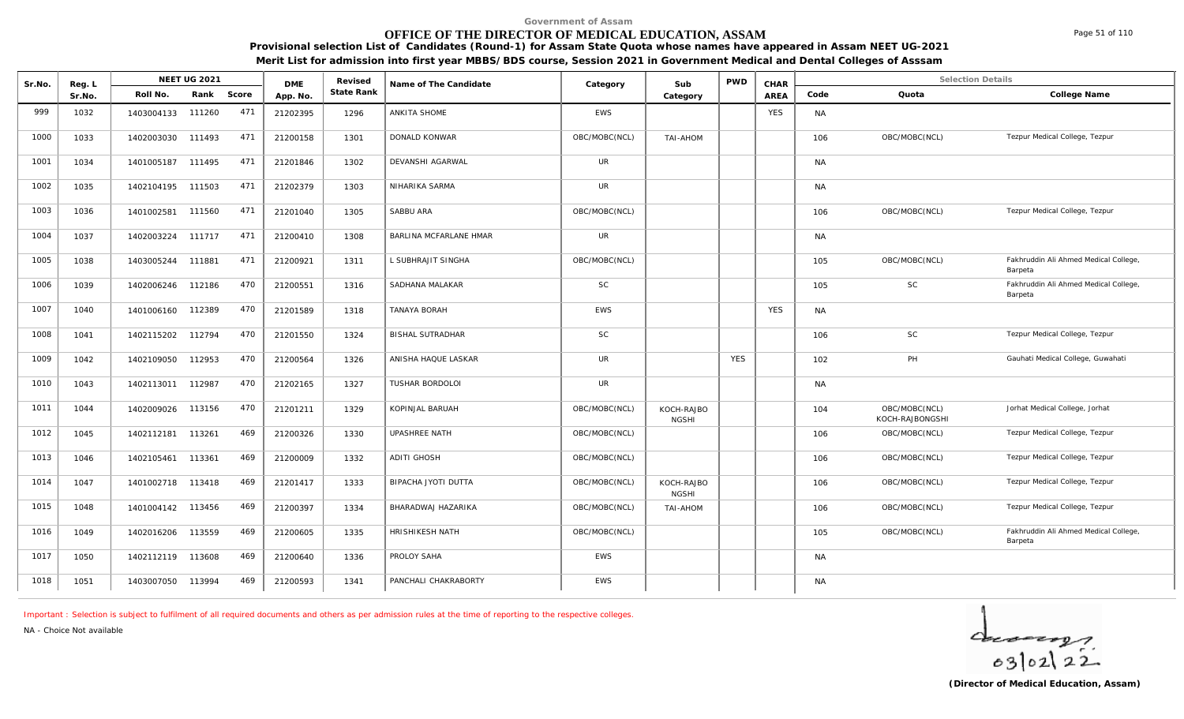Government of Assam

# OFFICE OF THE DIRECTOR OF MEDICAL EDUCATION, ASSAM

**Provisional selection List of Candidates (Round-1) for Assam State Quota whose names have appeared in Assam NEET UG-2021**

**Merit List for admission into first year MBBS/BDS course, Session 2021 in Government Medical and Dental Colleges of Asssam**

| Sr.No. | Reg. L Sr.No. | NEET UG 2021 Roll No. | Rank | Score | DME App. No. | Revised State Rank | Name of The Candidate | Category | Sub Category | PWD | CHAR AREA | Code | Quota | College Name |
|---|---|---|---|---|---|---|---|---|---|---|---|---|---|---|
| 999 | 1032 | 1403004133 | 111260 | 471 | 21202395 | 1296 | ANKITA SHOME | EWS | | | YES | NA | | |
| 1000 | 1033 | 1402003030 | 111493 | 471 | 21200158 | 1301 | DONALD KONWAR | OBC/MOBC(NCL) | TAI-AHOM | | | 106 | OBC/MOBC(NCL) | Tezpur Medical College, Tezpur |
| 1001 | 1034 | 1401005187 | 111495 | 471 | 21201846 | 1302 | DEVANSHI AGARWAL | UR | | | | NA | | |
| 1002 | 1035 | 1402104195 | 111503 | 471 | 21202379 | 1303 | NIHARIKA SARMA | UR | | | | NA | | |
| 1003 | 1036 | 1401002581 | 111560 | 471 | 21201040 | 1305 | SABBU ARA | OBC/MOBC(NCL) | | | | 106 | OBC/MOBC(NCL) | Tezpur Medical College, Tezpur |
| 1004 | 1037 | 1402003224 | 111717 | 471 | 21200410 | 1308 | BARLINA MCFARLANE HMAR | UR | | | | NA | | |
| 1005 | 1038 | 1403005244 | 111881 | 471 | 21200921 | 1311 | L SUBHRAJIT SINGHA | OBC/MOBC(NCL) | | | | 105 | OBC/MOBC(NCL) | Fakhruddin Ali Ahmed Medical College, Barpeta |
| 1006 | 1039 | 1402006246 | 112186 | 470 | 21200551 | 1316 | SADHANA MALAKAR | SC | | | | 105 | SC | Fakhruddin Ali Ahmed Medical College, Barpeta |
| 1007 | 1040 | 1401006160 | 112389 | 470 | 21201589 | 1318 | TANAYA BORAH | EWS | | | YES | NA | | |
| 1008 | 1041 | 1402115202 | 112794 | 470 | 21201550 | 1324 | BISHAL SUTRADHAR | SC | | | | 106 | SC | Tezpur Medical College, Tezpur |
| 1009 | 1042 | 1402109050 | 112953 | 470 | 21200564 | 1326 | ANISHA HAQUE LASKAR | UR | | YES | | 102 | PH | Gauhati Medical College, Guwahati |
| 1010 | 1043 | 1402113011 | 112987 | 470 | 21202165 | 1327 | TUSHAR BORDOLOI | UR | | | | NA | | |
| 1011 | 1044 | 1402009026 | 113156 | 470 | 21201211 | 1329 | KOPINJAL BARUAH | OBC/MOBC(NCL) | KOCH-RAJBONGSHI | | | 104 | OBC/MOBC(NCL) KOCH-RAJBONGSHI | Jorhat Medical College, Jorhat |
| 1012 | 1045 | 1402112181 | 113261 | 469 | 21200326 | 1330 | UPASHREE NATH | OBC/MOBC(NCL) | | | | 106 | OBC/MOBC(NCL) | Tezpur Medical College, Tezpur |
| 1013 | 1046 | 1402105461 | 113361 | 469 | 21200009 | 1332 | ADITI GHOSH | OBC/MOBC(NCL) | | | | 106 | OBC/MOBC(NCL) | Tezpur Medical College, Tezpur |
| 1014 | 1047 | 1401002718 | 113418 | 469 | 21201417 | 1333 | BIPACHA JYOTI DUTTA | OBC/MOBC(NCL) | KOCH-RAJBONGSHI | | | 106 | OBC/MOBC(NCL) | Tezpur Medical College, Tezpur |
| 1015 | 1048 | 1401004142 | 113456 | 469 | 21200397 | 1334 | BHARADWAJ HAZARIKA | OBC/MOBC(NCL) | TAI-AHOM | | | 106 | OBC/MOBC(NCL) | Tezpur Medical College, Tezpur |
| 1016 | 1049 | 1402016206 | 113559 | 469 | 21200605 | 1335 | HRISHIKESH NATH | OBC/MOBC(NCL) | | | | 105 | OBC/MOBC(NCL) | Fakhruddin Ali Ahmed Medical College, Barpeta |
| 1017 | 1050 | 1402112119 | 113608 | 469 | 21200640 | 1336 | PROLOY SAHA | EWS | | | | NA | | |
| 1018 | 1051 | 1403007050 | 113994 | 469 | 21200593 | 1341 | PANCHALI CHAKRABORTY | EWS | | | | NA | | |

Important : Selection is subject to fulfilment of all required documents and others as per admission rules at the time of reporting to the respective colleges.

NA - Choice Not available

03/02/22

**(Director of Medical Education, Assam)**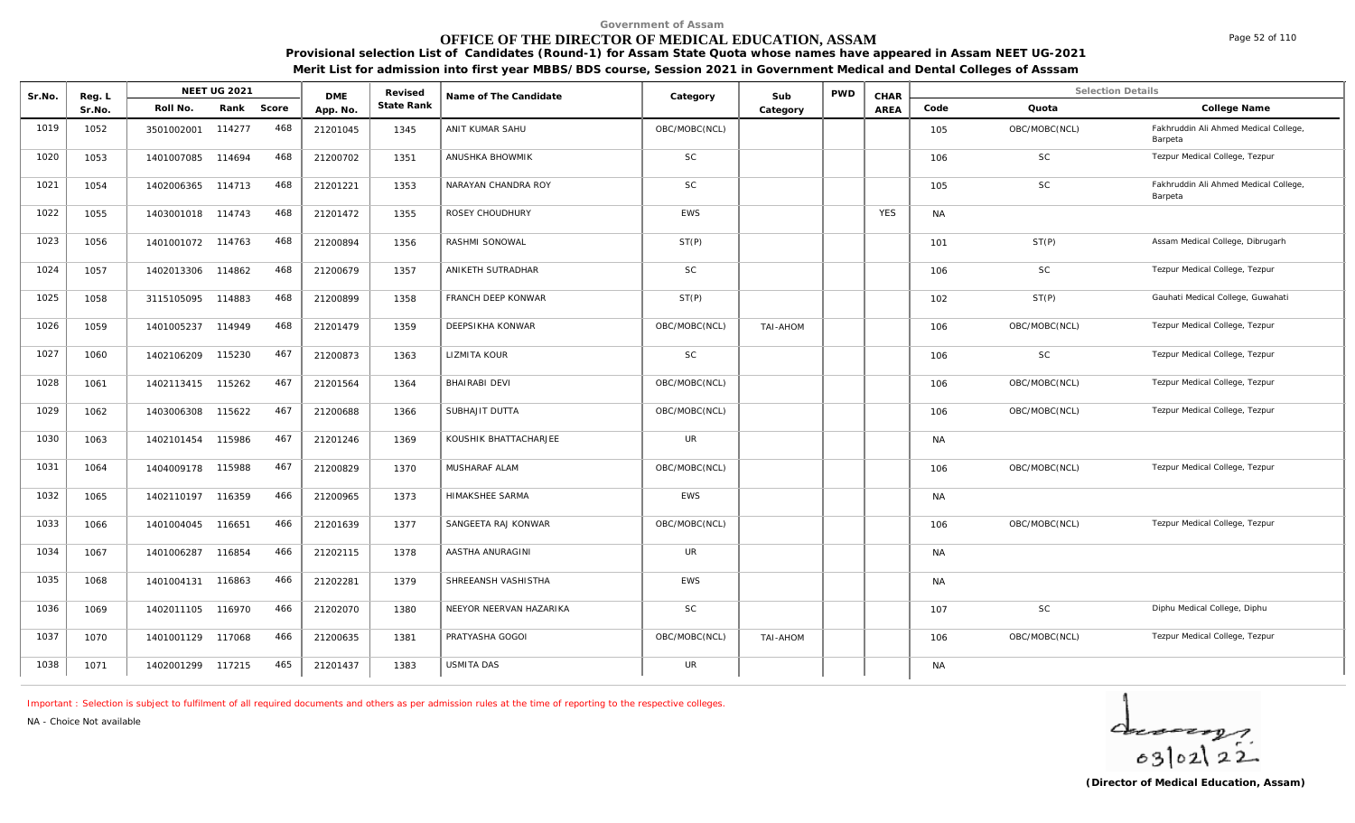Government of Assam

# OFFICE OF THE DIRECTOR OF MEDICAL EDUCATION, ASSAM

**Provisional selection List of Candidates (Round-1) for Assam State Quota whose names have appeared in Assam NEET UG-2021**

**Merit List for admission into first year MBBS/BDS course, Session 2021 in Government Medical and Dental Colleges of Asssam**

| Sr.No. | Reg. L Sr.No. | NEET UG 2021 Roll No. | Rank | Score | DME App. No. | Revised State Rank | Name of The Candidate | Category | Sub Category | PWD | CHAR AREA | Code | Quota | College Name |
|---|---|---|---|---|---|---|---|---|---|---|---|---|---|---|
| 1019 | 1052 | 3501002001 | 114277 | 468 | 21201045 | 1345 | ANIT KUMAR SAHU | OBC/MOBC(NCL) | | | | 105 | OBC/MOBC(NCL) | Fakhruddin Ali Ahmed Medical College, Barpeta |
| 1020 | 1053 | 1401007085 | 114694 | 468 | 21200702 | 1351 | ANUSHKA BHOWMIK | SC | | | | 106 | SC | Tezpur Medical College, Tezpur |
| 1021 | 1054 | 1402006365 | 114713 | 468 | 21201221 | 1353 | NARAYAN CHANDRA ROY | SC | | | | 105 | SC | Fakhruddin Ali Ahmed Medical College, Barpeta |
| 1022 | 1055 | 1403001018 | 114743 | 468 | 21201472 | 1355 | ROSEY CHOUDHURY | EWS | | | YES | NA | | |
| 1023 | 1056 | 1401001072 | 114763 | 468 | 21200894 | 1356 | RASHMI SONOWAL | ST(P) | | | | 101 | ST(P) | Assam Medical College, Dibrugarh |
| 1024 | 1057 | 1402013306 | 114862 | 468 | 21200679 | 1357 | ANIKETH SUTRADHAR | SC | | | | 106 | SC | Tezpur Medical College, Tezpur |
| 1025 | 1058 | 3115105095 | 114883 | 468 | 21200899 | 1358 | FRANCH DEEP KONWAR | ST(P) | | | | 102 | ST(P) | Gauhati Medical College, Guwahati |
| 1026 | 1059 | 1401005237 | 114949 | 468 | 21201479 | 1359 | DEEPSIKHA KONWAR | OBC/MOBC(NCL) | TAI-AHOM | | | 106 | OBC/MOBC(NCL) | Tezpur Medical College, Tezpur |
| 1027 | 1060 | 1402106209 | 115230 | 467 | 21200873 | 1363 | LIZMITA KOUR | SC | | | | 106 | SC | Tezpur Medical College, Tezpur |
| 1028 | 1061 | 1402113415 | 115262 | 467 | 21201564 | 1364 | BHAIRABI DEVI | OBC/MOBC(NCL) | | | | 106 | OBC/MOBC(NCL) | Tezpur Medical College, Tezpur |
| 1029 | 1062 | 1403006308 | 115622 | 467 | 21200688 | 1366 | SUBHAJIT DUTTA | OBC/MOBC(NCL) | | | | 106 | OBC/MOBC(NCL) | Tezpur Medical College, Tezpur |
| 1030 | 1063 | 1402101454 | 115986 | 467 | 21201246 | 1369 | KOUSHIK BHATTACHARJEE | UR | | | | NA | | |
| 1031 | 1064 | 1404009178 | 115988 | 467 | 21200829 | 1370 | MUSHARAF ALAM | OBC/MOBC(NCL) | | | | 106 | OBC/MOBC(NCL) | Tezpur Medical College, Tezpur |
| 1032 | 1065 | 1402110197 | 116359 | 466 | 21200965 | 1373 | HIMAKSHEE SARMA | EWS | | | | NA | | |
| 1033 | 1066 | 1401004045 | 116651 | 466 | 21201639 | 1377 | SANGEETA RAJ KONWAR | OBC/MOBC(NCL) | | | | 106 | OBC/MOBC(NCL) | Tezpur Medical College, Tezpur |
| 1034 | 1067 | 1401006287 | 116854 | 466 | 21202115 | 1378 | AASTHA ANURAGINI | UR | | | | NA | | |
| 1035 | 1068 | 1401004131 | 116863 | 466 | 21202281 | 1379 | SHREEANSH VASHISTHA | EWS | | | | NA | | |
| 1036 | 1069 | 1402011105 | 116970 | 466 | 21202070 | 1380 | NEEYOR NEERVAN HAZARIKA | SC | | | | 107 | SC | Diphu Medical College, Diphu |
| 1037 | 1070 | 1401001129 | 117068 | 466 | 21200635 | 1381 | PRATYASHA GOGOI | OBC/MOBC(NCL) | TAI-AHOM | | | 106 | OBC/MOBC(NCL) | Tezpur Medical College, Tezpur |
| 1038 | 1071 | 1402001299 | 117215 | 465 | 21201437 | 1383 | USMITA DAS | UR | | | | NA | | |

Important : Selection is subject to fulfilment of all required documents and others as per admission rules at the time of reporting to the respective colleges.

NA - Choice Not available

03/02/22

**(Director of Medical Education, Assam)**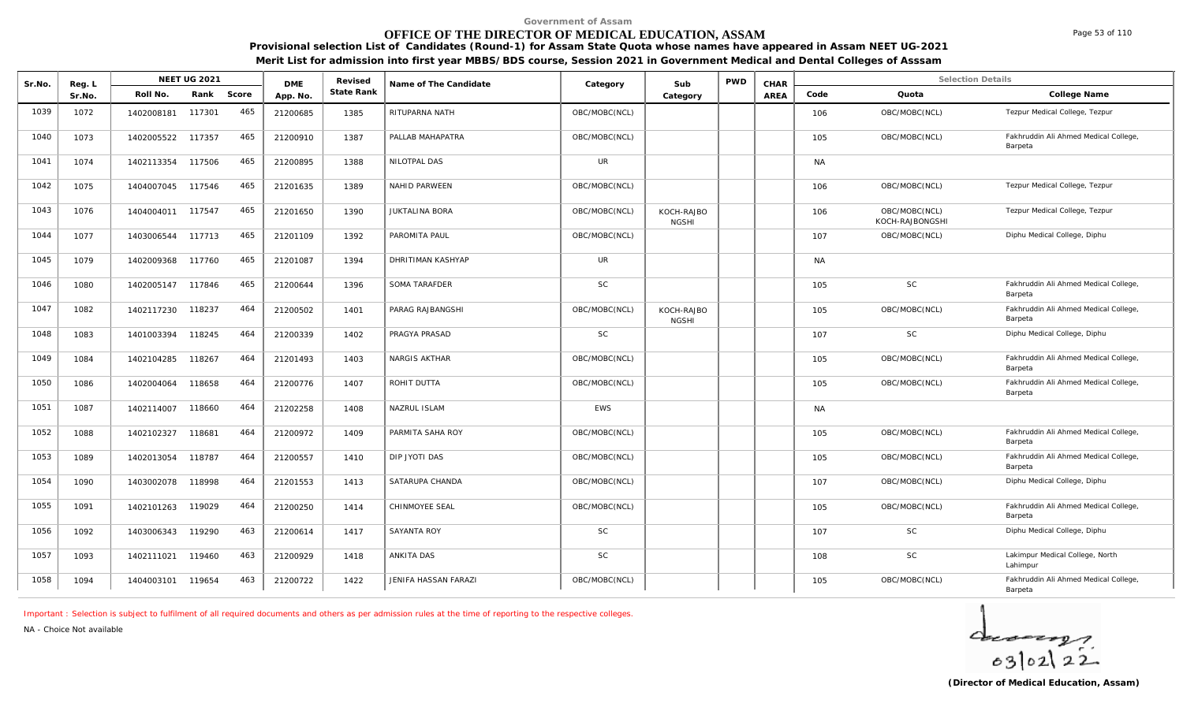Government of Assam

# OFFICE OF THE DIRECTOR OF MEDICAL EDUCATION, ASSAM

**Provisional selection List of Candidates (Round-1) for Assam State Quota whose names have appeared in Assam NEET UG-2021**

**Merit List for admission into first year MBBS/BDS course, Session 2021 in Government Medical and Dental Colleges of Asssam**

| Sr.No. | Reg. L Sr.No. | NEET UG 2021 Roll No. | Rank | Score | DME App. No. | Revised State Rank | Name of The Candidate | Category | Sub Category | PWD | CHAR AREA | Code | Quota | College Name |
|---|---|---|---|---|---|---|---|---|---|---|---|---|---|---|
| 1039 | 1072 | 1402008181 | 117301 | 465 | 21200685 | 1385 | RITUPARNA NATH | OBC/MOBC(NCL) | | | | 106 | OBC/MOBC(NCL) | Tezpur Medical College, Tezpur |
| 1040 | 1073 | 1402005522 | 117357 | 465 | 21200910 | 1387 | PALLAB MAHAPATRA | OBC/MOBC(NCL) | | | | 105 | OBC/MOBC(NCL) | Fakhruddin Ali Ahmed Medical College, Barpeta |
| 1041 | 1074 | 1402113354 | 117506 | 465 | 21200895 | 1388 | NILOTPAL DAS | UR | | | | NA | | |
| 1042 | 1075 | 1404007045 | 117546 | 465 | 21201635 | 1389 | NAHID PARWEEN | OBC/MOBC(NCL) | | | | 106 | OBC/MOBC(NCL) | Tezpur Medical College, Tezpur |
| 1043 | 1076 | 1404004011 | 117547 | 465 | 21201650 | 1390 | JUKTALINA BORA | OBC/MOBC(NCL) | KOCH-RAJBONGSHI | | | 106 | OBC/MOBC(NCL) KOCH-RAJBONGSHI | Tezpur Medical College, Tezpur |
| 1044 | 1077 | 1403006544 | 117713 | 465 | 21201109 | 1392 | PAROMITA PAUL | OBC/MOBC(NCL) | | | | 107 | OBC/MOBC(NCL) | Diphu Medical College, Diphu |
| 1045 | 1079 | 1402009368 | 117760 | 465 | 21201087 | 1394 | DHRITIMAN KASHYAP | UR | | | | NA | | |
| 1046 | 1080 | 1402005147 | 117846 | 465 | 21200644 | 1396 | SOMA TARAFDER | SC | | | | 105 | SC | Fakhruddin Ali Ahmed Medical College, Barpeta |
| 1047 | 1082 | 1402117230 | 118237 | 464 | 21200502 | 1401 | PARAG RAJBANGSHI | OBC/MOBC(NCL) | KOCH-RAJBONGSHI | | | 105 | OBC/MOBC(NCL) | Fakhruddin Ali Ahmed Medical College, Barpeta |
| 1048 | 1083 | 1401003394 | 118245 | 464 | 21200339 | 1402 | PRAGYA PRASAD | SC | | | | 107 | SC | Diphu Medical College, Diphu |
| 1049 | 1084 | 1402104285 | 118267 | 464 | 21201493 | 1403 | NARGIS AKTHAR | OBC/MOBC(NCL) | | | | 105 | OBC/MOBC(NCL) | Fakhruddin Ali Ahmed Medical College, Barpeta |
| 1050 | 1086 | 1402004064 | 118658 | 464 | 21200776 | 1407 | ROHIT DUTTA | OBC/MOBC(NCL) | | | | 105 | OBC/MOBC(NCL) | Fakhruddin Ali Ahmed Medical College, Barpeta |
| 1051 | 1087 | 1402114007 | 118660 | 464 | 21202258 | 1408 | NAZRUL ISLAM | EWS | | | | NA | | |
| 1052 | 1088 | 1402102327 | 118681 | 464 | 21200972 | 1409 | PARMITA SAHA ROY | OBC/MOBC(NCL) | | | | 105 | OBC/MOBC(NCL) | Fakhruddin Ali Ahmed Medical College, Barpeta |
| 1053 | 1089 | 1402013054 | 118787 | 464 | 21200557 | 1410 | DIP JYOTI DAS | OBC/MOBC(NCL) | | | | 105 | OBC/MOBC(NCL) | Fakhruddin Ali Ahmed Medical College, Barpeta |
| 1054 | 1090 | 1403002078 | 118998 | 464 | 21201553 | 1413 | SATARUPA CHANDA | OBC/MOBC(NCL) | | | | 107 | OBC/MOBC(NCL) | Diphu Medical College, Diphu |
| 1055 | 1091 | 1402101263 | 119029 | 464 | 21200250 | 1414 | CHINMOYEE SEAL | OBC/MOBC(NCL) | | | | 105 | OBC/MOBC(NCL) | Fakhruddin Ali Ahmed Medical College, Barpeta |
| 1056 | 1092 | 1403006343 | 119290 | 463 | 21200614 | 1417 | SAYANTA ROY | SC | | | | 107 | SC | Diphu Medical College, Diphu |
| 1057 | 1093 | 1402111021 | 119460 | 463 | 21200929 | 1418 | ANKITA DAS | SC | | | | 108 | SC | Lakimpur Medical College, North Lahimpur |
| 1058 | 1094 | 1404003101 | 119654 | 463 | 21200722 | 1422 | JENIFA HASSAN FARAZI | OBC/MOBC(NCL) | | | | 105 | OBC/MOBC(NCL) | Fakhruddin Ali Ahmed Medical College, Barpeta |

Important : Selection is subject to fulfilment of all required documents and others as per admission rules at the time of reporting to the respective colleges.

NA - Choice Not available

03/02/22

**(Director of Medical Education, Assam)**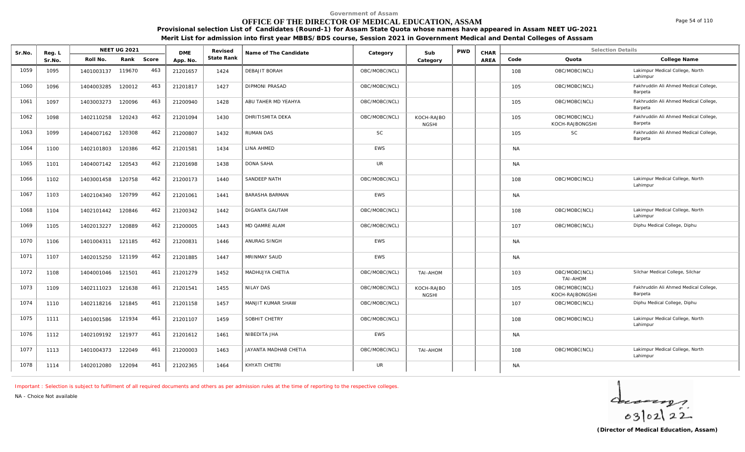Government of Assam

# OFFICE OF THE DIRECTOR OF MEDICAL EDUCATION, ASSAM

**Provisional selection List of Candidates (Round-1) for Assam State Quota whose names have appeared in Assam NEET UG-2021**

**Merit List for admission into first year MBBS/BDS course, Session 2021 in Government Medical and Dental Colleges of Asssam**

| Sr.No. | Reg. L Sr.No. | NEET UG 2021 Roll No. | Rank | Score | DME App. No. | Revised State Rank | Name of The Candidate | Category | Sub Category | PWD | CHAR AREA | Code | Quota | College Name |
|---|---|---|---|---|---|---|---|---|---|---|---|---|---|---|
| 1059 | 1095 | 1401003137 | 119670 | 463 | 21201657 | 1424 | DEBAJIT BORAH | OBC/MOBC(NCL) | | | | 108 | OBC/MOBC(NCL) | Lakimpur Medical College, North Lahimpur |
| 1060 | 1096 | 1404003285 | 120012 | 463 | 21201817 | 1427 | DIPMONI PRASAD | OBC/MOBC(NCL) | | | | 105 | OBC/MOBC(NCL) | Fakhruddin Ali Ahmed Medical College, Barpeta |
| 1061 | 1097 | 1403003273 | 120096 | 463 | 21200940 | 1428 | ABU TAHER MD YEAHYA | OBC/MOBC(NCL) | | | | 105 | OBC/MOBC(NCL) | Fakhruddin Ali Ahmed Medical College, Barpeta |
| 1062 | 1098 | 1402110258 | 120243 | 462 | 21201094 | 1430 | DHRITISMITA DEKA | OBC/MOBC(NCL) | KOCH-RAJBONGSHI | | | 105 | OBC/MOBC(NCL) KOCH-RAJBONGSHI | Fakhruddin Ali Ahmed Medical College, Barpeta |
| 1063 | 1099 | 1404007162 | 120308 | 462 | 21200807 | 1432 | RUMAN DAS | SC | | | | 105 | SC | Fakhruddin Ali Ahmed Medical College, Barpeta |
| 1064 | 1100 | 1402101803 | 120386 | 462 | 21201581 | 1434 | LINA AHMED | EWS | | | | NA | | |
| 1065 | 1101 | 1404007142 | 120543 | 462 | 21201698 | 1438 | DONA SAHA | UR | | | | NA | | |
| 1066 | 1102 | 1403001458 | 120758 | 462 | 21200173 | 1440 | SANDEEP NATH | OBC/MOBC(NCL) | | | | 108 | OBC/MOBC(NCL) | Lakimpur Medical College, North Lahimpur |
| 1067 | 1103 | 1402104340 | 120799 | 462 | 21201061 | 1441 | BARASHA BARMAN | EWS | | | | NA | | |
| 1068 | 1104 | 1402101442 | 120846 | 462 | 21200342 | 1442 | DIGANTA GAUTAM | OBC/MOBC(NCL) | | | | 108 | OBC/MOBC(NCL) | Lakimpur Medical College, North Lahimpur |
| 1069 | 1105 | 1402013227 | 120889 | 462 | 21200005 | 1443 | MD QAMRE ALAM | OBC/MOBC(NCL) | | | | 107 | OBC/MOBC(NCL) | Diphu Medical College, Diphu |
| 1070 | 1106 | 1401004311 | 121185 | 462 | 21200831 | 1446 | ANURAG SINGH | EWS | | | | NA | | |
| 1071 | 1107 | 1402015250 | 121199 | 462 | 21201885 | 1447 | MRINMAY SAUD | EWS | | | | NA | | |
| 1072 | 1108 | 1404001046 | 121501 | 461 | 21201279 | 1452 | MADHUJYA CHETIA | OBC/MOBC(NCL) | TAI-AHOM | | | 103 | OBC/MOBC(NCL) TAI-AHOM | Silchar Medical College, Silchar |
| 1073 | 1109 | 1402111023 | 121638 | 461 | 21201541 | 1455 | NILAY DAS | OBC/MOBC(NCL) | KOCH-RAJBONGSHI | | | 105 | OBC/MOBC(NCL) KOCH-RAJBONGSHI | Fakhruddin Ali Ahmed Medical College, Barpeta |
| 1074 | 1110 | 1402118216 | 121845 | 461 | 21201158 | 1457 | MANJIT KUMAR SHAW | OBC/MOBC(NCL) | | | | 107 | OBC/MOBC(NCL) | Diphu Medical College, Diphu |
| 1075 | 1111 | 1401001586 | 121934 | 461 | 21201107 | 1459 | SOBHIT CHETRY | OBC/MOBC(NCL) | | | | 108 | OBC/MOBC(NCL) | Lakimpur Medical College, North Lahimpur |
| 1076 | 1112 | 1402109192 | 121977 | 461 | 21201612 | 1461 | NIBEDITA JHA | EWS | | | | NA | | |
| 1077 | 1113 | 1401004373 | 122049 | 461 | 21200003 | 1463 | JAYANTA MADHAB CHETIA | OBC/MOBC(NCL) | TAI-AHOM | | | 108 | OBC/MOBC(NCL) | Lakimpur Medical College, North Lahimpur |
| 1078 | 1114 | 1402012080 | 122094 | 461 | 21202365 | 1464 | KHYATI CHETRI | UR | | | | NA | | |

Important : Selection is subject to fulfilment of all required documents and others as per admission rules at the time of reporting to the respective colleges.

NA - Choice Not available

03/02/22

**(Director of Medical Education, Assam)**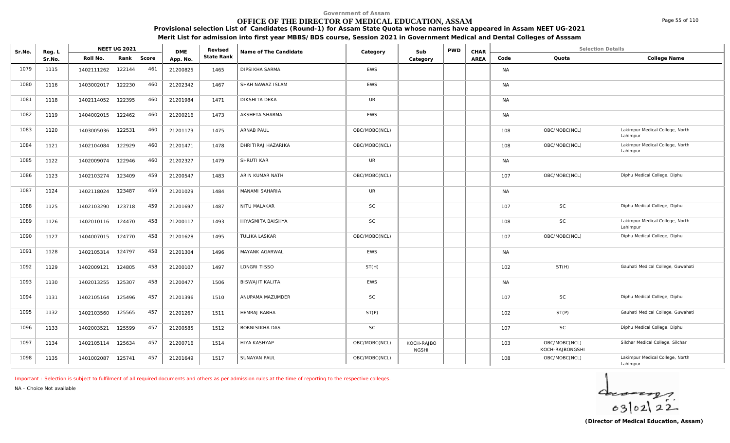Government of Assam

# OFFICE OF THE DIRECTOR OF MEDICAL EDUCATION, ASSAM

**Provisional selection List of Candidates (Round-1) for Assam State Quota whose names have appeared in Assam NEET UG-2021**

**Merit List for admission into first year MBBS/BDS course, Session 2021 in Government Medical and Dental Colleges of Asssam**

| Sr.No. | Reg. L Sr.No. | NEET UG 2021 Roll No. | Rank | Score | DME App. No. | Revised State Rank | Name of The Candidate | Category | Sub Category | PWD | CHAR AREA | Code | Quota | College Name |
|---|---|---|---|---|---|---|---|---|---|---|---|---|---|---|
| 1079 | 1115 | 1402111262 | 122144 | 461 | 21200825 | 1465 | DIPSIKHA SARMA | EWS | | | | NA | | |
| 1080 | 1116 | 1403002017 | 122230 | 460 | 21202342 | 1467 | SHAH NAWAZ ISLAM | EWS | | | | NA | | |
| 1081 | 1118 | 1402114052 | 122395 | 460 | 21201984 | 1471 | DIKSHITA DEKA | UR | | | | NA | | |
| 1082 | 1119 | 1404002015 | 122462 | 460 | 21200216 | 1473 | AKSHETA SHARMA | EWS | | | | NA | | |
| 1083 | 1120 | 1403005036 | 122531 | 460 | 21201173 | 1475 | ARNAB PAUL | OBC/MOBC(NCL) | | | | 108 | OBC/MOBC(NCL) | Lakimpur Medical College, North Lahimpur |
| 1084 | 1121 | 1402104084 | 122929 | 460 | 21201471 | 1478 | DHRITIRAJ HAZARIKA | OBC/MOBC(NCL) | | | | 108 | OBC/MOBC(NCL) | Lakimpur Medical College, North Lahimpur |
| 1085 | 1122 | 1402009074 | 122946 | 460 | 21202327 | 1479 | SHRUTI KAR | UR | | | | NA | | |
| 1086 | 1123 | 1402103274 | 123409 | 459 | 21200547 | 1483 | ARIN KUMAR NATH | OBC/MOBC(NCL) | | | | 107 | OBC/MOBC(NCL) | Diphu Medical College, Diphu |
| 1087 | 1124 | 1402118024 | 123487 | 459 | 21201029 | 1484 | MANAMI SAHARIA | UR | | | | NA | | |
| 1088 | 1125 | 1402103290 | 123718 | 459 | 21201697 | 1487 | NITU MALAKAR | SC | | | | 107 | SC | Diphu Medical College, Diphu |
| 1089 | 1126 | 1402010116 | 124470 | 458 | 21200117 | 1493 | HIYASMITA BAISHYA | SC | | | | 108 | SC | Lakimpur Medical College, North Lahimpur |
| 1090 | 1127 | 1404007015 | 124770 | 458 | 21201628 | 1495 | TULIKA LASKAR | OBC/MOBC(NCL) | | | | 107 | OBC/MOBC(NCL) | Diphu Medical College, Diphu |
| 1091 | 1128 | 1402105314 | 124797 | 458 | 21201304 | 1496 | MAYANK AGARWAL | EWS | | | | NA | | |
| 1092 | 1129 | 1402009121 | 124805 | 458 | 21200107 | 1497 | LONGRI TISSO | ST(H) | | | | 102 | ST(H) | Gauhati Medical College, Guwahati |
| 1093 | 1130 | 1402013255 | 125307 | 458 | 21200477 | 1506 | BISWAJIT KALITA | EWS | | | | NA | | |
| 1094 | 1131 | 1402105164 | 125496 | 457 | 21201396 | 1510 | ANUPAMA MAZUMDER | SC | | | | 107 | SC | Diphu Medical College, Diphu |
| 1095 | 1132 | 1402103560 | 125565 | 457 | 21201267 | 1511 | HEMRAJ RABHA | ST(P) | | | | 102 | ST(P) | Gauhati Medical College, Guwahati |
| 1096 | 1133 | 1402003521 | 125599 | 457 | 21200585 | 1512 | BORNISIKHA DAS | SC | | | | 107 | SC | Diphu Medical College, Diphu |
| 1097 | 1134 | 1402105114 | 125634 | 457 | 21200716 | 1514 | HIYA KASHYAP | OBC/MOBC(NCL) | KOCH-RAJBONGSHI | | | 103 | OBC/MOBC(NCL) KOCH-RAJBONGSHI | Silchar Medical College, Silchar |
| 1098 | 1135 | 1401002087 | 125741 | 457 | 21201649 | 1517 | SUNAYAN PAUL | OBC/MOBC(NCL) | | | | 108 | OBC/MOBC(NCL) | Lakimpur Medical College, North Lahimpur |

Important : Selection is subject to fulfilment of all required documents and others as per admission rules at the time of reporting to the respective colleges.

NA - Choice Not available

03/02/22

**(Director of Medical Education, Assam)**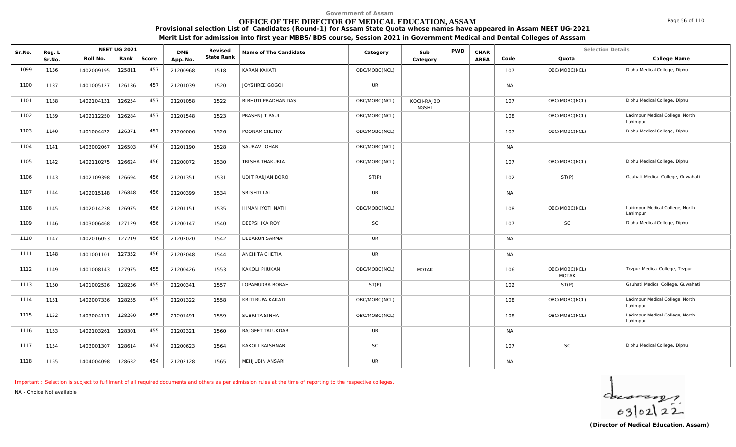Government of Assam

# OFFICE OF THE DIRECTOR OF MEDICAL EDUCATION, ASSAM

**Provisional selection List of Candidates (Round-1) for Assam State Quota whose names have appeared in Assam NEET UG-2021**

**Merit List for admission into first year MBBS/BDS course, Session 2021 in Government Medical and Dental Colleges of Asssam**

| Sr.No. | Reg. L Sr.No. | NEET UG 2021 Roll No. | Rank | Score | DME App. No. | Revised State Rank | Name of The Candidate | Category | Sub Category | PWD | CHAR AREA | Code | Quota | College Name |
|---|---|---|---|---|---|---|---|---|---|---|---|---|---|---|
| 1099 | 1136 | 1402009195 | 125811 | 457 | 21200968 | 1518 | KARAN KAKATI | OBC/MOBC(NCL) | | | | 107 | OBC/MOBC(NCL) | Diphu Medical College, Diphu |
| 1100 | 1137 | 1401005127 | 126136 | 457 | 21201039 | 1520 | JOYSHREE GOGOI | UR | | | | NA | | |
| 1101 | 1138 | 1402104131 | 126254 | 457 | 21201058 | 1522 | BIBHUTI PRADHAN DAS | OBC/MOBC(NCL) | KOCH-RAJBONGSHI | | | 107 | OBC/MOBC(NCL) | Diphu Medical College, Diphu |
| 1102 | 1139 | 1402112250 | 126284 | 457 | 21201548 | 1523 | PRASENJIT PAUL | OBC/MOBC(NCL) | | | | 108 | OBC/MOBC(NCL) | Lakimpur Medical College, North Lahimpur |
| 1103 | 1140 | 1401004422 | 126371 | 457 | 21200006 | 1526 | POONAM CHETRY | OBC/MOBC(NCL) | | | | 107 | OBC/MOBC(NCL) | Diphu Medical College, Diphu |
| 1104 | 1141 | 1403002067 | 126503 | 456 | 21201190 | 1528 | SAURAV LOHAR | OBC/MOBC(NCL) | | | | NA | | |
| 1105 | 1142 | 1402110275 | 126624 | 456 | 21200072 | 1530 | TRISHA THAKURIA | OBC/MOBC(NCL) | | | | 107 | OBC/MOBC(NCL) | Diphu Medical College, Diphu |
| 1106 | 1143 | 1402109398 | 126694 | 456 | 21201351 | 1531 | UDIT RANJAN BORO | ST(P) | | | | 102 | ST(P) | Gauhati Medical College, Guwahati |
| 1107 | 1144 | 1402015148 | 126848 | 456 | 21200399 | 1534 | SRISHTI LAL | UR | | | | NA | | |
| 1108 | 1145 | 1402014238 | 126975 | 456 | 21201151 | 1535 | HIMAN JYOTI NATH | OBC/MOBC(NCL) | | | | 108 | OBC/MOBC(NCL) | Lakimpur Medical College, North Lahimpur |
| 1109 | 1146 | 1403006468 | 127129 | 456 | 21200147 | 1540 | DEEPSHIKA ROY | SC | | | | 107 | SC | Diphu Medical College, Diphu |
| 1110 | 1147 | 1402016053 | 127219 | 456 | 21202020 | 1542 | DEBARUN SARMAH | UR | | | | NA | | |
| 1111 | 1148 | 1401001101 | 127352 | 456 | 21202048 | 1544 | ANCHITA CHETIA | UR | | | | NA | | |
| 1112 | 1149 | 1401008143 | 127975 | 455 | 21200426 | 1553 | KAKOLI PHUKAN | OBC/MOBC(NCL) | MOTAK | | | 106 | OBC/MOBC(NCL) MOTAK | Tezpur Medical College, Tezpur |
| 1113 | 1150 | 1401002526 | 128236 | 455 | 21200341 | 1557 | LOPAMUDRA BORAH | ST(P) | | | | 102 | ST(P) | Gauhati Medical College, Guwahati |
| 1114 | 1151 | 1402007336 | 128255 | 455 | 21201322 | 1558 | KRITIRUPA KAKATI | OBC/MOBC(NCL) | | | | 108 | OBC/MOBC(NCL) | Lakimpur Medical College, North Lahimpur |
| 1115 | 1152 | 1403004111 | 128260 | 455 | 21201491 | 1559 | SUBRITA SINHA | OBC/MOBC(NCL) | | | | 108 | OBC/MOBC(NCL) | Lakimpur Medical College, North Lahimpur |
| 1116 | 1153 | 1402103261 | 128301 | 455 | 21202321 | 1560 | RAJGEET TALUKDAR | UR | | | | NA | | |
| 1117 | 1154 | 1403001307 | 128614 | 454 | 21200623 | 1564 | KAKOLI BAISHNAB | SC | | | | 107 | SC | Diphu Medical College, Diphu |
| 1118 | 1155 | 1404004098 | 128632 | 454 | 21202128 | 1565 | MEHJUBIN ANSARI | UR | | | | NA | | |

Important : Selection is subject to fulfilment of all required documents and others as per admission rules at the time of reporting to the respective colleges.

NA - Choice Not available

03/02/22

**(Director of Medical Education, Assam)**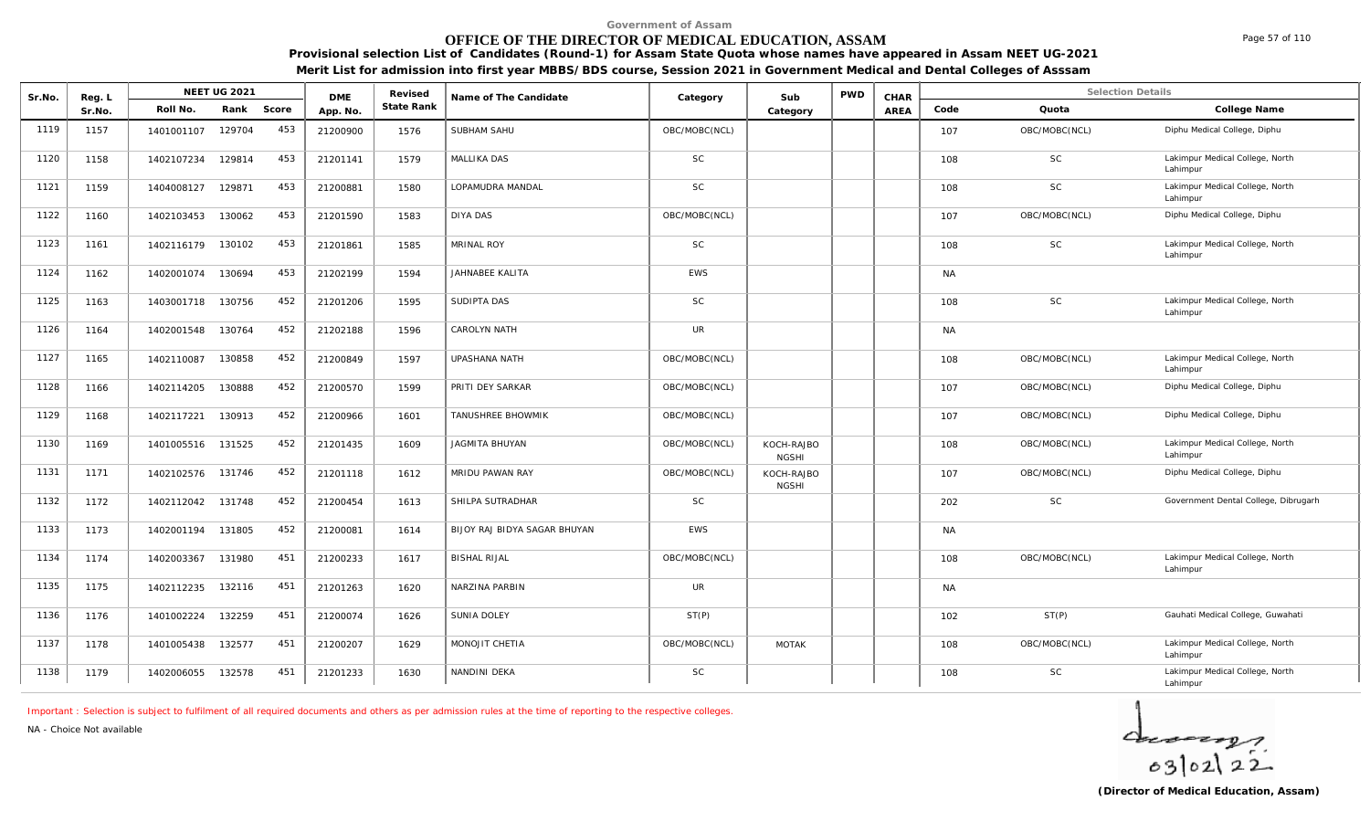Government of Assam

# OFFICE OF THE DIRECTOR OF MEDICAL EDUCATION, ASSAM

**Provisional selection List of Candidates (Round-1) for Assam State Quota whose names have appeared in Assam NEET UG-2021**

**Merit List for admission into first year MBBS/BDS course, Session 2021 in Government Medical and Dental Colleges of Asssam**

| Sr.No. | Reg. L Sr.No. | NEET UG 2021 Roll No. | Rank | Score | DME App. No. | Revised State Rank | Name of The Candidate | Category | Sub Category | PWD | CHAR AREA | Code | Quota | College Name |
|---|---|---|---|---|---|---|---|---|---|---|---|---|---|---|
| 1119 | 1157 | 1401001107 | 129704 | 453 | 21200900 | 1576 | SUBHAM SAHU | OBC/MOBC(NCL) | | | | 107 | OBC/MOBC(NCL) | Diphu Medical College, Diphu |
| 1120 | 1158 | 1402107234 | 129814 | 453 | 21201141 | 1579 | MALLIKA DAS | SC | | | | 108 | SC | Lakimpur Medical College, North Lahimpur |
| 1121 | 1159 | 1404008127 | 129871 | 453 | 21200881 | 1580 | LOPAMUDRA MANDAL | SC | | | | 108 | SC | Lakimpur Medical College, North Lahimpur |
| 1122 | 1160 | 1402103453 | 130062 | 453 | 21201590 | 1583 | DIYA DAS | OBC/MOBC(NCL) | | | | 107 | OBC/MOBC(NCL) | Diphu Medical College, Diphu |
| 1123 | 1161 | 1402116179 | 130102 | 453 | 21201861 | 1585 | MRINAL ROY | SC | | | | 108 | SC | Lakimpur Medical College, North Lahimpur |
| 1124 | 1162 | 1402001074 | 130694 | 453 | 21202199 | 1594 | JAHNABEE KALITA | EWS | | | | NA | | |
| 1125 | 1163 | 1403001718 | 130756 | 452 | 21201206 | 1595 | SUDIPTA DAS | SC | | | | 108 | SC | Lakimpur Medical College, North Lahimpur |
| 1126 | 1164 | 1402001548 | 130764 | 452 | 21202188 | 1596 | CAROLYN NATH | UR | | | | NA | | |
| 1127 | 1165 | 1402110087 | 130858 | 452 | 21200849 | 1597 | UPASHANA NATH | OBC/MOBC(NCL) | | | | 108 | OBC/MOBC(NCL) | Lakimpur Medical College, North Lahimpur |
| 1128 | 1166 | 1402114205 | 130888 | 452 | 21200570 | 1599 | PRITI DEY SARKAR | OBC/MOBC(NCL) | | | | 107 | OBC/MOBC(NCL) | Diphu Medical College, Diphu |
| 1129 | 1168 | 1402117221 | 130913 | 452 | 21200966 | 1601 | TANUSHREE BHOWMIK | OBC/MOBC(NCL) | | | | 107 | OBC/MOBC(NCL) | Diphu Medical College, Diphu |
| 1130 | 1169 | 1401005516 | 131525 | 452 | 21201435 | 1609 | JAGMITA BHUYAN | OBC/MOBC(NCL) | KOCH-RAJBONGSHI | | | 108 | OBC/MOBC(NCL) | Lakimpur Medical College, North Lahimpur |
| 1131 | 1171 | 1402102576 | 131746 | 452 | 21201118 | 1612 | MRIDU PAWAN RAY | OBC/MOBC(NCL) | KOCH-RAJBONGSHI | | | 107 | OBC/MOBC(NCL) | Diphu Medical College, Diphu |
| 1132 | 1172 | 1402112042 | 131748 | 452 | 21200454 | 1613 | SHILPA SUTRADHAR | SC | | | | 202 | SC | Government Dental College, Dibrugarh |
| 1133 | 1173 | 1402001194 | 131805 | 452 | 21200081 | 1614 | BIJOY RAJ BIDYA SAGAR BHUYAN | EWS | | | | NA | | |
| 1134 | 1174 | 1402003367 | 131980 | 451 | 21200233 | 1617 | BISHAL RIJAL | OBC/MOBC(NCL) | | | | 108 | OBC/MOBC(NCL) | Lakimpur Medical College, North Lahimpur |
| 1135 | 1175 | 1402112235 | 132116 | 451 | 21201263 | 1620 | NARZINA PARBIN | UR | | | | NA | | |
| 1136 | 1176 | 1401002224 | 132259 | 451 | 21200074 | 1626 | SUNIA DOLEY | ST(P) | | | | 102 | ST(P) | Gauhati Medical College, Guwahati |
| 1137 | 1178 | 1401005438 | 132577 | 451 | 21200207 | 1629 | MONOJIT CHETIA | OBC/MOBC(NCL) | MOTAK | | | 108 | OBC/MOBC(NCL) | Lakimpur Medical College, North Lahimpur |
| 1138 | 1179 | 1402006055 | 132578 | 451 | 21201233 | 1630 | NANDINI DEKA | SC | | | | 108 | SC | Lakimpur Medical College, North Lahimpur |

Important : Selection is subject to fulfilment of all required documents and others as per admission rules at the time of reporting to the respective colleges.

NA - Choice Not available

03/02/22

**(Director of Medical Education, Assam)**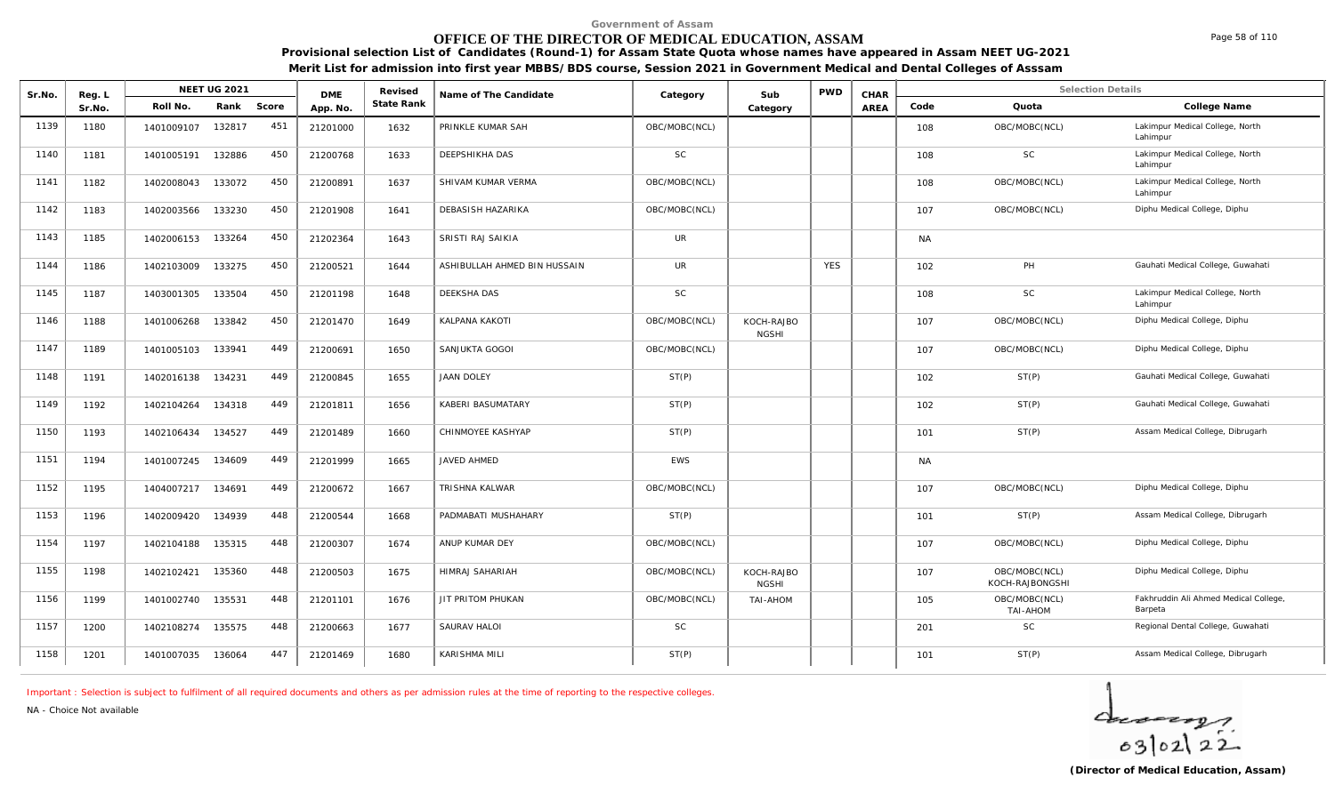Government of Assam

# OFFICE OF THE DIRECTOR OF MEDICAL EDUCATION, ASSAM

**Provisional selection List of Candidates (Round-1) for Assam State Quota whose names have appeared in Assam NEET UG-2021**

**Merit List for admission into first year MBBS/BDS course, Session 2021 in Government Medical and Dental Colleges of Asssam**

| Sr.No. | Reg. L Sr.No. | NEET UG 2021 Roll No. | Rank | Score | DME App. No. | Revised State Rank | Name of The Candidate | Category | Sub Category | PWD | CHAR AREA | Code | Quota | College Name |
|---|---|---|---|---|---|---|---|---|---|---|---|---|---|---|
| 1139 | 1180 | 1401009107 | 132817 | 451 | 21201000 | 1632 | PRINKLE KUMAR SAH | OBC/MOBC(NCL) | | | | 108 | OBC/MOBC(NCL) | Lakimpur Medical College, North Lahimpur |
| 1140 | 1181 | 1401005191 | 132886 | 450 | 21200768 | 1633 | DEEPSHIKHA DAS | SC | | | | 108 | SC | Lakimpur Medical College, North Lahimpur |
| 1141 | 1182 | 1402008043 | 133072 | 450 | 21200891 | 1637 | SHIVAM KUMAR VERMA | OBC/MOBC(NCL) | | | | 108 | OBC/MOBC(NCL) | Lakimpur Medical College, North Lahimpur |
| 1142 | 1183 | 1402003566 | 133230 | 450 | 21201908 | 1641 | DEBASISH HAZARIKA | OBC/MOBC(NCL) | | | | 107 | OBC/MOBC(NCL) | Diphu Medical College, Diphu |
| 1143 | 1185 | 1402006153 | 133264 | 450 | 21202364 | 1643 | SRISTI RAJ SAIKIA | UR | | | | NA | | |
| 1144 | 1186 | 1402103009 | 133275 | 450 | 21200521 | 1644 | ASHIBULLAH AHMED BIN HUSSAIN | UR | | YES | | 102 | PH | Gauhati Medical College, Guwahati |
| 1145 | 1187 | 1403001305 | 133504 | 450 | 21201198 | 1648 | DEEKSHA DAS | SC | | | | 108 | SC | Lakimpur Medical College, North Lahimpur |
| 1146 | 1188 | 1401006268 | 133842 | 450 | 21201470 | 1649 | KALPANA KAKOTI | OBC/MOBC(NCL) | KOCH-RAJBONGSHI | | | 107 | OBC/MOBC(NCL) | Diphu Medical College, Diphu |
| 1147 | 1189 | 1401005103 | 133941 | 449 | 21200691 | 1650 | SANJUKTA GOGOI | OBC/MOBC(NCL) | | | | 107 | OBC/MOBC(NCL) | Diphu Medical College, Diphu |
| 1148 | 1191 | 1402016138 | 134231 | 449 | 21200845 | 1655 | JAAN DOLEY | ST(P) | | | | 102 | ST(P) | Gauhati Medical College, Guwahati |
| 1149 | 1192 | 1402104264 | 134318 | 449 | 21201811 | 1656 | KABERI BASUMATARY | ST(P) | | | | 102 | ST(P) | Gauhati Medical College, Guwahati |
| 1150 | 1193 | 1402106434 | 134527 | 449 | 21201489 | 1660 | CHINMOYEE KASHYAP | ST(P) | | | | 101 | ST(P) | Assam Medical College, Dibrugarh |
| 1151 | 1194 | 1401007245 | 134609 | 449 | 21201999 | 1665 | JAVED AHMED | EWS | | | | NA | | |
| 1152 | 1195 | 1404007217 | 134691 | 449 | 21200672 | 1667 | TRISHNA KALWAR | OBC/MOBC(NCL) | | | | 107 | OBC/MOBC(NCL) | Diphu Medical College, Diphu |
| 1153 | 1196 | 1402009420 | 134939 | 448 | 21200544 | 1668 | PADMABATI MUSHAHARY | ST(P) | | | | 101 | ST(P) | Assam Medical College, Dibrugarh |
| 1154 | 1197 | 1402104188 | 135315 | 448 | 21200307 | 1674 | ANUP KUMAR DEY | OBC/MOBC(NCL) | | | | 107 | OBC/MOBC(NCL) | Diphu Medical College, Diphu |
| 1155 | 1198 | 1402102421 | 135360 | 448 | 21200503 | 1675 | HIMRAJ SAHARIAH | OBC/MOBC(NCL) | KOCH-RAJBONGSHI | | | 107 | OBC/MOBC(NCL) KOCH-RAJBONGSHI | Diphu Medical College, Diphu |
| 1156 | 1199 | 1401002740 | 135531 | 448 | 21201101 | 1676 | JIT PRITOM PHUKAN | OBC/MOBC(NCL) | TAI-AHOM | | | 105 | OBC/MOBC(NCL) TAI-AHOM | Fakhruddin Ali Ahmed Medical College, Barpeta |
| 1157 | 1200 | 1402108274 | 135575 | 448 | 21200663 | 1677 | SAURAV HALOI | SC | | | | 201 | SC | Regional Dental College, Guwahati |
| 1158 | 1201 | 1401007035 | 136064 | 447 | 21201469 | 1680 | KARISHMA MILI | ST(P) | | | | 101 | ST(P) | Assam Medical College, Dibrugarh |

Important : Selection is subject to fulfilment of all required documents and others as per admission rules at the time of reporting to the respective colleges.

NA - Choice Not available

03/02/22

**(Director of Medical Education, Assam)**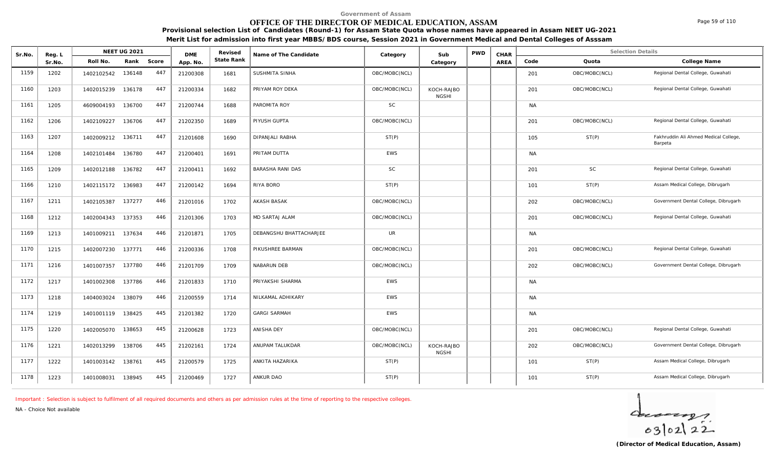Government of Assam

# OFFICE OF THE DIRECTOR OF MEDICAL EDUCATION, ASSAM

**Provisional selection List of Candidates (Round-1) for Assam State Quota whose names have appeared in Assam NEET UG-2021**

**Merit List for admission into first year MBBS/BDS course, Session 2021 in Government Medical and Dental Colleges of Asssam**

| Sr.No. | Reg. L Sr.No. | NEET UG 2021 Roll No. | Rank | Score | DME App. No. | Revised State Rank | Name of The Candidate | Category | Sub Category | PWD | CHAR AREA | Code | Quota | College Name |
|---|---|---|---|---|---|---|---|---|---|---|---|---|---|---|
| 1159 | 1202 | 1402102542 | 136148 | 447 | 21200308 | 1681 | SUSHMITA SINHA | OBC/MOBC(NCL) | | | | 201 | OBC/MOBC(NCL) | Regional Dental College, Guwahati |
| 1160 | 1203 | 1402015239 | 136178 | 447 | 21200334 | 1682 | PRIYAM ROY DEKA | OBC/MOBC(NCL) | KOCH-RAJBONGSHI | | | 201 | OBC/MOBC(NCL) | Regional Dental College, Guwahati |
| 1161 | 1205 | 4609004193 | 136700 | 447 | 21200744 | 1688 | PAROMITA ROY | SC | | | | NA | | |
| 1162 | 1206 | 1402109227 | 136706 | 447 | 21202350 | 1689 | PIYUSH GUPTA | OBC/MOBC(NCL) | | | | 201 | OBC/MOBC(NCL) | Regional Dental College, Guwahati |
| 1163 | 1207 | 1402009212 | 136711 | 447 | 21201608 | 1690 | DIPANJALI RABHA | ST(P) | | | | 105 | ST(P) | Fakhruddin Ali Ahmed Medical College, Barpeta |
| 1164 | 1208 | 1402101484 | 136780 | 447 | 21200401 | 1691 | PRITAM DUTTA | EWS | | | | NA | | |
| 1165 | 1209 | 1402012188 | 136782 | 447 | 21200411 | 1692 | BARASHA RANI DAS | SC | | | | 201 | SC | Regional Dental College, Guwahati |
| 1166 | 1210 | 1402115172 | 136983 | 447 | 21200142 | 1694 | RIYA BORO | ST(P) | | | | 101 | ST(P) | Assam Medical College, Dibrugarh |
| 1167 | 1211 | 1402105387 | 137277 | 446 | 21201016 | 1702 | AKASH BASAK | OBC/MOBC(NCL) | | | | 202 | OBC/MOBC(NCL) | Government Dental College, Dibrugarh |
| 1168 | 1212 | 1402004343 | 137353 | 446 | 21201306 | 1703 | MD SARTAJ ALAM | OBC/MOBC(NCL) | | | | 201 | OBC/MOBC(NCL) | Regional Dental College, Guwahati |
| 1169 | 1213 | 1401009211 | 137634 | 446 | 21201871 | 1705 | DEBANGSHU BHATTACHARJEE | UR | | | | NA | | |
| 1170 | 1215 | 1402007230 | 137771 | 446 | 21200336 | 1708 | PIKUSHREE BARMAN | OBC/MOBC(NCL) | | | | 201 | OBC/MOBC(NCL) | Regional Dental College, Guwahati |
| 1171 | 1216 | 1401007357 | 137780 | 446 | 21201709 | 1709 | NABARUN DEB | OBC/MOBC(NCL) | | | | 202 | OBC/MOBC(NCL) | Government Dental College, Dibrugarh |
| 1172 | 1217 | 1401002308 | 137786 | 446 | 21201833 | 1710 | PRIYAKSHI SHARMA | EWS | | | | NA | | |
| 1173 | 1218 | 1404003024 | 138079 | 446 | 21200559 | 1714 | NILKAMAL ADHIKARY | EWS | | | | NA | | |
| 1174 | 1219 | 1401001119 | 138425 | 445 | 21201382 | 1720 | GARGI SARMAH | EWS | | | | NA | | |
| 1175 | 1220 | 1402005070 | 138653 | 445 | 21200628 | 1723 | ANISHA DEY | OBC/MOBC(NCL) | | | | 201 | OBC/MOBC(NCL) | Regional Dental College, Guwahati |
| 1176 | 1221 | 1402013299 | 138706 | 445 | 21202161 | 1724 | ANUPAM TALUKDAR | OBC/MOBC(NCL) | KOCH-RAJBONGSHI | | | 202 | OBC/MOBC(NCL) | Government Dental College, Dibrugarh |
| 1177 | 1222 | 1401003142 | 138761 | 445 | 21200579 | 1725 | ANKITA HAZARIKA | ST(P) | | | | 101 | ST(P) | Assam Medical College, Dibrugarh |
| 1178 | 1223 | 1401008031 | 138945 | 445 | 21200469 | 1727 | ANKUR DAO | ST(P) | | | | 101 | ST(P) | Assam Medical College, Dibrugarh |

Important : Selection is subject to fulfilment of all required documents and others as per admission rules at the time of reporting to the respective colleges.

NA - Choice Not available

03/02/22

**(Director of Medical Education, Assam)**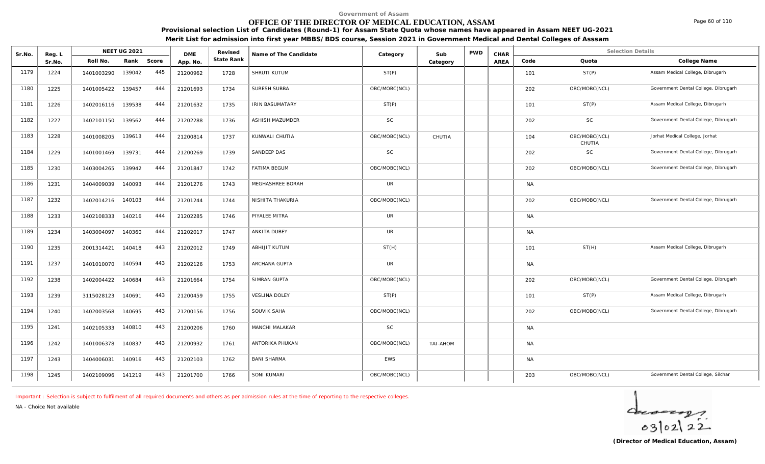Government of Assam

# OFFICE OF THE DIRECTOR OF MEDICAL EDUCATION, ASSAM

**Provisional selection List of Candidates (Round-1) for Assam State Quota whose names have appeared in Assam NEET UG-2021**

**Merit List for admission into first year MBBS/BDS course, Session 2021 in Government Medical and Dental Colleges of Asssam**

| Sr.No. | Reg. L Sr.No. | NEET UG 2021 Roll No. | Rank | Score | DME App. No. | Revised State Rank | Name of The Candidate | Category | Sub Category | PWD | CHAR AREA | Code | Quota | College Name |
|---|---|---|---|---|---|---|---|---|---|---|---|---|---|---|
| 1179 | 1224 | 1401003290 | 139042 | 445 | 21200962 | 1728 | SHRUTI KUTUM | ST(P) | | | | 101 | ST(P) | Assam Medical College, Dibrugarh |
| 1180 | 1225 | 1401005422 | 139457 | 444 | 21201693 | 1734 | SURESH SUBBA | OBC/MOBC(NCL) | | | | 202 | OBC/MOBC(NCL) | Government Dental College, Dibrugarh |
| 1181 | 1226 | 1402016116 | 139538 | 444 | 21201632 | 1735 | IRIN BASUMATARY | ST(P) | | | | 101 | ST(P) | Assam Medical College, Dibrugarh |
| 1182 | 1227 | 1402101150 | 139562 | 444 | 21202288 | 1736 | ASHISH MAZUMDER | SC | | | | 202 | SC | Government Dental College, Dibrugarh |
| 1183 | 1228 | 1401008205 | 139613 | 444 | 21200814 | 1737 | KUNWALI CHUTIA | OBC/MOBC(NCL) | CHUTIA | | | 104 | OBC/MOBC(NCL) CHUTIA | Jorhat Medical College, Jorhat |
| 1184 | 1229 | 1401001469 | 139731 | 444 | 21200269 | 1739 | SANDEEP DAS | SC | | | | 202 | SC | Government Dental College, Dibrugarh |
| 1185 | 1230 | 1403004265 | 139942 | 444 | 21201847 | 1742 | FATIMA BEGUM | OBC/MOBC(NCL) | | | | 202 | OBC/MOBC(NCL) | Government Dental College, Dibrugarh |
| 1186 | 1231 | 1404009039 | 140093 | 444 | 21201276 | 1743 | MEGHASHREE BORAH | UR | | | | NA | | |
| 1187 | 1232 | 1402014216 | 140103 | 444 | 21201244 | 1744 | NISHITA THAKURIA | OBC/MOBC(NCL) | | | | 202 | OBC/MOBC(NCL) | Government Dental College, Dibrugarh |
| 1188 | 1233 | 1402108333 | 140216 | 444 | 21202285 | 1746 | PIYALEE MITRA | UR | | | | NA | | |
| 1189 | 1234 | 1403004097 | 140360 | 444 | 21202017 | 1747 | ANKITA DUBEY | UR | | | | NA | | |
| 1190 | 1235 | 2001314421 | 140418 | 443 | 21202012 | 1749 | ABHIJIT KUTUM | ST(H) | | | | 101 | ST(H) | Assam Medical College, Dibrugarh |
| 1191 | 1237 | 1401010070 | 140594 | 443 | 21202126 | 1753 | ARCHANA GUPTA | UR | | | | NA | | |
| 1192 | 1238 | 1402004422 | 140684 | 443 | 21201664 | 1754 | SIMRAN GUPTA | OBC/MOBC(NCL) | | | | 202 | OBC/MOBC(NCL) | Government Dental College, Dibrugarh |
| 1193 | 1239 | 3115028123 | 140691 | 443 | 21200459 | 1755 | VESLINA DOLEY | ST(P) | | | | 101 | ST(P) | Assam Medical College, Dibrugarh |
| 1194 | 1240 | 1402003568 | 140695 | 443 | 21200156 | 1756 | SOUVIK SAHA | OBC/MOBC(NCL) | | | | 202 | OBC/MOBC(NCL) | Government Dental College, Dibrugarh |
| 1195 | 1241 | 1402105333 | 140810 | 443 | 21200206 | 1760 | MANCHI MALAKAR | SC | | | | NA | | |
| 1196 | 1242 | 1401006378 | 140837 | 443 | 21200932 | 1761 | ANTORIKA PHUKAN | OBC/MOBC(NCL) | TAI-AHOM | | | NA | | |
| 1197 | 1243 | 1404006031 | 140916 | 443 | 21202103 | 1762 | BANI SHARMA | EWS | | | | NA | | |
| 1198 | 1245 | 1402109096 | 141219 | 443 | 21201700 | 1766 | SONI KUMARI | OBC/MOBC(NCL) | | | | 203 | OBC/MOBC(NCL) | Government Dental College, Silchar |

Important : Selection is subject to fulfilment of all required documents and others as per admission rules at the time of reporting to the respective colleges.

NA - Choice Not available

03/02/22

**(Director of Medical Education, Assam)**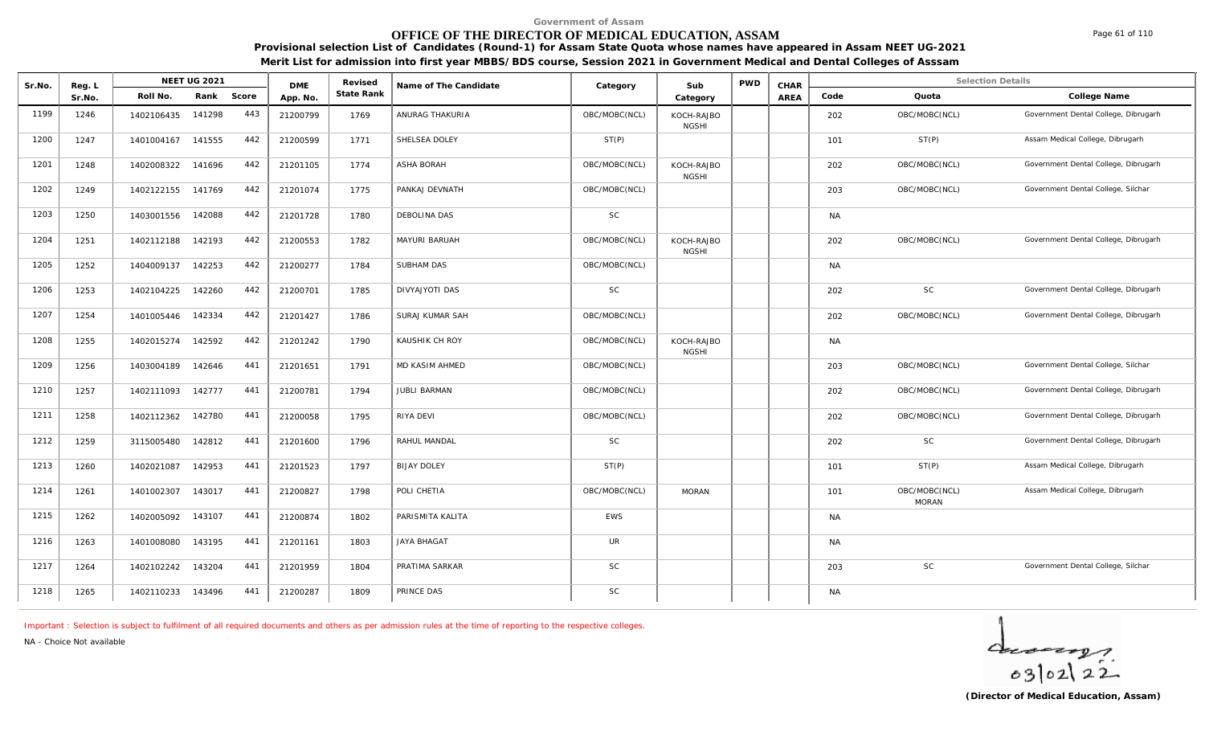Government of Assam

# OFFICE OF THE DIRECTOR OF MEDICAL EDUCATION, ASSAM

**Provisional selection List of Candidates (Round-1) for Assam State Quota whose names have appeared in Assam NEET UG-2021**

**Merit List for admission into first year MBBS/BDS course, Session 2021 in Government Medical and Dental Colleges of Asssam**

| Sr.No. | Reg. L Sr.No. | NEET UG 2021 Roll No. | Rank | Score | DME App. No. | Revised State Rank | Name of The Candidate | Category | Sub Category | PWD | CHAR AREA | Code | Quota | College Name |
|---|---|---|---|---|---|---|---|---|---|---|---|---|---|---|
| 1199 | 1246 | 1402106435 | 141298 | 443 | 21200799 | 1769 | ANURAG THAKURIA | OBC/MOBC(NCL) | KOCH-RAJBONGSHI | | | 202 | OBC/MOBC(NCL) | Government Dental College, Dibrugarh |
| 1200 | 1247 | 1401004167 | 141555 | 442 | 21200599 | 1771 | SHELSEA DOLEY | ST(P) | | | | 101 | ST(P) | Assam Medical College, Dibrugarh |
| 1201 | 1248 | 1402008322 | 141696 | 442 | 21201105 | 1774 | ASHA BORAH | OBC/MOBC(NCL) | KOCH-RAJBONGSHI | | | 202 | OBC/MOBC(NCL) | Government Dental College, Dibrugarh |
| 1202 | 1249 | 1402122155 | 141769 | 442 | 21201074 | 1775 | PANKAJ DEVNATH | OBC/MOBC(NCL) | | | | 203 | OBC/MOBC(NCL) | Government Dental College, Silchar |
| 1203 | 1250 | 1403001556 | 142088 | 442 | 21201728 | 1780 | DEBOLINA DAS | SC | | | | NA | | |
| 1204 | 1251 | 1402112188 | 142193 | 442 | 21200553 | 1782 | MAYURI BARUAH | OBC/MOBC(NCL) | KOCH-RAJBONGSHI | | | 202 | OBC/MOBC(NCL) | Government Dental College, Dibrugarh |
| 1205 | 1252 | 1404009137 | 142253 | 442 | 21200277 | 1784 | SUBHAM DAS | OBC/MOBC(NCL) | | | | NA | | |
| 1206 | 1253 | 1402104225 | 142260 | 442 | 21200701 | 1785 | DIVYAJYOTI DAS | SC | | | | 202 | SC | Government Dental College, Dibrugarh |
| 1207 | 1254 | 1401005446 | 142334 | 442 | 21201427 | 1786 | SURAJ KUMAR SAH | OBC/MOBC(NCL) | | | | 202 | OBC/MOBC(NCL) | Government Dental College, Dibrugarh |
| 1208 | 1255 | 1402015274 | 142592 | 442 | 21201242 | 1790 | KAUSHIK CH ROY | OBC/MOBC(NCL) | KOCH-RAJBONGSHI | | | NA | | |
| 1209 | 1256 | 1403004189 | 142646 | 441 | 21201651 | 1791 | MD KASIM AHMED | OBC/MOBC(NCL) | | | | 203 | OBC/MOBC(NCL) | Government Dental College, Silchar |
| 1210 | 1257 | 1402111093 | 142777 | 441 | 21200781 | 1794 | JUBLI BARMAN | OBC/MOBC(NCL) | | | | 202 | OBC/MOBC(NCL) | Government Dental College, Dibrugarh |
| 1211 | 1258 | 1402112362 | 142780 | 441 | 21200058 | 1795 | RIYA DEVI | OBC/MOBC(NCL) | | | | 202 | OBC/MOBC(NCL) | Government Dental College, Dibrugarh |
| 1212 | 1259 | 3115005480 | 142812 | 441 | 21201600 | 1796 | RAHUL MANDAL | SC | | | | 202 | SC | Government Dental College, Dibrugarh |
| 1213 | 1260 | 1402021087 | 142953 | 441 | 21201523 | 1797 | BIJAY DOLEY | ST(P) | | | | 101 | ST(P) | Assam Medical College, Dibrugarh |
| 1214 | 1261 | 1401002307 | 143017 | 441 | 21200827 | 1798 | POLI CHETIA | OBC/MOBC(NCL) | MORAN | | | 101 | OBC/MOBC(NCL) MORAN | Assam Medical College, Dibrugarh |
| 1215 | 1262 | 1402005092 | 143107 | 441 | 21200874 | 1802 | PARISMITA KALITA | EWS | | | | NA | | |
| 1216 | 1263 | 1401008080 | 143195 | 441 | 21201161 | 1803 | JAYA BHAGAT | UR | | | | NA | | |
| 1217 | 1264 | 1402102242 | 143204 | 441 | 21201959 | 1804 | PRATIMA SARKAR | SC | | | | 203 | SC | Government Dental College, Silchar |
| 1218 | 1265 | 1402110233 | 143496 | 441 | 21200287 | 1809 | PRINCE DAS | SC | | | | NA | | |

Important : Selection is subject to fulfilment of all required documents and others as per admission rules at the time of reporting to the respective colleges.

NA - Choice Not available

03/02/22

**(Director of Medical Education, Assam)**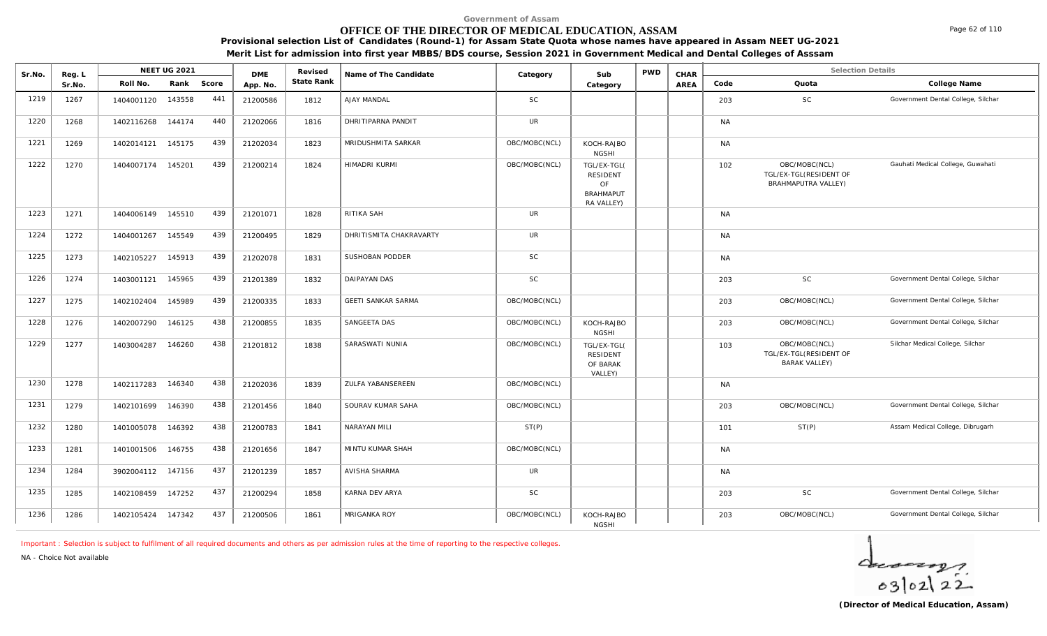Government of Assam

# OFFICE OF THE DIRECTOR OF MEDICAL EDUCATION, ASSAM

**Provisional selection List of Candidates (Round-1) for Assam State Quota whose names have appeared in Assam NEET UG-2021**

**Merit List for admission into first year MBBS/BDS course, Session 2021 in Government Medical and Dental Colleges of Asssam**

| Sr.No. | Reg. L Sr.No. | NEET UG 2021 Roll No. | Rank | Score | DME App. No. | Revised State Rank | Name of The Candidate | Category | Sub Category | PWD | CHAR AREA | Code | Quota | College Name |
|---|---|---|---|---|---|---|---|---|---|---|---|---|---|---|
| 1219 | 1267 | 1404001120 | 143558 | 441 | 21200586 | 1812 | AJAY MANDAL | SC | | | | 203 | SC | Government Dental College, Silchar |
| 1220 | 1268 | 1402116268 | 144174 | 440 | 21202066 | 1816 | DHRITIPARNA PANDIT | UR | | | | NA | | |
| 1221 | 1269 | 1402014121 | 145175 | 439 | 21202034 | 1823 | MRIDUSHMITA SARKAR | OBC/MOBC(NCL) | KOCH-RAJBONGSHI | | | NA | | |
| 1222 | 1270 | 1404007174 | 145201 | 439 | 21200214 | 1824 | HIMADRI KURMI | OBC/MOBC(NCL) | TGL/EX-TGL(RESIDENT OF BRAHMAPUTRA VALLEY) | | | 102 | OBC/MOBC(NCL) TGL/EX-TGL(RESIDENT OF BRAHMAPUTRA VALLEY) | Gauhati Medical College, Guwahati |
| 1223 | 1271 | 1404006149 | 145510 | 439 | 21201071 | 1828 | RITIKA SAH | UR | | | | NA | | |
| 1224 | 1272 | 1404001267 | 145549 | 439 | 21200495 | 1829 | DHRITISMITA CHAKRAVARTY | UR | | | | NA | | |
| 1225 | 1273 | 1402105227 | 145913 | 439 | 21202078 | 1831 | SUSHOBAN PODDER | SC | | | | NA | | |
| 1226 | 1274 | 1403001121 | 145965 | 439 | 21201389 | 1832 | DAIPAYAN DAS | SC | | | | 203 | SC | Government Dental College, Silchar |
| 1227 | 1275 | 1402102404 | 145989 | 439 | 21200335 | 1833 | GEETI SANKAR SARMA | OBC/MOBC(NCL) | | | | 203 | OBC/MOBC(NCL) | Government Dental College, Silchar |
| 1228 | 1276 | 1402007290 | 146125 | 438 | 21200855 | 1835 | SANGEETA DAS | OBC/MOBC(NCL) | KOCH-RAJBONGSHI | | | 203 | OBC/MOBC(NCL) | Government Dental College, Silchar |
| 1229 | 1277 | 1403004287 | 146260 | 438 | 21201812 | 1838 | SARASWATI NUNIA | OBC/MOBC(NCL) | TGL/EX-TGL(RESIDENT OF BARAK VALLEY) | | | 103 | OBC/MOBC(NCL) TGL/EX-TGL(RESIDENT OF BARAK VALLEY) | Silchar Medical College, Silchar |
| 1230 | 1278 | 1402117283 | 146340 | 438 | 21202036 | 1839 | ZULFA YABANSEREEN | OBC/MOBC(NCL) | | | | NA | | |
| 1231 | 1279 | 1402101699 | 146390 | 438 | 21201456 | 1840 | SOURAV KUMAR SAHA | OBC/MOBC(NCL) | | | | 203 | OBC/MOBC(NCL) | Government Dental College, Silchar |
| 1232 | 1280 | 1401005078 | 146392 | 438 | 21200783 | 1841 | NARAYAN MILI | ST(P) | | | | 101 | ST(P) | Assam Medical College, Dibrugarh |
| 1233 | 1281 | 1401001506 | 146755 | 438 | 21201656 | 1847 | MINTU KUMAR SHAH | OBC/MOBC(NCL) | | | | NA | | |
| 1234 | 1284 | 3902004112 | 147156 | 437 | 21201239 | 1857 | AVISHA SHARMA | UR | | | | NA | | |
| 1235 | 1285 | 1402108459 | 147252 | 437 | 21200294 | 1858 | KARNA DEV ARYA | SC | | | | 203 | SC | Government Dental College, Silchar |
| 1236 | 1286 | 1402105424 | 147342 | 437 | 21200506 | 1861 | MRIGANKA ROY | OBC/MOBC(NCL) | KOCH-RAJBONGSHI | | | 203 | OBC/MOBC(NCL) | Government Dental College, Silchar |

Important : Selection is subject to fulfilment of all required documents and others as per admission rules at the time of reporting to the respective colleges.

NA - Choice Not available

03/02/22

**(Director of Medical Education, Assam)**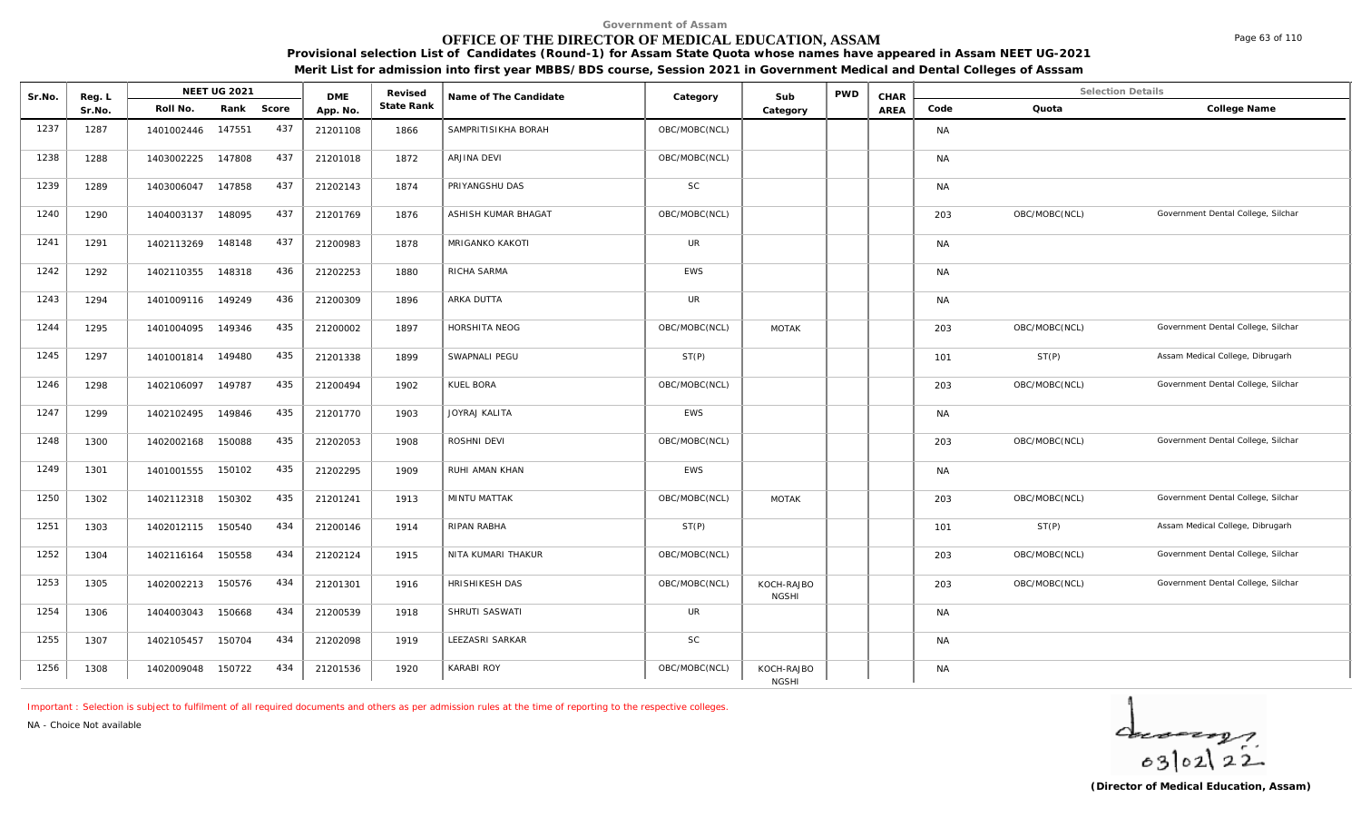Government of Assam

# OFFICE OF THE DIRECTOR OF MEDICAL EDUCATION, ASSAM

**Provisional selection List of Candidates (Round-1) for Assam State Quota whose names have appeared in Assam NEET UG-2021**

**Merit List for admission into first year MBBS/BDS course, Session 2021 in Government Medical and Dental Colleges of Asssam**

| Sr.No. | Reg. L Sr.No. | NEET UG 2021 Roll No. | Rank | Score | DME App. No. | Revised State Rank | Name of The Candidate | Category | Sub Category | PWD | CHAR AREA | Code | Quota | College Name |
|---|---|---|---|---|---|---|---|---|---|---|---|---|---|---|
| 1237 | 1287 | 1401002446 | 147551 | 437 | 21201108 | 1866 | SAMPRITISIKHA BORAH | OBC/MOBC(NCL) | | | | NA | | |
| 1238 | 1288 | 1403002225 | 147808 | 437 | 21201018 | 1872 | ARJINA DEVI | OBC/MOBC(NCL) | | | | NA | | |
| 1239 | 1289 | 1403006047 | 147858 | 437 | 21202143 | 1874 | PRIYANGSHU DAS | SC | | | | NA | | |
| 1240 | 1290 | 1404003137 | 148095 | 437 | 21201769 | 1876 | ASHISH KUMAR BHAGAT | OBC/MOBC(NCL) | | | | 203 | OBC/MOBC(NCL) | Government Dental College, Silchar |
| 1241 | 1291 | 1402113269 | 148148 | 437 | 21200983 | 1878 | MRIGANKO KAKOTI | UR | | | | NA | | |
| 1242 | 1292 | 1402110355 | 148318 | 436 | 21202253 | 1880 | RICHA SARMA | EWS | | | | NA | | |
| 1243 | 1294 | 1401009116 | 149249 | 436 | 21200309 | 1896 | ARKA DUTTA | UR | | | | NA | | |
| 1244 | 1295 | 1401004095 | 149346 | 435 | 21200002 | 1897 | HORSHITA NEOG | OBC/MOBC(NCL) | MOTAK | | | 203 | OBC/MOBC(NCL) | Government Dental College, Silchar |
| 1245 | 1297 | 1401001814 | 149480 | 435 | 21201338 | 1899 | SWAPNALI PEGU | ST(P) | | | | 101 | ST(P) | Assam Medical College, Dibrugarh |
| 1246 | 1298 | 1402106097 | 149787 | 435 | 21200494 | 1902 | KUEL BORA | OBC/MOBC(NCL) | | | | 203 | OBC/MOBC(NCL) | Government Dental College, Silchar |
| 1247 | 1299 | 1402102495 | 149846 | 435 | 21201770 | 1903 | JOYRAJ KALITA | EWS | | | | NA | | |
| 1248 | 1300 | 1402002168 | 150088 | 435 | 21202053 | 1908 | ROSHNI DEVI | OBC/MOBC(NCL) | | | | 203 | OBC/MOBC(NCL) | Government Dental College, Silchar |
| 1249 | 1301 | 1401001555 | 150102 | 435 | 21202295 | 1909 | RUHI AMAN KHAN | EWS | | | | NA | | |
| 1250 | 1302 | 1402112318 | 150302 | 435 | 21201241 | 1913 | MINTU MATTAK | OBC/MOBC(NCL) | MOTAK | | | 203 | OBC/MOBC(NCL) | Government Dental College, Silchar |
| 1251 | 1303 | 1402012115 | 150540 | 434 | 21200146 | 1914 | RIPAN RABHA | ST(P) | | | | 101 | ST(P) | Assam Medical College, Dibrugarh |
| 1252 | 1304 | 1402116164 | 150558 | 434 | 21202124 | 1915 | NITA KUMARI THAKUR | OBC/MOBC(NCL) | | | | 203 | OBC/MOBC(NCL) | Government Dental College, Silchar |
| 1253 | 1305 | 1402002213 | 150576 | 434 | 21201301 | 1916 | HRISHIKESH DAS | OBC/MOBC(NCL) | KOCH-RAJBONGSHI | | | 203 | OBC/MOBC(NCL) | Government Dental College, Silchar |
| 1254 | 1306 | 1404003043 | 150668 | 434 | 21200539 | 1918 | SHRUTI SASWATI | UR | | | | NA | | |
| 1255 | 1307 | 1402105457 | 150704 | 434 | 21202098 | 1919 | LEEZASRI SARKAR | SC | | | | NA | | |
| 1256 | 1308 | 1402009048 | 150722 | 434 | 21201536 | 1920 | KARABI ROY | OBC/MOBC(NCL) | KOCH-RAJBONGSHI | | | NA | | |

Important : Selection is subject to fulfilment of all required documents and others as per admission rules at the time of reporting to the respective colleges.

NA - Choice Not available

03/02/22

**(Director of Medical Education, Assam)**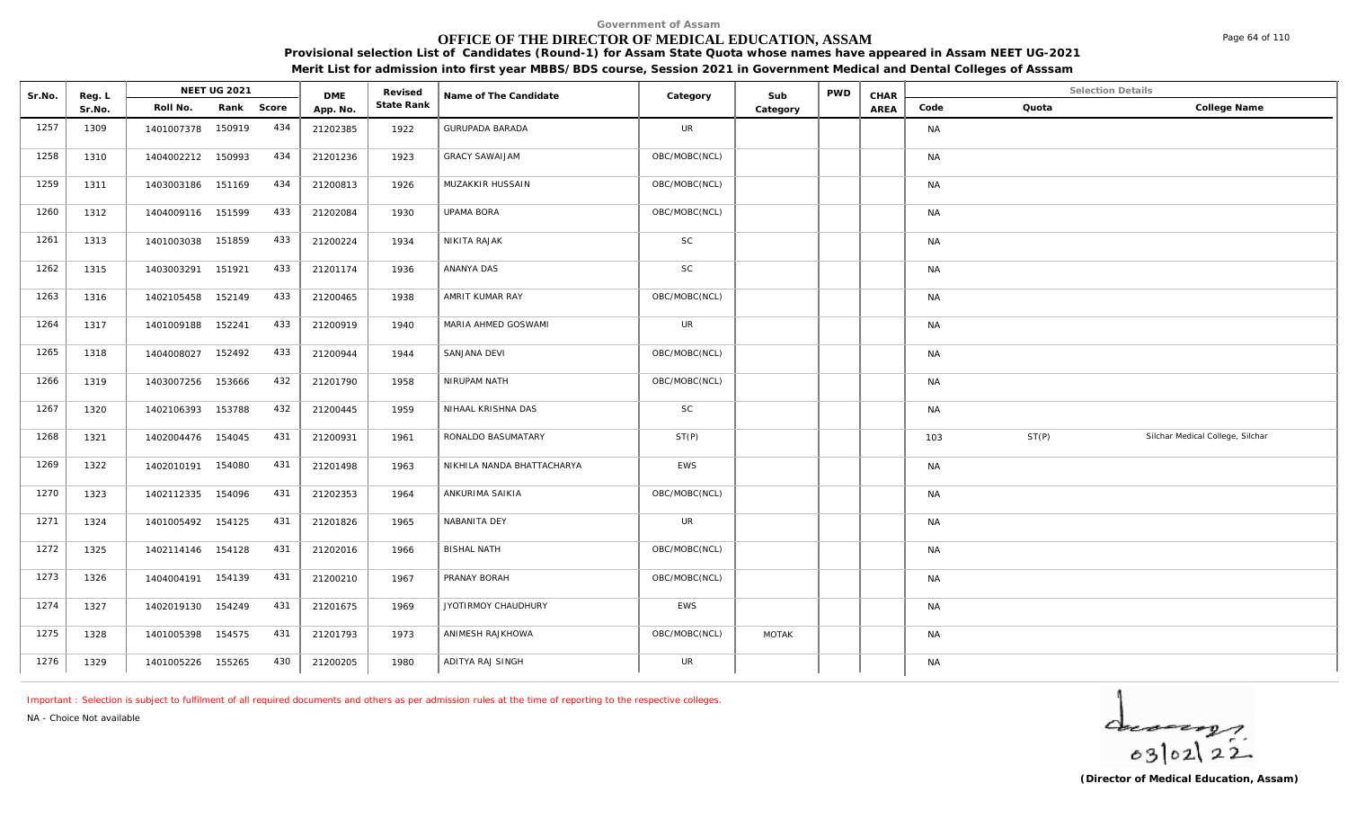Government of Assam

# OFFICE OF THE DIRECTOR OF MEDICAL EDUCATION, ASSAM

**Provisional selection List of Candidates (Round-1) for Assam State Quota whose names have appeared in Assam NEET UG-2021**

**Merit List for admission into first year MBBS/BDS course, Session 2021 in Government Medical and Dental Colleges of Asssam**

| Sr.No. | Reg. L Sr.No. | NEET UG 2021 Roll No. | Rank | Score | DME App. No. | Revised State Rank | Name of The Candidate | Category | Sub Category | PWD | CHAR AREA | Code | Quota | College Name |
|---|---|---|---|---|---|---|---|---|---|---|---|---|---|---|
| 1257 | 1309 | 1401007378 | 150919 | 434 | 21202385 | 1922 | GURUPADA BARADA | UR | | | | NA | | |
| 1258 | 1310 | 1404002212 | 150993 | 434 | 21201236 | 1923 | GRACY SAWAIJAM | OBC/MOBC(NCL) | | | | NA | | |
| 1259 | 1311 | 1403003186 | 151169 | 434 | 21200813 | 1926 | MUZAKKIR HUSSAIN | OBC/MOBC(NCL) | | | | NA | | |
| 1260 | 1312 | 1404009116 | 151599 | 433 | 21202084 | 1930 | UPAMA BORA | OBC/MOBC(NCL) | | | | NA | | |
| 1261 | 1313 | 1401003038 | 151859 | 433 | 21200224 | 1934 | NIKITA RAJAK | SC | | | | NA | | |
| 1262 | 1315 | 1403003291 | 151921 | 433 | 21201174 | 1936 | ANANYA DAS | SC | | | | NA | | |
| 1263 | 1316 | 1402105458 | 152149 | 433 | 21200465 | 1938 | AMRIT KUMAR RAY | OBC/MOBC(NCL) | | | | NA | | |
| 1264 | 1317 | 1401009188 | 152241 | 433 | 21200919 | 1940 | MARIA AHMED GOSWAMI | UR | | | | NA | | |
| 1265 | 1318 | 1404008027 | 152492 | 433 | 21200944 | 1944 | SANJANA DEVI | OBC/MOBC(NCL) | | | | NA | | |
| 1266 | 1319 | 1403007256 | 153666 | 432 | 21201790 | 1958 | NIRUPAM NATH | OBC/MOBC(NCL) | | | | NA | | |
| 1267 | 1320 | 1402106393 | 153788 | 432 | 21200445 | 1959 | NIHAAL KRISHNA DAS | SC | | | | NA | | |
| 1268 | 1321 | 1402004476 | 154045 | 431 | 21200931 | 1961 | RONALDO BASUMATARY | ST(P) | | | | 103 | ST(P) | Silchar Medical College, Silchar |
| 1269 | 1322 | 1402010191 | 154080 | 431 | 21201498 | 1963 | NIKHILA NANDA BHATTACHARYA | EWS | | | | NA | | |
| 1270 | 1323 | 1402112335 | 154096 | 431 | 21202353 | 1964 | ANKURIMA SAIKIA | OBC/MOBC(NCL) | | | | NA | | |
| 1271 | 1324 | 1401005492 | 154125 | 431 | 21201826 | 1965 | NABANITA DEY | UR | | | | NA | | |
| 1272 | 1325 | 1402114146 | 154128 | 431 | 21202016 | 1966 | BISHAL NATH | OBC/MOBC(NCL) | | | | NA | | |
| 1273 | 1326 | 1404004191 | 154139 | 431 | 21200210 | 1967 | PRANAY BORAH | OBC/MOBC(NCL) | | | | NA | | |
| 1274 | 1327 | 1402019130 | 154249 | 431 | 21201675 | 1969 | JYOTIRMOY CHAUDHURY | EWS | | | | NA | | |
| 1275 | 1328 | 1401005398 | 154575 | 431 | 21201793 | 1973 | ANIMESH RAJKHOWA | OBC/MOBC(NCL) | MOTAK | | | NA | | |
| 1276 | 1329 | 1401005226 | 155265 | 430 | 21200205 | 1980 | ADITYA RAJ SINGH | UR | | | | NA | | |

Important : Selection is subject to fulfilment of all required documents and others as per admission rules at the time of reporting to the respective colleges.

NA - Choice Not available

03/02/22

**(Director of Medical Education, Assam)**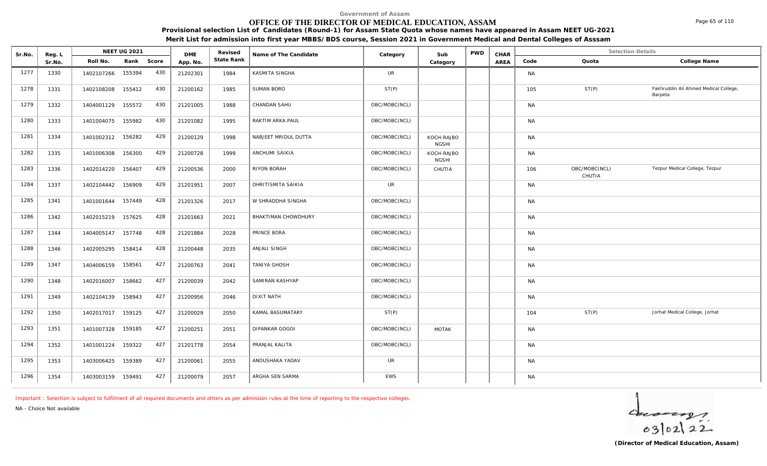Government of Assam

# OFFICE OF THE DIRECTOR OF MEDICAL EDUCATION, ASSAM

**Provisional selection List of Candidates (Round-1) for Assam State Quota whose names have appeared in Assam NEET UG-2021**

**Merit List for admission into first year MBBS/BDS course, Session 2021 in Government Medical and Dental Colleges of Asssam**

| Sr.No. | Reg. L Sr.No. | NEET UG 2021 Roll No. | Rank | Score | DME App. No. | Revised State Rank | Name of The Candidate | Category | Sub Category | PWD | CHAR AREA | Code | Quota | College Name |
|---|---|---|---|---|---|---|---|---|---|---|---|---|---|---|
| 1277 | 1330 | 1402107266 | 155394 | 430 | 21202301 | 1984 | KASMITA SINGHA | UR | | | | NA | | |
| 1278 | 1331 | 1402108208 | 155412 | 430 | 21200162 | 1985 | SUMAN BORO | ST(P) | | | | 105 | ST(P) | Fakhruddin Ali Ahmed Medical College, Barpeta |
| 1279 | 1332 | 1404001129 | 155572 | 430 | 21201005 | 1988 | CHANDAN SAHU | OBC/MOBC(NCL) | | | | NA | | |
| 1280 | 1333 | 1401004075 | 155982 | 430 | 21201082 | 1995 | RAKTIM ARKA PAUL | OBC/MOBC(NCL) | | | | NA | | |
| 1281 | 1334 | 1401002312 | 156282 | 429 | 21200129 | 1998 | NABJEET MRIDUL DUTTA | OBC/MOBC(NCL) | KOCH-RAJBONGSHI | | | NA | | |
| 1282 | 1335 | 1401006308 | 156300 | 429 | 21200728 | 1999 | ANCHUMI SAIKIA | OBC/MOBC(NCL) | KOCH-RAJBONGSHI | | | NA | | |
| 1283 | 1336 | 1402014220 | 156407 | 429 | 21200536 | 2000 | RIYON BORAH | OBC/MOBC(NCL) | CHUTIA | | | 106 | OBC/MOBC(NCL) CHUTIA | Tezpur Medical College, Tezpur |
| 1284 | 1337 | 1402104442 | 156909 | 429 | 21201951 | 2007 | DHRITISMITA SAIKIA | UR | | | | NA | | |
| 1285 | 1341 | 1401001644 | 157449 | 428 | 21201326 | 2017 | W SHRADDHA SINGHA | OBC/MOBC(NCL) | | | | NA | | |
| 1286 | 1342 | 1402015219 | 157625 | 428 | 21201663 | 2021 | BHAKTIMAN CHOWDHURY | OBC/MOBC(NCL) | | | | NA | | |
| 1287 | 1344 | 1404005147 | 157748 | 428 | 21201884 | 2028 | PRINCE BORA | OBC/MOBC(NCL) | | | | NA | | |
| 1288 | 1346 | 1402005295 | 158414 | 428 | 21200448 | 2035 | ANJALI SINGH | OBC/MOBC(NCL) | | | | NA | | |
| 1289 | 1347 | 1404006159 | 158561 | 427 | 21200763 | 2041 | TANIYA GHOSH | OBC/MOBC(NCL) | | | | NA | | |
| 1290 | 1348 | 1402016007 | 158662 | 427 | 21200039 | 2042 | SAMIRAN KASHYAP | OBC/MOBC(NCL) | | | | NA | | |
| 1291 | 1349 | 1402104139 | 158943 | 427 | 21200956 | 2046 | DIXIT NATH | OBC/MOBC(NCL) | | | | NA | | |
| 1292 | 1350 | 1402017017 | 159125 | 427 | 21200029 | 2050 | KAMAL BASUMATARY | ST(P) | | | | 104 | ST(P) | Jorhat Medical College, Jorhat |
| 1293 | 1351 | 1401007328 | 159185 | 427 | 21200251 | 2051 | DIPANKAR GOGOI | OBC/MOBC(NCL) | MOTAK | | | NA | | |
| 1294 | 1352 | 1401001224 | 159322 | 427 | 21201778 | 2054 | PRANJAL KALITA | OBC/MOBC(NCL) | | | | NA | | |
| 1295 | 1353 | 1403006425 | 159389 | 427 | 21200061 | 2055 | ANOUSHAKA YADAV | UR | | | | NA | | |
| 1296 | 1354 | 1403003159 | 159491 | 427 | 21200079 | 2057 | ARGHA SEN SARMA | EWS | | | | NA | | |

Important : Selection is subject to fulfilment of all required documents and others as per admission rules at the time of reporting to the respective colleges.

NA - Choice Not available

03/02/22

**(Director of Medical Education, Assam)**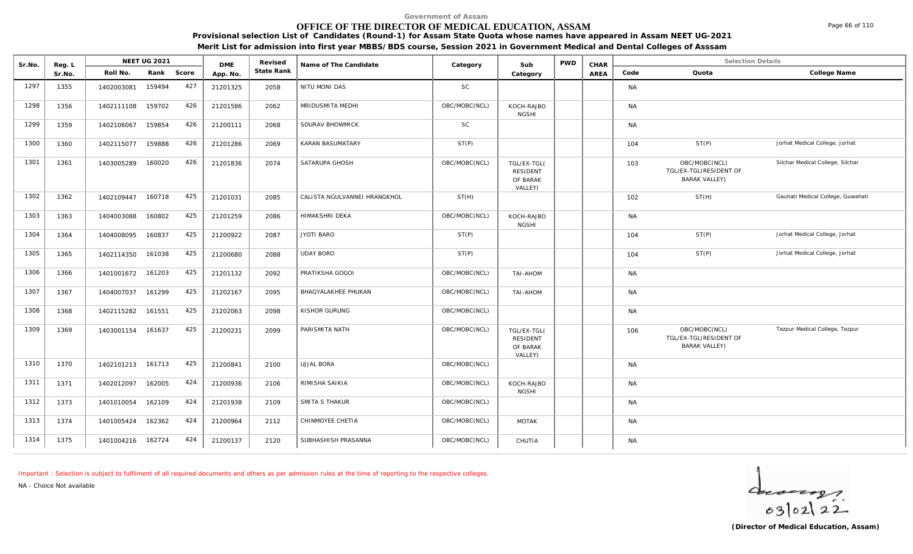Government of Assam

# OFFICE OF THE DIRECTOR OF MEDICAL EDUCATION, ASSAM

**Provisional selection List of Candidates (Round-1) for Assam State Quota whose names have appeared in Assam NEET UG-2021**

**Merit List for admission into first year MBBS/BDS course, Session 2021 in Government Medical and Dental Colleges of Asssam**

| Sr.No. | Reg. L Sr.No. | NEET UG 2021 Roll No. | Rank | Score | DME App. No. | Revised State Rank | Name of The Candidate | Category | Sub Category | PWD | CHAR AREA | Code | Quota | College Name |
|---|---|---|---|---|---|---|---|---|---|---|---|---|---|---|
| 1297 | 1355 | 1402003081 | 159494 | 427 | 21201325 | 2058 | NITU MONI DAS | SC | | | | NA | | |
| 1298 | 1356 | 1402111108 | 159702 | 426 | 21201586 | 2062 | MRIDUSMITA MEDHI | OBC/MOBC(NCL) | KOCH-RAJBONGSHI | | | NA | | |
| 1299 | 1359 | 1402106067 | 159854 | 426 | 21200111 | 2068 | SOURAV BHOWMICK | SC | | | | NA | | |
| 1300 | 1360 | 1402115077 | 159888 | 426 | 21201286 | 2069 | KARAN BASUMATARY | ST(P) | | | | 104 | ST(P) | Jorhat Medical College, Jorhat |
| 1301 | 1361 | 1403005289 | 160020 | 426 | 21201836 | 2074 | SATARUPA GHOSH | OBC/MOBC(NCL) | TGL/EX-TGL(RESIDENT OF BARAK VALLEY) | | | 103 | OBC/MOBC(NCL) TGL/EX-TGL(RESIDENT OF BARAK VALLEY) | Silchar Medical College, Silchar |
| 1302 | 1362 | 1402109447 | 160718 | 425 | 21201031 | 2085 | CALISTA NGULVANNEI HRANGKHOL | ST(H) | | | | 102 | ST(H) | Gauhati Medical College, Guwahati |
| 1303 | 1363 | 1404003088 | 160802 | 425 | 21201259 | 2086 | HIMAKSHRI DEKA | OBC/MOBC(NCL) | KOCH-RAJBONGSHI | | | NA | | |
| 1304 | 1364 | 1404008095 | 160837 | 425 | 21200922 | 2087 | JYOTI BARO | ST(P) | | | | 104 | ST(P) | Jorhat Medical College, Jorhat |
| 1305 | 1365 | 1402114350 | 161038 | 425 | 21200680 | 2088 | UDAY BORO | ST(P) | | | | 104 | ST(P) | Jorhat Medical College, Jorhat |
| 1306 | 1366 | 1401001672 | 161203 | 425 | 21201132 | 2092 | PRATIKSHA GOGOI | OBC/MOBC(NCL) | TAI-AHOM | | | NA | | |
| 1307 | 1367 | 1404007037 | 161299 | 425 | 21202167 | 2095 | BHAGYALAKHEE PHUKAN | OBC/MOBC(NCL) | TAI-AHOM | | | NA | | |
| 1308 | 1368 | 1402115282 | 161551 | 425 | 21202063 | 2098 | KISHOR GURUNG | OBC/MOBC(NCL) | | | | NA | | |
| 1309 | 1369 | 1403001154 | 161637 | 425 | 21200231 | 2099 | PARISMITA NATH | OBC/MOBC(NCL) | TGL/EX-TGL(RESIDENT OF BARAK VALLEY) | | | 106 | OBC/MOBC(NCL) TGL/EX-TGL(RESIDENT OF BARAK VALLEY) | Tezpur Medical College, Tezpur |
| 1310 | 1370 | 1402101213 | 161713 | 425 | 21200841 | 2100 | UJJAL BORA | OBC/MOBC(NCL) | | | | NA | | |
| 1311 | 1371 | 1402012097 | 162005 | 424 | 21200936 | 2106 | RIMISHA SAIKIA | OBC/MOBC(NCL) | KOCH-RAJBONGSHI | | | NA | | |
| 1312 | 1373 | 1401010054 | 162109 | 424 | 21201938 | 2109 | SMITA S THAKUR | OBC/MOBC(NCL) | | | | NA | | |
| 1313 | 1374 | 1401005424 | 162362 | 424 | 21200964 | 2112 | CHINMOYEE CHETIA | OBC/MOBC(NCL) | MOTAK | | | NA | | |
| 1314 | 1375 | 1401004216 | 162724 | 424 | 21200137 | 2120 | SUBHASHISH PRASANNA | OBC/MOBC(NCL) | CHUTIA | | | NA | | |

Important : Selection is subject to fulfilment of all required documents and others as per admission rules at the time of reporting to the respective colleges.

NA - Choice Not available

03/02/22

**(Director of Medical Education, Assam)**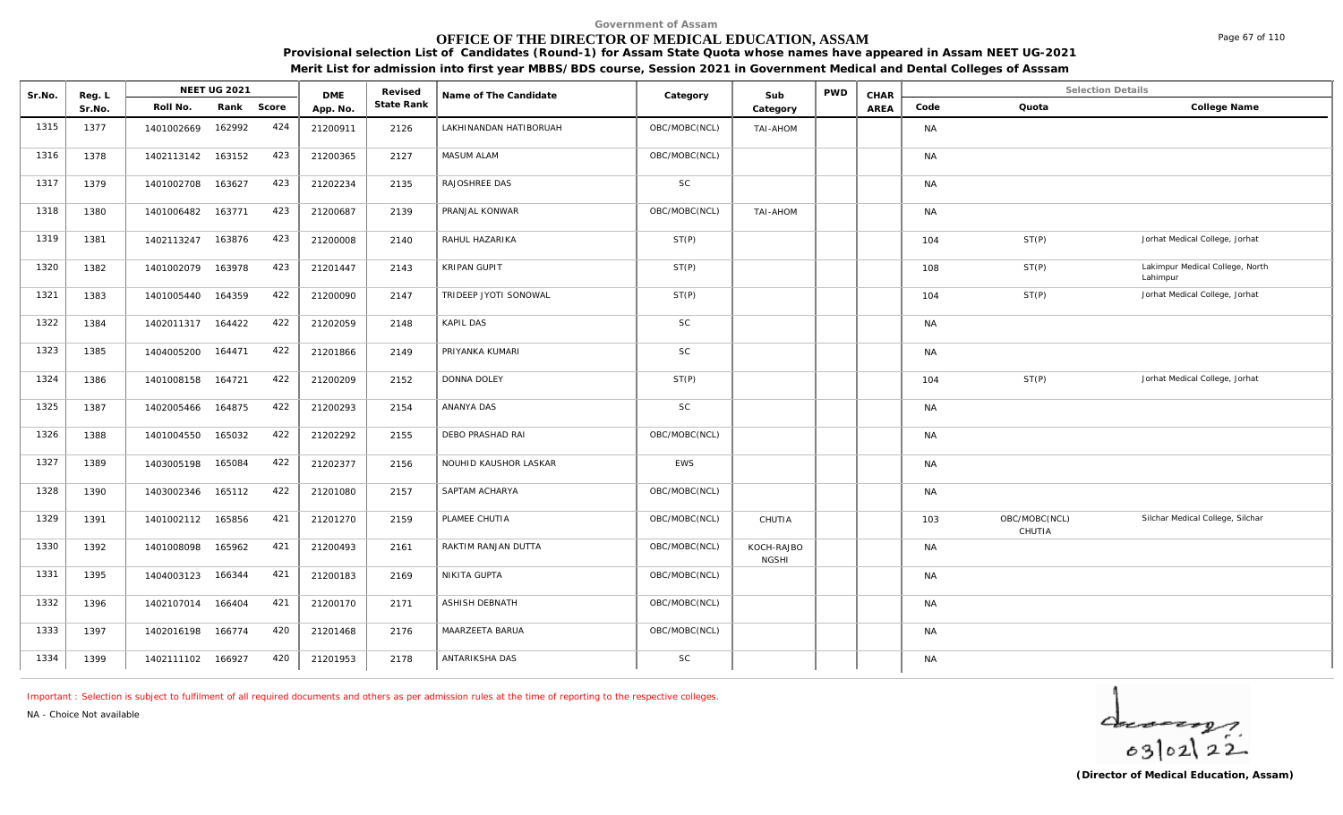Government of Assam

# OFFICE OF THE DIRECTOR OF MEDICAL EDUCATION, ASSAM

**Provisional selection List of Candidates (Round-1) for Assam State Quota whose names have appeared in Assam NEET UG-2021**

**Merit List for admission into first year MBBS/BDS course, Session 2021 in Government Medical and Dental Colleges of Asssam**

| Sr.No. | Reg. L Sr.No. | NEET UG 2021 Roll No. | Rank | Score | DME App. No. | Revised State Rank | Name of The Candidate | Category | Sub Category | PWD | CHAR AREA | Code | Quota | College Name |
|---|---|---|---|---|---|---|---|---|---|---|---|---|---|---|
| 1315 | 1377 | 1401002669 | 162992 | 424 | 21200911 | 2126 | LAKHINANDAN HATIBORUAH | OBC/MOBC(NCL) | TAI-AHOM | | | NA | | |
| 1316 | 1378 | 1402113142 | 163152 | 423 | 21200365 | 2127 | MASUM ALAM | OBC/MOBC(NCL) | | | | NA | | |
| 1317 | 1379 | 1401002708 | 163627 | 423 | 21202234 | 2135 | RAJOSHREE DAS | SC | | | | NA | | |
| 1318 | 1380 | 1401006482 | 163771 | 423 | 21200687 | 2139 | PRANJAL KONWAR | OBC/MOBC(NCL) | TAI-AHOM | | | NA | | |
| 1319 | 1381 | 1402113247 | 163876 | 423 | 21200008 | 2140 | RAHUL HAZARIKA | ST(P) | | | | 104 | ST(P) | Jorhat Medical College, Jorhat |
| 1320 | 1382 | 1401002079 | 163978 | 423 | 21201447 | 2143 | KRIPAN GUPIT | ST(P) | | | | 108 | ST(P) | Lakimpur Medical College, North Lahimpur |
| 1321 | 1383 | 1401005440 | 164359 | 422 | 21200090 | 2147 | TRIDEEP JYOTI SONOWAL | ST(P) | | | | 104 | ST(P) | Jorhat Medical College, Jorhat |
| 1322 | 1384 | 1402011317 | 164422 | 422 | 21202059 | 2148 | KAPIL DAS | SC | | | | NA | | |
| 1323 | 1385 | 1404005200 | 164471 | 422 | 21201866 | 2149 | PRIYANKA KUMARI | SC | | | | NA | | |
| 1324 | 1386 | 1401008158 | 164721 | 422 | 21200209 | 2152 | DONNA DOLEY | ST(P) | | | | 104 | ST(P) | Jorhat Medical College, Jorhat |
| 1325 | 1387 | 1402005466 | 164875 | 422 | 21200293 | 2154 | ANANYA DAS | SC | | | | NA | | |
| 1326 | 1388 | 1401004550 | 165032 | 422 | 21202292 | 2155 | DEBO PRASHAD RAI | OBC/MOBC(NCL) | | | | NA | | |
| 1327 | 1389 | 1403005198 | 165084 | 422 | 21202377 | 2156 | NOUHID KAUSHOR LASKAR | EWS | | | | NA | | |
| 1328 | 1390 | 1403002346 | 165112 | 422 | 21201080 | 2157 | SAPTAM ACHARYA | OBC/MOBC(NCL) | | | | NA | | |
| 1329 | 1391 | 1401002112 | 165856 | 421 | 21201270 | 2159 | PLAMEE CHUTIA | OBC/MOBC(NCL) | CHUTIA | | | 103 | OBC/MOBC(NCL) CHUTIA | Silchar Medical College, Silchar |
| 1330 | 1392 | 1401008098 | 165962 | 421 | 21200493 | 2161 | RAKTIM RANJAN DUTTA | OBC/MOBC(NCL) | KOCH-RAJBONGSHI | | | NA | | |
| 1331 | 1395 | 1404003123 | 166344 | 421 | 21200183 | 2169 | NIKITA GUPTA | OBC/MOBC(NCL) | | | | NA | | |
| 1332 | 1396 | 1402107014 | 166404 | 421 | 21200170 | 2171 | ASHISH DEBNATH | OBC/MOBC(NCL) | | | | NA | | |
| 1333 | 1397 | 1402016198 | 166774 | 420 | 21201468 | 2176 | MAARZEETA BARUA | OBC/MOBC(NCL) | | | | NA | | |
| 1334 | 1399 | 1402111102 | 166927 | 420 | 21201953 | 2178 | ANTARIKSHA DAS | SC | | | | NA | | |

Important : Selection is subject to fulfilment of all required documents and others as per admission rules at the time of reporting to the respective colleges.

NA - Choice Not available

03/02/22

**(Director of Medical Education, Assam)**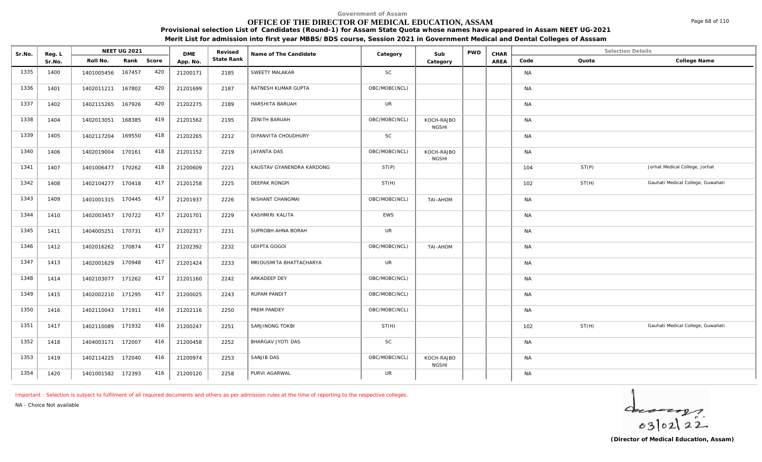Government of Assam

# OFFICE OF THE DIRECTOR OF MEDICAL EDUCATION, ASSAM

**Provisional selection List of Candidates (Round-1) for Assam State Quota whose names have appeared in Assam NEET UG-2021**

**Merit List for admission into first year MBBS/BDS course, Session 2021 in Government Medical and Dental Colleges of Asssam**

| Sr.No. | Reg. L Sr.No. | NEET UG 2021 Roll No. | Rank | Score | DME App. No. | Revised State Rank | Name of The Candidate | Category | Sub Category | PWD | CHAR AREA | Code | Quota | College Name |
|---|---|---|---|---|---|---|---|---|---|---|---|---|---|---|
| 1335 | 1400 | 1401005456 | 167457 | 420 | 21200171 | 2185 | SWEETY MALAKAR | SC | | | | NA | | |
| 1336 | 1401 | 1402011211 | 167802 | 420 | 21201699 | 2187 | RATNESH KUMAR GUPTA | OBC/MOBC(NCL) | | | | NA | | |
| 1337 | 1402 | 1402115265 | 167926 | 420 | 21202275 | 2189 | HARSHITA BARUAH | UR | | | | NA | | |
| 1338 | 1404 | 1402013051 | 168385 | 419 | 21201562 | 2195 | ZENITH BARUAH | OBC/MOBC(NCL) | KOCH-RAJBONGSHI | | | NA | | |
| 1339 | 1405 | 1402117204 | 169550 | 418 | 21202265 | 2212 | DIPANVITA CHOUDHURY | SC | | | | NA | | |
| 1340 | 1406 | 1402019004 | 170161 | 418 | 21201152 | 2219 | JAYANTA DAS | OBC/MOBC(NCL) | KOCH-RAJBONGSHI | | | NA | | |
| 1341 | 1407 | 1401006477 | 170262 | 418 | 21200609 | 2221 | KAUSTAV GYANENDRA KARDONG | ST(P) | | | | 104 | ST(P) | Jorhat Medical College, Jorhat |
| 1342 | 1408 | 1402104277 | 170418 | 417 | 21201258 | 2225 | DEEPAK RONGPI | ST(H) | | | | 102 | ST(H) | Gauhati Medical College, Guwahati |
| 1343 | 1409 | 1401001315 | 170445 | 417 | 21201937 | 2226 | NISHANT CHANGMAI | OBC/MOBC(NCL) | TAI-AHOM | | | NA | | |
| 1344 | 1410 | 1402003457 | 170722 | 417 | 21201701 | 2229 | KASHMIRI KALITA | EWS | | | | NA | | |
| 1345 | 1411 | 1404005251 | 170731 | 417 | 21202317 | 2231 | SUPROBH AHNA BORAH | UR | | | | NA | | |
| 1346 | 1412 | 1402016262 | 170874 | 417 | 21202392 | 2232 | UDIPTA GOGOI | OBC/MOBC(NCL) | TAI-AHOM | | | NA | | |
| 1347 | 1413 | 1402001629 | 170948 | 417 | 21201424 | 2233 | MRIDUSMITA BHATTACHARYA | UR | | | | NA | | |
| 1348 | 1414 | 1402103077 | 171262 | 417 | 21201160 | 2242 | ARKADEEP DEY | OBC/MOBC(NCL) | | | | NA | | |
| 1349 | 1415 | 1402002210 | 171295 | 417 | 21200025 | 2243 | RUPAM PANDIT | OBC/MOBC(NCL) | | | | NA | | |
| 1350 | 1416 | 1402110043 | 171911 | 416 | 21202116 | 2250 | PREM PANDEY | OBC/MOBC(NCL) | | | | NA | | |
| 1351 | 1417 | 1402110089 | 171932 | 416 | 21200247 | 2251 | SARJINONG TOKBI | ST(H) | | | | 102 | ST(H) | Gauhati Medical College, Guwahati |
| 1352 | 1418 | 1404003171 | 172007 | 416 | 21200458 | 2252 | BHARGAV JYOTI DAS | SC | | | | NA | | |
| 1353 | 1419 | 1402114225 | 172040 | 416 | 21200974 | 2253 | SANJIB DAS | OBC/MOBC(NCL) | KOCH-RAJBONGSHI | | | NA | | |
| 1354 | 1420 | 1401001582 | 172393 | 416 | 21200120 | 2258 | PURVI AGARWAL | UR | | | | NA | | |

Important : Selection is subject to fulfilment of all required documents and others as per admission rules at the time of reporting to the respective colleges.

NA - Choice Not available

03/02/22

**(Director of Medical Education, Assam)**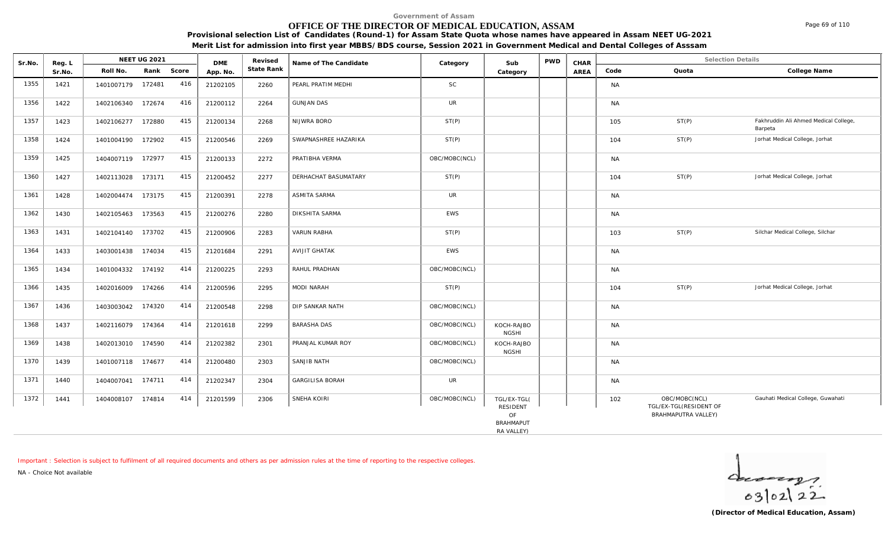Government of Assam

# OFFICE OF THE DIRECTOR OF MEDICAL EDUCATION, ASSAM

**Provisional selection List of Candidates (Round-1) for Assam State Quota whose names have appeared in Assam NEET UG-2021**

**Merit List for admission into first year MBBS/BDS course, Session 2021 in Government Medical and Dental Colleges of Asssam**

| Sr.No. | Reg. L Sr.No. | NEET UG 2021 Roll No. | Rank | Score | DME App. No. | Revised State Rank | Name of The Candidate | Category | Sub Category | PWD | CHAR AREA | Code | Quota | College Name |
|---|---|---|---|---|---|---|---|---|---|---|---|---|---|---|
| 1355 | 1421 | 1401007179 | 172481 | 416 | 21202105 | 2260 | PEARL PRATIM MEDHI | SC | | | | NA | | |
| 1356 | 1422 | 1402106340 | 172674 | 416 | 21200112 | 2264 | GUNJAN DAS | UR | | | | NA | | |
| 1357 | 1423 | 1402106277 | 172880 | 415 | 21200134 | 2268 | NIJWRA BORO | ST(P) | | | | 105 | ST(P) | Fakhruddin Ali Ahmed Medical College, Barpeta |
| 1358 | 1424 | 1401004190 | 172902 | 415 | 21200546 | 2269 | SWAPNASHREE HAZARIKA | ST(P) | | | | 104 | ST(P) | Jorhat Medical College, Jorhat |
| 1359 | 1425 | 1404007119 | 172977 | 415 | 21200133 | 2272 | PRATIBHA VERMA | OBC/MOBC(NCL) | | | | NA | | |
| 1360 | 1427 | 1402113028 | 173171 | 415 | 21200452 | 2277 | DERHACHAT BASUMATARY | ST(P) | | | | 104 | ST(P) | Jorhat Medical College, Jorhat |
| 1361 | 1428 | 1402004474 | 173175 | 415 | 21200391 | 2278 | ASMITA SARMA | UR | | | | NA | | |
| 1362 | 1430 | 1402105463 | 173563 | 415 | 21200276 | 2280 | DIKSHITA SARMA | EWS | | | | NA | | |
| 1363 | 1431 | 1402104140 | 173702 | 415 | 21200906 | 2283 | VARUN RABHA | ST(P) | | | | 103 | ST(P) | Silchar Medical College, Silchar |
| 1364 | 1433 | 1403001438 | 174034 | 415 | 21201684 | 2291 | AVIJIT GHATAK | EWS | | | | NA | | |
| 1365 | 1434 | 1401004332 | 174192 | 414 | 21200225 | 2293 | RAHUL PRADHAN | OBC/MOBC(NCL) | | | | NA | | |
| 1366 | 1435 | 1402016009 | 174266 | 414 | 21200596 | 2295 | MODI NARAH | ST(P) | | | | 104 | ST(P) | Jorhat Medical College, Jorhat |
| 1367 | 1436 | 1403003042 | 174320 | 414 | 21200548 | 2298 | DIP SANKAR NATH | OBC/MOBC(NCL) | | | | NA | | |
| 1368 | 1437 | 1402116079 | 174364 | 414 | 21201618 | 2299 | BARASHA DAS | OBC/MOBC(NCL) | KOCH-RAJBONGSHI | | | NA | | |
| 1369 | 1438 | 1402013010 | 174590 | 414 | 21202382 | 2301 | PRANJAL KUMAR ROY | OBC/MOBC(NCL) | KOCH-RAJBONGSHI | | | NA | | |
| 1370 | 1439 | 1401007118 | 174677 | 414 | 21200480 | 2303 | SANJIB NATH | OBC/MOBC(NCL) | | | | NA | | |
| 1371 | 1440 | 1404007041 | 174711 | 414 | 21202347 | 2304 | GARGILISA BORAH | UR | | | | NA | | |
| 1372 | 1441 | 1404008107 | 174814 | 414 | 21201599 | 2306 | SNEHA KOIRI | OBC/MOBC(NCL) | TGL/EX-TGL(RESIDENT OF BRAHMAPUTRA VALLEY) | | | 102 | OBC/MOBC(NCL) TGL/EX-TGL(RESIDENT OF BRAHMAPUTRA VALLEY) | Gauhati Medical College, Guwahati |

Important : Selection is subject to fulfilment of all required documents and others as per admission rules at the time of reporting to the respective colleges.

NA - Choice Not available

03/02/22

**(Director of Medical Education, Assam)**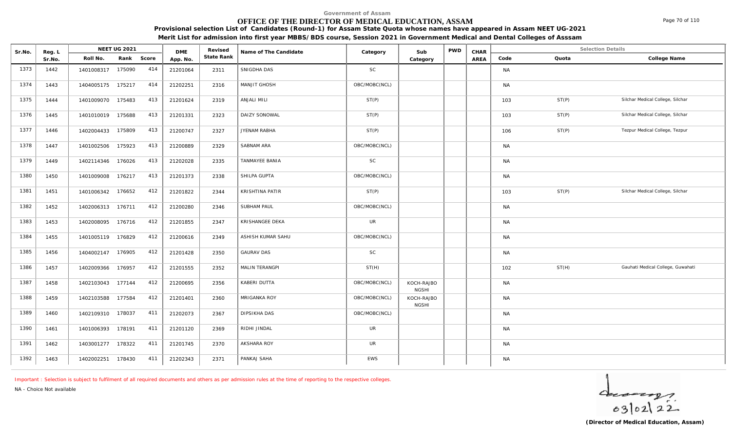Government of Assam

# OFFICE OF THE DIRECTOR OF MEDICAL EDUCATION, ASSAM

**Provisional selection List of Candidates (Round-1) for Assam State Quota whose names have appeared in Assam NEET UG-2021**

**Merit List for admission into first year MBBS/BDS course, Session 2021 in Government Medical and Dental Colleges of Asssam**

| Sr.No. | Reg. L Sr.No. | NEET UG 2021 | | | DME App. No. | Revised State Rank | Name of The Candidate | Category | Sub Category | PWD | CHAR AREA | Selection Details | | |
|---|---|---|---|---|---|---|---|---|---|---|---|---|---|---|
| | | Roll No. | Rank | Score | | | | | | | | Code | Quota | College Name |
| 1373 | 1442 | 1401008317 | 175090 | 414 | 21201064 | 2311 | SNIGDHA DAS | SC | | | | NA | | |
| 1374 | 1443 | 1404005175 | 175217 | 414 | 21202251 | 2316 | MANJIT GHOSH | OBC/MOBC(NCL) | | | | NA | | |
| 1375 | 1444 | 1401009070 | 175483 | 413 | 21201624 | 2319 | ANJALI MILI | ST(P) | | | | 103 | ST(P) | Silchar Medical College, Silchar |
| 1376 | 1445 | 1401010019 | 175688 | 413 | 21201331 | 2323 | DAIZY SONOWAL | ST(P) | | | | 103 | ST(P) | Silchar Medical College, Silchar |
| 1377 | 1446 | 1402004433 | 175809 | 413 | 21200747 | 2327 | JYENAM RABHA | ST(P) | | | | 106 | ST(P) | Tezpur Medical College, Tezpur |
| 1378 | 1447 | 1401002506 | 175923 | 413 | 21200889 | 2329 | SABNAM ARA | OBC/MOBC(NCL) | | | | NA | | |
| 1379 | 1449 | 1402114346 | 176026 | 413 | 21202028 | 2335 | TANMAYEE BANIA | SC | | | | NA | | |
| 1380 | 1450 | 1401009008 | 176217 | 413 | 21201373 | 2338 | SHILPA GUPTA | OBC/MOBC(NCL) | | | | NA | | |
| 1381 | 1451 | 1401006342 | 176652 | 412 | 21201822 | 2344 | KRISHTINA PATIR | ST(P) | | | | 103 | ST(P) | Silchar Medical College, Silchar |
| 1382 | 1452 | 1402006313 | 176711 | 412 | 21200280 | 2346 | SUBHAM PAUL | OBC/MOBC(NCL) | | | | NA | | |
| 1383 | 1453 | 1402008095 | 176716 | 412 | 21201855 | 2347 | KRISHANGEE DEKA | UR | | | | NA | | |
| 1384 | 1455 | 1401005119 | 176829 | 412 | 21200616 | 2349 | ASHISH KUMAR SAHU | OBC/MOBC(NCL) | | | | NA | | |
| 1385 | 1456 | 1404002147 | 176905 | 412 | 21201428 | 2350 | GAURAV DAS | SC | | | | NA | | |
| 1386 | 1457 | 1402009366 | 176957 | 412 | 21201555 | 2352 | MALIN TERANGPI | ST(H) | | | | 102 | ST(H) | Gauhati Medical College, Guwahati |
| 1387 | 1458 | 1402103043 | 177144 | 412 | 21200695 | 2356 | KABERI DUTTA | OBC/MOBC(NCL) | KOCH-RAJBONGSHI | | | NA | | |
| 1388 | 1459 | 1402103588 | 177584 | 412 | 21201401 | 2360 | MRIGANKA ROY | OBC/MOBC(NCL) | KOCH-RAJBONGSHI | | | NA | | |
| 1389 | 1460 | 1402109310 | 178037 | 411 | 21202073 | 2367 | DIPSIKHA DAS | OBC/MOBC(NCL) | | | | NA | | |
| 1390 | 1461 | 1401006393 | 178191 | 411 | 21201120 | 2369 | RIDHI JINDAL | UR | | | | NA | | |
| 1391 | 1462 | 1403001277 | 178322 | 411 | 21201745 | 2370 | AKSHARA ROY | UR | | | | NA | | |
| 1392 | 1463 | 1402002251 | 178430 | 411 | 21202343 | 2371 | PANKAJ SAHA | EWS | | | | NA | | |

Important : Selection is subject to fulfilment of all required documents and others as per admission rules at the time of reporting to the respective colleges.

NA - Choice Not available

03/02/22

**(Director of Medical Education, Assam)**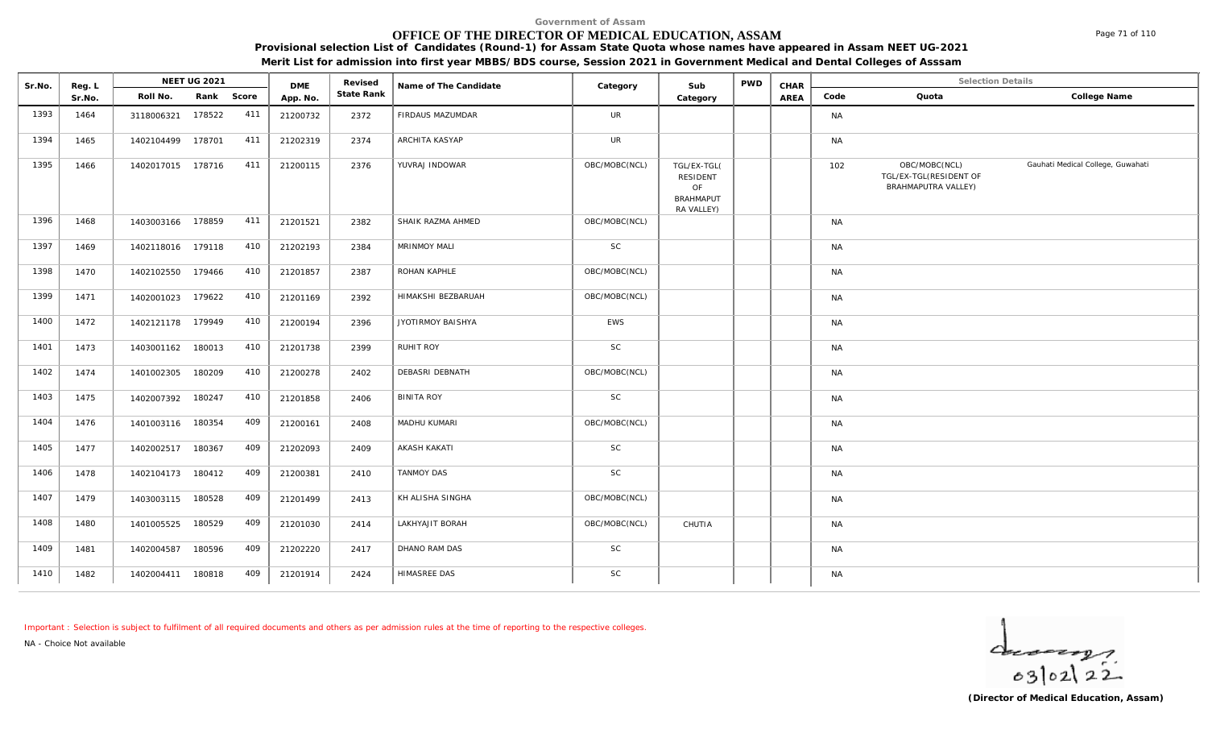Government of Assam

# OFFICE OF THE DIRECTOR OF MEDICAL EDUCATION, ASSAM

**Provisional selection List of Candidates (Round-1) for Assam State Quota whose names have appeared in Assam NEET UG-2021**

**Merit List for admission into first year MBBS/BDS course, Session 2021 in Government Medical and Dental Colleges of Asssam**

| Sr.No. | Reg. L Sr.No. | NEET UG 2021 Roll No. | Rank | Score | DME App. No. | Revised State Rank | Name of The Candidate | Category | Sub Category | PWD | CHAR AREA | Code | Quota | College Name |
|---|---|---|---|---|---|---|---|---|---|---|---|---|---|---|
| 1393 | 1464 | 3118006321 | 178522 | 411 | 21200732 | 2372 | FIRDAUS MAZUMDAR | UR | | | | NA | | |
| 1394 | 1465 | 1402104499 | 178701 | 411 | 21202319 | 2374 | ARCHITA KASYAP | UR | | | | NA | | |
| 1395 | 1466 | 1402017015 | 178716 | 411 | 21200115 | 2376 | YUVRAJ INDOWAR | OBC/MOBC(NCL) | TGL/EX-TGL( RESIDENT OF BRAHMAPUT RA VALLEY) | | | 102 | OBC/MOBC(NCL) TGL/EX-TGL(RESIDENT OF BRAHMAPUTRA VALLEY) | Gauhati Medical College, Guwahati |
| 1396 | 1468 | 1403003166 | 178859 | 411 | 21201521 | 2382 | SHAIK RAZMA AHMED | OBC/MOBC(NCL) | | | | NA | | |
| 1397 | 1469 | 1402118016 | 179118 | 410 | 21202193 | 2384 | MRINMOY MALI | SC | | | | NA | | |
| 1398 | 1470 | 1402102550 | 179466 | 410 | 21201857 | 2387 | ROHAN KAPHLE | OBC/MOBC(NCL) | | | | NA | | |
| 1399 | 1471 | 1402001023 | 179622 | 410 | 21201169 | 2392 | HIMAKSHI BEZBARUAH | OBC/MOBC(NCL) | | | | NA | | |
| 1400 | 1472 | 1402121178 | 179949 | 410 | 21200194 | 2396 | JYOTIRMOY BAISHYA | EWS | | | | NA | | |
| 1401 | 1473 | 1403001162 | 180013 | 410 | 21201738 | 2399 | RUHIT ROY | SC | | | | NA | | |
| 1402 | 1474 | 1401002305 | 180209 | 410 | 21200278 | 2402 | DEBASRI DEBNATH | OBC/MOBC(NCL) | | | | NA | | |
| 1403 | 1475 | 1402007392 | 180247 | 410 | 21201858 | 2406 | BINITA ROY | SC | | | | NA | | |
| 1404 | 1476 | 1401003116 | 180354 | 409 | 21200161 | 2408 | MADHU KUMARI | OBC/MOBC(NCL) | | | | NA | | |
| 1405 | 1477 | 1402002517 | 180367 | 409 | 21202093 | 2409 | AKASH KAKATI | SC | | | | NA | | |
| 1406 | 1478 | 1402104173 | 180412 | 409 | 21200381 | 2410 | TANMOY DAS | SC | | | | NA | | |
| 1407 | 1479 | 1403003115 | 180528 | 409 | 21201499 | 2413 | KH ALISHA SINGHA | OBC/MOBC(NCL) | | | | NA | | |
| 1408 | 1480 | 1401005525 | 180529 | 409 | 21201030 | 2414 | LAKHYAJIT BORAH | OBC/MOBC(NCL) | CHUTIA | | | NA | | |
| 1409 | 1481 | 1402004587 | 180596 | 409 | 21202220 | 2417 | DHANO RAM DAS | SC | | | | NA | | |
| 1410 | 1482 | 1402004411 | 180818 | 409 | 21201914 | 2424 | HIMASREE DAS | SC | | | | NA | | |

Important : Selection is subject to fulfilment of all required documents and others as per admission rules at the time of reporting to the respective colleges.

NA - Choice Not available

03/02/22

**(Director of Medical Education, Assam)**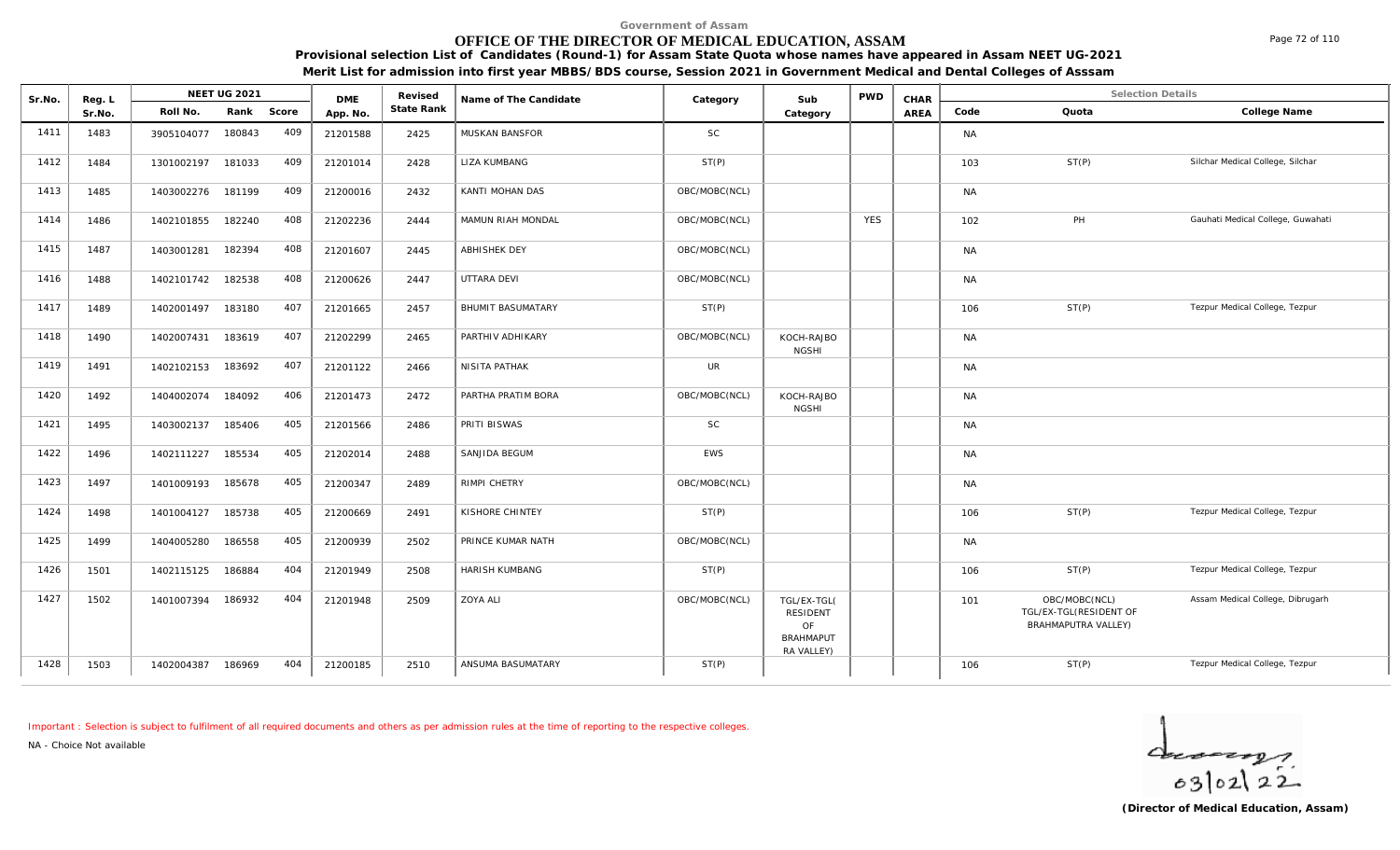Government of Assam

# OFFICE OF THE DIRECTOR OF MEDICAL EDUCATION, ASSAM

**Provisional selection List of Candidates (Round-1) for Assam State Quota whose names have appeared in Assam NEET UG-2021**

**Merit List for admission into first year MBBS/BDS course, Session 2021 in Government Medical and Dental Colleges of Asssam**

| Sr.No. | Reg. L Sr.No. | NEET UG 2021 Roll No. | Rank | Score | DME App. No. | Revised State Rank | Name of The Candidate | Category | Sub Category | PWD | CHAR AREA | Selection Details Code | Quota | College Name |
|---|---|---|---|---|---|---|---|---|---|---|---|---|---|---|
| 1411 | 1483 | 3905104077 | 180843 | 409 | 21201588 | 2425 | MUSKAN BANSFOR | SC | | | | NA | | |
| 1412 | 1484 | 1301002197 | 181033 | 409 | 21201014 | 2428 | LIZA KUMBANG | ST(P) | | | | 103 | ST(P) | Silchar Medical College, Silchar |
| 1413 | 1485 | 1403002276 | 181199 | 409 | 21200016 | 2432 | KANTI MOHAN DAS | OBC/MOBC(NCL) | | | | NA | | |
| 1414 | 1486 | 1402101855 | 182240 | 408 | 21202236 | 2444 | MAMUN RIAH MONDAL | OBC/MOBC(NCL) | | YES | | 102 | PH | Gauhati Medical College, Guwahati |
| 1415 | 1487 | 1403001281 | 182394 | 408 | 21201607 | 2445 | ABHISHEK DEY | OBC/MOBC(NCL) | | | | NA | | |
| 1416 | 1488 | 1402101742 | 182538 | 408 | 21200626 | 2447 | UTTARA DEVI | OBC/MOBC(NCL) | | | | NA | | |
| 1417 | 1489 | 1402001497 | 183180 | 407 | 21201665 | 2457 | BHUMIT BASUMATARY | ST(P) | | | | 106 | ST(P) | Tezpur Medical College, Tezpur |
| 1418 | 1490 | 1402007431 | 183619 | 407 | 21202299 | 2465 | PARTHIV ADHIKARY | OBC/MOBC(NCL) | KOCH-RAJBONGSHI | | | NA | | |
| 1419 | 1491 | 1402102153 | 183692 | 407 | 21201122 | 2466 | NISITA PATHAK | UR | | | | NA | | |
| 1420 | 1492 | 1404002074 | 184092 | 406 | 21201473 | 2472 | PARTHA PRATIM BORA | OBC/MOBC(NCL) | KOCH-RAJBONGSHI | | | NA | | |
| 1421 | 1495 | 1403002137 | 185406 | 405 | 21201566 | 2486 | PRITI BISWAS | SC | | | | NA | | |
| 1422 | 1496 | 1402111227 | 185534 | 405 | 21202014 | 2488 | SANJIDA BEGUM | EWS | | | | NA | | |
| 1423 | 1497 | 1401009193 | 185678 | 405 | 21200347 | 2489 | RIMPI CHETRY | OBC/MOBC(NCL) | | | | NA | | |
| 1424 | 1498 | 1401004127 | 185738 | 405 | 21200669 | 2491 | KISHORE CHINTEY | ST(P) | | | | 106 | ST(P) | Tezpur Medical College, Tezpur |
| 1425 | 1499 | 1404005280 | 186558 | 405 | 21200939 | 2502 | PRINCE KUMAR NATH | OBC/MOBC(NCL) | | | | NA | | |
| 1426 | 1501 | 1402115125 | 186884 | 404 | 21201949 | 2508 | HARISH KUMBANG | ST(P) | | | | 106 | ST(P) | Tezpur Medical College, Tezpur |
| 1427 | 1502 | 1401007394 | 186932 | 404 | 21201948 | 2509 | ZOYA ALI | OBC/MOBC(NCL) | TGL/EX-TGL(RESIDENT OF BRAHMAPUTRA VALLEY) | | | 101 | OBC/MOBC(NCL) TGL/EX-TGL(RESIDENT OF BRAHMAPUTRA VALLEY) | Assam Medical College, Dibrugarh |
| 1428 | 1503 | 1402004387 | 186969 | 404 | 21200185 | 2510 | ANSUMA BASUMATARY | ST(P) | | | | 106 | ST(P) | Tezpur Medical College, Tezpur |

Important : Selection is subject to fulfilment of all required documents and others as per admission rules at the time of reporting to the respective colleges.

NA - Choice Not available

03/02/22

**(Director of Medical Education, Assam)**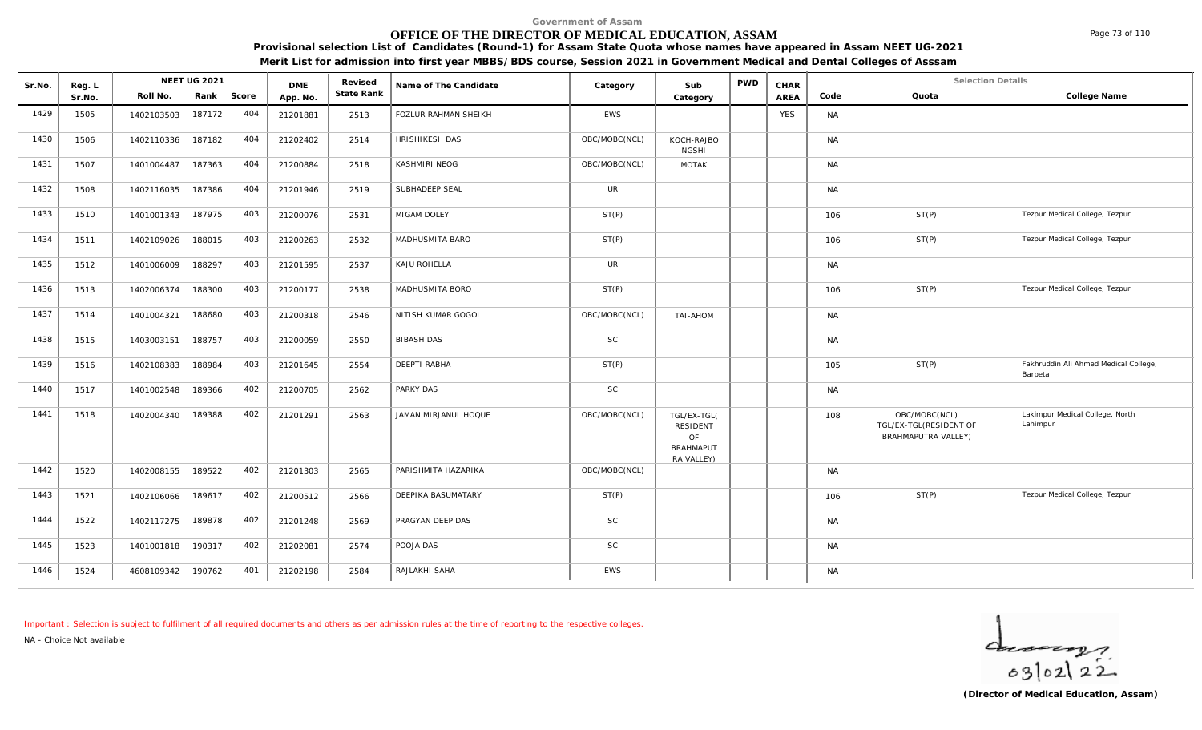Government of Assam

# OFFICE OF THE DIRECTOR OF MEDICAL EDUCATION, ASSAM

**Provisional selection List of Candidates (Round-1) for Assam State Quota whose names have appeared in Assam NEET UG-2021**

**Merit List for admission into first year MBBS/BDS course, Session 2021 in Government Medical and Dental Colleges of Asssam**

| Sr.No. | Reg. L Sr.No. | NEET UG 2021 Roll No. | Rank | Score | DME App. No. | Revised State Rank | Name of The Candidate | Category | Sub Category | PWD | CHAR AREA | Code | Quota | College Name |
|---|---|---|---|---|---|---|---|---|---|---|---|---|---|---|
| 1429 | 1505 | 1402103503 | 187172 | 404 | 21201881 | 2513 | FOZLUR RAHMAN SHEIKH | EWS | | | YES | NA | | |
| 1430 | 1506 | 1402110336 | 187182 | 404 | 21202402 | 2514 | HRISHIKESH DAS | OBC/MOBC(NCL) | KOCH-RAJBONGSHI | | | NA | | |
| 1431 | 1507 | 1401004487 | 187363 | 404 | 21200884 | 2518 | KASHMIRI NEOG | OBC/MOBC(NCL) | MOTAK | | | NA | | |
| 1432 | 1508 | 1402116035 | 187386 | 404 | 21201946 | 2519 | SUBHADEEP SEAL | UR | | | | NA | | |
| 1433 | 1510 | 1401001343 | 187975 | 403 | 21200076 | 2531 | MIGAM DOLEY | ST(P) | | | | 106 | ST(P) | Tezpur Medical College, Tezpur |
| 1434 | 1511 | 1402109026 | 188015 | 403 | 21200263 | 2532 | MADHUSMITA BARO | ST(P) | | | | 106 | ST(P) | Tezpur Medical College, Tezpur |
| 1435 | 1512 | 1401006009 | 188297 | 403 | 21201595 | 2537 | KAJU ROHELLA | UR | | | | NA | | |
| 1436 | 1513 | 1402006374 | 188300 | 403 | 21200177 | 2538 | MADHUSMITA BORO | ST(P) | | | | 106 | ST(P) | Tezpur Medical College, Tezpur |
| 1437 | 1514 | 1401004321 | 188680 | 403 | 21200318 | 2546 | NITISH KUMAR GOGOI | OBC/MOBC(NCL) | TAI-AHOM | | | NA | | |
| 1438 | 1515 | 1403003151 | 188757 | 403 | 21200059 | 2550 | BIBASH DAS | SC | | | | NA | | |
| 1439 | 1516 | 1402108383 | 188984 | 403 | 21201645 | 2554 | DEEPTI RABHA | ST(P) | | | | 105 | ST(P) | Fakhruddin Ali Ahmed Medical College, Barpeta |
| 1440 | 1517 | 1401002548 | 189366 | 402 | 21200705 | 2562 | PARKY DAS | SC | | | | NA | | |
| 1441 | 1518 | 1402004340 | 189388 | 402 | 21201291 | 2563 | JAMAN MIRJANUL HOQUE | OBC/MOBC(NCL) | TGL/EX-TGL( RESIDENT OF BRAHMAPUTRA VALLEY) | | | 108 | OBC/MOBC(NCL) TGL/EX-TGL(RESIDENT OF BRAHMAPUTRA VALLEY) | Lakimpur Medical College, North Lahimpur |
| 1442 | 1520 | 1402008155 | 189522 | 402 | 21201303 | 2565 | PARISHMITA HAZARIKA | OBC/MOBC(NCL) | | | | NA | | |
| 1443 | 1521 | 1402106066 | 189617 | 402 | 21200512 | 2566 | DEEPIKA BASUMATARY | ST(P) | | | | 106 | ST(P) | Tezpur Medical College, Tezpur |
| 1444 | 1522 | 1402117275 | 189878 | 402 | 21201248 | 2569 | PRAGYAN DEEP DAS | SC | | | | NA | | |
| 1445 | 1523 | 1401001818 | 190317 | 402 | 21202081 | 2574 | POOJA DAS | SC | | | | NA | | |
| 1446 | 1524 | 4608109342 | 190762 | 401 | 21202198 | 2584 | RAJLAKHI SAHA | EWS | | | | NA | | |

Important : Selection is subject to fulfilment of all required documents and others as per admission rules at the time of reporting to the respective colleges.

NA - Choice Not available

03/02/22

**(Director of Medical Education, Assam)**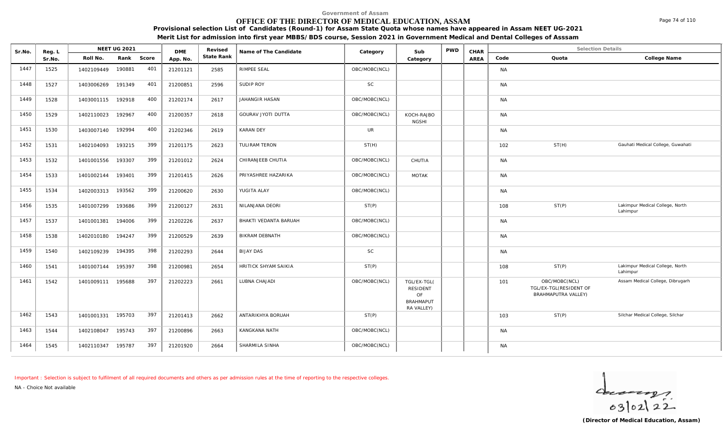Government of Assam

# OFFICE OF THE DIRECTOR OF MEDICAL EDUCATION, ASSAM

**Provisional selection List of Candidates (Round-1) for Assam State Quota whose names have appeared in Assam NEET UG-2021**

**Merit List for admission into first year MBBS/BDS course, Session 2021 in Government Medical and Dental Colleges of Asssam**

| Sr.No. | Reg. L Sr.No. | NEET UG 2021 Roll No. | Rank | Score | DME App. No. | Revised State Rank | Name of The Candidate | Category | Sub Category | PWD | CHAR AREA | Code | Quota | College Name |
|---|---|---|---|---|---|---|---|---|---|---|---|---|---|---|
| 1447 | 1525 | 1402109449 | 190881 | 401 | 21201121 | 2585 | RIMPEE SEAL | OBC/MOBC(NCL) | | | | NA | | |
| 1448 | 1527 | 1403006269 | 191349 | 401 | 21200851 | 2596 | SUDIP ROY | SC | | | | NA | | |
| 1449 | 1528 | 1403001115 | 192918 | 400 | 21202174 | 2617 | JAHANGIR HASAN | OBC/MOBC(NCL) | | | | NA | | |
| 1450 | 1529 | 1402110023 | 192967 | 400 | 21200357 | 2618 | GOURAV JYOTI DUTTA | OBC/MOBC(NCL) | KOCH-RAJBONGSHI | | | NA | | |
| 1451 | 1530 | 1403007140 | 192994 | 400 | 21202346 | 2619 | KARAN DEY | UR | | | | NA | | |
| 1452 | 1531 | 1402104093 | 193215 | 399 | 21201175 | 2623 | TULIRAM TERON | ST(H) | | | | 102 | ST(H) | Gauhati Medical College, Guwahati |
| 1453 | 1532 | 1401001556 | 193307 | 399 | 21201012 | 2624 | CHIRANJEEB CHUTIA | OBC/MOBC(NCL) | CHUTIA | | | NA | | |
| 1454 | 1533 | 1401002144 | 193401 | 399 | 21201415 | 2626 | PRIYASHREE HAZARIKA | OBC/MOBC(NCL) | MOTAK | | | NA | | |
| 1455 | 1534 | 1402003313 | 193562 | 399 | 21200620 | 2630 | YUGITA ALAY | OBC/MOBC(NCL) | | | | NA | | |
| 1456 | 1535 | 1401007299 | 193686 | 399 | 21200127 | 2631 | NILANJANA DEORI | ST(P) | | | | 108 | ST(P) | Lakimpur Medical College, North Lahimpur |
| 1457 | 1537 | 1401001381 | 194006 | 399 | 21202226 | 2637 | BHAKTI VEDANTA BARUAH | OBC/MOBC(NCL) | | | | NA | | |
| 1458 | 1538 | 1402010180 | 194247 | 399 | 21200529 | 2639 | BIKRAM DEBNATH | OBC/MOBC(NCL) | | | | NA | | |
| 1459 | 1540 | 1402109239 | 194395 | 398 | 21202293 | 2644 | BIJAY DAS | SC | | | | NA | | |
| 1460 | 1541 | 1401007144 | 195397 | 398 | 21200981 | 2654 | HRITICK SHYAM SAIKIA | ST(P) | | | | 108 | ST(P) | Lakimpur Medical College, North Lahimpur |
| 1461 | 1542 | 1401009111 | 195688 | 397 | 21202223 | 2661 | LUBNA CHAJADI | OBC/MOBC(NCL) | TGL/EX-TGL( RESIDENT OF BRAHMAPUTRA VALLEY) | | | 101 | OBC/MOBC(NCL) TGL/EX-TGL(RESIDENT OF BRAHMAPUTRA VALLEY) | Assam Medical College, Dibrugarh |
| 1462 | 1543 | 1401001331 | 195703 | 397 | 21201413 | 2662 | ANTARIKHYA BORUAH | ST(P) | | | | 103 | ST(P) | Silchar Medical College, Silchar |
| 1463 | 1544 | 1402108047 | 195743 | 397 | 21200896 | 2663 | KANGKANA NATH | OBC/MOBC(NCL) | | | | NA | | |
| 1464 | 1545 | 1402110347 | 195787 | 397 | 21201920 | 2664 | SHARMILA SINHA | OBC/MOBC(NCL) | | | | NA | | |

Important : Selection is subject to fulfilment of all required documents and others as per admission rules at the time of reporting to the respective colleges.

NA - Choice Not available

03/02/22

**(Director of Medical Education, Assam)**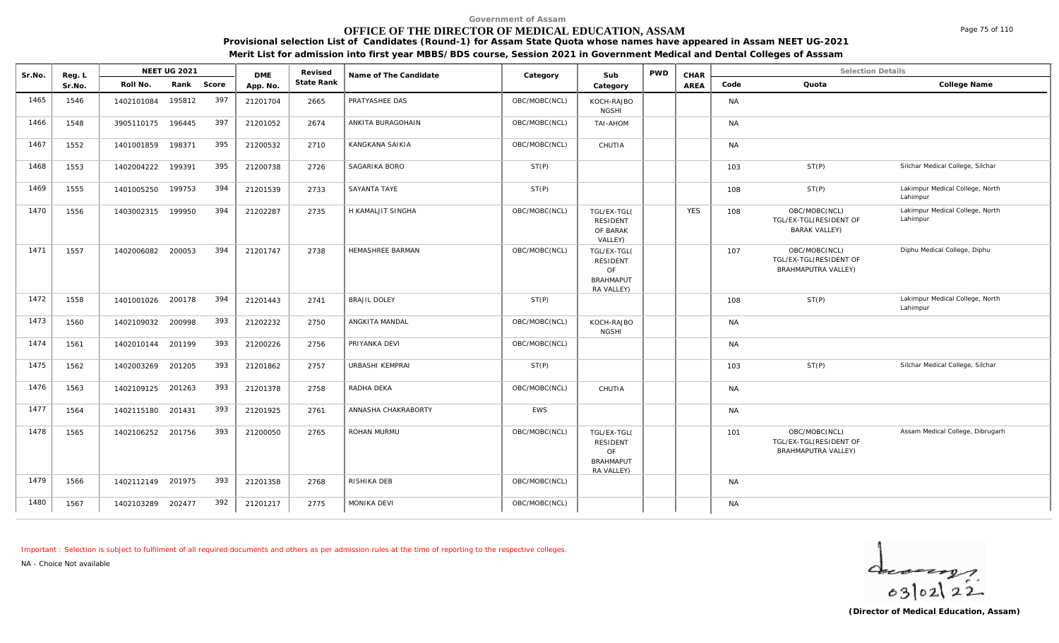Government of Assam

# OFFICE OF THE DIRECTOR OF MEDICAL EDUCATION, ASSAM

**Provisional selection List of Candidates (Round-1) for Assam State Quota whose names have appeared in Assam NEET UG-2021**

**Merit List for admission into first year MBBS/BDS course, Session 2021 in Government Medical and Dental Colleges of Asssam**

| Sr.No. | Reg. L Sr.No. | NEET UG 2021 Roll No. | Rank | Score | DME App. No. | Revised State Rank | Name of The Candidate | Category | Sub Category | PWD | CHAR AREA | Code | Quota | College Name |
|---|---|---|---|---|---|---|---|---|---|---|---|---|---|---|
| 1465 | 1546 | 1402101084 | 195812 | 397 | 21201704 | 2665 | PRATYASHEE DAS | OBC/MOBC(NCL) | KOCH-RAJBONGSHI | | | NA | | |
| 1466 | 1548 | 3905110175 | 196445 | 397 | 21201052 | 2674 | ANKITA BURAGOHAIN | OBC/MOBC(NCL) | TAI-AHOM | | | NA | | |
| 1467 | 1552 | 1401001859 | 198371 | 395 | 21200532 | 2710 | KANGKANA SAIKIA | OBC/MOBC(NCL) | CHUTIA | | | NA | | |
| 1468 | 1553 | 1402004222 | 199391 | 395 | 21200738 | 2726 | SAGARIKA BORO | ST(P) | | | | 103 | ST(P) | Silchar Medical College, Silchar |
| 1469 | 1555 | 1401005250 | 199753 | 394 | 21201539 | 2733 | SAYANTA TAYE | ST(P) | | | | 108 | ST(P) | Lakimpur Medical College, North Lahimpur |
| 1470 | 1556 | 1403002315 | 199950 | 394 | 21202287 | 2735 | H KAMALJIT SINGHA | OBC/MOBC(NCL) | TGL/EX-TGL( RESIDENT OF BARAK VALLEY) | | YES | 108 | OBC/MOBC(NCL) TGL/EX-TGL(RESIDENT OF BARAK VALLEY) | Lakimpur Medical College, North Lahimpur |
| 1471 | 1557 | 1402006082 | 200053 | 394 | 21201747 | 2738 | HEMASHREE BARMAN | OBC/MOBC(NCL) | TGL/EX-TGL( RESIDENT OF BRAHMAPUTRA VALLEY) | | | 107 | OBC/MOBC(NCL) TGL/EX-TGL(RESIDENT OF BRAHMAPUTRA VALLEY) | Diphu Medical College, Diphu |
| 1472 | 1558 | 1401001026 | 200178 | 394 | 21201443 | 2741 | BRAJIL DOLEY | ST(P) | | | | 108 | ST(P) | Lakimpur Medical College, North Lahimpur |
| 1473 | 1560 | 1402109032 | 200998 | 393 | 21202232 | 2750 | ANGKITA MANDAL | OBC/MOBC(NCL) | KOCH-RAJBONGSHI | | | NA | | |
| 1474 | 1561 | 1402010144 | 201199 | 393 | 21200226 | 2756 | PRIYANKA DEVI | OBC/MOBC(NCL) | | | | NA | | |
| 1475 | 1562 | 1402003269 | 201205 | 393 | 21201862 | 2757 | URBASHI KEMPRAI | ST(P) | | | | 103 | ST(P) | Silchar Medical College, Silchar |
| 1476 | 1563 | 1402109125 | 201263 | 393 | 21201378 | 2758 | RADHA DEKA | OBC/MOBC(NCL) | CHUTIA | | | NA | | |
| 1477 | 1564 | 1402115180 | 201431 | 393 | 21201925 | 2761 | ANNASHA CHAKRABORTY | EWS | | | | NA | | |
| 1478 | 1565 | 1402106252 | 201756 | 393 | 21200050 | 2765 | ROHAN MURMU | OBC/MOBC(NCL) | TGL/EX-TGL( RESIDENT OF BRAHMAPUTRA VALLEY) | | | 101 | OBC/MOBC(NCL) TGL/EX-TGL(RESIDENT OF BRAHMAPUTRA VALLEY) | Assam Medical College, Dibrugarh |
| 1479 | 1566 | 1402112149 | 201975 | 393 | 21201358 | 2768 | RISHIKA DEB | OBC/MOBC(NCL) | | | | NA | | |
| 1480 | 1567 | 1402103289 | 202477 | 392 | 21201217 | 2775 | MONIKA DEVI | OBC/MOBC(NCL) | | | | NA | | |

Important : Selection is subject to fulfilment of all required documents and others as per admission rules at the time of reporting to the respective colleges.

NA - Choice Not available

03/02/22

**(Director of Medical Education, Assam)**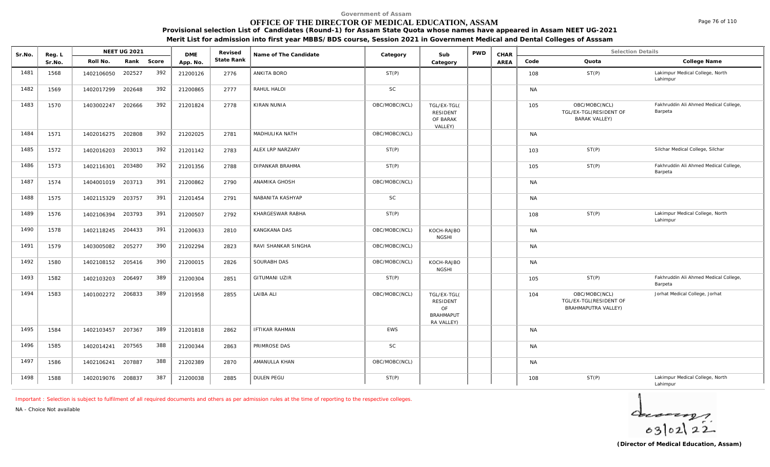Government of Assam

# OFFICE OF THE DIRECTOR OF MEDICAL EDUCATION, ASSAM

**Provisional selection List of Candidates (Round-1) for Assam State Quota whose names have appeared in Assam NEET UG-2021**

**Merit List for admission into first year MBBS/BDS course, Session 2021 in Government Medical and Dental Colleges of Asssam**

| Sr.No. | Reg. L Sr.No. | NEET UG 2021 Roll No. | Rank | Score | DME App. No. | Revised State Rank | Name of The Candidate | Category | Sub Category | PWD | CHAR AREA | Code | Quota | College Name |
|---|---|---|---|---|---|---|---|---|---|---|---|---|---|---|
| 1481 | 1568 | 1402106050 | 202527 | 392 | 21200126 | 2776 | ANKITA BORO | ST(P) | | | | 108 | ST(P) | Lakimpur Medical College, North Lahimpur |
| 1482 | 1569 | 1402017299 | 202648 | 392 | 21200865 | 2777 | RAHUL HALOI | SC | | | | NA | | |
| 1483 | 1570 | 1403002247 | 202666 | 392 | 21201824 | 2778 | KIRAN NUNIA | OBC/MOBC(NCL) | TGL/EX-TGL( RESIDENT OF BARAK VALLEY) | | | 105 | OBC/MOBC(NCL) TGL/EX-TGL(RESIDENT OF BARAK VALLEY) | Fakhruddin Ali Ahmed Medical College, Barpeta |
| 1484 | 1571 | 1402016275 | 202808 | 392 | 21202025 | 2781 | MADHULIKA NATH | OBC/MOBC(NCL) | | | | NA | | |
| 1485 | 1572 | 1402016203 | 203013 | 392 | 21201142 | 2783 | ALEX LRP NARZARY | ST(P) | | | | 103 | ST(P) | Silchar Medical College, Silchar |
| 1486 | 1573 | 1402116301 | 203480 | 392 | 21201356 | 2788 | DIPANKAR BRAHMA | ST(P) | | | | 105 | ST(P) | Fakhruddin Ali Ahmed Medical College, Barpeta |
| 1487 | 1574 | 1404001019 | 203713 | 391 | 21200862 | 2790 | ANAMIKA GHOSH | OBC/MOBC(NCL) | | | | NA | | |
| 1488 | 1575 | 1402115329 | 203757 | 391 | 21201454 | 2791 | NABANITA KASHYAP | SC | | | | NA | | |
| 1489 | 1576 | 1402106394 | 203793 | 391 | 21200507 | 2792 | KHARGESWAR RABHA | ST(P) | | | | 108 | ST(P) | Lakimpur Medical College, North Lahimpur |
| 1490 | 1578 | 1402118245 | 204433 | 391 | 21200633 | 2810 | KANGKANA DAS | OBC/MOBC(NCL) | KOCH-RAJBONGSHI | | | NA | | |
| 1491 | 1579 | 1403005082 | 205277 | 390 | 21202294 | 2823 | RAVI SHANKAR SINGHA | OBC/MOBC(NCL) | | | | NA | | |
| 1492 | 1580 | 1402108152 | 205416 | 390 | 21200015 | 2826 | SOURABH DAS | OBC/MOBC(NCL) | KOCH-RAJBONGSHI | | | NA | | |
| 1493 | 1582 | 1402103203 | 206497 | 389 | 21200304 | 2851 | GITUMANI UZIR | ST(P) | | | | 105 | ST(P) | Fakhruddin Ali Ahmed Medical College, Barpeta |
| 1494 | 1583 | 1401002272 | 206833 | 389 | 21201958 | 2855 | LAIBA ALI | OBC/MOBC(NCL) | TGL/EX-TGL( RESIDENT OF BRAHMAPUTRA VALLEY) | | | 104 | OBC/MOBC(NCL) TGL/EX-TGL(RESIDENT OF BRAHMAPUTRA VALLEY) | Jorhat Medical College, Jorhat |
| 1495 | 1584 | 1402103457 | 207367 | 389 | 21201818 | 2862 | IFTIKAR RAHMAN | EWS | | | | NA | | |
| 1496 | 1585 | 1402014241 | 207565 | 388 | 21200344 | 2863 | PRIMROSE DAS | SC | | | | NA | | |
| 1497 | 1586 | 1402106241 | 207887 | 388 | 21202389 | 2870 | AMANULLA KHAN | OBC/MOBC(NCL) | | | | NA | | |
| 1498 | 1588 | 1402019076 | 208837 | 387 | 21200038 | 2885 | DULEN PEGU | ST(P) | | | | 108 | ST(P) | Lakimpur Medical College, North Lahimpur |

Important : Selection is subject to fulfilment of all required documents and others as per admission rules at the time of reporting to the respective colleges.

NA - Choice Not available

03/02/22

**(Director of Medical Education, Assam)**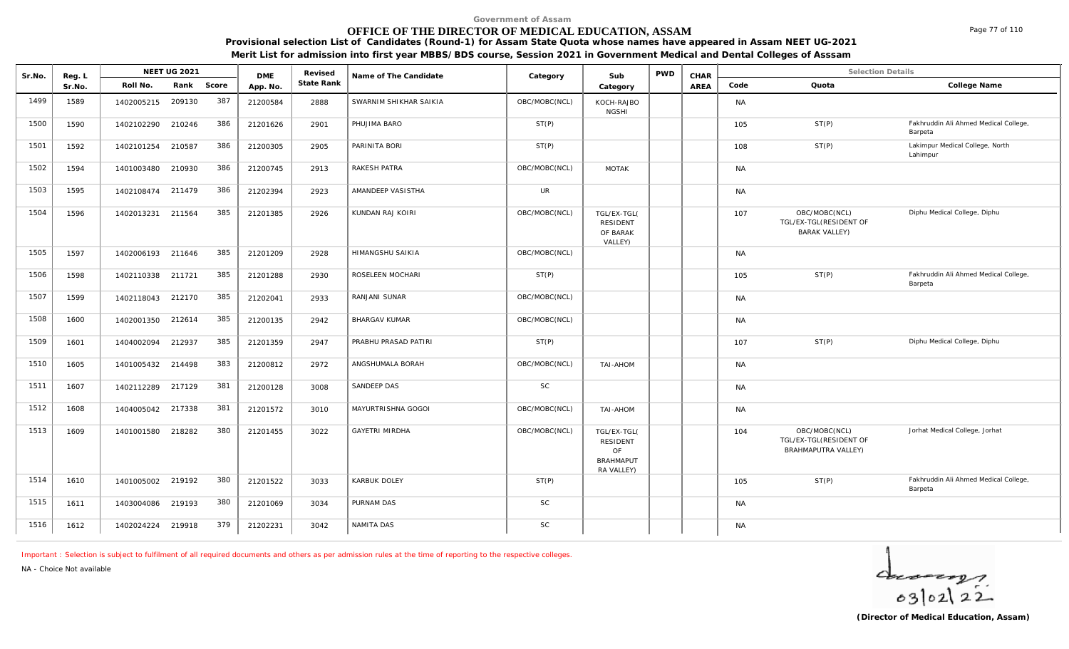Government of Assam

# OFFICE OF THE DIRECTOR OF MEDICAL EDUCATION, ASSAM

**Provisional selection List of Candidates (Round-1) for Assam State Quota whose names have appeared in Assam NEET UG-2021**

**Merit List for admission into first year MBBS/BDS course, Session 2021 in Government Medical and Dental Colleges of Asssam**

| Sr.No. | Reg. L Sr.No. | NEET UG 2021 Roll No. | Rank | Score | DME App. No. | Revised State Rank | Name of The Candidate | Category | Sub Category | PWD | CHAR AREA | Code | Quota | College Name |
|---|---|---|---|---|---|---|---|---|---|---|---|---|---|---|
| 1499 | 1589 | 1402005215 | 209130 | 387 | 21200584 | 2888 | SWARNIM SHIKHAR SAIKIA | OBC/MOBC(NCL) | KOCH-RAJBONGSHI | | | NA | | |
| 1500 | 1590 | 1402102290 | 210246 | 386 | 21201626 | 2901 | PHUJIMA BARO | ST(P) | | | | 105 | ST(P) | Fakhruddin Ali Ahmed Medical College, Barpeta |
| 1501 | 1592 | 1402101254 | 210587 | 386 | 21200305 | 2905 | PARINITA BORI | ST(P) | | | | 108 | ST(P) | Lakimpur Medical College, North Lahimpur |
| 1502 | 1594 | 1401003480 | 210930 | 386 | 21200745 | 2913 | RAKESH PATRA | OBC/MOBC(NCL) | MOTAK | | | NA | | |
| 1503 | 1595 | 1402108474 | 211479 | 386 | 21202394 | 2923 | AMANDEEP VASISTHA | UR | | | | NA | | |
| 1504 | 1596 | 1402013231 | 211564 | 385 | 21201385 | 2926 | KUNDAN RAJ KOIRI | OBC/MOBC(NCL) | TGL/EX-TGL(RESIDENT OF BARAK VALLEY) | | | 107 | OBC/MOBC(NCL) TGL/EX-TGL(RESIDENT OF BARAK VALLEY) | Diphu Medical College, Diphu |
| 1505 | 1597 | 1402006193 | 211646 | 385 | 21201209 | 2928 | HIMANGSHU SAIKIA | OBC/MOBC(NCL) | | | | NA | | |
| 1506 | 1598 | 1402110338 | 211721 | 385 | 21201288 | 2930 | ROSELEEN MOCHARI | ST(P) | | | | 105 | ST(P) | Fakhruddin Ali Ahmed Medical College, Barpeta |
| 1507 | 1599 | 1402118043 | 212170 | 385 | 21202041 | 2933 | RANJANI SUNAR | OBC/MOBC(NCL) | | | | NA | | |
| 1508 | 1600 | 1402001350 | 212614 | 385 | 21200135 | 2942 | BHARGAV KUMAR | OBC/MOBC(NCL) | | | | NA | | |
| 1509 | 1601 | 1404002094 | 212937 | 385 | 21201359 | 2947 | PRABHU PRASAD PATIRI | ST(P) | | | | 107 | ST(P) | Diphu Medical College, Diphu |
| 1510 | 1605 | 1401005432 | 214498 | 383 | 21200812 | 2972 | ANGSHUMALA BORAH | OBC/MOBC(NCL) | TAI-AHOM | | | NA | | |
| 1511 | 1607 | 1402112289 | 217129 | 381 | 21200128 | 3008 | SANDEEP DAS | SC | | | | NA | | |
| 1512 | 1608 | 1404005042 | 217338 | 381 | 21201572 | 3010 | MAYURTRISHNA GOGOI | OBC/MOBC(NCL) | TAI-AHOM | | | NA | | |
| 1513 | 1609 | 1401001580 | 218282 | 380 | 21201455 | 3022 | GAYETRI MIRDHA | OBC/MOBC(NCL) | TGL/EX-TGL(RESIDENT OF BRAHMAPUTRA VALLEY) | | | 104 | OBC/MOBC(NCL) TGL/EX-TGL(RESIDENT OF BRAHMAPUTRA VALLEY) | Jorhat Medical College, Jorhat |
| 1514 | 1610 | 1401005002 | 219192 | 380 | 21201522 | 3033 | KARBUK DOLEY | ST(P) | | | | 105 | ST(P) | Fakhruddin Ali Ahmed Medical College, Barpeta |
| 1515 | 1611 | 1403004086 | 219193 | 380 | 21201069 | 3034 | PURNAM DAS | SC | | | | NA | | |
| 1516 | 1612 | 1402024224 | 219918 | 379 | 21202231 | 3042 | NAMITA DAS | SC | | | | NA | | |

Important : Selection is subject to fulfilment of all required documents and others as per admission rules at the time of reporting to the respective colleges.

NA - Choice Not available

03/02/22

**(Director of Medical Education, Assam)**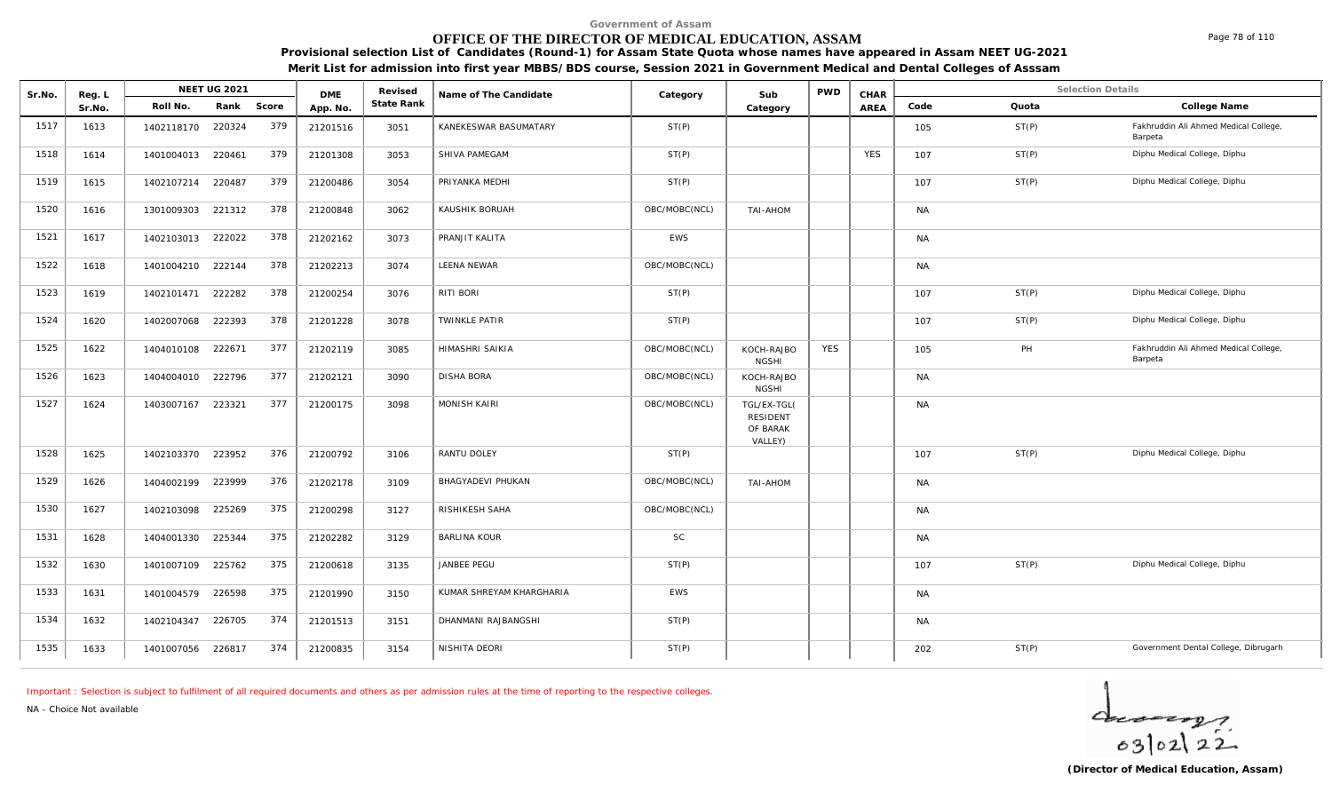Government of Assam

# OFFICE OF THE DIRECTOR OF MEDICAL EDUCATION, ASSAM

**Provisional selection List of Candidates (Round-1) for Assam State Quota whose names have appeared in Assam NEET UG-2021**

**Merit List for admission into first year MBBS/BDS course, Session 2021 in Government Medical and Dental Colleges of Asssam**

| Sr.No. | Reg. L Sr.No. | NEET UG 2021 Roll No. | Rank | Score | DME App. No. | Revised State Rank | Name of The Candidate | Category | Sub Category | PWD | CHAR AREA | Code | Quota | College Name |
|---|---|---|---|---|---|---|---|---|---|---|---|---|---|---|
| 1517 | 1613 | 1402118170 | 220324 | 379 | 21201516 | 3051 | KANEKESWAR BASUMATARY | ST(P) | | | | 105 | ST(P) | Fakhruddin Ali Ahmed Medical College, Barpeta |
| 1518 | 1614 | 1401004013 | 220461 | 379 | 21201308 | 3053 | SHIVA PAMEGAM | ST(P) | | | YES | 107 | ST(P) | Diphu Medical College, Diphu |
| 1519 | 1615 | 1402107214 | 220487 | 379 | 21200486 | 3054 | PRIYANKA MEDHI | ST(P) | | | | 107 | ST(P) | Diphu Medical College, Diphu |
| 1520 | 1616 | 1301009303 | 221312 | 378 | 21200848 | 3062 | KAUSHIK BORUAH | OBC/MOBC(NCL) | TAI-AHOM | | | NA | | |
| 1521 | 1617 | 1402103013 | 222022 | 378 | 21202162 | 3073 | PRANJIT KALITA | EWS | | | | NA | | |
| 1522 | 1618 | 1401004210 | 222144 | 378 | 21202213 | 3074 | LEENA NEWAR | OBC/MOBC(NCL) | | | | NA | | |
| 1523 | 1619 | 1402101471 | 222282 | 378 | 21200254 | 3076 | RITI BORI | ST(P) | | | | 107 | ST(P) | Diphu Medical College, Diphu |
| 1524 | 1620 | 1402007068 | 222393 | 378 | 21201228 | 3078 | TWINKLE PATIR | ST(P) | | | | 107 | ST(P) | Diphu Medical College, Diphu |
| 1525 | 1622 | 1404010108 | 222671 | 377 | 21202119 | 3085 | HIMASHRI SAIKIA | OBC/MOBC(NCL) | KOCH-RAJBONGSHI | YES | | 105 | PH | Fakhruddin Ali Ahmed Medical College, Barpeta |
| 1526 | 1623 | 1404004010 | 222796 | 377 | 21202121 | 3090 | DISHA BORA | OBC/MOBC(NCL) | KOCH-RAJBONGSHI | | | NA | | |
| 1527 | 1624 | 1403007167 | 223321 | 377 | 21200175 | 3098 | MONISH KAIRI | OBC/MOBC(NCL) | TGL/EX-TGL(RESIDENT OF BARAK VALLEY) | | | NA | | |
| 1528 | 1625 | 1402103370 | 223952 | 376 | 21200792 | 3106 | RANTU DOLEY | ST(P) | | | | 107 | ST(P) | Diphu Medical College, Diphu |
| 1529 | 1626 | 1404002199 | 223999 | 376 | 21202178 | 3109 | BHAGYADEVI PHUKAN | OBC/MOBC(NCL) | TAI-AHOM | | | NA | | |
| 1530 | 1627 | 1402103098 | 225269 | 375 | 21200298 | 3127 | RISHIKESH SAHA | OBC/MOBC(NCL) | | | | NA | | |
| 1531 | 1628 | 1404001330 | 225344 | 375 | 21202282 | 3129 | BARLINA KOUR | SC | | | | NA | | |
| 1532 | 1630 | 1401007109 | 225762 | 375 | 21200618 | 3135 | JANBEE PEGU | ST(P) | | | | 107 | ST(P) | Diphu Medical College, Diphu |
| 1533 | 1631 | 1401004579 | 226598 | 375 | 21201990 | 3150 | KUMAR SHREYAM KHARGHARIA | EWS | | | | NA | | |
| 1534 | 1632 | 1402104347 | 226705 | 374 | 21201513 | 3151 | DHANMANI RAJBANGSHI | ST(P) | | | | NA | | |
| 1535 | 1633 | 1401007056 | 226817 | 374 | 21200835 | 3154 | NISHITA DEORI | ST(P) | | | | 202 | ST(P) | Government Dental College, Dibrugarh |

Important : Selection is subject to fulfilment of all required documents and others as per admission rules at the time of reporting to the respective colleges.

NA - Choice Not available

03/02/22

**(Director of Medical Education, Assam)**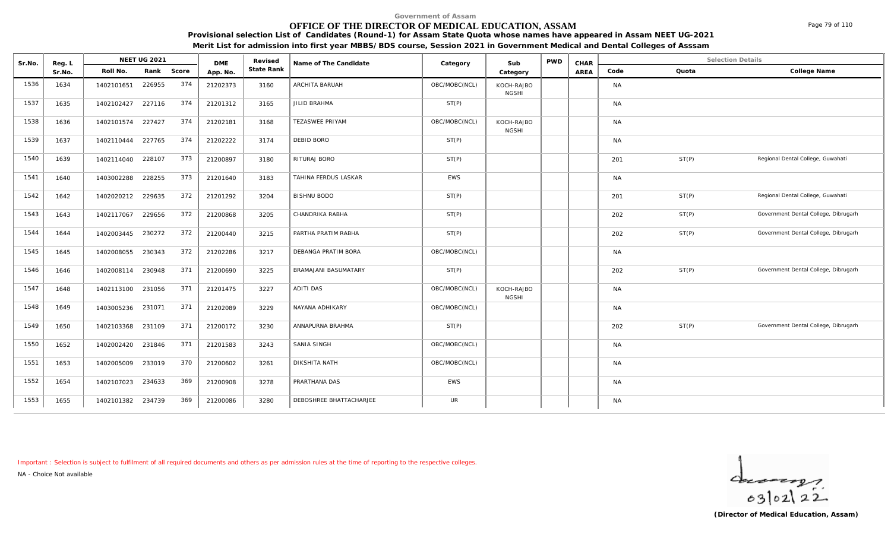Government of Assam

# OFFICE OF THE DIRECTOR OF MEDICAL EDUCATION, ASSAM

**Provisional selection List of Candidates (Round-1) for Assam State Quota whose names have appeared in Assam NEET UG-2021**

**Merit List for admission into first year MBBS/BDS course, Session 2021 in Government Medical and Dental Colleges of Asssam**

| Sr.No. | Reg. L Sr.No. | NEET UG 2021 Roll No. | Rank | Score | DME App. No. | Revised State Rank | Name of The Candidate | Category | Sub Category | PWD | CHAR AREA | Code | Quota | College Name |
|---|---|---|---|---|---|---|---|---|---|---|---|---|---|---|
| 1536 | 1634 | 1402101651 | 226955 | 374 | 21202373 | 3160 | ARCHITA BARUAH | OBC/MOBC(NCL) | KOCH-RAJBONGSHI | | | NA | | |
| 1537 | 1635 | 1402102427 | 227116 | 374 | 21201312 | 3165 | JILID BRAHMA | ST(P) | | | | NA | | |
| 1538 | 1636 | 1402101574 | 227427 | 374 | 21202181 | 3168 | TEZASWEE PRIYAM | OBC/MOBC(NCL) | KOCH-RAJBONGSHI | | | NA | | |
| 1539 | 1637 | 1402110444 | 227765 | 374 | 21202222 | 3174 | DEBID BORO | ST(P) | | | | NA | | |
| 1540 | 1639 | 1402114040 | 228107 | 373 | 21200897 | 3180 | RITURAJ BORO | ST(P) | | | | 201 | ST(P) | Regional Dental College, Guwahati |
| 1541 | 1640 | 1403002288 | 228255 | 373 | 21201640 | 3183 | TAHINA FERDUS LASKAR | EWS | | | | NA | | |
| 1542 | 1642 | 1402020212 | 229635 | 372 | 21201292 | 3204 | BISHNU BODO | ST(P) | | | | 201 | ST(P) | Regional Dental College, Guwahati |
| 1543 | 1643 | 1402117067 | 229656 | 372 | 21200868 | 3205 | CHANDRIKA RABHA | ST(P) | | | | 202 | ST(P) | Government Dental College, Dibrugarh |
| 1544 | 1644 | 1402003445 | 230272 | 372 | 21200440 | 3215 | PARTHA PRATIM RABHA | ST(P) | | | | 202 | ST(P) | Government Dental College, Dibrugarh |
| 1545 | 1645 | 1402008055 | 230343 | 372 | 21202286 | 3217 | DEBANGA PRATIM BORA | OBC/MOBC(NCL) | | | | NA | | |
| 1546 | 1646 | 1402008114 | 230948 | 371 | 21200690 | 3225 | BRAMAJANI BASUMATARY | ST(P) | | | | 202 | ST(P) | Government Dental College, Dibrugarh |
| 1547 | 1648 | 1402113100 | 231056 | 371 | 21201475 | 3227 | ADITI DAS | OBC/MOBC(NCL) | KOCH-RAJBONGSHI | | | NA | | |
| 1548 | 1649 | 1403005236 | 231071 | 371 | 21202089 | 3229 | NAYANA ADHIKARY | OBC/MOBC(NCL) | | | | NA | | |
| 1549 | 1650 | 1402103368 | 231109 | 371 | 21200172 | 3230 | ANNAPURNA BRAHMA | ST(P) | | | | 202 | ST(P) | Government Dental College, Dibrugarh |
| 1550 | 1652 | 1402002420 | 231846 | 371 | 21201583 | 3243 | SANIA SINGH | OBC/MOBC(NCL) | | | | NA | | |
| 1551 | 1653 | 1402005009 | 233019 | 370 | 21200602 | 3261 | DIKSHITA NATH | OBC/MOBC(NCL) | | | | NA | | |
| 1552 | 1654 | 1402107023 | 234633 | 369 | 21200908 | 3278 | PRARTHANA DAS | EWS | | | | NA | | |
| 1553 | 1655 | 1402101382 | 234739 | 369 | 21200086 | 3280 | DEBOSHREE BHATTACHARJEE | UR | | | | NA | | |

Important : Selection is subject to fulfilment of all required documents and others as per admission rules at the time of reporting to the respective colleges.

NA - Choice Not available

03/02/22

**(Director of Medical Education, Assam)**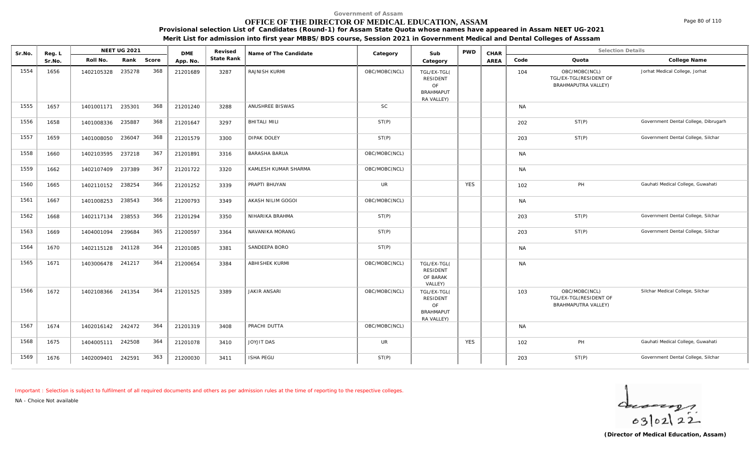Government of Assam

# OFFICE OF THE DIRECTOR OF MEDICAL EDUCATION, ASSAM

**Provisional selection List of Candidates (Round-1) for Assam State Quota whose names have appeared in Assam NEET UG-2021**

**Merit List for admission into first year MBBS/BDS course, Session 2021 in Government Medical and Dental Colleges of Asssam**

| Sr.No. | Reg. L Sr.No. | NEET UG 2021 Roll No. | Rank | Score | DME App. No. | Revised State Rank | Name of The Candidate | Category | Sub Category | PWD | CHAR AREA | Code | Quota | College Name |
|---|---|---|---|---|---|---|---|---|---|---|---|---|---|---|
| 1554 | 1656 | 1402105328 | 235278 | 368 | 21201689 | 3287 | RAJNISH KURMI | OBC/MOBC(NCL) | TGL/EX-TGL( RESIDENT OF BRAHMAPUTRA VALLEY) | | | 104 | OBC/MOBC(NCL) TGL/EX-TGL(RESIDENT OF BRAHMAPUTRA VALLEY) | Jorhat Medical College, Jorhat |
| 1555 | 1657 | 1401001171 | 235301 | 368 | 21201240 | 3288 | ANUSHREE BISWAS | SC | | | | NA | | |
| 1556 | 1658 | 1401008336 | 235887 | 368 | 21201647 | 3297 | BHITALI MILI | ST(P) | | | | 202 | ST(P) | Government Dental College, Dibrugarh |
| 1557 | 1659 | 1401008050 | 236047 | 368 | 21201579 | 3300 | DIPAK DOLEY | ST(P) | | | | 203 | ST(P) | Government Dental College, Silchar |
| 1558 | 1660 | 1402103595 | 237218 | 367 | 21201891 | 3316 | BARASHA BARUA | OBC/MOBC(NCL) | | | | NA | | |
| 1559 | 1662 | 1402107409 | 237389 | 367 | 21201722 | 3320 | KAMLESH KUMAR SHARMA | OBC/MOBC(NCL) | | | | NA | | |
| 1560 | 1665 | 1402110152 | 238254 | 366 | 21201252 | 3339 | PRAPTI BHUYAN | UR | | YES | | 102 | PH | Gauhati Medical College, Guwahati |
| 1561 | 1667 | 1401008253 | 238543 | 366 | 21200793 | 3349 | AKASH NILIM GOGOI | OBC/MOBC(NCL) | | | | NA | | |
| 1562 | 1668 | 1402117134 | 238553 | 366 | 21201294 | 3350 | NIHARIKA BRAHMA | ST(P) | | | | 203 | ST(P) | Government Dental College, Silchar |
| 1563 | 1669 | 1404001094 | 239684 | 365 | 21200597 | 3364 | NAVANIKA MORANG | ST(P) | | | | 203 | ST(P) | Government Dental College, Silchar |
| 1564 | 1670 | 1402115128 | 241128 | 364 | 21201085 | 3381 | SANDEEPA BORO | ST(P) | | | | NA | | |
| 1565 | 1671 | 1403006478 | 241217 | 364 | 21200654 | 3384 | ABHISHEK KURMI | OBC/MOBC(NCL) | TGL/EX-TGL( RESIDENT OF BARAK VALLEY) | | | NA | | |
| 1566 | 1672 | 1402108366 | 241354 | 364 | 21201525 | 3389 | JAKIR ANSARI | OBC/MOBC(NCL) | TGL/EX-TGL( RESIDENT OF BRAHMAPUT RA VALLEY) | | | 103 | OBC/MOBC(NCL) TGL/EX-TGL(RESIDENT OF BRAHMAPUTRA VALLEY) | Silchar Medical College, Silchar |
| 1567 | 1674 | 1402016142 | 242472 | 364 | 21201319 | 3408 | PRACHI DUTTA | OBC/MOBC(NCL) | | | | NA | | |
| 1568 | 1675 | 1404005111 | 242508 | 364 | 21201078 | 3410 | JOYJIT DAS | UR | | YES | | 102 | PH | Gauhati Medical College, Guwahati |
| 1569 | 1676 | 1402009401 | 242591 | 363 | 21200030 | 3411 | ISHA PEGU | ST(P) | | | | 203 | ST(P) | Government Dental College, Silchar |

Important : Selection is subject to fulfilment of all required documents and others as per admission rules at the time of reporting to the respective colleges.

NA - Choice Not available

03/02/22

**(Director of Medical Education, Assam)**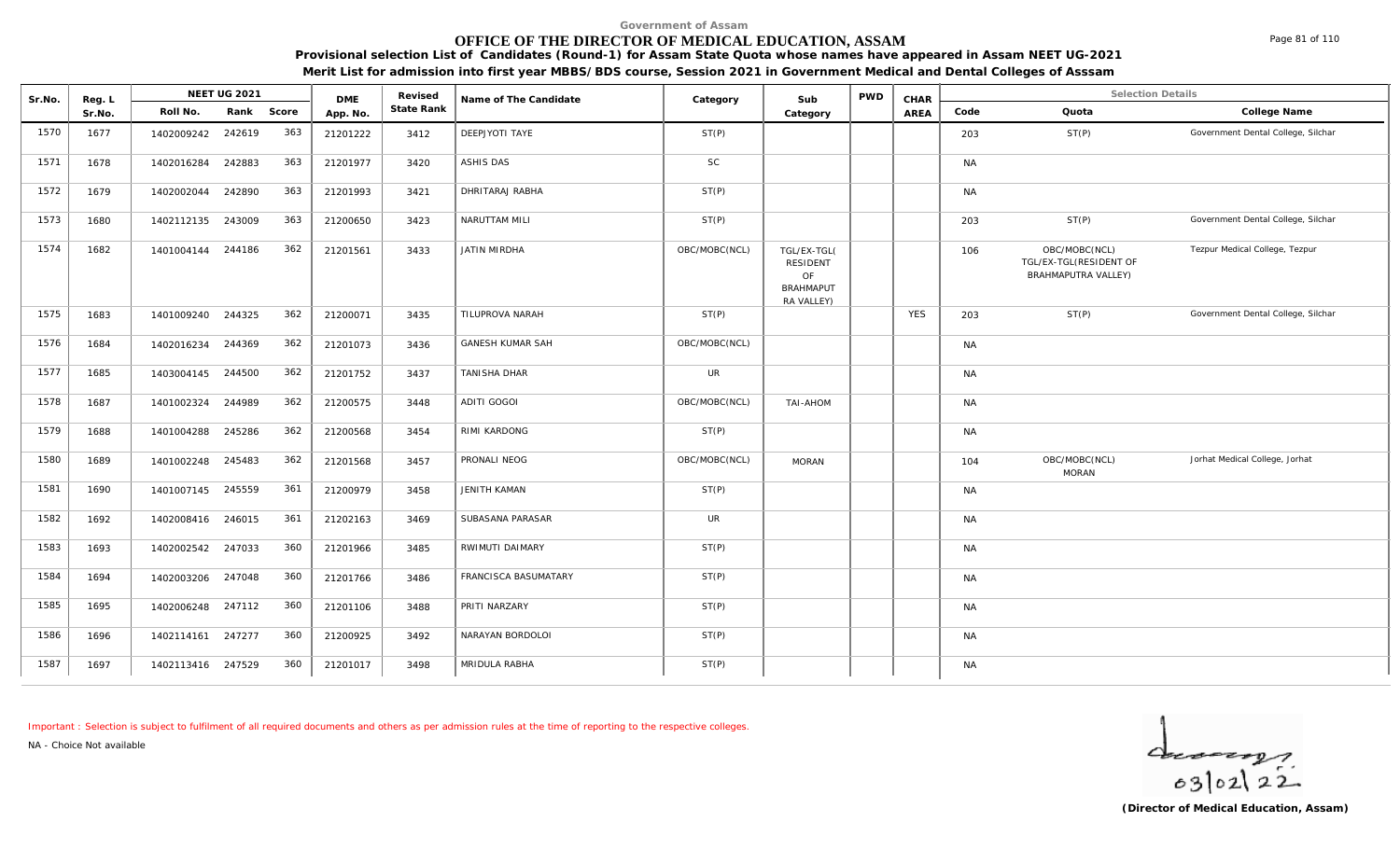Government of Assam

# OFFICE OF THE DIRECTOR OF MEDICAL EDUCATION, ASSAM

**Provisional selection List of Candidates (Round-1) for Assam State Quota whose names have appeared in Assam NEET UG-2021**

**Merit List for admission into first year MBBS/BDS course, Session 2021 in Government Medical and Dental Colleges of Asssam**

| Sr.No. | Reg. L Sr.No. | NEET UG 2021 Roll No. | Rank | Score | DME App. No. | Revised State Rank | Name of The Candidate | Category | Sub Category | PWD | CHAR AREA | Code | Quota | College Name |
|---|---|---|---|---|---|---|---|---|---|---|---|---|---|---|
| 1570 | 1677 | 1402009242 | 242619 | 363 | 21201222 | 3412 | DEEPJYOTI TAYE | ST(P) | | | | 203 | ST(P) | Government Dental College, Silchar |
| 1571 | 1678 | 1402016284 | 242883 | 363 | 21201977 | 3420 | ASHIS DAS | SC | | | | NA | | |
| 1572 | 1679 | 1402002044 | 242890 | 363 | 21201993 | 3421 | DHRITARAJ RABHA | ST(P) | | | | NA | | |
| 1573 | 1680 | 1402112135 | 243009 | 363 | 21200650 | 3423 | NARUTTAM MILI | ST(P) | | | | 203 | ST(P) | Government Dental College, Silchar |
| 1574 | 1682 | 1401004144 | 244186 | 362 | 21201561 | 3433 | JATIN MIRDHA | OBC/MOBC(NCL) | TGL/EX-TGL( RESIDENT OF BRAHMAPUT RA VALLEY) | | | 106 | OBC/MOBC(NCL) TGL/EX-TGL(RESIDENT OF BRAHMAPUTRA VALLEY) | Tezpur Medical College, Tezpur |
| 1575 | 1683 | 1401009240 | 244325 | 362 | 21200071 | 3435 | TILUPROVA NARAH | ST(P) | | | YES | 203 | ST(P) | Government Dental College, Silchar |
| 1576 | 1684 | 1402016234 | 244369 | 362 | 21201073 | 3436 | GANESH KUMAR SAH | OBC/MOBC(NCL) | | | | NA | | |
| 1577 | 1685 | 1403004145 | 244500 | 362 | 21201752 | 3437 | TANISHA DHAR | UR | | | | NA | | |
| 1578 | 1687 | 1401002324 | 244989 | 362 | 21200575 | 3448 | ADITI GOGOI | OBC/MOBC(NCL) | TAI-AHOM | | | NA | | |
| 1579 | 1688 | 1401004288 | 245286 | 362 | 21200568 | 3454 | RIMI KARDONG | ST(P) | | | | NA | | |
| 1580 | 1689 | 1401002248 | 245483 | 362 | 21201568 | 3457 | PRONALI NEOG | OBC/MOBC(NCL) | MORAN | | | 104 | OBC/MOBC(NCL) MORAN | Jorhat Medical College, Jorhat |
| 1581 | 1690 | 1401007145 | 245559 | 361 | 21200979 | 3458 | JENITH KAMAN | ST(P) | | | | NA | | |
| 1582 | 1692 | 1402008416 | 246015 | 361 | 21202163 | 3469 | SUBASANA PARASAR | UR | | | | NA | | |
| 1583 | 1693 | 1402002542 | 247033 | 360 | 21201966 | 3485 | RWIMUTI DAIMARY | ST(P) | | | | NA | | |
| 1584 | 1694 | 1402003206 | 247048 | 360 | 21201766 | 3486 | FRANCISCA BASUMATARY | ST(P) | | | | NA | | |
| 1585 | 1695 | 1402006248 | 247112 | 360 | 21201106 | 3488 | PRITI NARZARY | ST(P) | | | | NA | | |
| 1586 | 1696 | 1402114161 | 247277 | 360 | 21200925 | 3492 | NARAYAN BORDOLOI | ST(P) | | | | NA | | |
| 1587 | 1697 | 1402113416 | 247529 | 360 | 21201017 | 3498 | MRIDULA RABHA | ST(P) | | | | NA | | |

Important : Selection is subject to fulfilment of all required documents and others as per admission rules at the time of reporting to the respective colleges.

NA - Choice Not available

03/02/22

**(Director of Medical Education, Assam)**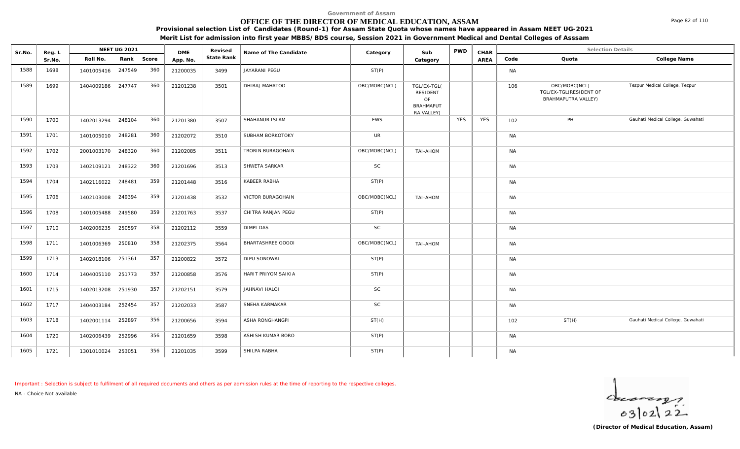Government of Assam

# OFFICE OF THE DIRECTOR OF MEDICAL EDUCATION, ASSAM

**Provisional selection List of Candidates (Round-1) for Assam State Quota whose names have appeared in Assam NEET UG-2021**

**Merit List for admission into first year MBBS/BDS course, Session 2021 in Government Medical and Dental Colleges of Asssam**

| Sr.No. | Reg. L Sr.No. | NEET UG 2021 Roll No. | Rank | Score | DME App. No. | Revised State Rank | Name of The Candidate | Category | Sub Category | PWD | CHAR AREA | Code | Quota | College Name |
|---|---|---|---|---|---|---|---|---|---|---|---|---|---|---|
| 1588 | 1698 | 1401005416 | 247549 | 360 | 21200035 | 3499 | JAYARANI PEGU | ST(P) | | | | NA | | |
| 1589 | 1699 | 1404009186 | 247747 | 360 | 21201238 | 3501 | DHIRAJ MAHATOO | OBC/MOBC(NCL) | TGL/EX-TGL( RESIDENT OF BRAHMAPUT RA VALLEY) | | | 106 | OBC/MOBC(NCL) TGL/EX-TGL(RESIDENT OF BRAHMAPUTRA VALLEY) | Tezpur Medical College, Tezpur |
| 1590 | 1700 | 1402013294 | 248104 | 360 | 21201380 | 3507 | SHAHANUR ISLAM | EWS | | YES | YES | 102 | PH | Gauhati Medical College, Guwahati |
| 1591 | 1701 | 1401005010 | 248281 | 360 | 21202072 | 3510 | SUBHAM BORKOTOKY | UR | | | | NA | | |
| 1592 | 1702 | 2001003170 | 248320 | 360 | 21202085 | 3511 | TRORIN BURAGOHAIN | OBC/MOBC(NCL) | TAI-AHOM | | | NA | | |
| 1593 | 1703 | 1402109121 | 248322 | 360 | 21201696 | 3513 | SHWETA SARKAR | SC | | | | NA | | |
| 1594 | 1704 | 1402116022 | 248481 | 359 | 21201448 | 3516 | KABEER RABHA | ST(P) | | | | NA | | |
| 1595 | 1706 | 1402103008 | 249394 | 359 | 21201438 | 3532 | VICTOR BURAGOHAIN | OBC/MOBC(NCL) | TAI-AHOM | | | NA | | |
| 1596 | 1708 | 1401005488 | 249580 | 359 | 21201763 | 3537 | CHITRA RANJAN PEGU | ST(P) | | | | NA | | |
| 1597 | 1710 | 1402006235 | 250597 | 358 | 21202112 | 3559 | DIMPI DAS | SC | | | | NA | | |
| 1598 | 1711 | 1401006369 | 250810 | 358 | 21202375 | 3564 | BHARTASHREE GOGOI | OBC/MOBC(NCL) | TAI-AHOM | | | NA | | |
| 1599 | 1713 | 1402018106 | 251361 | 357 | 21200822 | 3572 | DIPU SONOWAL | ST(P) | | | | NA | | |
| 1600 | 1714 | 1404005110 | 251773 | 357 | 21200858 | 3576 | HARIT PRIYOM SAIKIA | ST(P) | | | | NA | | |
| 1601 | 1715 | 1402013208 | 251930 | 357 | 21202151 | 3579 | JAHNAVI HALOI | SC | | | | NA | | |
| 1602 | 1717 | 1404003184 | 252454 | 357 | 21202033 | 3587 | SNEHA KARMAKAR | SC | | | | NA | | |
| 1603 | 1718 | 1402001114 | 252897 | 356 | 21200656 | 3594 | ASHA RONGHANGPI | ST(H) | | | | 102 | ST(H) | Gauhati Medical College, Guwahati |
| 1604 | 1720 | 1402006439 | 252996 | 356 | 21201659 | 3598 | ASHISH KUMAR BORO | ST(P) | | | | NA | | |
| 1605 | 1721 | 1301010024 | 253051 | 356 | 21201035 | 3599 | SHILPA RABHA | ST(P) | | | | NA | | |

Important : Selection is subject to fulfilment of all required documents and others as per admission rules at the time of reporting to the respective colleges.

NA - Choice Not available

03/02/22

**(Director of Medical Education, Assam)**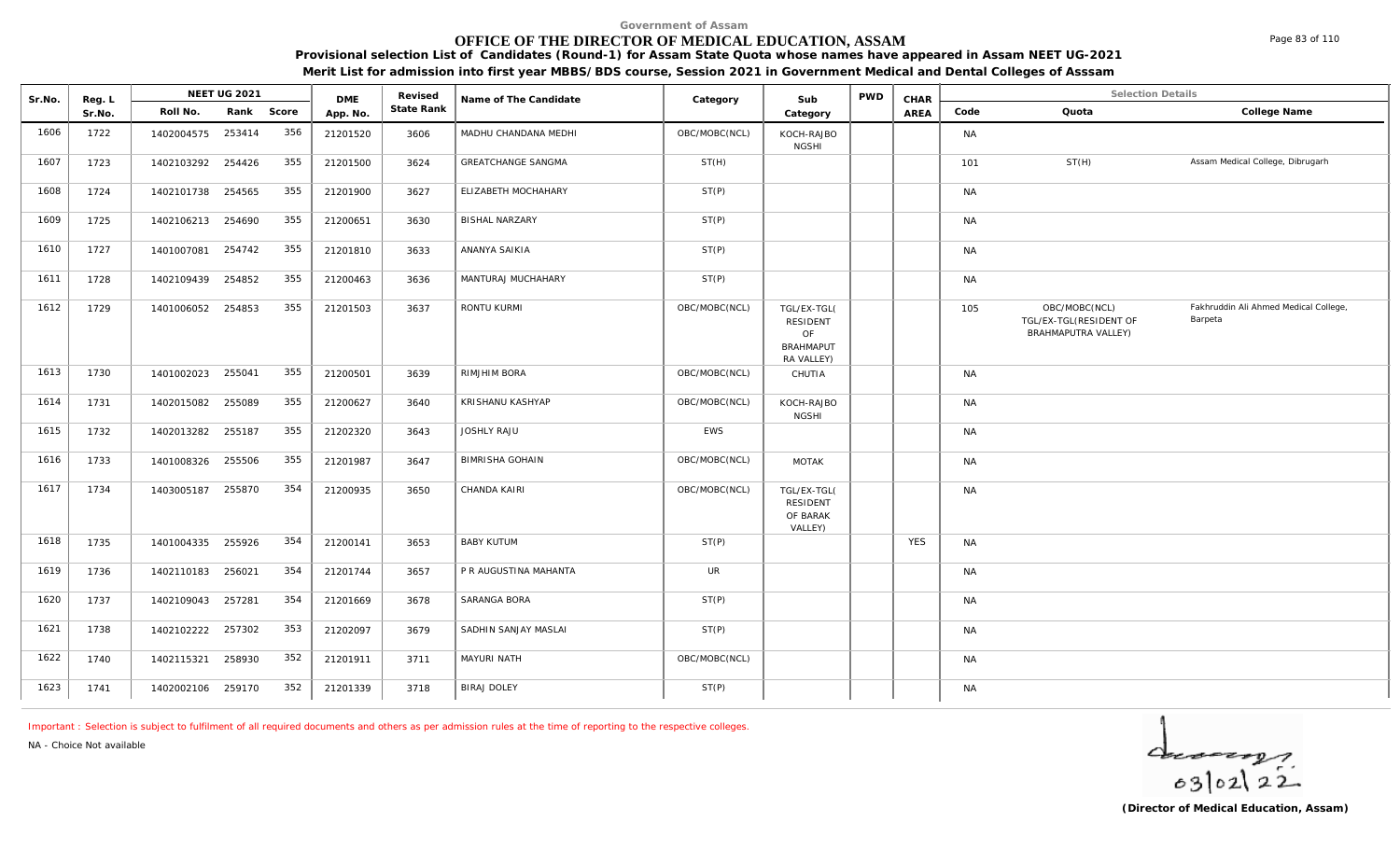Government of Assam

# OFFICE OF THE DIRECTOR OF MEDICAL EDUCATION, ASSAM

**Provisional selection List of Candidates (Round-1) for Assam State Quota whose names have appeared in Assam NEET UG-2021**

**Merit List for admission into first year MBBS/BDS course, Session 2021 in Government Medical and Dental Colleges of Asssam**

| Sr.No. | Reg. L Sr.No. | NEET UG 2021 Roll No. | Rank | Score | DME App. No. | Revised State Rank | Name of The Candidate | Category | Sub Category | PWD | CHAR AREA | Code | Quota | College Name |
|---|---|---|---|---|---|---|---|---|---|---|---|---|---|---|
| 1606 | 1722 | 1402004575 | 253414 | 356 | 21201520 | 3606 | MADHU CHANDANA MEDHI | OBC/MOBC(NCL) | KOCH-RAJBONGSHI | | | NA | | |
| 1607 | 1723 | 1402103292 | 254426 | 355 | 21201500 | 3624 | GREATCHANGE SANGMA | ST(H) | | | | 101 | ST(H) | Assam Medical College, Dibrugarh |
| 1608 | 1724 | 1402101738 | 254565 | 355 | 21201900 | 3627 | ELIZABETH MOCHAHARY | ST(P) | | | | NA | | |
| 1609 | 1725 | 1402106213 | 254690 | 355 | 21200651 | 3630 | BISHAL NARZARY | ST(P) | | | | NA | | |
| 1610 | 1727 | 1401007081 | 254742 | 355 | 21201810 | 3633 | ANANYA SAIKIA | ST(P) | | | | NA | | |
| 1611 | 1728 | 1402109439 | 254852 | 355 | 21200463 | 3636 | MANTURAJ MUCHAHARY | ST(P) | | | | NA | | |
| 1612 | 1729 | 1401006052 | 254853 | 355 | 21201503 | 3637 | RONTU KURMI | OBC/MOBC(NCL) | TGL/EX-TGL( RESIDENT OF BRAHMAPUTRA VALLEY) | | | 105 | OBC/MOBC(NCL) TGL/EX-TGL(RESIDENT OF BRAHMAPUTRA VALLEY) | Fakhruddin Ali Ahmed Medical College, Barpeta |
| 1613 | 1730 | 1401002023 | 255041 | 355 | 21200501 | 3639 | RIMJHIM BORA | OBC/MOBC(NCL) | CHUTIA | | | NA | | |
| 1614 | 1731 | 1402015082 | 255089 | 355 | 21200627 | 3640 | KRISHANU KASHYAP | OBC/MOBC(NCL) | KOCH-RAJBONGSHI | | | NA | | |
| 1615 | 1732 | 1402013282 | 255187 | 355 | 21202320 | 3643 | JOSHLY RAJU | EWS | | | | NA | | |
| 1616 | 1733 | 1401008326 | 255506 | 355 | 21201987 | 3647 | BIMRISHA GOHAIN | OBC/MOBC(NCL) | MOTAK | | | NA | | |
| 1617 | 1734 | 1403005187 | 255870 | 354 | 21200935 | 3650 | CHANDA KAIRI | OBC/MOBC(NCL) | TGL/EX-TGL( RESIDENT OF BARAK VALLEY) | | | NA | | |
| 1618 | 1735 | 1401004335 | 255926 | 354 | 21200141 | 3653 | BABY KUTUM | ST(P) | | | YES | NA | | |
| 1619 | 1736 | 1402110183 | 256021 | 354 | 21201744 | 3657 | P R AUGUSTINA MAHANTA | UR | | | | NA | | |
| 1620 | 1737 | 1402109043 | 257281 | 354 | 21201669 | 3678 | SARANGA BORA | ST(P) | | | | NA | | |
| 1621 | 1738 | 1402102222 | 257302 | 353 | 21202097 | 3679 | SADHIN SANJAY MASLAI | ST(P) | | | | NA | | |
| 1622 | 1740 | 1402115321 | 258930 | 352 | 21201911 | 3711 | MAYURI NATH | OBC/MOBC(NCL) | | | | NA | | |
| 1623 | 1741 | 1402002106 | 259170 | 352 | 21201339 | 3718 | BIRAJ DOLEY | ST(P) | | | | NA | | |

Important : Selection is subject to fulfilment of all required documents and others as per admission rules at the time of reporting to the respective colleges.

NA - Choice Not available

03/02/22

**(Director of Medical Education, Assam)**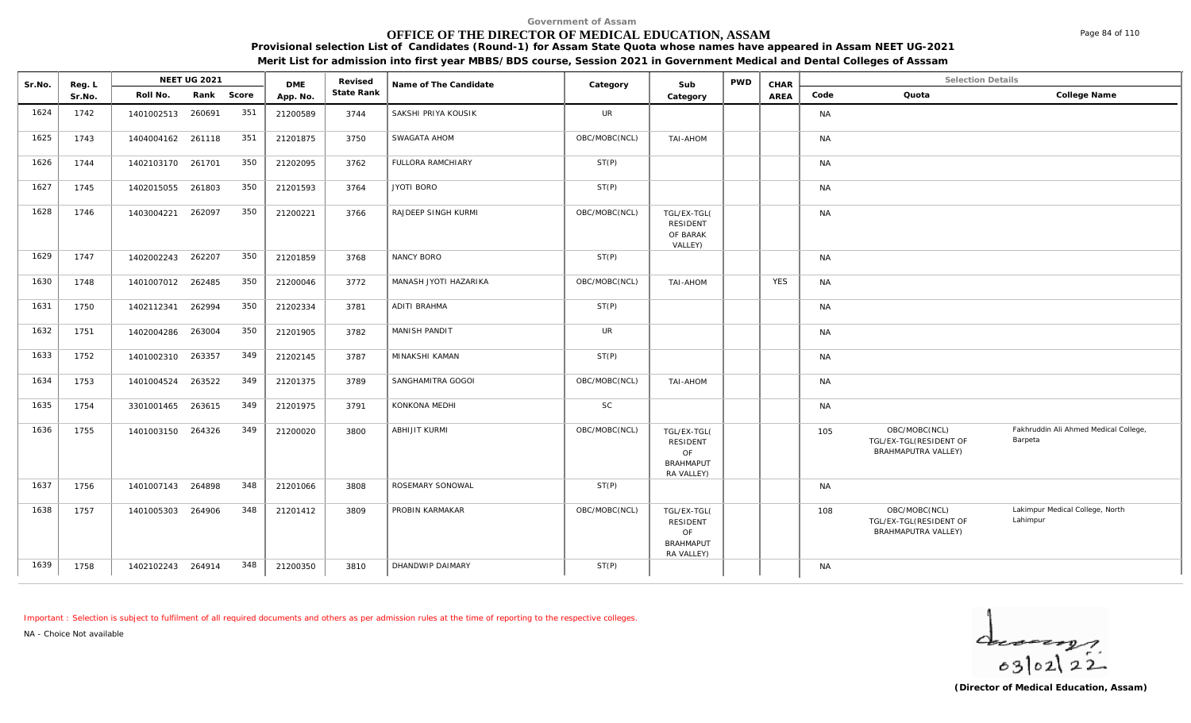Government of Assam

# OFFICE OF THE DIRECTOR OF MEDICAL EDUCATION, ASSAM

**Provisional selection List of Candidates (Round-1) for Assam State Quota whose names have appeared in Assam NEET UG-2021**

**Merit List for admission into first year MBBS/BDS course, Session 2021 in Government Medical and Dental Colleges of Asssam**

| Sr.No. | Reg. L Sr.No. | NEET UG 2021 Roll No. | Rank | Score | DME App. No. | Revised State Rank | Name of The Candidate | Category | Sub Category | PWD | CHAR AREA | Code | Quota | College Name |
|---|---|---|---|---|---|---|---|---|---|---|---|---|---|---|
| 1624 | 1742 | 1401002513 | 260691 | 351 | 21200589 | 3744 | SAKSHI PRIYA KOUSIK | UR | | | | NA | | |
| 1625 | 1743 | 1404004162 | 261118 | 351 | 21201875 | 3750 | SWAGATA AHOM | OBC/MOBC(NCL) | TAI-AHOM | | | NA | | |
| 1626 | 1744 | 1402103170 | 261701 | 350 | 21202095 | 3762 | FULLORA RAMCHIARY | ST(P) | | | | NA | | |
| 1627 | 1745 | 1402015055 | 261803 | 350 | 21201593 | 3764 | JYOTI BORO | ST(P) | | | | NA | | |
| 1628 | 1746 | 1403004221 | 262097 | 350 | 21200221 | 3766 | RAJDEEP SINGH KURMI | OBC/MOBC(NCL) | TGL/EX-TGL( RESIDENT OF BARAK VALLEY) | | | NA | | |
| 1629 | 1747 | 1402002243 | 262207 | 350 | 21201859 | 3768 | NANCY BORO | ST(P) | | | | NA | | |
| 1630 | 1748 | 1401007012 | 262485 | 350 | 21200046 | 3772 | MANASH JYOTI HAZARIKA | OBC/MOBC(NCL) | TAI-AHOM | | YES | NA | | |
| 1631 | 1750 | 1402112341 | 262994 | 350 | 21202334 | 3781 | ADITI BRAHMA | ST(P) | | | | NA | | |
| 1632 | 1751 | 1402004286 | 263004 | 350 | 21201905 | 3782 | MANISH PANDIT | UR | | | | NA | | |
| 1633 | 1752 | 1401002310 | 263357 | 349 | 21202145 | 3787 | MINAKSHI KAMAN | ST(P) | | | | NA | | |
| 1634 | 1753 | 1401004524 | 263522 | 349 | 21201375 | 3789 | SANGHAMITRA GOGOI | OBC/MOBC(NCL) | TAI-AHOM | | | NA | | |
| 1635 | 1754 | 3301001465 | 263615 | 349 | 21201975 | 3791 | KONKONA MEDHI | SC | | | | NA | | |
| 1636 | 1755 | 1401003150 | 264326 | 349 | 21200020 | 3800 | ABHIJIT KURMI | OBC/MOBC(NCL) | TGL/EX-TGL( RESIDENT OF BRAHMAPUT RA VALLEY) | | | 105 | OBC/MOBC(NCL) TGL/EX-TGL(RESIDENT OF BRAHMAPUTRA VALLEY) | Fakhruddin Ali Ahmed Medical College, Barpeta |
| 1637 | 1756 | 1401007143 | 264898 | 348 | 21201066 | 3808 | ROSEMARY SONOWAL | ST(P) | | | | NA | | |
| 1638 | 1757 | 1401005303 | 264906 | 348 | 21201412 | 3809 | PROBIN KARMAKAR | OBC/MOBC(NCL) | TGL/EX-TGL( RESIDENT OF BRAHMAPUT RA VALLEY) | | | 108 | OBC/MOBC(NCL) TGL/EX-TGL(RESIDENT OF BRAHMAPUTRA VALLEY) | Lakimpur Medical College, North Lahimpur |
| 1639 | 1758 | 1402102243 | 264914 | 348 | 21200350 | 3810 | DHANDWIP DAIMARY | ST(P) | | | | NA | | |

Important : Selection is subject to fulfilment of all required documents and others as per admission rules at the time of reporting to the respective colleges.

NA - Choice Not available

03/02/22

**(Director of Medical Education, Assam)**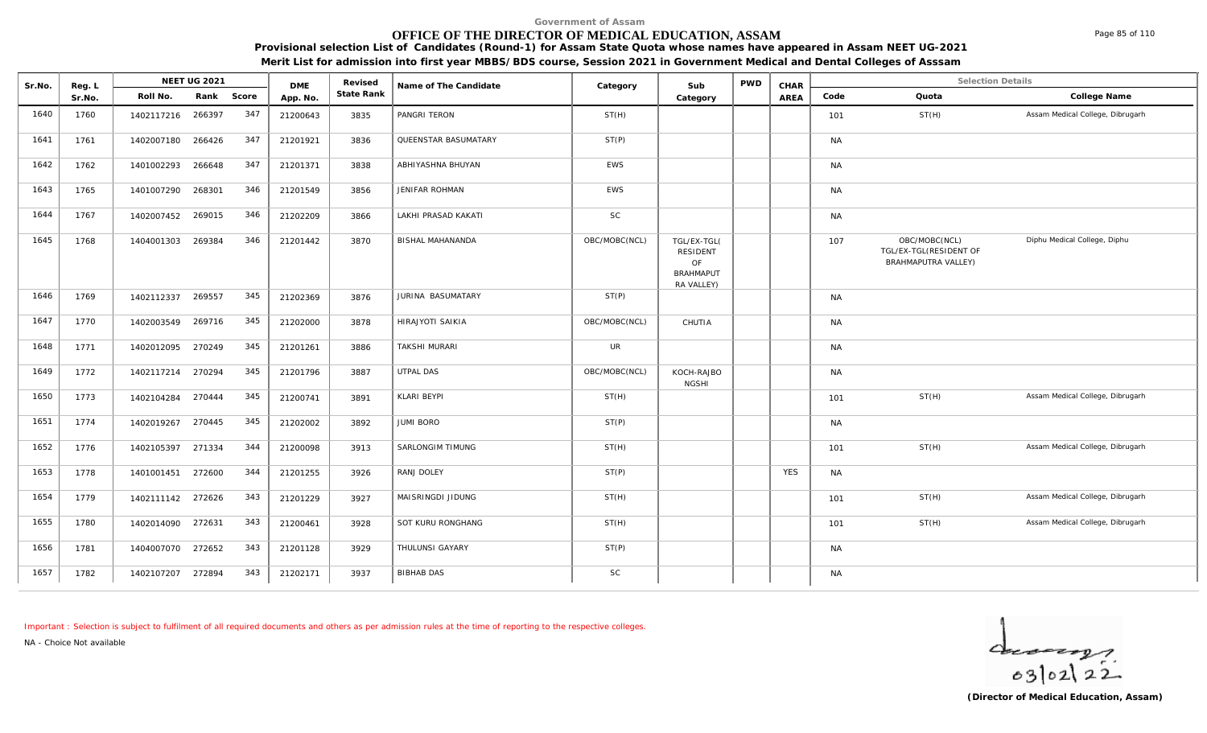Government of Assam

# OFFICE OF THE DIRECTOR OF MEDICAL EDUCATION, ASSAM

**Provisional selection List of Candidates (Round-1) for Assam State Quota whose names have appeared in Assam NEET UG-2021**

**Merit List for admission into first year MBBS/BDS course, Session 2021 in Government Medical and Dental Colleges of Asssam**

| Sr.No. | Reg. L Sr.No. | NEET UG 2021 Roll No. | Rank | Score | DME App. No. | Revised State Rank | Name of The Candidate | Category | Sub Category | PWD | CHAR AREA | Code | Quota | College Name |
|---|---|---|---|---|---|---|---|---|---|---|---|---|---|---|
| 1640 | 1760 | 1402117216 | 266397 | 347 | 21200643 | 3835 | PANGRI TERON | ST(H) | | | | 101 | ST(H) | Assam Medical College, Dibrugarh |
| 1641 | 1761 | 1402007180 | 266426 | 347 | 21201921 | 3836 | QUEENSTAR BASUMATARY | ST(P) | | | | NA | | |
| 1642 | 1762 | 1401002293 | 266648 | 347 | 21201371 | 3838 | ABHIYASHNA BHUYAN | EWS | | | | NA | | |
| 1643 | 1765 | 1401007290 | 268301 | 346 | 21201549 | 3856 | JENIFAR ROHMAN | EWS | | | | NA | | |
| 1644 | 1767 | 1402007452 | 269015 | 346 | 21202209 | 3866 | LAKHI PRASAD KAKATI | SC | | | | NA | | |
| 1645 | 1768 | 1404001303 | 269384 | 346 | 21201442 | 3870 | BISHAL MAHANANDA | OBC/MOBC(NCL) | TGL/EX-TGL( RESIDENT OF BRAHMAPUT RA VALLEY) | | | 107 | OBC/MOBC(NCL) TGL/EX-TGL(RESIDENT OF BRAHMAPUTRA VALLEY) | Diphu Medical College, Diphu |
| 1646 | 1769 | 1402112337 | 269557 | 345 | 21202369 | 3876 | JURINA BASUMATARY | ST(P) | | | | NA | | |
| 1647 | 1770 | 1402003549 | 269716 | 345 | 21202000 | 3878 | HIRAJYOTI SAIKIA | OBC/MOBC(NCL) | CHUTIA | | | NA | | |
| 1648 | 1771 | 1402012095 | 270249 | 345 | 21201261 | 3886 | TAKSHI MURARI | UR | | | | NA | | |
| 1649 | 1772 | 1402117214 | 270294 | 345 | 21201796 | 3887 | UTPAL DAS | OBC/MOBC(NCL) | KOCH-RAJBO NGSHI | | | NA | | |
| 1650 | 1773 | 1402104284 | 270444 | 345 | 21200741 | 3891 | KLARI BEYPI | ST(H) | | | | 101 | ST(H) | Assam Medical College, Dibrugarh |
| 1651 | 1774 | 1402019267 | 270445 | 345 | 21202002 | 3892 | JUMI BORO | ST(P) | | | | NA | | |
| 1652 | 1776 | 1402105397 | 271334 | 344 | 21200098 | 3913 | SARLONGIM TIMUNG | ST(H) | | | | 101 | ST(H) | Assam Medical College, Dibrugarh |
| 1653 | 1778 | 1401001451 | 272600 | 344 | 21201255 | 3926 | RANJ DOLEY | ST(P) | | | YES | NA | | |
| 1654 | 1779 | 1402111142 | 272626 | 343 | 21201229 | 3927 | MAISRINGDI JIDUNG | ST(H) | | | | 101 | ST(H) | Assam Medical College, Dibrugarh |
| 1655 | 1780 | 1402014090 | 272631 | 343 | 21200461 | 3928 | SOT KURU RONGHANG | ST(H) | | | | 101 | ST(H) | Assam Medical College, Dibrugarh |
| 1656 | 1781 | 1404007070 | 272652 | 343 | 21201128 | 3929 | THULUNSI GAYARY | ST(P) | | | | NA | | |
| 1657 | 1782 | 1402107207 | 272894 | 343 | 21202171 | 3937 | BIBHAB DAS | SC | | | | NA | | |

Important : Selection is subject to fulfilment of all required documents and others as per admission rules at the time of reporting to the respective colleges.

NA - Choice Not available

03/02/22

**(Director of Medical Education, Assam)**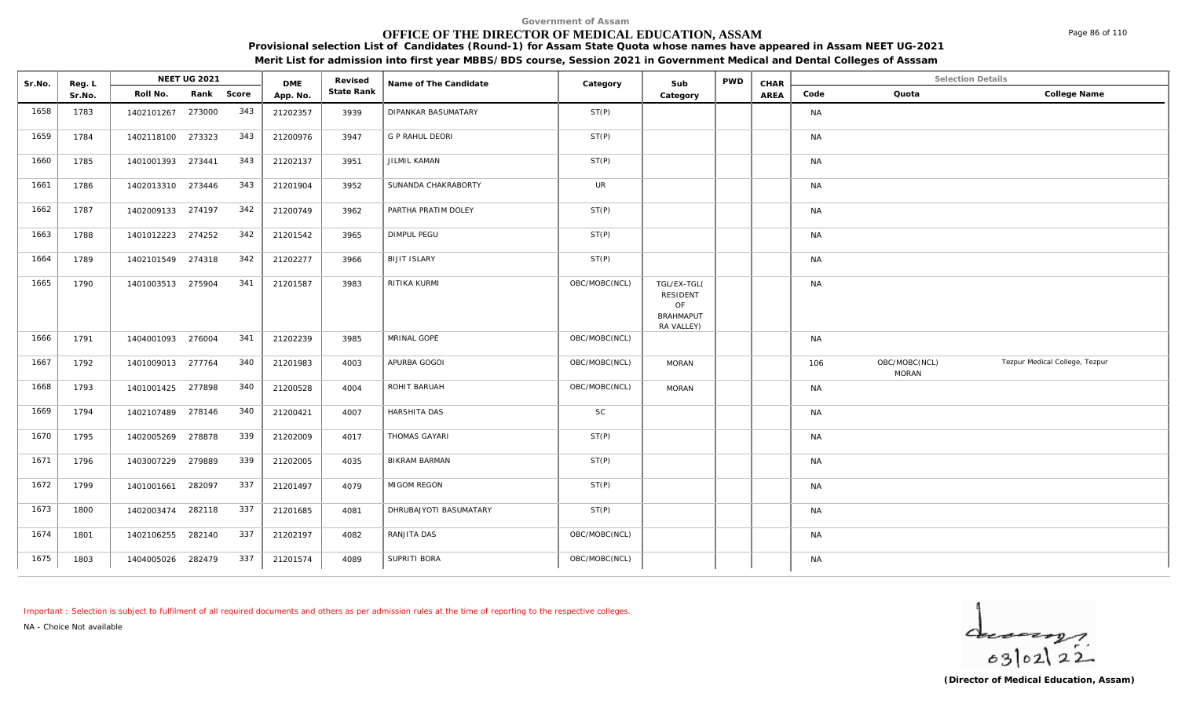Government of Assam

# OFFICE OF THE DIRECTOR OF MEDICAL EDUCATION, ASSAM

**Provisional selection List of Candidates (Round-1) for Assam State Quota whose names have appeared in Assam NEET UG-2021**

**Merit List for admission into first year MBBS/BDS course, Session 2021 in Government Medical and Dental Colleges of Asssam**

| Sr.No. | Reg. L Sr.No. | NEET UG 2021 Roll No. | Rank | Score | DME App. No. | Revised State Rank | Name of The Candidate | Category | Sub Category | PWD | CHAR AREA | Selection Details Code | Quota | College Name |
|---|---|---|---|---|---|---|---|---|---|---|---|---|---|---|
| 1658 | 1783 | 1402101267 | 273000 | 343 | 21202357 | 3939 | DIPANKAR BASUMATARY | ST(P) | | | | NA | | |
| 1659 | 1784 | 1402118100 | 273323 | 343 | 21200976 | 3947 | G P RAHUL DEORI | ST(P) | | | | NA | | |
| 1660 | 1785 | 1401001393 | 273441 | 343 | 21202137 | 3951 | JILMIL KAMAN | ST(P) | | | | NA | | |
| 1661 | 1786 | 1402013310 | 273446 | 343 | 21201904 | 3952 | SUNANDA CHAKRABORTY | UR | | | | NA | | |
| 1662 | 1787 | 1402009133 | 274197 | 342 | 21200749 | 3962 | PARTHA PRATIM DOLEY | ST(P) | | | | NA | | |
| 1663 | 1788 | 1401012223 | 274252 | 342 | 21201542 | 3965 | DIMPUL PEGU | ST(P) | | | | NA | | |
| 1664 | 1789 | 1402101549 | 274318 | 342 | 21202277 | 3966 | BIJIT ISLARY | ST(P) | | | | NA | | |
| 1665 | 1790 | 1401003513 | 275904 | 341 | 21201587 | 3983 | RITIKA KURMI | OBC/MOBC(NCL) | TGL/EX-TGL( RESIDENT OF BRAHMAPUT RA VALLEY) | | | NA | | |
| 1666 | 1791 | 1404001093 | 276004 | 341 | 21202239 | 3985 | MRINAL GOPE | OBC/MOBC(NCL) | | | | NA | | |
| 1667 | 1792 | 1401009013 | 277764 | 340 | 21201983 | 4003 | APURBA GOGOI | OBC/MOBC(NCL) | MORAN | | | 106 | OBC/MOBC(NCL) MORAN | Tezpur Medical College, Tezpur |
| 1668 | 1793 | 1401001425 | 277898 | 340 | 21200528 | 4004 | ROHIT BARUAH | OBC/MOBC(NCL) | MORAN | | | NA | | |
| 1669 | 1794 | 1402107489 | 278146 | 340 | 21200421 | 4007 | HARSHITA DAS | SC | | | | NA | | |
| 1670 | 1795 | 1402005269 | 278878 | 339 | 21202009 | 4017 | THOMAS GAYARI | ST(P) | | | | NA | | |
| 1671 | 1796 | 1403007229 | 279889 | 339 | 21202005 | 4035 | BIKRAM BARMAN | ST(P) | | | | NA | | |
| 1672 | 1799 | 1401001661 | 282097 | 337 | 21201497 | 4079 | MIGOM REGON | ST(P) | | | | NA | | |
| 1673 | 1800 | 1402003474 | 282118 | 337 | 21201685 | 4081 | DHRUBAJYOTI BASUMATARY | ST(P) | | | | NA | | |
| 1674 | 1801 | 1402106255 | 282140 | 337 | 21202197 | 4082 | RANJITA DAS | OBC/MOBC(NCL) | | | | NA | | |
| 1675 | 1803 | 1404005026 | 282479 | 337 | 21201574 | 4089 | SUPRITI BORA | OBC/MOBC(NCL) | | | | NA | | |

Important : Selection is subject to fulfilment of all required documents and others as per admission rules at the time of reporting to the respective colleges.

NA - Choice Not available

03/02/22

**(Director of Medical Education, Assam)**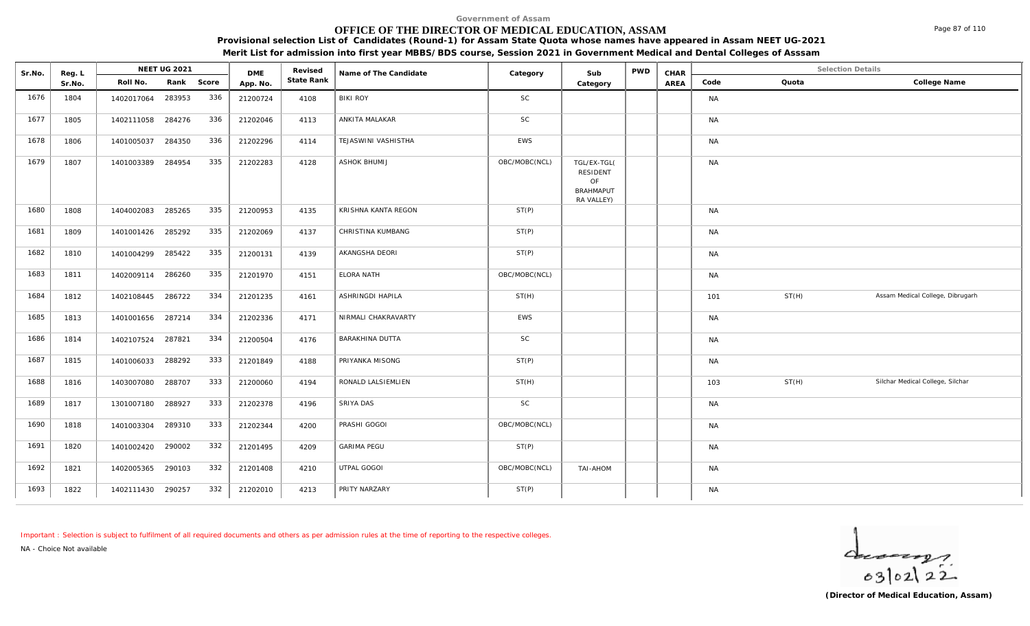Government of Assam

# OFFICE OF THE DIRECTOR OF MEDICAL EDUCATION, ASSAM

**Provisional selection List of Candidates (Round-1) for Assam State Quota whose names have appeared in Assam NEET UG-2021**

**Merit List for admission into first year MBBS/BDS course, Session 2021 in Government Medical and Dental Colleges of Asssam**

| Sr.No. | Reg. L Sr.No. | NEET UG 2021 Roll No. | Rank | Score | DME App. No. | Revised State Rank | Name of The Candidate | Category | Sub Category | PWD | CHAR AREA | Code | Quota | College Name |
|---|---|---|---|---|---|---|---|---|---|---|---|---|---|---|
| 1676 | 1804 | 1402017064 | 283953 | 336 | 21200724 | 4108 | BIKI ROY | SC | | | | NA | | |
| 1677 | 1805 | 1402111058 | 284276 | 336 | 21202046 | 4113 | ANKITA MALAKAR | SC | | | | NA | | |
| 1678 | 1806 | 1401005037 | 284350 | 336 | 21202296 | 4114 | TEJASWINI VASHISTHA | EWS | | | | NA | | |
| 1679 | 1807 | 1401003389 | 284954 | 335 | 21202283 | 4128 | ASHOK BHUMIJ | OBC/MOBC(NCL) | TGL/EX-TGL( RESIDENT OF BRAHMAPUT RA VALLEY) | | | NA | | |
| 1680 | 1808 | 1404002083 | 285265 | 335 | 21200953 | 4135 | KRISHNA KANTA REGON | ST(P) | | | | NA | | |
| 1681 | 1809 | 1401001426 | 285292 | 335 | 21202069 | 4137 | CHRISTINA KUMBANG | ST(P) | | | | NA | | |
| 1682 | 1810 | 1401004299 | 285422 | 335 | 21200131 | 4139 | AKANGSHA DEORI | ST(P) | | | | NA | | |
| 1683 | 1811 | 1402009114 | 286260 | 335 | 21201970 | 4151 | ELORA NATH | OBC/MOBC(NCL) | | | | NA | | |
| 1684 | 1812 | 1402108445 | 286722 | 334 | 21201235 | 4161 | ASHRINGDI HAPILA | ST(H) | | | | 101 | ST(H) | Assam Medical College, Dibrugarh |
| 1685 | 1813 | 1401001656 | 287214 | 334 | 21202336 | 4171 | NIRMALI CHAKRAVARTY | EWS | | | | NA | | |
| 1686 | 1814 | 1402107524 | 287821 | 334 | 21200504 | 4176 | BARAKHINA DUTTA | SC | | | | NA | | |
| 1687 | 1815 | 1401006033 | 288292 | 333 | 21201849 | 4188 | PRIYANKA MISONG | ST(P) | | | | NA | | |
| 1688 | 1816 | 1403007080 | 288707 | 333 | 21200060 | 4194 | RONALD LALSIEMLIEN | ST(H) | | | | 103 | ST(H) | Silchar Medical College, Silchar |
| 1689 | 1817 | 1301007180 | 288927 | 333 | 21202378 | 4196 | SRIYA DAS | SC | | | | NA | | |
| 1690 | 1818 | 1401003304 | 289310 | 333 | 21202344 | 4200 | PRASHI GOGOI | OBC/MOBC(NCL) | | | | NA | | |
| 1691 | 1820 | 1401002420 | 290002 | 332 | 21201495 | 4209 | GARIMA PEGU | ST(P) | | | | NA | | |
| 1692 | 1821 | 1402005365 | 290103 | 332 | 21201408 | 4210 | UTPAL GOGOI | OBC/MOBC(NCL) | TAI-AHOM | | | NA | | |
| 1693 | 1822 | 1402111430 | 290257 | 332 | 21202010 | 4213 | PRITY NARZARY | ST(P) | | | | NA | | |

Important : Selection is subject to fulfilment of all required documents and others as per admission rules at the time of reporting to the respective colleges.

NA - Choice Not available

03/02/22

**(Director of Medical Education, Assam)**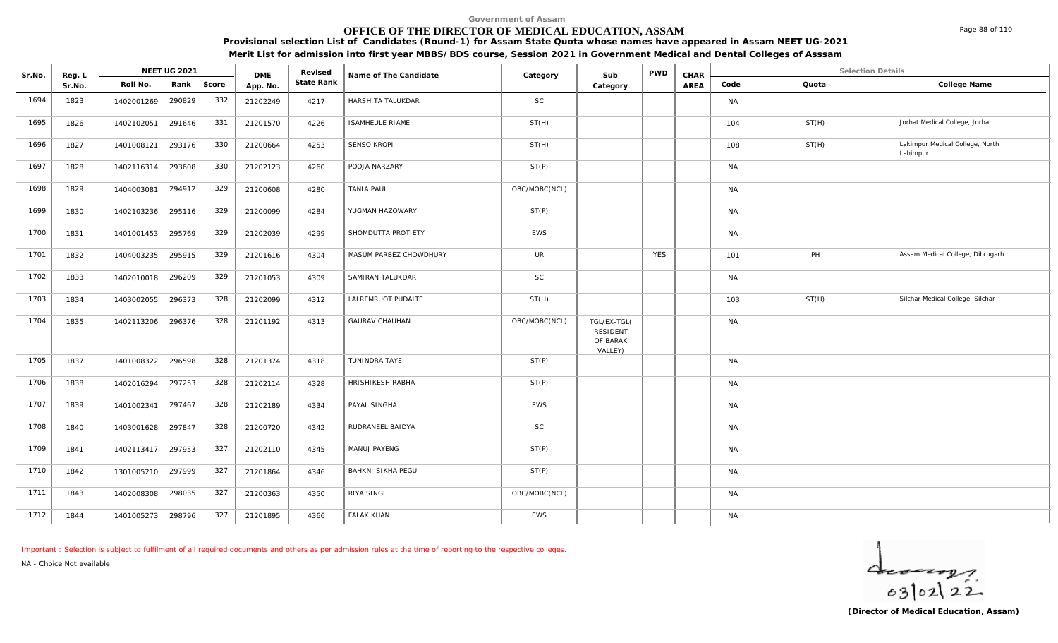Government of Assam

# OFFICE OF THE DIRECTOR OF MEDICAL EDUCATION, ASSAM

**Provisional selection List of Candidates (Round-1) for Assam State Quota whose names have appeared in Assam NEET UG-2021**

**Merit List for admission into first year MBBS/BDS course, Session 2021 in Government Medical and Dental Colleges of Asssam**

| Sr.No. | Reg. L Sr.No. | NEET UG 2021 Roll No. | Rank | Score | DME App. No. | Revised State Rank | Name of The Candidate | Category | Sub Category | PWD | CHAR AREA | Code | Quota | College Name |
|---|---|---|---|---|---|---|---|---|---|---|---|---|---|---|
| 1694 | 1823 | 1402001269 | 290829 | 332 | 21202249 | 4217 | HARSHITA TALUKDAR | SC | | | | NA | | |
| 1695 | 1826 | 1402102051 | 291646 | 331 | 21201570 | 4226 | ISAMHEULE RIAME | ST(H) | | | | 104 | ST(H) | Jorhat Medical College, Jorhat |
| 1696 | 1827 | 1401008121 | 293176 | 330 | 21200664 | 4253 | SENSO KROPI | ST(H) | | | | 108 | ST(H) | Lakimpur Medical College, North Lahimpur |
| 1697 | 1828 | 1402116314 | 293608 | 330 | 21202123 | 4260 | POOJA NARZARY | ST(P) | | | | NA | | |
| 1698 | 1829 | 1404003081 | 294912 | 329 | 21200608 | 4280 | TANIA PAUL | OBC/MOBC(NCL) | | | | NA | | |
| 1699 | 1830 | 1402103236 | 295116 | 329 | 21200099 | 4284 | YUGMAN HAZOWARY | ST(P) | | | | NA | | |
| 1700 | 1831 | 1401001453 | 295769 | 329 | 21202039 | 4299 | SHOMDUTTA PROTIETY | EWS | | | | NA | | |
| 1701 | 1832 | 1404003235 | 295915 | 329 | 21201616 | 4304 | MASUM PARBEZ CHOWDHURY | UR | | YES | | 101 | PH | Assam Medical College, Dibrugarh |
| 1702 | 1833 | 1402010018 | 296209 | 329 | 21201053 | 4309 | SAMIRAN TALUKDAR | SC | | | | NA | | |
| 1703 | 1834 | 1403002055 | 296373 | 328 | 21202099 | 4312 | LALREMRUOT PUDAITE | ST(H) | | | | 103 | ST(H) | Silchar Medical College, Silchar |
| 1704 | 1835 | 1402113206 | 296376 | 328 | 21201192 | 4313 | GAURAV CHAUHAN | OBC/MOBC(NCL) | TGL/EX-TGL( RESIDENT OF BARAK VALLEY) | | | NA | | |
| 1705 | 1837 | 1401008322 | 296598 | 328 | 21201374 | 4318 | TUNINDRA TAYE | ST(P) | | | | NA | | |
| 1706 | 1838 | 1402016294 | 297253 | 328 | 21202114 | 4328 | HRISHIKESH RABHA | ST(P) | | | | NA | | |
| 1707 | 1839 | 1401002341 | 297467 | 328 | 21202189 | 4334 | PAYAL SINGHA | EWS | | | | NA | | |
| 1708 | 1840 | 1403001628 | 297847 | 328 | 21200720 | 4342 | RUDRANEEL BAIDYA | SC | | | | NA | | |
| 1709 | 1841 | 1402113417 | 297953 | 327 | 21202110 | 4345 | MANUJ PAYENG | ST(P) | | | | NA | | |
| 1710 | 1842 | 1301005210 | 297999 | 327 | 21201864 | 4346 | BAHKNI SIKHA PEGU | ST(P) | | | | NA | | |
| 1711 | 1843 | 1402008308 | 298035 | 327 | 21200363 | 4350 | RIYA SINGH | OBC/MOBC(NCL) | | | | NA | | |
| 1712 | 1844 | 1401005273 | 298796 | 327 | 21201895 | 4366 | FALAK KHAN | EWS | | | | NA | | |

Important : Selection is subject to fulfilment of all required documents and others as per admission rules at the time of reporting to the respective colleges.

NA - Choice Not available

03/02/22

**(Director of Medical Education, Assam)**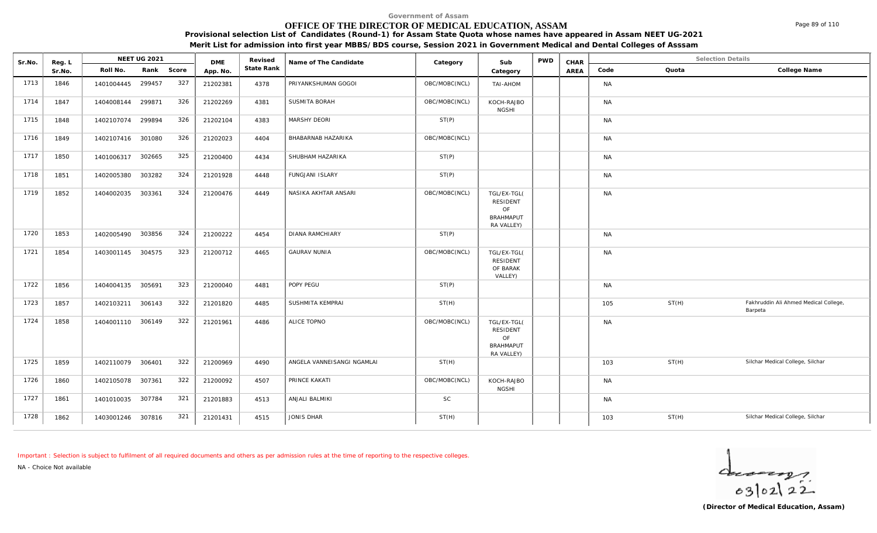Government of Assam

# OFFICE OF THE DIRECTOR OF MEDICAL EDUCATION, ASSAM

**Provisional selection List of Candidates (Round-1) for Assam State Quota whose names have appeared in Assam NEET UG-2021**

**Merit List for admission into first year MBBS/BDS course, Session 2021 in Government Medical and Dental Colleges of Asssam**

| Sr.No. | Reg. L Sr.No. | NEET UG 2021 Roll No. | Rank | Score | DME App. No. | Revised State Rank | Name of The Candidate | Category | Sub Category | PWD | CHAR AREA | Code | Quota | College Name |
|---|---|---|---|---|---|---|---|---|---|---|---|---|---|---|
| 1713 | 1846 | 1401004445 | 299457 | 327 | 21202381 | 4378 | PRIYANKSHUMAN GOGOI | OBC/MOBC(NCL) | TAI-AHOM | | | NA | | |
| 1714 | 1847 | 1404008144 | 299871 | 326 | 21202269 | 4381 | SUSMITA BORAH | OBC/MOBC(NCL) | KOCH-RAJBONGSHI | | | NA | | |
| 1715 | 1848 | 1402107074 | 299894 | 326 | 21202104 | 4383 | MARSHY DEORI | ST(P) | | | | NA | | |
| 1716 | 1849 | 1402107416 | 301080 | 326 | 21202023 | 4404 | BHABARNAB HAZARIKA | OBC/MOBC(NCL) | | | | NA | | |
| 1717 | 1850 | 1401006317 | 302665 | 325 | 21200400 | 4434 | SHUBHAM HAZARIKA | ST(P) | | | | NA | | |
| 1718 | 1851 | 1402005380 | 303282 | 324 | 21201928 | 4448 | FUNGJANI ISLARY | ST(P) | | | | NA | | |
| 1719 | 1852 | 1404002035 | 303361 | 324 | 21200476 | 4449 | NASIKA AKHTAR ANSARI | OBC/MOBC(NCL) | TGL/EX-TGL( RESIDENT OF BRAHMAPUTRA VALLEY) | | | NA | | |
| 1720 | 1853 | 1402005490 | 303856 | 324 | 21200222 | 4454 | DIANA RAMCHIARY | ST(P) | | | | NA | | |
| 1721 | 1854 | 1403001145 | 304575 | 323 | 21200712 | 4465 | GAURAV NUNIA | OBC/MOBC(NCL) | TGL/EX-TGL( RESIDENT OF BARAK VALLEY) | | | NA | | |
| 1722 | 1856 | 1404004135 | 305691 | 323 | 21200040 | 4481 | POPY PEGU | ST(P) | | | | NA | | |
| 1723 | 1857 | 1402103211 | 306143 | 322 | 21201820 | 4485 | SUSHMITA KEMPRAI | ST(H) | | | | 105 | ST(H) | Fakhruddin Ali Ahmed Medical College, Barpeta |
| 1724 | 1858 | 1404001110 | 306149 | 322 | 21201961 | 4486 | ALICE TOPNO | OBC/MOBC(NCL) | TGL/EX-TGL( RESIDENT OF BRAHMAPUTRA VALLEY) | | | NA | | |
| 1725 | 1859 | 1402110079 | 306401 | 322 | 21200969 | 4490 | ANGELA VANNEISANGI NGAMLAI | ST(H) | | | | 103 | ST(H) | Silchar Medical College, Silchar |
| 1726 | 1860 | 1402105078 | 307361 | 322 | 21200092 | 4507 | PRINCE KAKATI | OBC/MOBC(NCL) | KOCH-RAJBONGSHI | | | NA | | |
| 1727 | 1861 | 1401010035 | 307784 | 321 | 21201883 | 4513 | ANJALI BALMIKI | SC | | | | NA | | |
| 1728 | 1862 | 1403001246 | 307816 | 321 | 21201431 | 4515 | JONIS DHAR | ST(H) | | | | 103 | ST(H) | Silchar Medical College, Silchar |

Important : Selection is subject to fulfilment of all required documents and others as per admission rules at the time of reporting to the respective colleges.

NA - Choice Not available

03/02/22

**(Director of Medical Education, Assam)**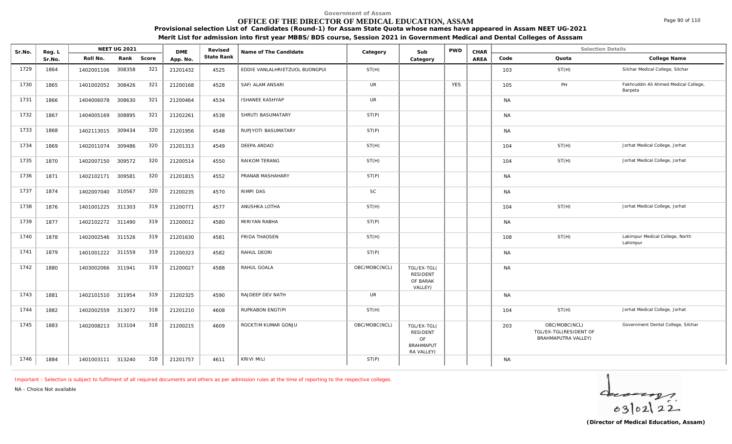Government of Assam

# OFFICE OF THE DIRECTOR OF MEDICAL EDUCATION, ASSAM

**Provisional selection List of Candidates (Round-1) for Assam State Quota whose names have appeared in Assam NEET UG-2021**

**Merit List for admission into first year MBBS/BDS course, Session 2021 in Government Medical and Dental Colleges of Asssam**

| Sr.No. | Reg. L Sr.No. | NEET UG 2021 Roll No. | Rank | Score | DME App. No. | Revised State Rank | Name of The Candidate | Category | Sub Category | PWD | CHAR AREA | Code | Quota | College Name |
|---|---|---|---|---|---|---|---|---|---|---|---|---|---|---|
| 1729 | 1864 | 1402001106 | 308358 | 321 | 21201432 | 4525 | EDDIE VANLALHRIETZUOL BUONGPUI | ST(H) | | | | 103 | ST(H) | Silchar Medical College, Silchar |
| 1730 | 1865 | 1401002052 | 308426 | 321 | 21200168 | 4528 | SAFI ALAM ANSARI | UR | | YES | | 105 | PH | Fakhruddin Ali Ahmed Medical College, Barpeta |
| 1731 | 1866 | 1404006078 | 308630 | 321 | 21200464 | 4534 | ISHANEE KASHYAP | UR | | | | NA | | |
| 1732 | 1867 | 1404005169 | 308895 | 321 | 21202261 | 4538 | SHRUTI BASUMATARY | ST(P) | | | | NA | | |
| 1733 | 1868 | 1402113015 | 309434 | 320 | 21201956 | 4548 | RUPJYOTI BASUMATARY | ST(P) | | | | NA | | |
| 1734 | 1869 | 1402011074 | 309486 | 320 | 21201313 | 4549 | DEEPA ARDAO | ST(H) | | | | 104 | ST(H) | Jorhat Medical College, Jorhat |
| 1735 | 1870 | 1402007150 | 309572 | 320 | 21200514 | 4550 | RAIKOM TERANG | ST(H) | | | | 104 | ST(H) | Jorhat Medical College, Jorhat |
| 1736 | 1871 | 1402102171 | 309581 | 320 | 21201815 | 4552 | PRANAB MASHAHARY | ST(P) | | | | NA | | |
| 1737 | 1874 | 1402007040 | 310567 | 320 | 21200235 | 4570 | RIMPI DAS | SC | | | | NA | | |
| 1738 | 1876 | 1401001225 | 311303 | 319 | 21200771 | 4577 | ANUSHKA LOTHA | ST(H) | | | | 104 | ST(H) | Jorhat Medical College, Jorhat |
| 1739 | 1877 | 1402102272 | 311490 | 319 | 21200012 | 4580 | MIRIYAN RABHA | ST(P) | | | | NA | | |
| 1740 | 1878 | 1402002546 | 311526 | 319 | 21201630 | 4581 | FRIDA THAOSEN | ST(H) | | | | 108 | ST(H) | Lakimpur Medical College, North Lahimpur |
| 1741 | 1879 | 1401001222 | 311559 | 319 | 21200323 | 4582 | RAHUL DEORI | ST(P) | | | | NA | | |
| 1742 | 1880 | 1403002066 | 311941 | 319 | 21200027 | 4588 | RAHUL GOALA | OBC/MOBC(NCL) | TGL/EX-TGL( RESIDENT OF BARAK VALLEY) | | | NA | | |
| 1743 | 1881 | 1402101510 | 311954 | 319 | 21202325 | 4590 | RAJDEEP DEV NATH | UR | | | | NA | | |
| 1744 | 1882 | 1402002559 | 313072 | 318 | 21201210 | 4608 | RUPKABON ENGTIPI | ST(H) | | | | 104 | ST(H) | Jorhat Medical College, Jorhat |
| 1745 | 1883 | 1402008213 | 313104 | 318 | 21200215 | 4609 | ROCKTIM KUMAR GONJU | OBC/MOBC(NCL) | TGL/EX-TGL( RESIDENT OF BRAHMAPUT RA VALLEY) | | | 203 | OBC/MOBC(NCL) TGL/EX-TGL(RESIDENT OF BRAHMAPUTRA VALLEY) | Government Dental College, Silchar |
| 1746 | 1884 | 1401003111 | 313240 | 318 | 21201757 | 4611 | KRIVI MILI | ST(P) | | | | NA | | |

Important : Selection is subject to fulfilment of all required documents and others as per admission rules at the time of reporting to the respective colleges.

NA - Choice Not available

03/02/22

**(Director of Medical Education, Assam)**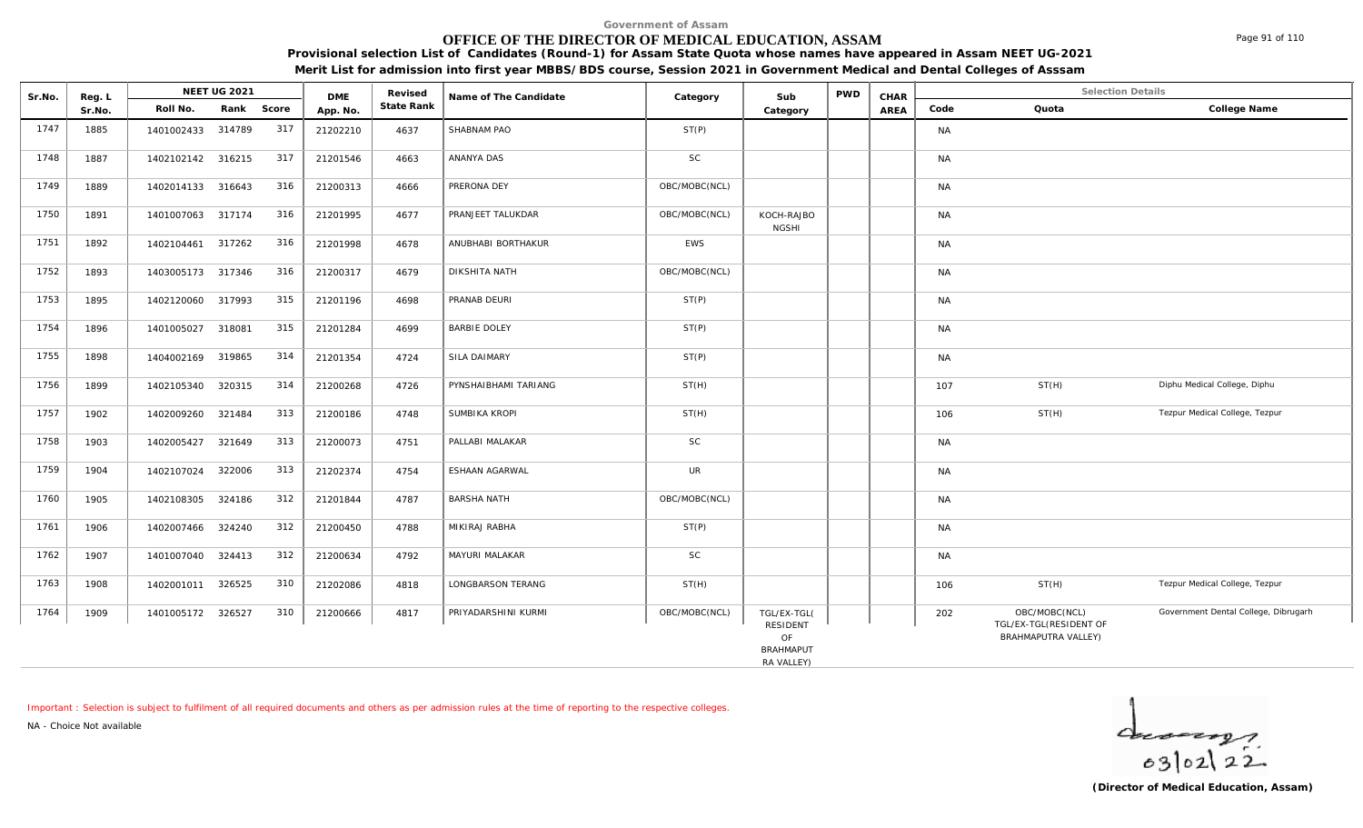Government of Assam

# OFFICE OF THE DIRECTOR OF MEDICAL EDUCATION, ASSAM

**Provisional selection List of Candidates (Round-1) for Assam State Quota whose names have appeared in Assam NEET UG-2021**

**Merit List for admission into first year MBBS/BDS course, Session 2021 in Government Medical and Dental Colleges of Asssam**

| Sr.No. | Reg. L Sr.No. | NEET UG 2021 Roll No. | Rank | Score | DME App. No. | Revised State Rank | Name of The Candidate | Category | Sub Category | PWD | CHAR AREA | Code | Quota | College Name |
|---|---|---|---|---|---|---|---|---|---|---|---|---|---|---|
| 1747 | 1885 | 1401002433 | 314789 | 317 | 21202210 | 4637 | SHABNAM PAO | ST(P) | | | | NA | | |
| 1748 | 1887 | 1402102142 | 316215 | 317 | 21201546 | 4663 | ANANYA DAS | SC | | | | NA | | |
| 1749 | 1889 | 1402014133 | 316643 | 316 | 21200313 | 4666 | PRERONA DEY | OBC/MOBC(NCL) | | | | NA | | |
| 1750 | 1891 | 1401007063 | 317174 | 316 | 21201995 | 4677 | PRANJEET TALUKDAR | OBC/MOBC(NCL) | KOCH-RAJBONGSHI | | | NA | | |
| 1751 | 1892 | 1402104461 | 317262 | 316 | 21201998 | 4678 | ANUBHABI BORTHAKUR | EWS | | | | NA | | |
| 1752 | 1893 | 1403005173 | 317346 | 316 | 21200317 | 4679 | DIKSHITA NATH | OBC/MOBC(NCL) | | | | NA | | |
| 1753 | 1895 | 1402120060 | 317993 | 315 | 21201196 | 4698 | PRANAB DEURI | ST(P) | | | | NA | | |
| 1754 | 1896 | 1401005027 | 318081 | 315 | 21201284 | 4699 | BARBIE DOLEY | ST(P) | | | | NA | | |
| 1755 | 1898 | 1404002169 | 319865 | 314 | 21201354 | 4724 | SILA DAIMARY | ST(P) | | | | NA | | |
| 1756 | 1899 | 1402105340 | 320315 | 314 | 21200268 | 4726 | PYNSHAIBHAMI TARIANG | ST(H) | | | | 107 | ST(H) | Diphu Medical College, Diphu |
| 1757 | 1902 | 1402009260 | 321484 | 313 | 21200186 | 4748 | SUMBIKA KROPI | ST(H) | | | | 106 | ST(H) | Tezpur Medical College, Tezpur |
| 1758 | 1903 | 1402005427 | 321649 | 313 | 21200073 | 4751 | PALLABI MALAKAR | SC | | | | NA | | |
| 1759 | 1904 | 1402107024 | 322006 | 313 | 21202374 | 4754 | ESHAAN AGARWAL | UR | | | | NA | | |
| 1760 | 1905 | 1402108305 | 324186 | 312 | 21201844 | 4787 | BARSHA NATH | OBC/MOBC(NCL) | | | | NA | | |
| 1761 | 1906 | 1402007466 | 324240 | 312 | 21200450 | 4788 | MIKIRAJ RABHA | ST(P) | | | | NA | | |
| 1762 | 1907 | 1401007040 | 324413 | 312 | 21200634 | 4792 | MAYURI MALAKAR | SC | | | | NA | | |
| 1763 | 1908 | 1402001011 | 326525 | 310 | 21202086 | 4818 | LONGBARSON TERANG | ST(H) | | | | 106 | ST(H) | Tezpur Medical College, Tezpur |
| 1764 | 1909 | 1401005172 | 326527 | 310 | 21200666 | 4817 | PRIYADARSHINI KURMI | OBC/MOBC(NCL) | TGL/EX-TGL(RESIDENT OF BRAHMAPUTRA VALLEY) | | | 202 | OBC/MOBC(NCL) TGL/EX-TGL(RESIDENT OF BRAHMAPUTRA VALLEY) | Government Dental College, Dibrugarh |

Important : Selection is subject to fulfilment of all required documents and others as per admission rules at the time of reporting to the respective colleges.

NA - Choice Not available

03/02/22

**(Director of Medical Education, Assam)**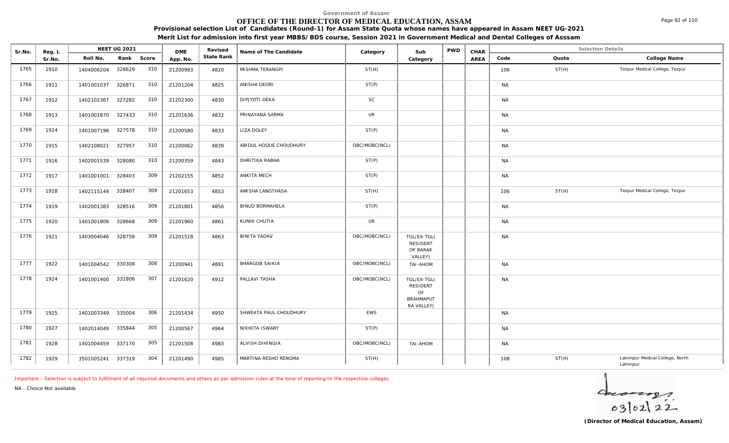Government of Assam

# OFFICE OF THE DIRECTOR OF MEDICAL EDUCATION, ASSAM

**Provisional selection List of Candidates (Round-1) for Assam State Quota whose names have appeared in Assam NEET UG-2021**

**Merit List for admission into first year MBBS/BDS course, Session 2021 in Government Medical and Dental Colleges of Asssam**

| Sr.No. | Reg. L Sr.No. | NEET UG 2021 Roll No. | Rank | Score | DME App. No. | Revised State Rank | Name of The Candidate | Category | Sub Category | PWD | CHAR AREA | Code | Quota | College Name |
|---|---|---|---|---|---|---|---|---|---|---|---|---|---|---|
| 1765 | 1910 | 1404006204 | 326629 | 310 | 21200993 | 4820 | MISHMA TERANGPI | ST(H) | | | | 106 | ST(H) | Tezpur Medical College, Tezpur |
| 1766 | 1911 | 1401001037 | 326871 | 310 | 21201204 | 4825 | ANISHA DEORI | ST(P) | | | | NA | | |
| 1767 | 1912 | 1402102367 | 327282 | 310 | 21202300 | 4830 | DIPJYOTI DEKA | SC | | | | NA | | |
| 1768 | 1913 | 1401001870 | 327433 | 310 | 21201636 | 4832 | PRINAYANA SARMA | UR | | | | NA | | |
| 1769 | 1914 | 1401007196 | 327578 | 310 | 21200580 | 4833 | LIZA DOLEY | ST(P) | | | | NA | | |
| 1770 | 1915 | 1402108021 | 327957 | 310 | 21200062 | 4839 | ABIDUL HOQUE CHOUDHURY | OBC/MOBC(NCL) | | | | NA | | |
| 1771 | 1916 | 1402001539 | 328080 | 310 | 21200359 | 4843 | DHRITIKA RABHA | ST(P) | | | | NA | | |
| 1772 | 1917 | 1401001001 | 328403 | 309 | 21202155 | 4852 | ANKITA MECH | ST(P) | | | | NA | | |
| 1773 | 1918 | 1402115144 | 328407 | 309 | 21201653 | 4853 | AMISHA LANGTHASA | ST(H) | | | | 106 | ST(H) | Tezpur Medical College, Tezpur |
| 1774 | 1919 | 1402001383 | 328516 | 309 | 21201801 | 4856 | BINUD BORMAHELA | ST(P) | | | | NA | | |
| 1775 | 1920 | 1401001806 | 328668 | 309 | 21201960 | 4861 | KUNHI CHUTIA | UR | | | | NA | | |
| 1776 | 1921 | 1403004046 | 328758 | 309 | 21201518 | 4863 | BINITA YADAV | OBC/MOBC(NCL) | TGL/EX-TGL( RESIDENT OF BARAK VALLEY) | | | NA | | |
| 1777 | 1922 | 1401004542 | 330308 | 308 | 21200941 | 4891 | BHARGOB SAIKIA | OBC/MOBC(NCL) | TAI-AHOM | | | NA | | |
| 1778 | 1924 | 1401001400 | 331806 | 307 | 21201620 | 4912 | PALLAVI TASHA | OBC/MOBC(NCL) | TGL/EX-TGL( RESIDENT OF BRAHMAPUT RA VALLEY) | | | NA | | |
| 1779 | 1925 | 1401003349 | 335004 | 306 | 21201434 | 4950 | SHWEATA PAUL CHOUDHURY | EWS | | | | NA | | |
| 1780 | 1927 | 1402014049 | 335844 | 305 | 21200567 | 4964 | NIKHITA ISWARY | ST(P) | | | | NA | | |
| 1781 | 1928 | 1401004459 | 337170 | 305 | 21201508 | 4983 | ALVISH DIHINGIA | OBC/MOBC(NCL) | TAI-AHOM | | | NA | | |
| 1782 | 1929 | 3501005241 | 337319 | 304 | 21201490 | 4985 | MARTINA RESHO RENGMA | ST(H) | | | | 108 | ST(H) | Lakimpur Medical College, North Lahimpur |

Important : Selection is subject to fulfilment of all required documents and others as per admission rules at the time of reporting to the respective colleges.

NA - Choice Not available

03/02/22

**(Director of Medical Education, Assam)**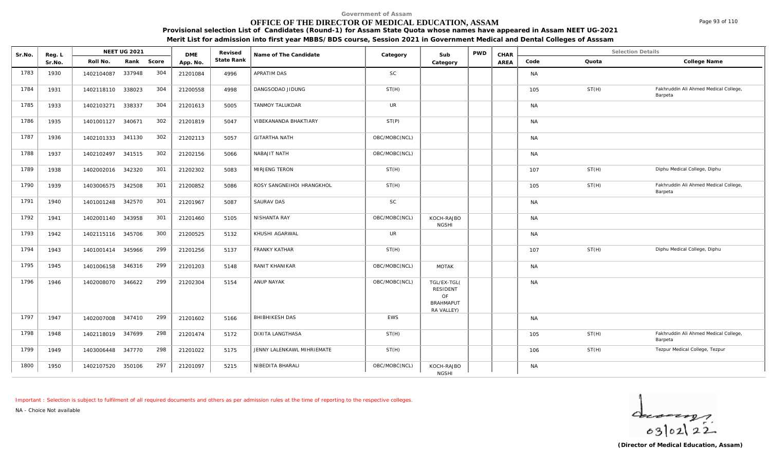Government of Assam

# OFFICE OF THE DIRECTOR OF MEDICAL EDUCATION, ASSAM

**Provisional selection List of Candidates (Round-1) for Assam State Quota whose names have appeared in Assam NEET UG-2021**

**Merit List for admission into first year MBBS/BDS course, Session 2021 in Government Medical and Dental Colleges of Asssam**

| Sr.No. | Reg. L Sr.No. | NEET UG 2021 Roll No. | Rank | Score | DME App. No. | Revised State Rank | Name of The Candidate | Category | Sub Category | PWD | CHAR AREA | Selection Details Code | Quota | College Name |
|---|---|---|---|---|---|---|---|---|---|---|---|---|---|---|
| 1783 | 1930 | 1402104087 | 337948 | 304 | 21201084 | 4996 | APRATIM DAS | SC | | | | NA | | |
| 1784 | 1931 | 1402118110 | 338023 | 304 | 21200558 | 4998 | DANGSODAO JIDUNG | ST(H) | | | | 105 | ST(H) | Fakhruddin Ali Ahmed Medical College, Barpeta |
| 1785 | 1933 | 1402103271 | 338337 | 304 | 21201613 | 5005 | TANMOY TALUKDAR | UR | | | | NA | | |
| 1786 | 1935 | 1401001127 | 340671 | 302 | 21201819 | 5047 | VIBEKANANDA BHAKTIARY | ST(P) | | | | NA | | |
| 1787 | 1936 | 1402101333 | 341130 | 302 | 21202113 | 5057 | GITARTHA NATH | OBC/MOBC(NCL) | | | | NA | | |
| 1788 | 1937 | 1402102497 | 341515 | 302 | 21202156 | 5066 | NABAJIT NATH | OBC/MOBC(NCL) | | | | NA | | |
| 1789 | 1938 | 1402002016 | 342320 | 301 | 21202302 | 5083 | MIRJENG TERON | ST(H) | | | | 107 | ST(H) | Diphu Medical College, Diphu |
| 1790 | 1939 | 1403006575 | 342508 | 301 | 21200852 | 5086 | ROSY SANGNEIHOI HRANGKHOL | ST(H) | | | | 105 | ST(H) | Fakhruddin Ali Ahmed Medical College, Barpeta |
| 1791 | 1940 | 1401001248 | 342570 | 301 | 21201967 | 5087 | SAURAV DAS | SC | | | | NA | | |
| 1792 | 1941 | 1402001140 | 343958 | 301 | 21201460 | 5105 | NISHANTA RAY | OBC/MOBC(NCL) | KOCH-RAJBONGSHI | | | NA | | |
| 1793 | 1942 | 1402115116 | 345706 | 300 | 21200525 | 5132 | KHUSHI AGARWAL | UR | | | | NA | | |
| 1794 | 1943 | 1401001414 | 345966 | 299 | 21201256 | 5137 | FRANKY KATHAR | ST(H) | | | | 107 | ST(H) | Diphu Medical College, Diphu |
| 1795 | 1945 | 1401006158 | 346316 | 299 | 21201203 | 5148 | RANIT KHANIKAR | OBC/MOBC(NCL) | MOTAK | | | NA | | |
| 1796 | 1946 | 1402008070 | 346622 | 299 | 21202304 | 5154 | ANUP NAYAK | OBC/MOBC(NCL) | TGL/EX-TGL( RESIDENT OF BRAHMAPUTRA VALLEY) | | | NA | | |
| 1797 | 1947 | 1402007008 | 347410 | 299 | 21201602 | 5166 | BHIBHIKESH DAS | EWS | | | | NA | | |
| 1798 | 1948 | 1402118019 | 347699 | 298 | 21201474 | 5172 | DIXITA LANGTHASA | ST(H) | | | | 105 | ST(H) | Fakhruddin Ali Ahmed Medical College, Barpeta |
| 1799 | 1949 | 1403006448 | 347770 | 298 | 21201022 | 5175 | JENNY LALENKAWL MIHRIEMATE | ST(H) | | | | 106 | ST(H) | Tezpur Medical College, Tezpur |
| 1800 | 1950 | 1402107520 | 350106 | 297 | 21201097 | 5215 | NIBEDITA BHARALI | OBC/MOBC(NCL) | KOCH-RAJBONGSHI | | | NA | | |

Important : Selection is subject to fulfilment of all required documents and others as per admission rules at the time of reporting to the respective colleges.

NA - Choice Not available

03/02/22

**(Director of Medical Education, Assam)**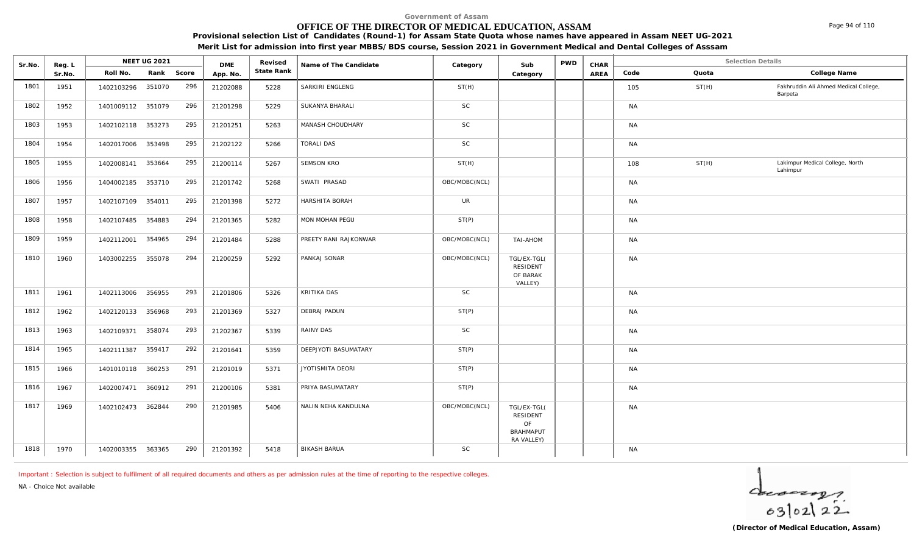Government of Assam

# OFFICE OF THE DIRECTOR OF MEDICAL EDUCATION, ASSAM

**Provisional selection List of Candidates (Round-1) for Assam State Quota whose names have appeared in Assam NEET UG-2021**

**Merit List for admission into first year MBBS/BDS course, Session 2021 in Government Medical and Dental Colleges of Asssam**

| Sr.No. | Reg. L Sr.No. | NEET UG 2021 Roll No. | Rank | Score | DME App. No. | Revised State Rank | Name of The Candidate | Category | Sub Category | PWD | CHAR AREA | Code | Quota | College Name |
|---|---|---|---|---|---|---|---|---|---|---|---|---|---|---|
| 1801 | 1951 | 1402103296 | 351070 | 296 | 21202088 | 5228 | SARKIRI ENGLENG | ST(H) | | | | 105 | ST(H) | Fakhruddin Ali Ahmed Medical College, Barpeta |
| 1802 | 1952 | 1401009112 | 351079 | 296 | 21201298 | 5229 | SUKANYA BHARALI | SC | | | | NA | | |
| 1803 | 1953 | 1402102118 | 353273 | 295 | 21201251 | 5263 | MANASH CHOUDHARY | SC | | | | NA | | |
| 1804 | 1954 | 1402017006 | 353498 | 295 | 21202122 | 5266 | TORALI DAS | SC | | | | NA | | |
| 1805 | 1955 | 1402008141 | 353664 | 295 | 21200114 | 5267 | SEMSON KRO | ST(H) | | | | 108 | ST(H) | Lakimpur Medical College, North Lahimpur |
| 1806 | 1956 | 1404002185 | 353710 | 295 | 21201742 | 5268 | SWATI PRASAD | OBC/MOBC(NCL) | | | | NA | | |
| 1807 | 1957 | 1402107109 | 354011 | 295 | 21201398 | 5272 | HARSHITA BORAH | UR | | | | NA | | |
| 1808 | 1958 | 1402107485 | 354883 | 294 | 21201365 | 5282 | MON MOHAN PEGU | ST(P) | | | | NA | | |
| 1809 | 1959 | 1402112001 | 354965 | 294 | 21201484 | 5288 | PREETY RANI RAJKONWAR | OBC/MOBC(NCL) | TAI-AHOM | | | NA | | |
| 1810 | 1960 | 1403002255 | 355078 | 294 | 21200259 | 5292 | PANKAJ SONAR | OBC/MOBC(NCL) | TGL/EX-TGL( RESIDENT OF BARAK VALLEY) | | | NA | | |
| 1811 | 1961 | 1402113006 | 356955 | 293 | 21201806 | 5326 | KRITIKA DAS | SC | | | | NA | | |
| 1812 | 1962 | 1402120133 | 356968 | 293 | 21201369 | 5327 | DEBRAJ PADUN | ST(P) | | | | NA | | |
| 1813 | 1963 | 1402109371 | 358074 | 293 | 21202367 | 5339 | RAINY DAS | SC | | | | NA | | |
| 1814 | 1965 | 1402111387 | 359417 | 292 | 21201641 | 5359 | DEEPJYOTI BASUMATARY | ST(P) | | | | NA | | |
| 1815 | 1966 | 1401010118 | 360253 | 291 | 21201019 | 5371 | JYOTISMITA DEORI | ST(P) | | | | NA | | |
| 1816 | 1967 | 1402007471 | 360912 | 291 | 21200106 | 5381 | PRIYA BASUMATARY | ST(P) | | | | NA | | |
| 1817 | 1969 | 1402102473 | 362844 | 290 | 21201985 | 5406 | NALIN NEHA KANDULNA | OBC/MOBC(NCL) | TGL/EX-TGL( RESIDENT OF BRAHMAPUT RA VALLEY) | | | NA | | |
| 1818 | 1970 | 1402003355 | 363365 | 290 | 21201392 | 5418 | BIKASH BARUA | SC | | | | NA | | |

Important : Selection is subject to fulfilment of all required documents and others as per admission rules at the time of reporting to the respective colleges.

NA - Choice Not available

03/02/22

**(Director of Medical Education, Assam)**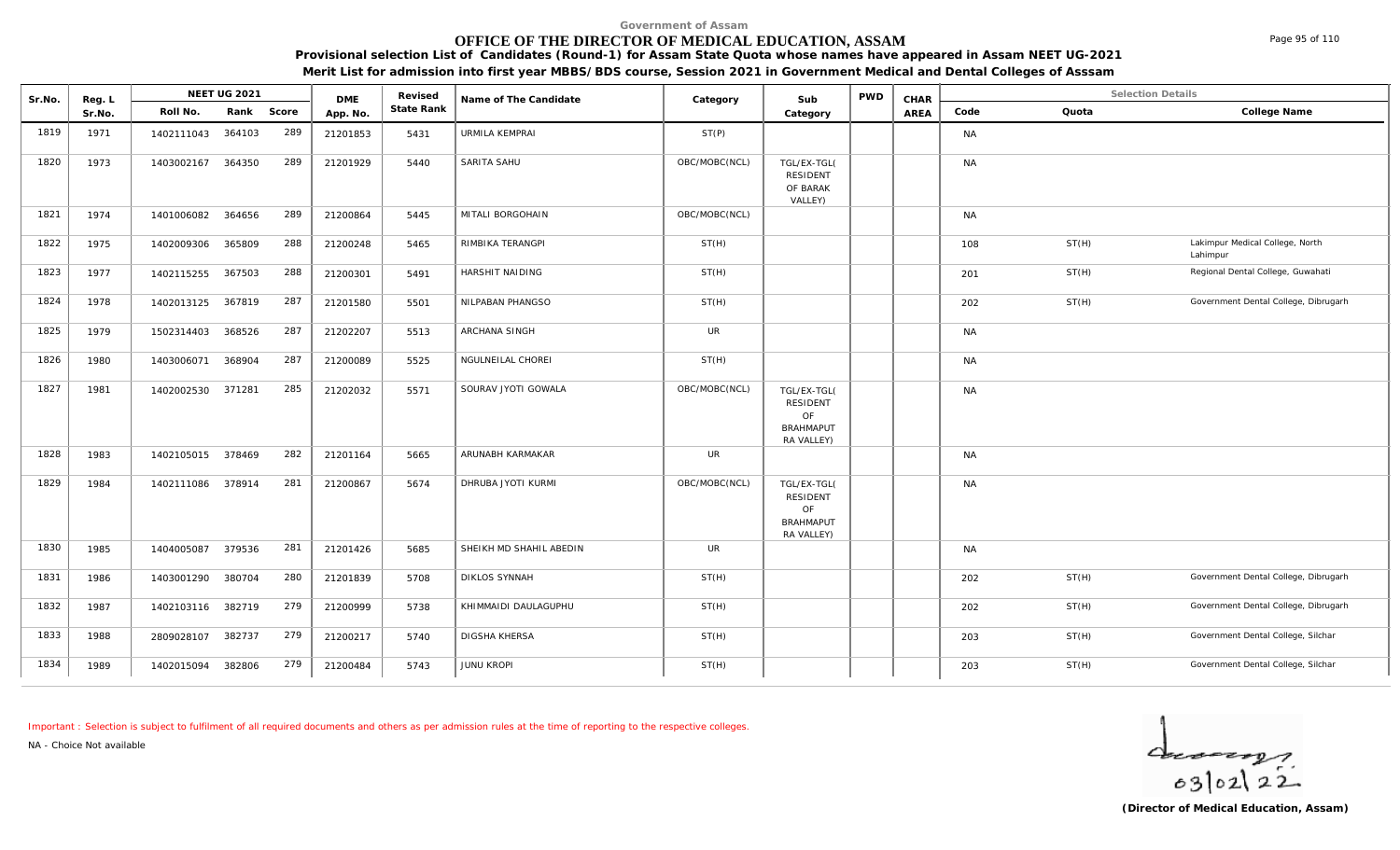Government of Assam

# OFFICE OF THE DIRECTOR OF MEDICAL EDUCATION, ASSAM

**Provisional selection List of Candidates (Round-1) for Assam State Quota whose names have appeared in Assam NEET UG-2021**

**Merit List for admission into first year MBBS/BDS course, Session 2021 in Government Medical and Dental Colleges of Asssam**

| Sr.No. | Reg. L Sr.No. | NEET UG 2021 Roll No. | Rank | Score | DME App. No. | Revised State Rank | Name of The Candidate | Category | Sub Category | PWD | CHAR AREA | Code | Quota | College Name |
|---|---|---|---|---|---|---|---|---|---|---|---|---|---|---|
| 1819 | 1971 | 1402111043 | 364103 | 289 | 21201853 | 5431 | URMILA KEMPRAI | ST(P) | | | | NA | | |
| 1820 | 1973 | 1403002167 | 364350 | 289 | 21201929 | 5440 | SARITA SAHU | OBC/MOBC(NCL) | TGL/EX-TGL( RESIDENT OF BARAK VALLEY) | | | NA | | |
| 1821 | 1974 | 1401006082 | 364656 | 289 | 21200864 | 5445 | MITALI BORGOHAIN | OBC/MOBC(NCL) | | | | NA | | |
| 1822 | 1975 | 1402009306 | 365809 | 288 | 21200248 | 5465 | RIMBIKA TERANGPI | ST(H) | | | | 108 | ST(H) | Lakimpur Medical College, North Lahimpur |
| 1823 | 1977 | 1402115255 | 367503 | 288 | 21200301 | 5491 | HARSHIT NAIDING | ST(H) | | | | 201 | ST(H) | Regional Dental College, Guwahati |
| 1824 | 1978 | 1402013125 | 367819 | 287 | 21201580 | 5501 | NILPABAN PHANGSO | ST(H) | | | | 202 | ST(H) | Government Dental College, Dibrugarh |
| 1825 | 1979 | 1502314403 | 368526 | 287 | 21202207 | 5513 | ARCHANA SINGH | UR | | | | NA | | |
| 1826 | 1980 | 1403006071 | 368904 | 287 | 21200089 | 5525 | NGULNEILAL CHOREI | ST(H) | | | | NA | | |
| 1827 | 1981 | 1402002530 | 371281 | 285 | 21202032 | 5571 | SOURAV JYOTI GOWALA | OBC/MOBC(NCL) | TGL/EX-TGL( RESIDENT OF BRAHMAPUT RA VALLEY) | | | NA | | |
| 1828 | 1983 | 1402105015 | 378469 | 282 | 21201164 | 5665 | ARUNABH KARMAKAR | UR | | | | NA | | |
| 1829 | 1984 | 1402111086 | 378914 | 281 | 21200867 | 5674 | DHRUBA JYOTI KURMI | OBC/MOBC(NCL) | TGL/EX-TGL( RESIDENT OF BRAHMAPUT RA VALLEY) | | | NA | | |
| 1830 | 1985 | 1404005087 | 379536 | 281 | 21201426 | 5685 | SHEIKH MD SHAHIL ABEDIN | UR | | | | NA | | |
| 1831 | 1986 | 1403001290 | 380704 | 280 | 21201839 | 5708 | DIKLOS SYNNAH | ST(H) | | | | 202 | ST(H) | Government Dental College, Dibrugarh |
| 1832 | 1987 | 1402103116 | 382719 | 279 | 21200999 | 5738 | KHIMMAIDI DAULAGUPHU | ST(H) | | | | 202 | ST(H) | Government Dental College, Dibrugarh |
| 1833 | 1988 | 2809028107 | 382737 | 279 | 21200217 | 5740 | DIGSHA KHERSA | ST(H) | | | | 203 | ST(H) | Government Dental College, Silchar |
| 1834 | 1989 | 1402015094 | 382806 | 279 | 21200484 | 5743 | JUNU KROPI | ST(H) | | | | 203 | ST(H) | Government Dental College, Silchar |

Important : Selection is subject to fulfilment of all required documents and others as per admission rules at the time of reporting to the respective colleges.

NA - Choice Not available

03/02/22

**(Director of Medical Education, Assam)**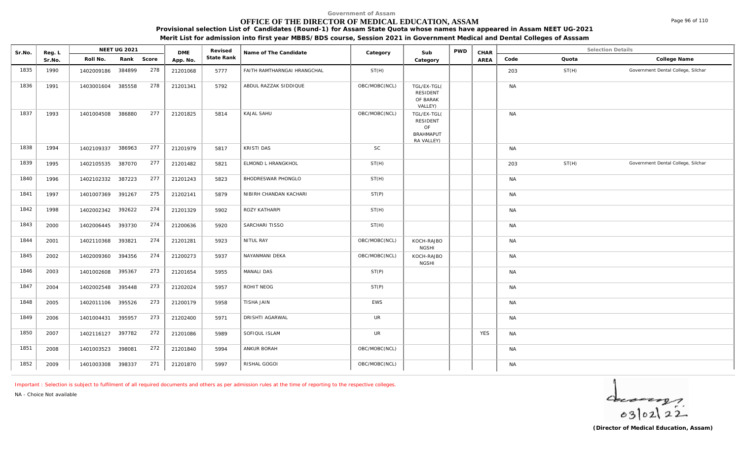Government of Assam

# OFFICE OF THE DIRECTOR OF MEDICAL EDUCATION, ASSAM

**Provisional selection List of Candidates (Round-1) for Assam State Quota whose names have appeared in Assam NEET UG-2021**

**Merit List for admission into first year MBBS/BDS course, Session 2021 in Government Medical and Dental Colleges of Asssam**

| Sr.No. | Reg. L Sr.No. | NEET UG 2021 Roll No. | Rank | Score | DME App. No. | Revised State Rank | Name of The Candidate | Category | Sub Category | PWD | CHAR AREA | Code | Quota | College Name |
|---|---|---|---|---|---|---|---|---|---|---|---|---|---|---|
| 1835 | 1990 | 1402009186 | 384899 | 278 | 21201068 | 5777 | FAITH RAMTHARNGAI HRANGCHAL | ST(H) | | | | 203 | ST(H) | Government Dental College, Silchar |
| 1836 | 1991 | 1403001604 | 385558 | 278 | 21201341 | 5792 | ABDUL RAZZAK SIDDIQUE | OBC/MOBC(NCL) | TGL/EX-TGL( RESIDENT OF BARAK VALLEY) | | | NA | | |
| 1837 | 1993 | 1401004508 | 386880 | 277 | 21201825 | 5814 | KAJAL SAHU | OBC/MOBC(NCL) | TGL/EX-TGL( RESIDENT OF BRAHMAPUT RA VALLEY) | | | NA | | |
| 1838 | 1994 | 1402109337 | 386963 | 277 | 21201979 | 5817 | KRISTI DAS | SC | | | | NA | | |
| 1839 | 1995 | 1402105535 | 387070 | 277 | 21201482 | 5821 | ELMOND L HRANGKHOL | ST(H) | | | | 203 | ST(H) | Government Dental College, Silchar |
| 1840 | 1996 | 1402102332 | 387223 | 277 | 21201243 | 5823 | BHODRESWAR PHONGLO | ST(H) | | | | NA | | |
| 1841 | 1997 | 1401007369 | 391267 | 275 | 21202141 | 5879 | NIBIRH CHANDAN KACHARI | ST(P) | | | | NA | | |
| 1842 | 1998 | 1402002342 | 392622 | 274 | 21201329 | 5902 | ROZY KATHARPI | ST(H) | | | | NA | | |
| 1843 | 2000 | 1402006445 | 393730 | 274 | 21200636 | 5920 | SARCHARI TISSO | ST(H) | | | | NA | | |
| 1844 | 2001 | 1402110368 | 393821 | 274 | 21201281 | 5923 | NITUL RAY | OBC/MOBC(NCL) | KOCH-RAJBO NGSHI | | | NA | | |
| 1845 | 2002 | 1402009360 | 394356 | 274 | 21200273 | 5937 | NAYANMANI DEKA | OBC/MOBC(NCL) | KOCH-RAJBO NGSHI | | | NA | | |
| 1846 | 2003 | 1401002608 | 395367 | 273 | 21201654 | 5955 | MANALI DAS | ST(P) | | | | NA | | |
| 1847 | 2004 | 1402002548 | 395448 | 273 | 21202024 | 5957 | ROHIT NEOG | ST(P) | | | | NA | | |
| 1848 | 2005 | 1402011106 | 395526 | 273 | 21200179 | 5958 | TISHA JAIN | EWS | | | | NA | | |
| 1849 | 2006 | 1401004431 | 395957 | 273 | 21202400 | 5971 | DRISHTI AGARWAL | UR | | | | NA | | |
| 1850 | 2007 | 1402116127 | 397782 | 272 | 21201086 | 5989 | SOFIQUL ISLAM | UR | | | YES | NA | | |
| 1851 | 2008 | 1401003523 | 398081 | 272 | 21201840 | 5994 | ANKUR BORAH | OBC/MOBC(NCL) | | | | NA | | |
| 1852 | 2009 | 1401003308 | 398337 | 271 | 21201870 | 5997 | RISHAL GOGOI | OBC/MOBC(NCL) | | | | NA | | |

Important : Selection is subject to fulfilment of all required documents and others as per admission rules at the time of reporting to the respective colleges.

NA - Choice Not available

03/02/22

**(Director of Medical Education, Assam)**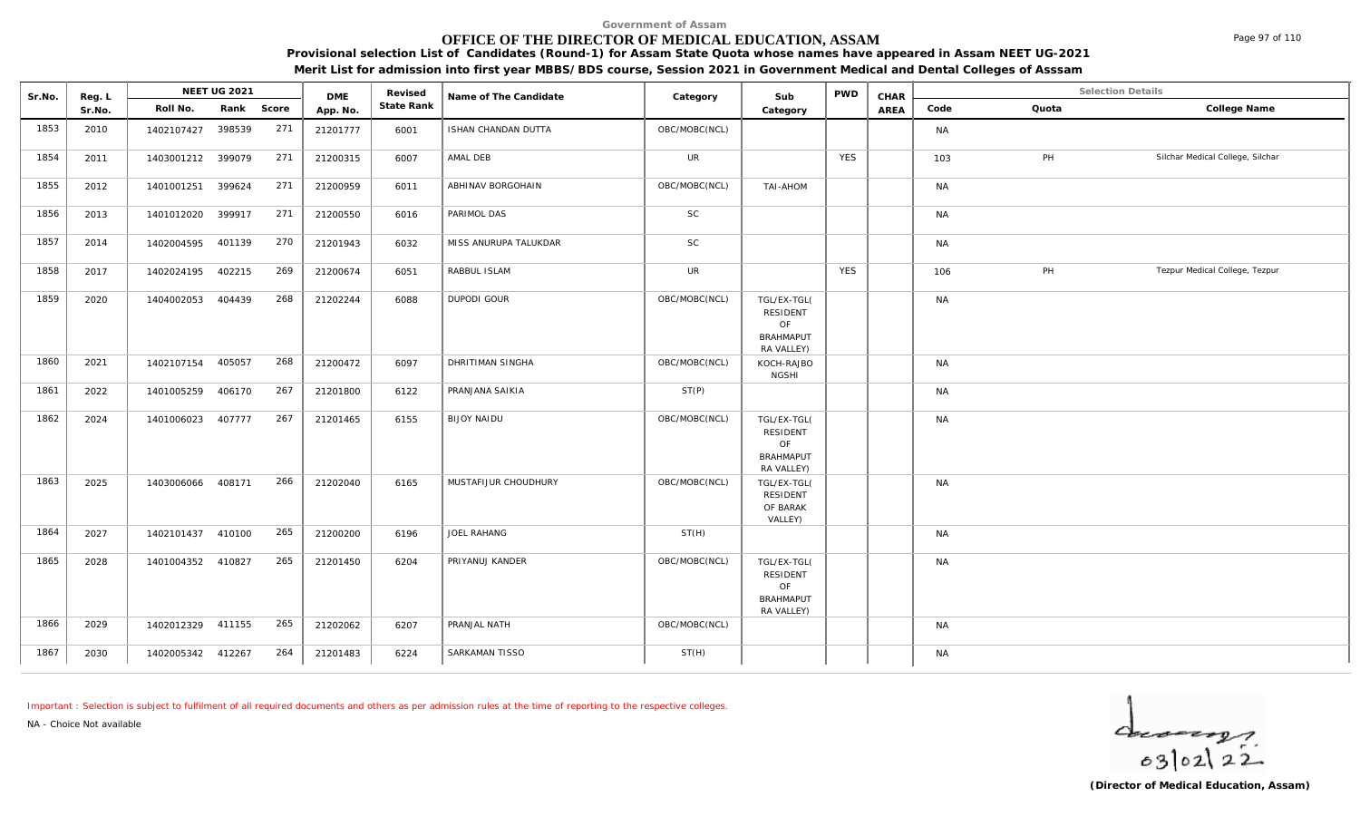Government of Assam

# OFFICE OF THE DIRECTOR OF MEDICAL EDUCATION, ASSAM

**Provisional selection List of Candidates (Round-1) for Assam State Quota whose names have appeared in Assam NEET UG-2021**

**Merit List for admission into first year MBBS/BDS course, Session 2021 in Government Medical and Dental Colleges of Asssam**

| Sr.No. | Reg. L Sr.No. | NEET UG 2021 Roll No. | Rank | Score | DME App. No. | Revised State Rank | Name of The Candidate | Category | Sub Category | PWD | CHAR AREA | Code | Quota | College Name |
|---|---|---|---|---|---|---|---|---|---|---|---|---|---|---|
| 1853 | 2010 | 1402107427 | 398539 | 271 | 21201777 | 6001 | ISHAN CHANDAN DUTTA | OBC/MOBC(NCL) | | | | NA | | |
| 1854 | 2011 | 1403001212 | 399079 | 271 | 21200315 | 6007 | AMAL DEB | UR | | YES | | 103 | PH | Silchar Medical College, Silchar |
| 1855 | 2012 | 1401001251 | 399624 | 271 | 21200959 | 6011 | ABHINAV BORGOHAIN | OBC/MOBC(NCL) | TAI-AHOM | | | NA | | |
| 1856 | 2013 | 1401012020 | 399917 | 271 | 21200550 | 6016 | PARIMOL DAS | SC | | | | NA | | |
| 1857 | 2014 | 1402004595 | 401139 | 270 | 21201943 | 6032 | MISS ANURUPA TALUKDAR | SC | | | | NA | | |
| 1858 | 2017 | 1402024195 | 402215 | 269 | 21200674 | 6051 | RABBUL ISLAM | UR | | YES | | 106 | PH | Tezpur Medical College, Tezpur |
| 1859 | 2020 | 1404002053 | 404439 | 268 | 21202244 | 6088 | DUPODI GOUR | OBC/MOBC(NCL) | TGL/EX-TGL( RESIDENT OF BRAHMAPUT RA VALLEY) | | | NA | | |
| 1860 | 2021 | 1402107154 | 405057 | 268 | 21200472 | 6097 | DHRITIMAN SINGHA | OBC/MOBC(NCL) | KOCH-RAJBO NGSHI | | | NA | | |
| 1861 | 2022 | 1401005259 | 406170 | 267 | 21201800 | 6122 | PRANJANA SAIKIA | ST(P) | | | | NA | | |
| 1862 | 2024 | 1401006023 | 407777 | 267 | 21201465 | 6155 | BIJOY NAIDU | OBC/MOBC(NCL) | TGL/EX-TGL( RESIDENT OF BRAHMAPUT RA VALLEY) | | | NA | | |
| 1863 | 2025 | 1403006066 | 408171 | 266 | 21202040 | 6165 | MUSTAFIJUR CHOUDHURY | OBC/MOBC(NCL) | TGL/EX-TGL( RESIDENT OF BARAK VALLEY) | | | NA | | |
| 1864 | 2027 | 1402101437 | 410100 | 265 | 21200200 | 6196 | JOEL RAHANG | ST(H) | | | | NA | | |
| 1865 | 2028 | 1401004352 | 410827 | 265 | 21201450 | 6204 | PRIYANUJ KANDER | OBC/MOBC(NCL) | TGL/EX-TGL( RESIDENT OF BRAHMAPUT RA VALLEY) | | | NA | | |
| 1866 | 2029 | 1402012329 | 411155 | 265 | 21202062 | 6207 | PRANJAL NATH | OBC/MOBC(NCL) | | | | NA | | |
| 1867 | 2030 | 1402005342 | 412267 | 264 | 21201483 | 6224 | SARKAMAN TISSO | ST(H) | | | | NA | | |

Important : Selection is subject to fulfilment of all required documents and others as per admission rules at the time of reporting to the respective colleges.

NA - Choice Not available

03/02/22

**(Director of Medical Education, Assam)**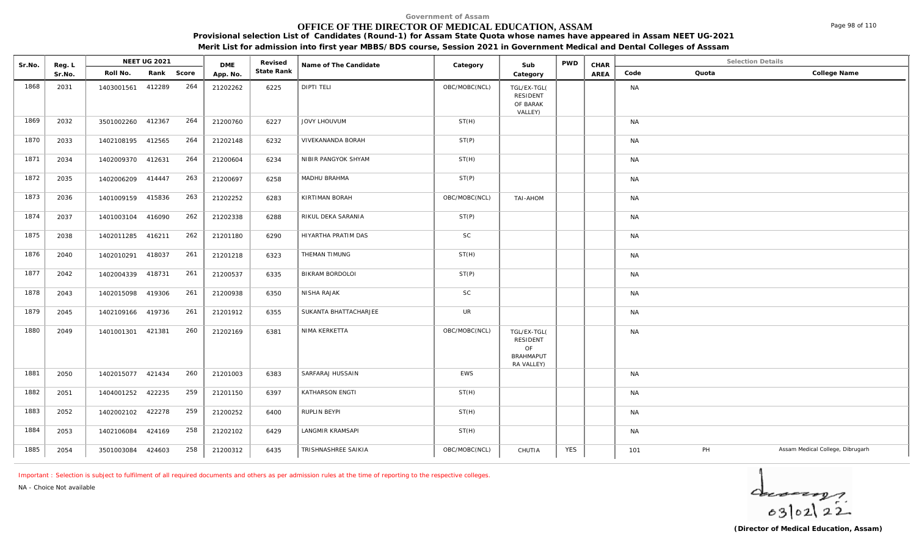Government of Assam

# OFFICE OF THE DIRECTOR OF MEDICAL EDUCATION, ASSAM

**Provisional selection List of Candidates (Round-1) for Assam State Quota whose names have appeared in Assam NEET UG-2021**

**Merit List for admission into first year MBBS/BDS course, Session 2021 in Government Medical and Dental Colleges of Asssam**

| Sr.No. | Reg. L Sr.No. | NEET UG 2021 Roll No. | Rank | Score | DME App. No. | Revised State Rank | Name of The Candidate | Category | Sub Category | PWD | CHAR AREA | Code | Quota | College Name |
|---|---|---|---|---|---|---|---|---|---|---|---|---|---|---|
| 1868 | 2031 | 1403001561 | 412289 | 264 | 21202262 | 6225 | DIPTI TELI | OBC/MOBC(NCL) | TGL/EX-TGL( RESIDENT OF BARAK VALLEY) | | | NA | | |
| 1869 | 2032 | 3501002260 | 412367 | 264 | 21200760 | 6227 | JOVY LHOUVUM | ST(H) | | | | NA | | |
| 1870 | 2033 | 1402108195 | 412565 | 264 | 21202148 | 6232 | VIVEKANANDA BORAH | ST(P) | | | | NA | | |
| 1871 | 2034 | 1402009370 | 412631 | 264 | 21200604 | 6234 | NIBIR PANGYOK SHYAM | ST(H) | | | | NA | | |
| 1872 | 2035 | 1402006209 | 414447 | 263 | 21200697 | 6258 | MADHU BRAHMA | ST(P) | | | | NA | | |
| 1873 | 2036 | 1401009159 | 415836 | 263 | 21202252 | 6283 | KIRTIMAN BORAH | OBC/MOBC(NCL) | TAI-AHOM | | | NA | | |
| 1874 | 2037 | 1401003104 | 416090 | 262 | 21202338 | 6288 | RIKUL DEKA SARANIA | ST(P) | | | | NA | | |
| 1875 | 2038 | 1402011285 | 416211 | 262 | 21201180 | 6290 | HIYARTHA PRATIM DAS | SC | | | | NA | | |
| 1876 | 2040 | 1402010291 | 418037 | 261 | 21201218 | 6323 | THEMAN TIMUNG | ST(H) | | | | NA | | |
| 1877 | 2042 | 1402004339 | 418731 | 261 | 21200537 | 6335 | BIKRAM BORDOLOI | ST(P) | | | | NA | | |
| 1878 | 2043 | 1402015098 | 419306 | 261 | 21200938 | 6350 | NISHA RAJAK | SC | | | | NA | | |
| 1879 | 2045 | 1402109166 | 419736 | 261 | 21201912 | 6355 | SUKANTA BHATTACHARJEE | UR | | | | NA | | |
| 1880 | 2049 | 1401001301 | 421381 | 260 | 21202169 | 6381 | NIMA KERKETTA | OBC/MOBC(NCL) | TGL/EX-TGL( RESIDENT OF BRAHMAPUTRA VALLEY) | | | NA | | |
| 1881 | 2050 | 1402015077 | 421434 | 260 | 21201003 | 6383 | SARFARAJ HUSSAIN | EWS | | | | NA | | |
| 1882 | 2051 | 1404001252 | 422235 | 259 | 21201150 | 6397 | KATHARSON ENGTI | ST(H) | | | | NA | | |
| 1883 | 2052 | 1402002102 | 422278 | 259 | 21200252 | 6400 | RUPLIN BEYPI | ST(H) | | | | NA | | |
| 1884 | 2053 | 1402106084 | 424169 | 258 | 21202102 | 6429 | LANGMIR KRAMSAPI | ST(H) | | | | NA | | |
| 1885 | 2054 | 3501003084 | 424603 | 258 | 21200312 | 6435 | TRISHNASHREE SAIKIA | OBC/MOBC(NCL) | CHUTIA | YES | | 101 | PH | Assam Medical College, Dibrugarh |

Important : Selection is subject to fulfilment of all required documents and others as per admission rules at the time of reporting to the respective colleges.

NA - Choice Not available

03/02/22

**(Director of Medical Education, Assam)**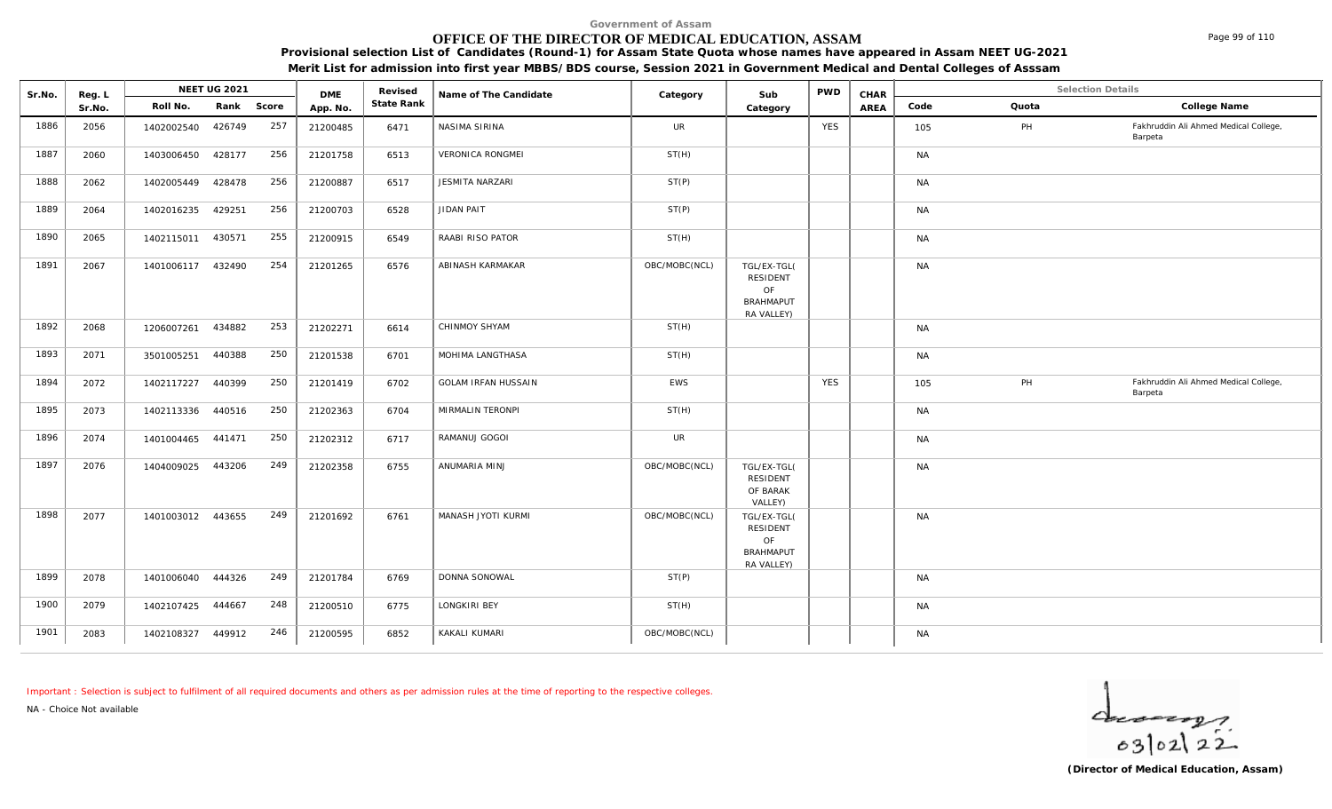Government of Assam

# OFFICE OF THE DIRECTOR OF MEDICAL EDUCATION, ASSAM

**Provisional selection List of Candidates (Round-1) for Assam State Quota whose names have appeared in Assam NEET UG-2021**

**Merit List for admission into first year MBBS/BDS course, Session 2021 in Government Medical and Dental Colleges of Asssam**

| Sr.No. | Reg. L Sr.No. | NEET UG 2021 Roll No. | Rank | Score | DME App. No. | Revised State Rank | Name of The Candidate | Category | Sub Category | PWD | CHAR AREA | Code | Quota | College Name |
|---|---|---|---|---|---|---|---|---|---|---|---|---|---|---|
| 1886 | 2056 | 1402002540 | 426749 | 257 | 21200485 | 6471 | NASIMA SIRINA | UR | | YES | | 105 | PH | Fakhruddin Ali Ahmed Medical College, Barpeta |
| 1887 | 2060 | 1403006450 | 428177 | 256 | 21201758 | 6513 | VERONICA RONGMEI | ST(H) | | | | NA | | |
| 1888 | 2062 | 1402005449 | 428478 | 256 | 21200887 | 6517 | JESMITA NARZARI | ST(P) | | | | NA | | |
| 1889 | 2064 | 1402016235 | 429251 | 256 | 21200703 | 6528 | JIDAN PAIT | ST(P) | | | | NA | | |
| 1890 | 2065 | 1402115011 | 430571 | 255 | 21200915 | 6549 | RAABI RISO PATOR | ST(H) | | | | NA | | |
| 1891 | 2067 | 1401006117 | 432490 | 254 | 21201265 | 6576 | ABINASH KARMAKAR | OBC/MOBC(NCL) | TGL/EX-TGL( RESIDENT OF BRAHMAPUT RA VALLEY) | | | NA | | |
| 1892 | 2068 | 1206007261 | 434882 | 253 | 21202271 | 6614 | CHINMOY SHYAM | ST(H) | | | | NA | | |
| 1893 | 2071 | 3501005251 | 440388 | 250 | 21201538 | 6701 | MOHIMA LANGTHASA | ST(H) | | | | NA | | |
| 1894 | 2072 | 1402117227 | 440399 | 250 | 21201419 | 6702 | GOLAM IRFAN HUSSAIN | EWS | | YES | | 105 | PH | Fakhruddin Ali Ahmed Medical College, Barpeta |
| 1895 | 2073 | 1402113336 | 440516 | 250 | 21202363 | 6704 | MIRMALIN TERONPI | ST(H) | | | | NA | | |
| 1896 | 2074 | 1401004465 | 441471 | 250 | 21202312 | 6717 | RAMANUJ GOGOI | UR | | | | NA | | |
| 1897 | 2076 | 1404009025 | 443206 | 249 | 21202358 | 6755 | ANUMARIA MINJ | OBC/MOBC(NCL) | TGL/EX-TGL( RESIDENT OF BARAK VALLEY) | | | NA | | |
| 1898 | 2077 | 1401003012 | 443655 | 249 | 21201692 | 6761 | MANASH JYOTI KURMI | OBC/MOBC(NCL) | TGL/EX-TGL( RESIDENT OF BRAHMAPUT RA VALLEY) | | | NA | | |
| 1899 | 2078 | 1401006040 | 444326 | 249 | 21201784 | 6769 | DONNA SONOWAL | ST(P) | | | | NA | | |
| 1900 | 2079 | 1402107425 | 444667 | 248 | 21200510 | 6775 | LONGKIRI BEY | ST(H) | | | | NA | | |
| 1901 | 2083 | 1402108327 | 449912 | 246 | 21200595 | 6852 | KAKALI KUMARI | OBC/MOBC(NCL) | | | | NA | | |

Important : Selection is subject to fulfilment of all required documents and others as per admission rules at the time of reporting to the respective colleges.

NA - Choice Not available

03/02/22

**(Director of Medical Education, Assam)**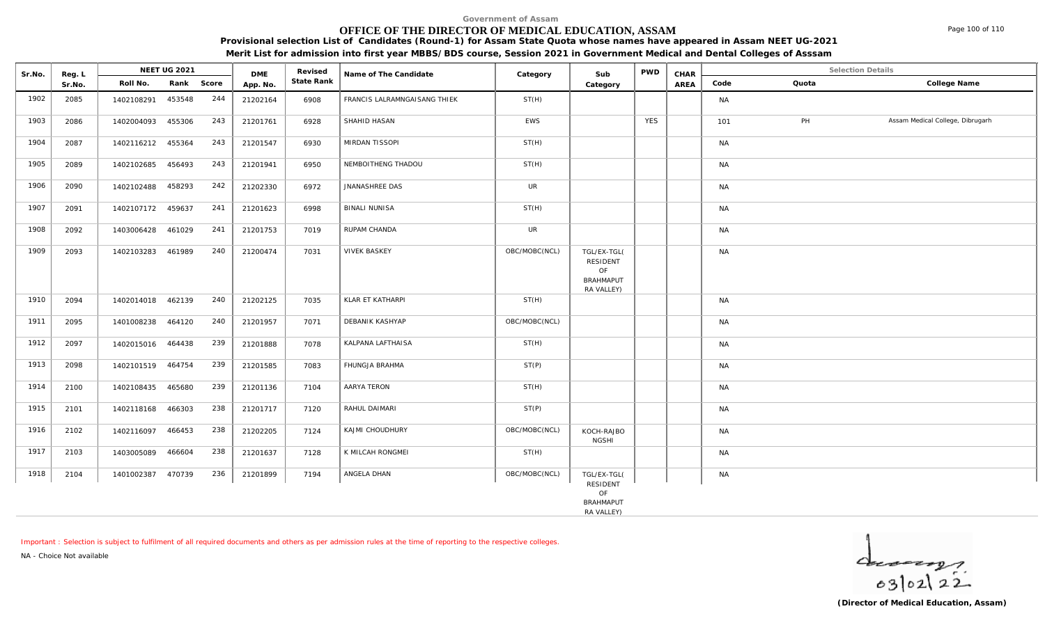Government of Assam

# OFFICE OF THE DIRECTOR OF MEDICAL EDUCATION, ASSAM

**Provisional selection List of Candidates (Round-1) for Assam State Quota whose names have appeared in Assam NEET UG-2021**

**Merit List for admission into first year MBBS/BDS course, Session 2021 in Government Medical and Dental Colleges of Asssam**

| Sr.No. | Reg. L Sr.No. | NEET UG 2021 Roll No. | Rank | Score | DME App. No. | Revised State Rank | Name of The Candidate | Category | Sub Category | PWD | CHAR AREA | Code | Quota | College Name |
|---|---|---|---|---|---|---|---|---|---|---|---|---|---|---|
| 1902 | 2085 | 1402108291 | 453548 | 244 | 21202164 | 6908 | FRANCIS LALRAMNGAISANG THIEK | ST(H) | | | | NA | | |
| 1903 | 2086 | 1402004093 | 455306 | 243 | 21201761 | 6928 | SHAHID HASAN | EWS | | YES | | 101 | PH | Assam Medical College, Dibrugarh |
| 1904 | 2087 | 1402116212 | 455364 | 243 | 21201547 | 6930 | MIRDAN TISSOPI | ST(H) | | | | NA | | |
| 1905 | 2089 | 1402102685 | 456493 | 243 | 21201941 | 6950 | NEMBOITHENG THADOU | ST(H) | | | | NA | | |
| 1906 | 2090 | 1402102488 | 458293 | 242 | 21202330 | 6972 | JNANASHREE DAS | UR | | | | NA | | |
| 1907 | 2091 | 1402107172 | 459637 | 241 | 21201623 | 6998 | BINALI NUNISA | ST(H) | | | | NA | | |
| 1908 | 2092 | 1403006428 | 461029 | 241 | 21201753 | 7019 | RUPAM CHANDA | UR | | | | NA | | |
| 1909 | 2093 | 1402103283 | 461989 | 240 | 21200474 | 7031 | VIVEK BASKEY | OBC/MOBC(NCL) | TGL/EX-TGL( RESIDENT OF BRAHMAPUTRA VALLEY) | | | NA | | |
| 1910 | 2094 | 1402014018 | 462139 | 240 | 21202125 | 7035 | KLAR ET KATHARPI | ST(H) | | | | NA | | |
| 1911 | 2095 | 1401008238 | 464120 | 240 | 21201957 | 7071 | DEBANIK KASHYAP | OBC/MOBC(NCL) | | | | NA | | |
| 1912 | 2097 | 1402015016 | 464438 | 239 | 21201888 | 7078 | KALPANA LAFTHAISA | ST(H) | | | | NA | | |
| 1913 | 2098 | 1402101519 | 464754 | 239 | 21201585 | 7083 | FHUNGJA BRAHMA | ST(P) | | | | NA | | |
| 1914 | 2100 | 1402108435 | 465680 | 239 | 21201136 | 7104 | AARYA TERON | ST(H) | | | | NA | | |
| 1915 | 2101 | 1402118168 | 466303 | 238 | 21201717 | 7120 | RAHUL DAIMARI | ST(P) | | | | NA | | |
| 1916 | 2102 | 1402116097 | 466453 | 238 | 21202205 | 7124 | KAJMI CHOUDHURY | OBC/MOBC(NCL) | KOCH-RAJBONGSHI | | | NA | | |
| 1917 | 2103 | 1403005089 | 466604 | 238 | 21201637 | 7128 | K MILCAH RONGMEI | ST(H) | | | | NA | | |
| 1918 | 2104 | 1401002387 | 470739 | 236 | 21201899 | 7194 | ANGELA DHAN | OBC/MOBC(NCL) | TGL/EX-TGL( RESIDENT OF BRAHMAPUTRA VALLEY) | | | NA | | |

Important : Selection is subject to fulfilment of all required documents and others as per admission rules at the time of reporting to the respective colleges.

NA - Choice Not available

03/02/22

**(Director of Medical Education, Assam)**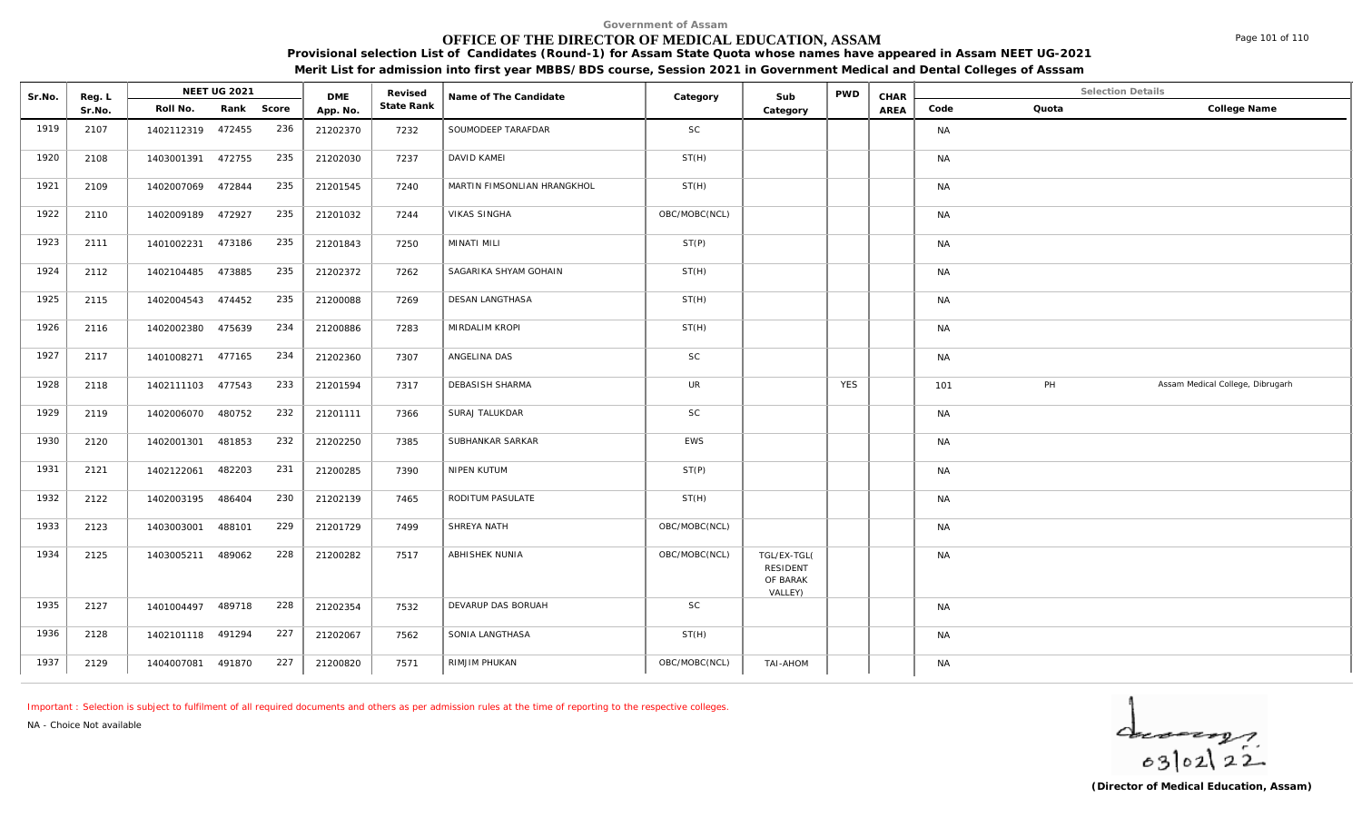Government of Assam

# OFFICE OF THE DIRECTOR OF MEDICAL EDUCATION, ASSAM

**Provisional selection List of Candidates (Round-1) for Assam State Quota whose names have appeared in Assam NEET UG-2021**

**Merit List for admission into first year MBBS/BDS course, Session 2021 in Government Medical and Dental Colleges of Asssam**

| Sr.No. | Reg. L Sr.No. | NEET UG 2021 Roll No. | Rank | Score | DME App. No. | Revised State Rank | Name of The Candidate | Category | Sub Category | PWD | CHAR AREA | Selection Details Code | Quota | College Name |
|---|---|---|---|---|---|---|---|---|---|---|---|---|---|---|
| 1919 | 2107 | 1402112319 | 472455 | 236 | 21202370 | 7232 | SOUMODEEP TARAFDAR | SC | | | | NA | | |
| 1920 | 2108 | 1403001391 | 472755 | 235 | 21202030 | 7237 | DAVID KAMEI | ST(H) | | | | NA | | |
| 1921 | 2109 | 1402007069 | 472844 | 235 | 21201545 | 7240 | MARTIN FIMSONLIAN HRANGKHOL | ST(H) | | | | NA | | |
| 1922 | 2110 | 1402009189 | 472927 | 235 | 21201032 | 7244 | VIKAS SINGHA | OBC/MOBC(NCL) | | | | NA | | |
| 1923 | 2111 | 1401002231 | 473186 | 235 | 21201843 | 7250 | MINATI MILI | ST(P) | | | | NA | | |
| 1924 | 2112 | 1402104485 | 473885 | 235 | 21202372 | 7262 | SAGARIKA SHYAM GOHAIN | ST(H) | | | | NA | | |
| 1925 | 2115 | 1402004543 | 474452 | 235 | 21200088 | 7269 | DESAN LANGTHASA | ST(H) | | | | NA | | |
| 1926 | 2116 | 1402002380 | 475639 | 234 | 21200886 | 7283 | MIRDALIM KROPI | ST(H) | | | | NA | | |
| 1927 | 2117 | 1401008271 | 477165 | 234 | 21202360 | 7307 | ANGELINA DAS | SC | | | | NA | | |
| 1928 | 2118 | 1402111103 | 477543 | 233 | 21201594 | 7317 | DEBASISH SHARMA | UR | | YES | | 101 | PH | Assam Medical College, Dibrugarh |
| 1929 | 2119 | 1402006070 | 480752 | 232 | 21201111 | 7366 | SURAJ TALUKDAR | SC | | | | NA | | |
| 1930 | 2120 | 1402001301 | 481853 | 232 | 21202250 | 7385 | SUBHANKAR SARKAR | EWS | | | | NA | | |
| 1931 | 2121 | 1402122061 | 482203 | 231 | 21200285 | 7390 | NIPEN KUTUM | ST(P) | | | | NA | | |
| 1932 | 2122 | 1402003195 | 486404 | 230 | 21202139 | 7465 | RODITUM PASULATE | ST(H) | | | | NA | | |
| 1933 | 2123 | 1403003001 | 488101 | 229 | 21201729 | 7499 | SHREYA NATH | OBC/MOBC(NCL) | | | | NA | | |
| 1934 | 2125 | 1403005211 | 489062 | 228 | 21200282 | 7517 | ABHISHEK NUNIA | OBC/MOBC(NCL) | TGL/EX-TGL( RESIDENT OF BARAK VALLEY) | | | NA | | |
| 1935 | 2127 | 1401004497 | 489718 | 228 | 21202354 | 7532 | DEVARUP DAS BORUAH | SC | | | | NA | | |
| 1936 | 2128 | 1402101118 | 491294 | 227 | 21202067 | 7562 | SONIA LANGTHASA | ST(H) | | | | NA | | |
| 1937 | 2129 | 1404007081 | 491870 | 227 | 21200820 | 7571 | RIMJIM PHUKAN | OBC/MOBC(NCL) | TAI-AHOM | | | NA | | |

Important : Selection is subject to fulfilment of all required documents and others as per admission rules at the time of reporting to the respective colleges.

NA - Choice Not available

03/02/22

**(Director of Medical Education, Assam)**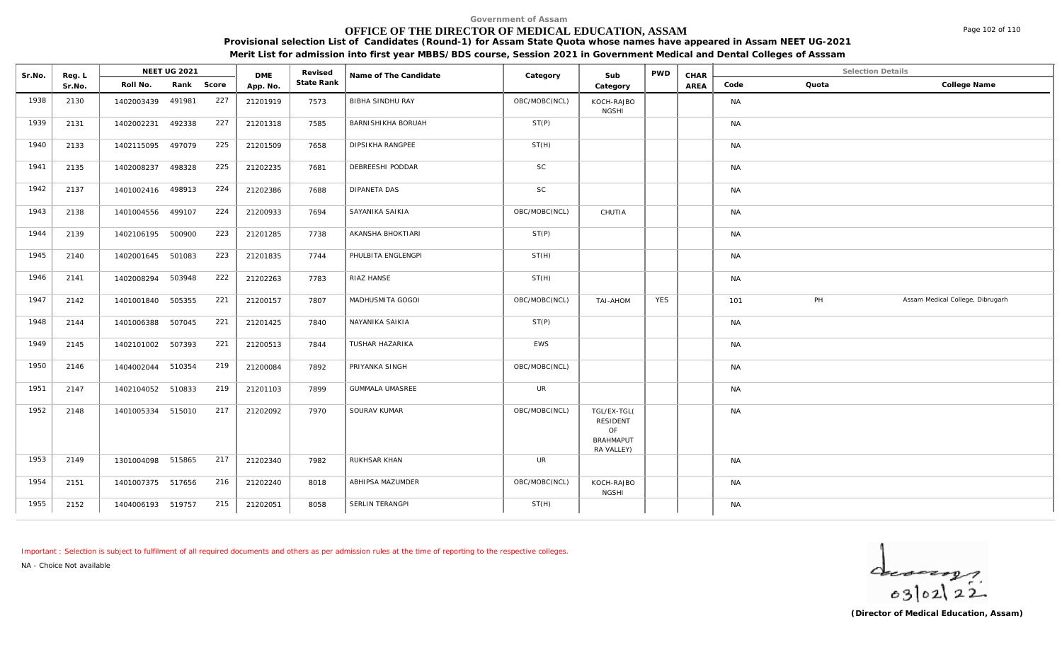Government of Assam

# OFFICE OF THE DIRECTOR OF MEDICAL EDUCATION, ASSAM

**Provisional selection List of Candidates (Round-1) for Assam State Quota whose names have appeared in Assam NEET UG-2021**

**Merit List for admission into first year MBBS/BDS course, Session 2021 in Government Medical and Dental Colleges of Asssam**

| Sr.No. | Reg. L Sr.No. | NEET UG 2021 Roll No. | Rank | Score | DME App. No. | Revised State Rank | Name of The Candidate | Category | Sub Category | PWD | CHAR AREA | Selection Details Code | Quota | College Name |
|---|---|---|---|---|---|---|---|---|---|---|---|---|---|---|
| 1938 | 2130 | 1402003439 | 491981 | 227 | 21201919 | 7573 | BIBHA SINDHU RAY | OBC/MOBC(NCL) | KOCH-RAJBONGSHI | | | NA | | |
| 1939 | 2131 | 1402002231 | 492338 | 227 | 21201318 | 7585 | BARNISHIKHA BORUAH | ST(P) | | | | NA | | |
| 1940 | 2133 | 1402115095 | 497079 | 225 | 21201509 | 7658 | DIPSIKHA RANGPEE | ST(H) | | | | NA | | |
| 1941 | 2135 | 1402008237 | 498328 | 225 | 21202235 | 7681 | DEBREESHI PODDAR | SC | | | | NA | | |
| 1942 | 2137 | 1401002416 | 498913 | 224 | 21202386 | 7688 | DIPANETA DAS | SC | | | | NA | | |
| 1943 | 2138 | 1401004556 | 499107 | 224 | 21200933 | 7694 | SAYANIKA SAIKIA | OBC/MOBC(NCL) | CHUTIA | | | NA | | |
| 1944 | 2139 | 1402106195 | 500900 | 223 | 21201285 | 7738 | AKANSHA BHOKTIARI | ST(P) | | | | NA | | |
| 1945 | 2140 | 1402001645 | 501083 | 223 | 21201835 | 7744 | PHULBITA ENGLENGPI | ST(H) | | | | NA | | |
| 1946 | 2141 | 1402008294 | 503948 | 222 | 21202263 | 7783 | RIAZ HANSE | ST(H) | | | | NA | | |
| 1947 | 2142 | 1401001840 | 505355 | 221 | 21200157 | 7807 | MADHUSMITA GOGOI | OBC/MOBC(NCL) | TAI-AHOM | YES | | 101 | PH | Assam Medical College, Dibrugarh |
| 1948 | 2144 | 1401006388 | 507045 | 221 | 21201425 | 7840 | NAYANIKA SAIKIA | ST(P) | | | | NA | | |
| 1949 | 2145 | 1402101002 | 507393 | 221 | 21200513 | 7844 | TUSHAR HAZARIKA | EWS | | | | NA | | |
| 1950 | 2146 | 1404002044 | 510354 | 219 | 21200084 | 7892 | PRIYANKA SINGH | OBC/MOBC(NCL) | | | | NA | | |
| 1951 | 2147 | 1402104052 | 510833 | 219 | 21201103 | 7899 | GUMMALA UMASREE | UR | | | | NA | | |
| 1952 | 2148 | 1401005334 | 515010 | 217 | 21202092 | 7970 | SOURAV KUMAR | OBC/MOBC(NCL) | TGL/EX-TGL( RESIDENT OF BRAHMAPUTRA VALLEY) | | | NA | | |
| 1953 | 2149 | 1301004098 | 515865 | 217 | 21202340 | 7982 | RUKHSAR KHAN | UR | | | | NA | | |
| 1954 | 2151 | 1401007375 | 517656 | 216 | 21202240 | 8018 | ABHIPSA MAZUMDER | OBC/MOBC(NCL) | KOCH-RAJBONGSHI | | | NA | | |
| 1955 | 2152 | 1404006193 | 519757 | 215 | 21202051 | 8058 | SERLIN TERANGPI | ST(H) | | | | NA | | |

Important : Selection is subject to fulfilment of all required documents and others as per admission rules at the time of reporting to the respective colleges.

NA - Choice Not available

03/02/22

**(Director of Medical Education, Assam)**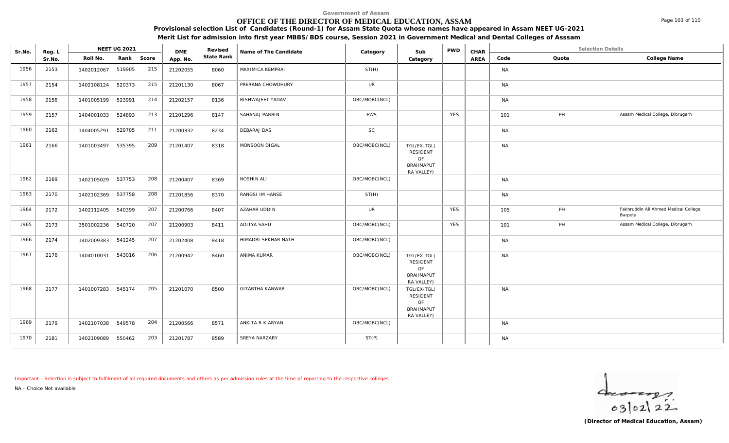Government of Assam

# OFFICE OF THE DIRECTOR OF MEDICAL EDUCATION, ASSAM

**Provisional selection List of Candidates (Round-1) for Assam State Quota whose names have appeared in Assam NEET UG-2021**

**Merit List for admission into first year MBBS/BDS course, Session 2021 in Government Medical and Dental Colleges of Asssam**

| Sr.No. | Reg. L Sr.No. | NEET UG 2021 Roll No. | Rank | Score | DME App. No. | Revised State Rank | Name of The Candidate | Category | Sub Category | PWD | CHAR AREA | Code | Quota | College Name |
|---|---|---|---|---|---|---|---|---|---|---|---|---|---|---|
| 1956 | 2153 | 1402012067 | 519905 | 215 | 21202055 | 8060 | MAXIMICA KEMPRAI | ST(H) | | | | NA | | |
| 1957 | 2154 | 1402108124 | 520373 | 215 | 21201130 | 8067 | PRERANA CHOWDHURY | UR | | | | NA | | |
| 1958 | 2156 | 1401005199 | 523991 | 214 | 21202157 | 8136 | BISHWAJEET YADAV | OBC/MOBC(NCL) | | | | NA | | |
| 1959 | 2157 | 1404001033 | 524893 | 213 | 21201296 | 8147 | SAHANAJ PARBIN | EWS | | YES | | 101 | PH | Assam Medical College, Dibrugarh |
| 1960 | 2162 | 1404005291 | 529705 | 211 | 21200332 | 8234 | DEBARAJ DAS | SC | | | | NA | | |
| 1961 | 2166 | 1401003497 | 535395 | 209 | 21201407 | 8318 | MONSOON DIGAL | OBC/MOBC(NCL) | TGL/EX-TGL( RESIDENT OF BRAHMAPUT RA VALLEY) | | | NA | | |
| 1962 | 2169 | 1402105029 | 537753 | 208 | 21200407 | 8369 | NOSHIN ALI | OBC/MOBC(NCL) | | | | NA | | |
| 1963 | 2170 | 1402102369 | 537758 | 208 | 21201856 | 8370 | RANGSI IM HANSE | ST(H) | | | | NA | | |
| 1964 | 2172 | 1402112405 | 540399 | 207 | 21200766 | 8407 | AZAHAR UDDIN | UR | | YES | | 105 | PH | Fakhruddin Ali Ahmed Medical College, Barpeta |
| 1965 | 2173 | 3501002236 | 540720 | 207 | 21200903 | 8411 | ADITYA SAHU | OBC/MOBC(NCL) | | YES | | 101 | PH | Assam Medical College, Dibrugarh |
| 1966 | 2174 | 1402009383 | 541245 | 207 | 21202408 | 8418 | HIMADRI SEKHAR NATH | OBC/MOBC(NCL) | | | | NA | | |
| 1967 | 2176 | 1404010031 | 543016 | 206 | 21200942 | 8460 | ANIMA KUMAR | OBC/MOBC(NCL) | TGL/EX-TGL( RESIDENT OF BRAHMAPUT RA VALLEY) | | | NA | | |
| 1968 | 2177 | 1401007283 | 545174 | 205 | 21201070 | 8500 | GITARTHA KANWAR | OBC/MOBC(NCL) | TGL/EX-TGL( RESIDENT OF BRAHMAPUT RA VALLEY) | | | NA | | |
| 1969 | 2179 | 1402107038 | 549578 | 204 | 21200566 | 8571 | ANKITA R K ARYAN | OBC/MOBC(NCL) | | | | NA | | |
| 1970 | 2181 | 1402109089 | 550462 | 203 | 21201787 | 8589 | SREYA NARZARY | ST(P) | | | | NA | | |

Important : Selection is subject to fulfilment of all required documents and others as per admission rules at the time of reporting to the respective colleges.

NA - Choice Not available

03/02/22

**(Director of Medical Education, Assam)**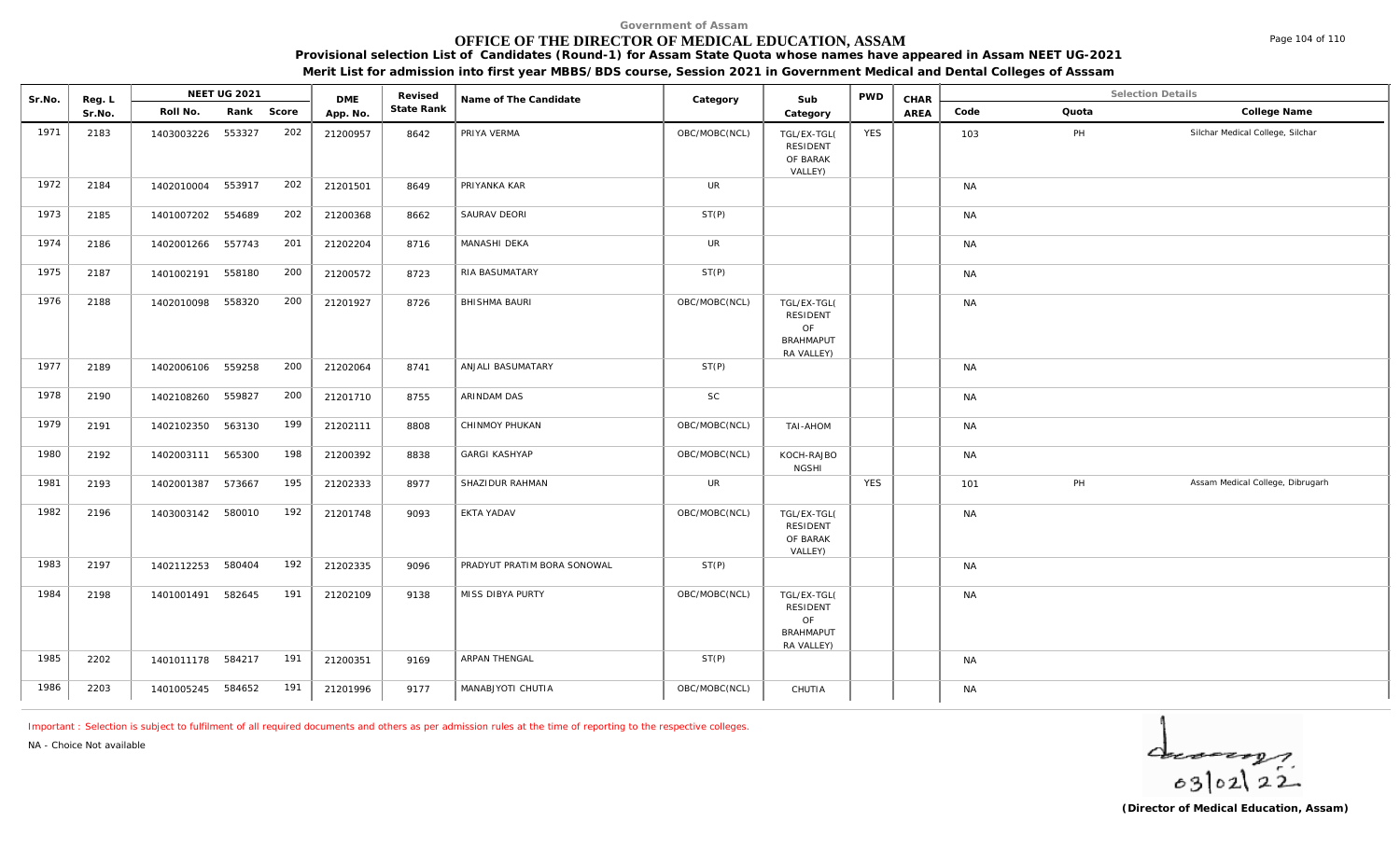Government of Assam

# OFFICE OF THE DIRECTOR OF MEDICAL EDUCATION, ASSAM

**Provisional selection List of Candidates (Round-1) for Assam State Quota whose names have appeared in Assam NEET UG-2021**

**Merit List for admission into first year MBBS/BDS course, Session 2021 in Government Medical and Dental Colleges of Asssam**

| Sr.No. | Reg. L Sr.No. | NEET UG 2021 Roll No. | Rank | Score | DME App. No. | Revised State Rank | Name of The Candidate | Category | Sub Category | PWD | CHAR AREA | Code | Quota | College Name |
|---|---|---|---|---|---|---|---|---|---|---|---|---|---|---|
| 1971 | 2183 | 1403003226 | 553327 | 202 | 21200957 | 8642 | PRIYA VERMA | OBC/MOBC(NCL) | TGL/EX-TGL( RESIDENT OF BARAK VALLEY) | YES | | 103 | PH | Silchar Medical College, Silchar |
| 1972 | 2184 | 1402010004 | 553917 | 202 | 21201501 | 8649 | PRIYANKA KAR | UR | | | | NA | | |
| 1973 | 2185 | 1401007202 | 554689 | 202 | 21200368 | 8662 | SAURAV DEORI | ST(P) | | | | NA | | |
| 1974 | 2186 | 1402001266 | 557743 | 201 | 21202204 | 8716 | MANASHI DEKA | UR | | | | NA | | |
| 1975 | 2187 | 1401002191 | 558180 | 200 | 21200572 | 8723 | RIA BASUMATARY | ST(P) | | | | NA | | |
| 1976 | 2188 | 1402010098 | 558320 | 200 | 21201927 | 8726 | BHISHMA BAURI | OBC/MOBC(NCL) | TGL/EX-TGL( RESIDENT OF BRAHMAPUT RA VALLEY) | | | NA | | |
| 1977 | 2189 | 1402006106 | 559258 | 200 | 21202064 | 8741 | ANJALI BASUMATARY | ST(P) | | | | NA | | |
| 1978 | 2190 | 1402108260 | 559827 | 200 | 21201710 | 8755 | ARINDAM DAS | SC | | | | NA | | |
| 1979 | 2191 | 1402102350 | 563130 | 199 | 21202111 | 8808 | CHINMOY PHUKAN | OBC/MOBC(NCL) | TAI-AHOM | | | NA | | |
| 1980 | 2192 | 1402003111 | 565300 | 198 | 21200392 | 8838 | GARGI KASHYAP | OBC/MOBC(NCL) | KOCH-RAJBO NGSHI | | | NA | | |
| 1981 | 2193 | 1402001387 | 573667 | 195 | 21202333 | 8977 | SHAZIDUR RAHMAN | UR | | YES | | 101 | PH | Assam Medical College, Dibrugarh |
| 1982 | 2196 | 1403003142 | 580010 | 192 | 21201748 | 9093 | EKTA YADAV | OBC/MOBC(NCL) | TGL/EX-TGL( RESIDENT OF BARAK VALLEY) | | | NA | | |
| 1983 | 2197 | 1402112253 | 580404 | 192 | 21202335 | 9096 | PRADYUT PRATIM BORA SONOWAL | ST(P) | | | | NA | | |
| 1984 | 2198 | 1401001491 | 582645 | 191 | 21202109 | 9138 | MISS DIBYA PURTY | OBC/MOBC(NCL) | TGL/EX-TGL( RESIDENT OF BRAHMAPUT RA VALLEY) | | | NA | | |
| 1985 | 2202 | 1401011178 | 584217 | 191 | 21200351 | 9169 | ARPAN THENGAL | ST(P) | | | | NA | | |
| 1986 | 2203 | 1401005245 | 584652 | 191 | 21201996 | 9177 | MANABJYOTI CHUTIA | OBC/MOBC(NCL) | CHUTIA | | | NA | | |

Important : Selection is subject to fulfilment of all required documents and others as per admission rules at the time of reporting to the respective colleges.

NA - Choice Not available

03/02/22

**(Director of Medical Education, Assam)**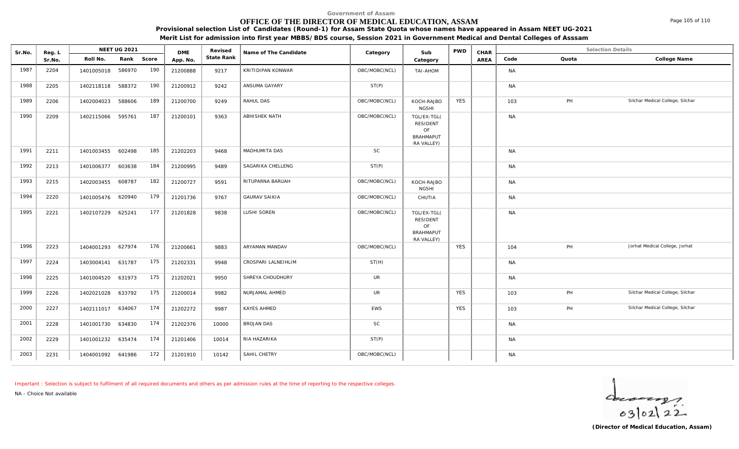Government of Assam

# OFFICE OF THE DIRECTOR OF MEDICAL EDUCATION, ASSAM

**Provisional selection List of Candidates (Round-1) for Assam State Quota whose names have appeared in Assam NEET UG-2021**

**Merit List for admission into first year MBBS/BDS course, Session 2021 in Government Medical and Dental Colleges of Asssam**

| Sr.No. | Reg. L Sr.No. | NEET UG 2021 Roll No. | Rank | Score | DME App. No. | Revised State Rank | Name of The Candidate | Category | Sub Category | PWD | CHAR AREA | Code | Quota | College Name |
|---|---|---|---|---|---|---|---|---|---|---|---|---|---|---|
| 1987 | 2204 | 1401005018 | 586970 | 190 | 21200888 | 9217 | KRITIDIPAN KONWAR | OBC/MOBC(NCL) | TAI-AHOM | | | NA | | |
| 1988 | 2205 | 1402118118 | 588372 | 190 | 21200912 | 9242 | ANSUMA GAYARY | ST(P) | | | | NA | | |
| 1989 | 2206 | 1402004023 | 588606 | 189 | 21200700 | 9249 | RAHUL DAS | OBC/MOBC(NCL) | KOCH-RAJBONGSHI | YES | | 103 | PH | Silchar Medical College, Silchar |
| 1990 | 2209 | 1402115066 | 595761 | 187 | 21200101 | 9363 | ABHISHEK NATH | OBC/MOBC(NCL) | TGL/EX-TGL(RESIDENT OF BRAHMAPUTRA VALLEY) | | | NA | | |
| 1991 | 2211 | 1401003455 | 602498 | 185 | 21202203 | 9468 | MADHUMITA DAS | SC | | | | NA | | |
| 1992 | 2213 | 1401006377 | 603638 | 184 | 21200995 | 9489 | SAGARIKA CHELLENG | ST(P) | | | | NA | | |
| 1993 | 2215 | 1402003455 | 608787 | 182 | 21200727 | 9591 | RITUPARNA BARUAH | OBC/MOBC(NCL) | KOCH-RAJBONGSHI | | | NA | | |
| 1994 | 2220 | 1401005476 | 620940 | 179 | 21201736 | 9767 | GAURAV SAIKIA | OBC/MOBC(NCL) | CHUTIA | | | NA | | |
| 1995 | 2221 | 1402107229 | 625241 | 177 | 21201828 | 9838 | LUSHI SOREN | OBC/MOBC(NCL) | TGL/EX-TGL(RESIDENT OF BRAHMAPUTRA VALLEY) | | | NA | | |
| 1996 | 2223 | 1404001293 | 627974 | 176 | 21200661 | 9883 | ARYAMAN MANDAV | OBC/MOBC(NCL) | | YES | | 104 | PH | Jorhat Medical College, Jorhat |
| 1997 | 2224 | 1403004141 | 631787 | 175 | 21202331 | 9948 | CROSPARI LALNEIHLIM | ST(H) | | | | NA | | |
| 1998 | 2225 | 1401004520 | 631973 | 175 | 21202021 | 9950 | SHREYA CHOUDHURY | UR | | | | NA | | |
| 1999 | 2226 | 1402021028 | 633792 | 175 | 21200014 | 9982 | NURJAMAL AHMED | UR | | YES | | 103 | PH | Silchar Medical College, Silchar |
| 2000 | 2227 | 1402111017 | 634067 | 174 | 21202272 | 9987 | KAYES AHMED | EWS | | YES | | 103 | PH | Silchar Medical College, Silchar |
| 2001 | 2228 | 1401001730 | 634830 | 174 | 21202376 | 10000 | BROJAN DAS | SC | | | | NA | | |
| 2002 | 2229 | 1401001232 | 635474 | 174 | 21201406 | 10014 | RIA HAZARIKA | ST(P) | | | | NA | | |
| 2003 | 2231 | 1404001092 | 641986 | 172 | 21201910 | 10142 | SAHIL CHETRY | OBC/MOBC(NCL) | | | | NA | | |

Important : Selection is subject to fulfilment of all required documents and others as per admission rules at the time of reporting to the respective colleges.

NA - Choice Not available

03/02/22

**(Director of Medical Education, Assam)**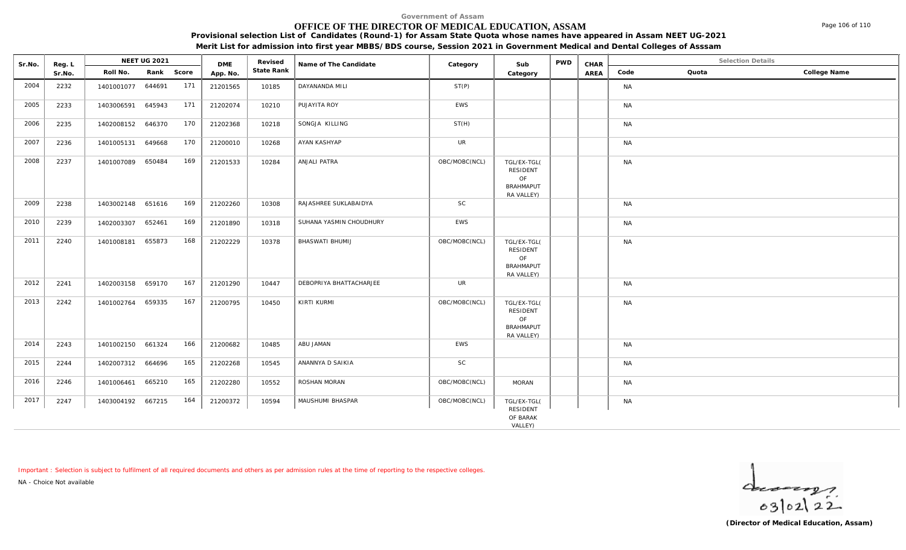Government of Assam

# OFFICE OF THE DIRECTOR OF MEDICAL EDUCATION, ASSAM

**Provisional selection List of Candidates (Round-1) for Assam State Quota whose names have appeared in Assam NEET UG-2021**

**Merit List for admission into first year MBBS/BDS course, Session 2021 in Government Medical and Dental Colleges of Asssam**

| Sr.No. | Reg. L Sr.No. | NEET UG 2021 Roll No. | Rank | Score | DME App. No. | Revised State Rank | Name of The Candidate | Category | Sub Category | PWD | CHAR AREA | Selection Details Code | Quota | College Name |
|---|---|---|---|---|---|---|---|---|---|---|---|---|---|---|
| 2004 | 2232 | 1401001077 | 644691 | 171 | 21201565 | 10185 | DAYANANDA MILI | ST(P) | | | | NA | | |
| 2005 | 2233 | 1403006591 | 645943 | 171 | 21202074 | 10210 | PUJAYITA ROY | EWS | | | | NA | | |
| 2006 | 2235 | 1402008152 | 646370 | 170 | 21202368 | 10218 | SONGJA KILLING | ST(H) | | | | NA | | |
| 2007 | 2236 | 1401005131 | 649668 | 170 | 21200010 | 10268 | AYAN KASHYAP | UR | | | | NA | | |
| 2008 | 2237 | 1401007089 | 650484 | 169 | 21201533 | 10284 | ANJALI PATRA | OBC/MOBC(NCL) | TGL/EX-TGL( RESIDENT OF BRAHMAPUT RA VALLEY) | | | NA | | |
| 2009 | 2238 | 1403002148 | 651616 | 169 | 21202260 | 10308 | RAJASHREE SUKLABAIDYA | SC | | | | NA | | |
| 2010 | 2239 | 1402003307 | 652461 | 169 | 21201890 | 10318 | SUHANA YASMIN CHOUDHURY | EWS | | | | NA | | |
| 2011 | 2240 | 1401008181 | 655873 | 168 | 21202229 | 10378 | BHASWATI BHUMIJ | OBC/MOBC(NCL) | TGL/EX-TGL( RESIDENT OF BRAHMAPUT RA VALLEY) | | | NA | | |
| 2012 | 2241 | 1402003158 | 659170 | 167 | 21201290 | 10447 | DEBOPRIYA BHATTACHARJEE | UR | | | | NA | | |
| 2013 | 2242 | 1401002764 | 659335 | 167 | 21200795 | 10450 | KIRTI KURMI | OBC/MOBC(NCL) | TGL/EX-TGL( RESIDENT OF BRAHMAPUT RA VALLEY) | | | NA | | |
| 2014 | 2243 | 1401002150 | 661324 | 166 | 21200682 | 10485 | ABU JAMAN | EWS | | | | NA | | |
| 2015 | 2244 | 1402007312 | 664696 | 165 | 21202268 | 10545 | ANANNYA D SAIKIA | SC | | | | NA | | |
| 2016 | 2246 | 1401006461 | 665210 | 165 | 21202280 | 10552 | ROSHAN MORAN | OBC/MOBC(NCL) | MORAN | | | NA | | |
| 2017 | 2247 | 1403004192 | 667215 | 164 | 21200372 | 10594 | MAUSHUMI BHASPAR | OBC/MOBC(NCL) | TGL/EX-TGL( RESIDENT OF BARAK VALLEY) | | | NA | | |

Important : Selection is subject to fulfilment of all required documents and others as per admission rules at the time of reporting to the respective colleges.

NA - Choice Not available

03/02/22

**(Director of Medical Education, Assam)**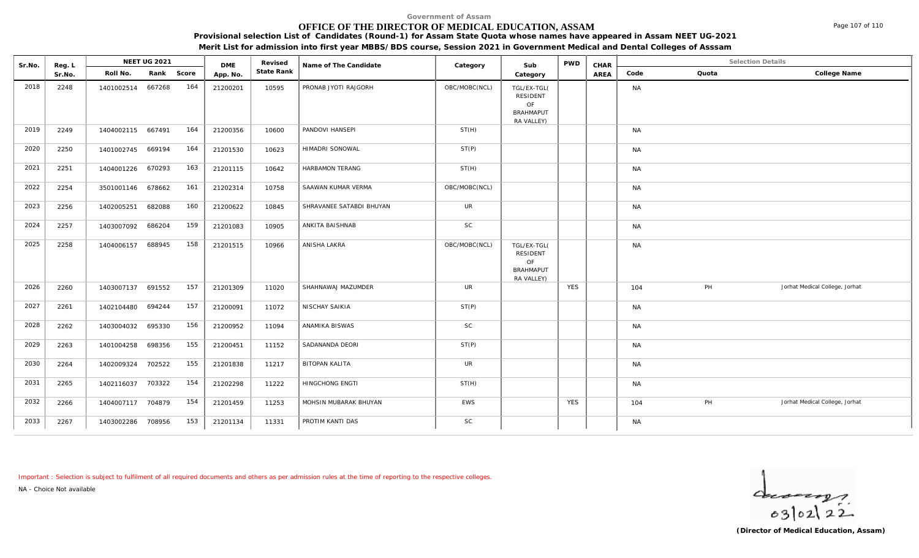Government of Assam

# OFFICE OF THE DIRECTOR OF MEDICAL EDUCATION, ASSAM

**Provisional selection List of Candidates (Round-1) for Assam State Quota whose names have appeared in Assam NEET UG-2021**

**Merit List for admission into first year MBBS/BDS course, Session 2021 in Government Medical and Dental Colleges of Asssam**

| Sr.No. | Reg. L Sr.No. | NEET UG 2021 Roll No. | Rank | Score | DME App. No. | Revised State Rank | Name of The Candidate | Category | Sub Category | PWD | CHAR AREA | Selection Details Code | Quota | College Name |
|---|---|---|---|---|---|---|---|---|---|---|---|---|---|---|
| 2018 | 2248 | 1401002514 | 667268 | 164 | 21200201 | 10595 | PRONAB JYOTI RAJGORH | OBC/MOBC(NCL) | TGL/EX-TGL( RESIDENT OF BRAHMAPUT RA VALLEY) | | | NA | | |
| 2019 | 2249 | 1404002115 | 667491 | 164 | 21200356 | 10600 | PANDOVI HANSEPI | ST(H) | | | | NA | | |
| 2020 | 2250 | 1401002745 | 669194 | 164 | 21201530 | 10623 | HIMADRI SONOWAL | ST(P) | | | | NA | | |
| 2021 | 2251 | 1404001226 | 670293 | 163 | 21201115 | 10642 | HARBAMON TERANG | ST(H) | | | | NA | | |
| 2022 | 2254 | 3501001146 | 678662 | 161 | 21202314 | 10758 | SAAWAN KUMAR VERMA | OBC/MOBC(NCL) | | | | NA | | |
| 2023 | 2256 | 1402005251 | 682088 | 160 | 21200622 | 10845 | SHRAVANEE SATABDI BHUYAN | UR | | | | NA | | |
| 2024 | 2257 | 1403007092 | 686204 | 159 | 21201083 | 10905 | ANKITA BAISHNAB | SC | | | | NA | | |
| 2025 | 2258 | 1404006157 | 688945 | 158 | 21201515 | 10966 | ANISHA LAKRA | OBC/MOBC(NCL) | TGL/EX-TGL( RESIDENT OF BRAHMAPUT RA VALLEY) | | | NA | | |
| 2026 | 2260 | 1403007137 | 691552 | 157 | 21201309 | 11020 | SHAHNAWAJ MAZUMDER | UR | | YES | | 104 | PH | Jorhat Medical College, Jorhat |
| 2027 | 2261 | 1402104480 | 694244 | 157 | 21200091 | 11072 | NISCHAY SAIKIA | ST(P) | | | | NA | | |
| 2028 | 2262 | 1403004032 | 695330 | 156 | 21200952 | 11094 | ANAMIKA BISWAS | SC | | | | NA | | |
| 2029 | 2263 | 1401004258 | 698356 | 155 | 21200451 | 11152 | SADANANDA DEORI | ST(P) | | | | NA | | |
| 2030 | 2264 | 1402009324 | 702522 | 155 | 21201838 | 11217 | BITOPAN KALITA | UR | | | | NA | | |
| 2031 | 2265 | 1402116037 | 703322 | 154 | 21202298 | 11222 | HINGCHONG ENGTI | ST(H) | | | | NA | | |
| 2032 | 2266 | 1404007117 | 704879 | 154 | 21201459 | 11253 | MOHSIN MUBARAK BHUYAN | EWS | | YES | | 104 | PH | Jorhat Medical College, Jorhat |
| 2033 | 2267 | 1403002286 | 708956 | 153 | 21201134 | 11331 | PROTIM KANTI DAS | SC | | | | NA | | |

Important : Selection is subject to fulfilment of all required documents and others as per admission rules at the time of reporting to the respective colleges.

NA - Choice Not available

03/02/22

**(Director of Medical Education, Assam)**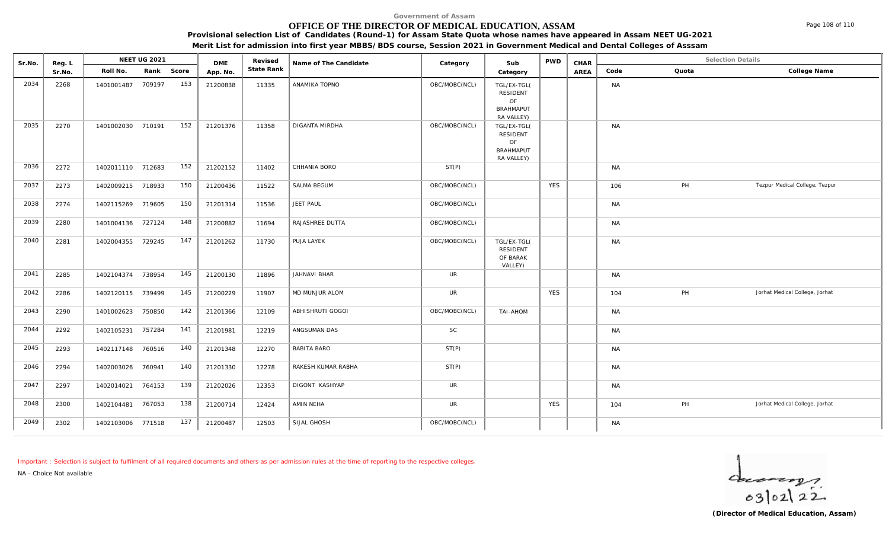Government of Assam

# OFFICE OF THE DIRECTOR OF MEDICAL EDUCATION, ASSAM

**Provisional selection List of Candidates (Round-1) for Assam State Quota whose names have appeared in Assam NEET UG-2021**

**Merit List for admission into first year MBBS/BDS course, Session 2021 in Government Medical and Dental Colleges of Asssam**

| Sr.No. | Reg. L Sr.No. | NEET UG 2021 Roll No. | Rank | Score | DME App. No. | Revised State Rank | Name of The Candidate | Category | Sub Category | PWD | CHAR AREA | Selection Details Code | Quota | College Name |
|---|---|---|---|---|---|---|---|---|---|---|---|---|---|---|
| 2034 | 2268 | 1401001487 | 709197 | 153 | 21200838 | 11335 | ANAMIKA TOPNO | OBC/MOBC(NCL) | TGL/EX-TGL( RESIDENT OF BRAHMAPUT RA VALLEY) | | | NA | | |
| 2035 | 2270 | 1401002030 | 710191 | 152 | 21201376 | 11358 | DIGANTA MIRDHA | OBC/MOBC(NCL) | TGL/EX-TGL( RESIDENT OF BRAHMAPUT RA VALLEY) | | | NA | | |
| 2036 | 2272 | 1402011110 | 712683 | 152 | 21202152 | 11402 | CHHANIA BORO | ST(P) | | | | NA | | |
| 2037 | 2273 | 1402009215 | 718933 | 150 | 21200436 | 11522 | SALMA BEGUM | OBC/MOBC(NCL) | | YES | | 106 | PH | Tezpur Medical College, Tezpur |
| 2038 | 2274 | 1402115269 | 719605 | 150 | 21201314 | 11536 | JEET PAUL | OBC/MOBC(NCL) | | | | NA | | |
| 2039 | 2280 | 1401004136 | 727124 | 148 | 21200882 | 11694 | RAJASHREE DUTTA | OBC/MOBC(NCL) | | | | NA | | |
| 2040 | 2281 | 1402004355 | 729245 | 147 | 21201262 | 11730 | PUJA LAYEK | OBC/MOBC(NCL) | TGL/EX-TGL( RESIDENT OF BARAK VALLEY) | | | NA | | |
| 2041 | 2285 | 1402104374 | 738954 | 145 | 21200130 | 11896 | JAHNAVI BHAR | UR | | | | NA | | |
| 2042 | 2286 | 1402120115 | 739499 | 145 | 21200229 | 11907 | MD MUNJUR ALOM | UR | | YES | | 104 | PH | Jorhat Medical College, Jorhat |
| 2043 | 2290 | 1401002623 | 750850 | 142 | 21201366 | 12109 | ABHISHRUTI GOGOI | OBC/MOBC(NCL) | TAI-AHOM | | | NA | | |
| 2044 | 2292 | 1402105231 | 757284 | 141 | 21201981 | 12219 | ANGSUMAN DAS | SC | | | | NA | | |
| 2045 | 2293 | 1402117148 | 760516 | 140 | 21201348 | 12270 | BABITA BARO | ST(P) | | | | NA | | |
| 2046 | 2294 | 1402003026 | 760941 | 140 | 21201330 | 12278 | RAKESH KUMAR RABHA | ST(P) | | | | NA | | |
| 2047 | 2297 | 1402014021 | 764153 | 139 | 21202026 | 12353 | DIGONT KASHYAP | UR | | | | NA | | |
| 2048 | 2300 | 1402104481 | 767053 | 138 | 21200714 | 12424 | AMIN NEHA | UR | | YES | | 104 | PH | Jorhat Medical College, Jorhat |
| 2049 | 2302 | 1402103006 | 771518 | 137 | 21200487 | 12503 | SIJAL GHOSH | OBC/MOBC(NCL) | | | | NA | | |

Important : Selection is subject to fulfilment of all required documents and others as per admission rules at the time of reporting to the respective colleges.

NA - Choice Not available

03/02/22

**(Director of Medical Education, Assam)**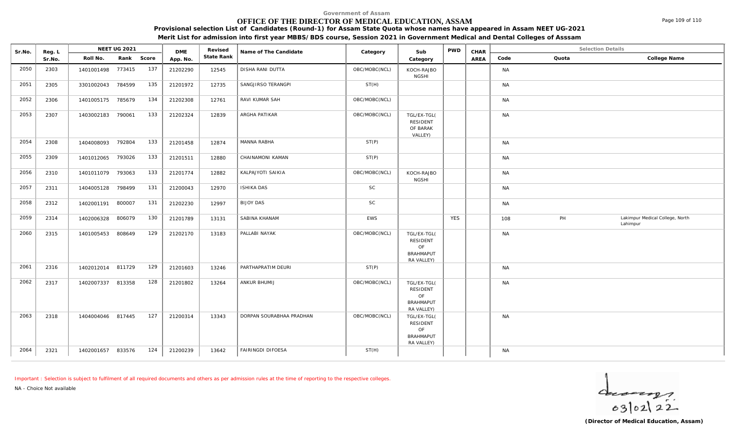Government of Assam

# OFFICE OF THE DIRECTOR OF MEDICAL EDUCATION, ASSAM

**Provisional selection List of Candidates (Round-1) for Assam State Quota whose names have appeared in Assam NEET UG-2021**

**Merit List for admission into first year MBBS/BDS course, Session 2021 in Government Medical and Dental Colleges of Asssam**

| Sr.No. | Reg. L Sr.No. | NEET UG 2021 Roll No. | Rank | Score | DME App. No. | Revised State Rank | Name of The Candidate | Category | Sub Category | PWD | CHAR AREA | Code | Quota | College Name |
|---|---|---|---|---|---|---|---|---|---|---|---|---|---|---|
| 2050 | 2303 | 1401001498 | 773415 | 137 | 21202290 | 12545 | DISHA RANI DUTTA | OBC/MOBC(NCL) | KOCH-RAJBONGSHI | | | NA | | |
| 2051 | 2305 | 3301002043 | 784599 | 135 | 21201972 | 12735 | SANGJIRSO TERANGPI | ST(H) | | | | NA | | |
| 2052 | 2306 | 1401005175 | 785679 | 134 | 21202308 | 12761 | RAVI KUMAR SAH | OBC/MOBC(NCL) | | | | NA | | |
| 2053 | 2307 | 1403002183 | 790061 | 133 | 21202324 | 12839 | ARGHA PATIKAR | OBC/MOBC(NCL) | TGL/EX-TGL(RESIDENT OF BARAK VALLEY) | | | NA | | |
| 2054 | 2308 | 1404008093 | 792804 | 133 | 21201458 | 12874 | MANNA RABHA | ST(P) | | | | NA | | |
| 2055 | 2309 | 1401012065 | 793026 | 133 | 21201511 | 12880 | CHAINAMONI KAMAN | ST(P) | | | | NA | | |
| 2056 | 2310 | 1401011079 | 793063 | 133 | 21201774 | 12882 | KALPAJYOTI SAIKIA | OBC/MOBC(NCL) | KOCH-RAJBONGSHI | | | NA | | |
| 2057 | 2311 | 1404005128 | 798499 | 131 | 21200043 | 12970 | ISHIKA DAS | SC | | | | NA | | |
| 2058 | 2312 | 1402001191 | 800007 | 131 | 21202230 | 12997 | BIJOY DAS | SC | | | | NA | | |
| 2059 | 2314 | 1402006328 | 806079 | 130 | 21201789 | 13131 | SABINA KHANAM | EWS | | YES | | 108 | PH | Lakimpur Medical College, North Lahimpur |
| 2060 | 2315 | 1401005453 | 808649 | 129 | 21202170 | 13183 | PALLABI NAYAK | OBC/MOBC(NCL) | TGL/EX-TGL(RESIDENT OF BRAHMAPUTRA VALLEY) | | | NA | | |
| 2061 | 2316 | 1402012014 | 811729 | 129 | 21201603 | 13246 | PARTHAPRATIM DEURI | ST(P) | | | | NA | | |
| 2062 | 2317 | 1402007337 | 813358 | 128 | 21201802 | 13264 | ANKUR BHUMIJ | OBC/MOBC(NCL) | TGL/EX-TGL(RESIDENT OF BRAHMAPUTRA VALLEY) | | | NA | | |
| 2063 | 2318 | 1404004046 | 817445 | 127 | 21200314 | 13343 | DORPAN SOURABHAA PRADHAN | OBC/MOBC(NCL) | TGL/EX-TGL(RESIDENT OF BRAHMAPUTRA VALLEY) | | | NA | | |
| 2064 | 2321 | 1402001657 | 833576 | 124 | 21200239 | 13642 | FAIRINGDI DIFOESA | ST(H) | | | | NA | | |

Important : Selection is subject to fulfilment of all required documents and others as per admission rules at the time of reporting to the respective colleges.

NA - Choice Not available

03/02/22

**(Director of Medical Education, Assam)**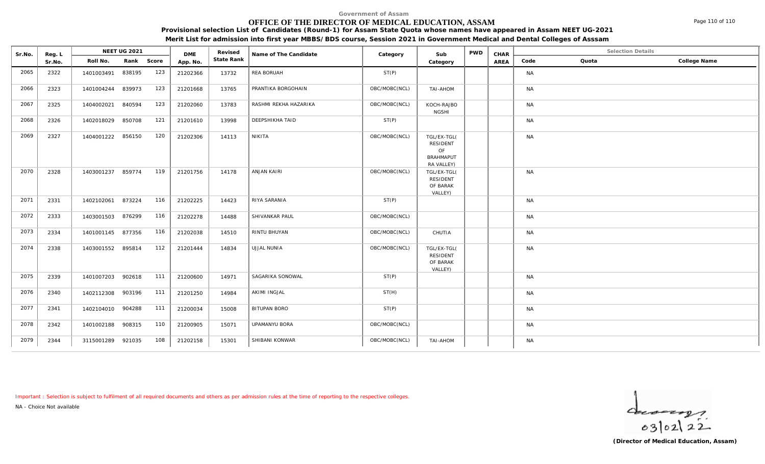Government of Assam

# OFFICE OF THE DIRECTOR OF MEDICAL EDUCATION, ASSAM

**Provisional selection List of Candidates (Round-1) for Assam State Quota whose names have appeared in Assam NEET UG-2021**

**Merit List for admission into first year MBBS/BDS course, Session 2021 in Government Medical and Dental Colleges of Asssam**

| Sr.No. | Reg. L Sr.No. | NEET UG 2021 Roll No. | Rank | Score | DME App. No. | Revised State Rank | Name of The Candidate | Category | Sub Category | PWD | CHAR AREA | Selection Details Code | Quota | College Name |
|---|---|---|---|---|---|---|---|---|---|---|---|---|---|---|
| 2065 | 2322 | 1401003491 | 838195 | 123 | 21202366 | 13732 | REA BORUAH | ST(P) | | | | NA | | |
| 2066 | 2323 | 1401004244 | 839973 | 123 | 21201668 | 13765 | PRANTIKA BORGOHAIN | OBC/MOBC(NCL) | TAI-AHOM | | | NA | | |
| 2067 | 2325 | 1404002021 | 840594 | 123 | 21202060 | 13783 | RASHMI REKHA HAZARIKA | OBC/MOBC(NCL) | KOCH-RAJBONGSHI | | | NA | | |
| 2068 | 2326 | 1402018029 | 850708 | 121 | 21201610 | 13998 | DEEPSHIKHA TAID | ST(P) | | | | NA | | |
| 2069 | 2327 | 1404001222 | 856150 | 120 | 21202306 | 14113 | NIKITA | OBC/MOBC(NCL) | TGL/EX-TGL( RESIDENT OF BRAHMAPUTRA VALLEY) | | | NA | | |
| 2070 | 2328 | 1403001237 | 859774 | 119 | 21201756 | 14178 | ANJAN KAIRI | OBC/MOBC(NCL) | TGL/EX-TGL( RESIDENT OF BARAK VALLEY) | | | NA | | |
| 2071 | 2331 | 1402102061 | 873224 | 116 | 21202225 | 14423 | RIYA SARANIA | ST(P) | | | | NA | | |
| 2072 | 2333 | 1403001503 | 876299 | 116 | 21202278 | 14488 | SHIVANKAR PAUL | OBC/MOBC(NCL) | | | | NA | | |
| 2073 | 2334 | 1401001145 | 877356 | 116 | 21202038 | 14510 | RINTU BHUYAN | OBC/MOBC(NCL) | CHUTIA | | | NA | | |
| 2074 | 2338 | 1403001552 | 895814 | 112 | 21201444 | 14834 | UJJAL NUNIA | OBC/MOBC(NCL) | TGL/EX-TGL( RESIDENT OF BARAK VALLEY) | | | NA | | |
| 2075 | 2339 | 1401007203 | 902618 | 111 | 21200600 | 14971 | SAGARIKA SONOWAL | ST(P) | | | | NA | | |
| 2076 | 2340 | 1402112308 | 903196 | 111 | 21201250 | 14984 | AKIMI INGJAL | ST(H) | | | | NA | | |
| 2077 | 2341 | 1402104010 | 904288 | 111 | 21200034 | 15008 | BITUPAN BORO | ST(P) | | | | NA | | |
| 2078 | 2342 | 1401002188 | 908315 | 110 | 21200905 | 15071 | UPAMANYU BORA | OBC/MOBC(NCL) | | | | NA | | |
| 2079 | 2344 | 3115001289 | 921035 | 108 | 21202158 | 15301 | SHIBANI KONWAR | OBC/MOBC(NCL) | TAI-AHOM | | | NA | | |

Important : Selection is subject to fulfilment of all required documents and others as per admission rules at the time of reporting to the respective colleges.

NA - Choice Not available

03/02/22

**(Director of Medical Education, Assam)**